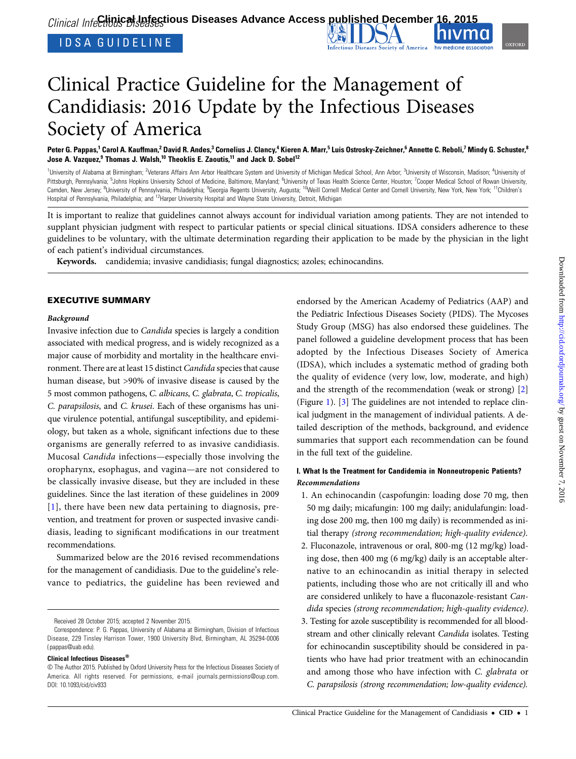IDSA GUIDELINE

# Clinical Practice Guideline for the Management of Candidiasis: 2016 Update by the Infectious Diseases Society of America

**Peter G. Pappas,[1] Carol A. Kauffman,[2] David R. Andes,[3] Cornelius J. Clancy,[4] Kieren A. Marr,[5] Luis Ostrosky-Zeichner,[6] Annette C. Reboli,[7] Mindy G. Schuster,[8] Jose A. Vazquez,[9] Thomas J. Walsh,[10] Theoklis E. Zaoutis,[11] and Jack D. Sobel[12]**

[1]University of Alabama at Birmingham; [2]Veterans Affairs Ann Arbor Healthcare System and University of Michigan Medical School, Ann Arbor; [3]University of Wisconsin, Madison; [4]University of Pittsburgh, Pennsylvania; [5]Johns Hopkins University School of Medicine, Baltimore, Maryland; [6]University of Texas Health Science Center, Houston; [7]Cooper Medical School of Rowan University, Camden, New Jersey; [8]University of Pennsylvania, Philadelphia; [9]Georgia Regents University, Augusta; [10]Weill Cornell Medical Center and Cornell University, New York, New York; [11]Children's Hospital of Pennsylvania, Philadelphia; and [12]Harper University Hospital and Wayne State University, Detroit, Michigan

It is important to realize that guidelines cannot always account for individual variation among patients. They are not intended to supplant physician judgment with respect to particular patients or special clinical situations. IDSA considers adherence to these guidelines to be voluntary, with the ultimate determination regarding their application to be made by the physician in the light of each patient's individual circumstances.

**Keywords.** candidemia; invasive candidiasis; fungal diagnostics; azoles; echinocandins.

## EXECUTIVE SUMMARY

### *Background*

Invasive infection due to *Candida* species is largely a condition associated with medical progress, and is widely recognized as a major cause of morbidity and mortality in the healthcare environment. There are at least 15 distinct *Candida* species that cause human disease, but >90% of invasive disease is caused by the 5 most common pathogens, *C. albicans*, *C. glabrata*, *C. tropicalis*, *C. parapsilosis*, and *C. krusei*. Each of these organisms has unique virulence potential, antifungal susceptibility, and epidemiology, but taken as a whole, significant infections due to these organisms are generally referred to as invasive candidiasis. Mucosal *Candida* infections—especially those involving the oropharynx, esophagus, and vagina—are not considered to be classically invasive disease, but they are included in these guidelines. Since the last iteration of these guidelines in 2009 [1], there have been new data pertaining to diagnosis, prevention, and treatment for proven or suspected invasive candidiasis, leading to significant modifications in our treatment recommendations.

Summarized below are the 2016 revised recommendations for the management of candidiasis. Due to the guideline's relevance to pediatrics, the guideline has been reviewed and endorsed by the American Academy of Pediatrics (AAP) and the Pediatric Infectious Diseases Society (PIDS). The Mycoses Study Group (MSG) has also endorsed these guidelines. The panel followed a guideline development process that has been adopted by the Infectious Diseases Society of America (IDSA), which includes a systematic method of grading both the quality of evidence (very low, low, moderate, and high) and the strength of the recommendation (weak or strong) [2] (Figure 1). [3] The guidelines are not intended to replace clinical judgment in the management of individual patients. A detailed description of the methods, background, and evidence summaries that support each recommendation can be found in the full text of the guideline.

#### I. What Is the Treatment for Candidemia in Nonneutropenic Patients?

***Recommendations***

1. An echinocandin (caspofungin: loading dose 70 mg, then 50 mg daily; micafungin: 100 mg daily; anidulafungin: loading dose 200 mg, then 100 mg daily) is recommended as initial therapy *(strong recommendation; high-quality evidence)*.
2. Fluconazole, intravenous or oral, 800-mg (12 mg/kg) loading dose, then 400 mg (6 mg/kg) daily is an acceptable alternative to an echinocandin as initial therapy in selected patients, including those who are not critically ill and who are considered unlikely to have a fluconazole-resistant *Candida* species *(strong recommendation; high-quality evidence)*.
3. Testing for azole susceptibility is recommended for all bloodstream and other clinically relevant *Candida* isolates. Testing for echinocandin susceptibility should be considered in patients who have had prior treatment with an echinocandin and among those who have infection with *C. glabrata* or *C. parapsilosis (strong recommendation; low-quality evidence)*.

Received 28 October 2015; accepted 2 November 2015.

Correspondence: P. G. Pappas, University of Alabama at Birmingham, Division of Infectious Disease, 229 Tinsley Harrison Tower, 1900 University Blvd, Birmingham, AL 35294-0006 (pappas@uab.edu).

**Clinical Infectious Diseases®**

© The Author 2015. Published by Oxford University Press for the Infectious Diseases Society of America. All rights reserved. For permissions, e-mail journals.permissions@oup.com. DOI: 10.1093/cid/civ933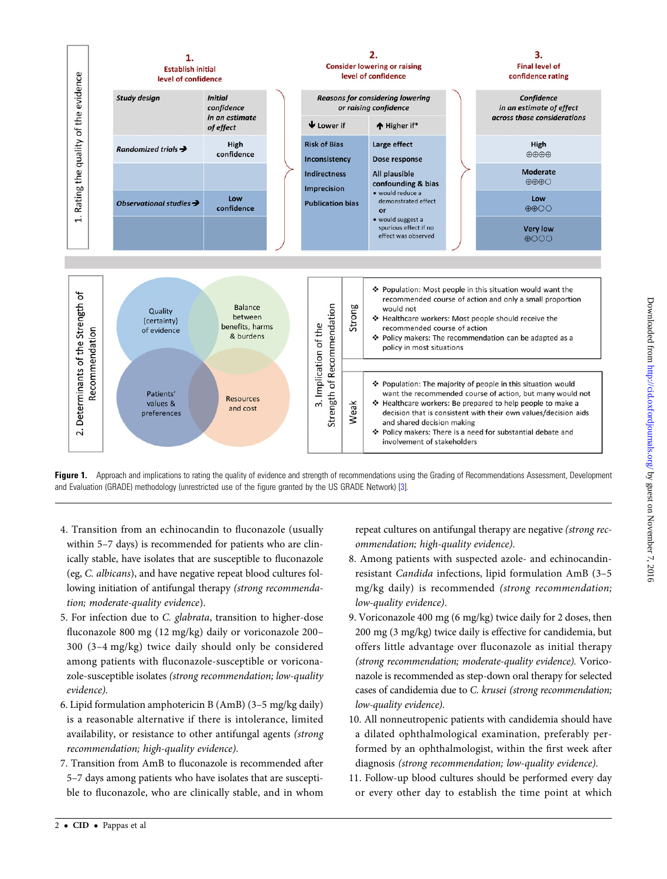| 1. Rating the quality of the evidence | | | | | |
|---|---|---|---|---|---|
| **1. Establish initial level of confidence** | | **2. Consider lowering or raising level of confidence** | | **3. Final level of confidence rating** | |
| *Study design* | *Initial confidence in an estimate of effect* | *Reasons for considering lowering or raising confidence* | | *Confidence in an estimate of effect across those considerations* | |
| | | ↓ Lower if | ↑ Higher if* | | |
| *Randomized trials* → | High confidence | Risk of Bias | Large effect | High ⊕⊕⊕⊕ | |
| | | Inconsistency | Dose response | Moderate ⊕⊕⊕○ | |
| *Observational studies* → | Low confidence | Indirectness | All plausible confounding & bias • would reduce a demonstrated effect or • would suggest a spurious effect if no effect was observed | Low ⊕⊕○○ | |
| | | Imprecision | | Very low ⊕○○○ | |
| | | Publication bias | | | |

**2. Determinants of the Strength of Recommendation**

- Quality (certainty) of evidence
- Balance between benefits, harms & burdens
- Patients' values & preferences
- Resources and cost

**3. Implication of the Strength of Recommendation**

| | |
|---|---|
| Strong | ❖ Population: Most people in this situation would want the recommended course of action and only a small proportion would not<br>❖ Healthcare workers: Most people should receive the recommended course of action<br>❖ Policy makers: The recommendation can be adapted as a policy in most situations |
| Weak | ❖ Population: The majority of people in this situation would want the recommended course of action, but many would not<br>❖ Healthcare workers: Be prepared to help people to make a decision that is consistent with their own values/decision aids and shared decision making<br>❖ Policy makers: There is a need for substantial debate and involvement of stakeholders |

**Figure 1.** Approach and implications to rating the quality of evidence and strength of recommendations using the Grading of Recommendations Assessment, Development and Evaluation (GRADE) methodology (unrestricted use of the figure granted by the US GRADE Network) [3].

4. Transition from an echinocandin to fluconazole (usually within 5–7 days) is recommended for patients who are clinically stable, and have isolates that are susceptible to fluconazole (eg, *C. albicans*), and have negative repeat blood cultures following initiation of antifungal therapy *(strong recommendation; moderate-quality evidence)*.
5. For infection due to *C. glabrata*, transition to higher-dose fluconazole 800 mg (12 mg/kg) daily or voriconazole 200–300 (3–4 mg/kg) twice daily should only be considered among patients with fluconazole-susceptible or voriconazole-susceptible isolates *(strong recommendation; low-quality evidence)*.
6. Lipid formulation amphotericin B (AmB) (3–5 mg/kg daily) is a reasonable alternative if there is intolerance, limited availability, or resistance to other antifungal agents *(strong recommendation; high-quality evidence)*.
7. Transition from AmB to fluconazole is recommended after 5–7 days among patients who have isolates that are susceptible to fluconazole, who are clinically stable, and in whom repeat cultures on antifungal therapy are negative *(strong recommendation; high-quality evidence)*.
8. Among patients with suspected azole- and echinocandin-resistant *Candida* infections, lipid formulation AmB (3–5 mg/kg daily) is recommended *(strong recommendation; low-quality evidence)*.
9. Voriconazole 400 mg (6 mg/kg) twice daily for 2 doses, then 200 mg (3 mg/kg) twice daily is effective for candidemia, but offers little advantage over fluconazole as initial therapy *(strong recommendation; moderate-quality evidence)*. Voriconazole is recommended as step-down oral therapy for selected cases of candidemia due to *C. krusei (strong recommendation; low-quality evidence)*.
10. All nonneutropenic patients with candidemia should have a dilated ophthalmological examination, preferably performed by an ophthalmologist, within the first week after diagnosis *(strong recommendation; low-quality evidence)*.
11. Follow-up blood cultures should be performed every day or every other day to establish the time point at which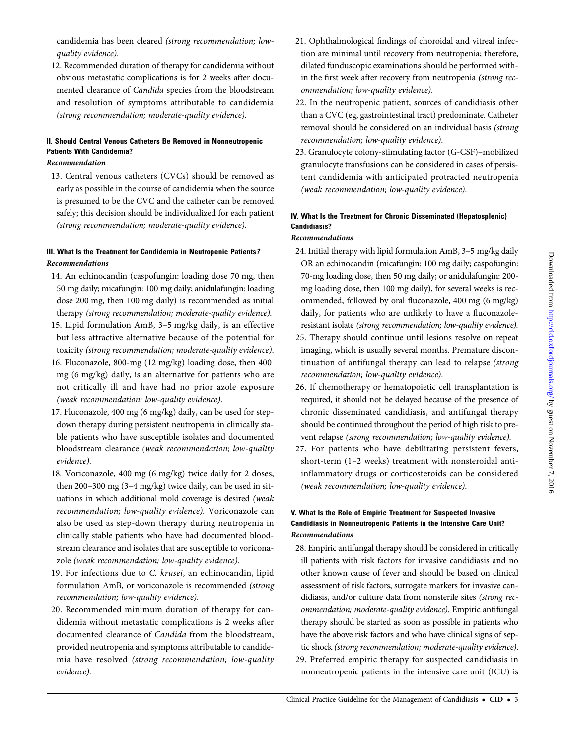candidemia has been cleared *(strong recommendation; low-quality evidence)*.

12. Recommended duration of therapy for candidemia without obvious metastatic complications is for 2 weeks after documented clearance of *Candida* species from the bloodstream and resolution of symptoms attributable to candidemia *(strong recommendation; moderate-quality evidence)*.

#### II. Should Central Venous Catheters Be Removed in Nonneutropenic Patients With Candidemia?

***Recommendation***

13. Central venous catheters (CVCs) should be removed as early as possible in the course of candidemia when the source is presumed to be the CVC and the catheter can be removed safely; this decision should be individualized for each patient *(strong recommendation; moderate-quality evidence)*.

#### III. What Is the Treatment for Candidemia in Neutropenic Patients?

***Recommendations***

14. An echinocandin (caspofungin: loading dose 70 mg, then 50 mg daily; micafungin: 100 mg daily; anidulafungin: loading dose 200 mg, then 100 mg daily) is recommended as initial therapy *(strong recommendation; moderate-quality evidence)*.
15. Lipid formulation AmB, 3–5 mg/kg daily, is an effective but less attractive alternative because of the potential for toxicity *(strong recommendation; moderate-quality evidence)*.
16. Fluconazole, 800-mg (12 mg/kg) loading dose, then 400 mg (6 mg/kg) daily, is an alternative for patients who are not critically ill and have had no prior azole exposure *(weak recommendation; low-quality evidence)*.
17. Fluconazole, 400 mg (6 mg/kg) daily, can be used for step-down therapy during persistent neutropenia in clinically stable patients who have susceptible isolates and documented bloodstream clearance *(weak recommendation; low-quality evidence)*.
18. Voriconazole, 400 mg (6 mg/kg) twice daily for 2 doses, then 200–300 mg (3–4 mg/kg) twice daily, can be used in situations in which additional mold coverage is desired *(weak recommendation; low-quality evidence)*. Voriconazole can also be used as step-down therapy during neutropenia in clinically stable patients who have had documented bloodstream clearance and isolates that are susceptible to voriconazole *(weak recommendation; low-quality evidence)*.
19. For infections due to *C. krusei*, an echinocandin, lipid formulation AmB, or voriconazole is recommended *(strong recommendation; low-quality evidence)*.
20. Recommended minimum duration of therapy for candidemia without metastatic complications is 2 weeks after documented clearance of *Candida* from the bloodstream, provided neutropenia and symptoms attributable to candidemia have resolved *(strong recommendation; low-quality evidence)*.
21. Ophthalmological findings of choroidal and vitreal infection are minimal until recovery from neutropenia; therefore, dilated funduscopic examinations should be performed within the first week after recovery from neutropenia *(strong recommendation; low-quality evidence)*.
22. In the neutropenic patient, sources of candidiasis other than a CVC (eg, gastrointestinal tract) predominate. Catheter removal should be considered on an individual basis *(strong recommendation; low-quality evidence)*.
23. Granulocyte colony-stimulating factor (G-CSF)–mobilized granulocyte transfusions can be considered in cases of persistent candidemia with anticipated protracted neutropenia *(weak recommendation; low-quality evidence)*.

#### IV. What Is the Treatment for Chronic Disseminated (Hepatosplenic) Candidiasis?

***Recommendations***

24. Initial therapy with lipid formulation AmB, 3–5 mg/kg daily OR an echinocandin (micafungin: 100 mg daily; caspofungin: 70-mg loading dose, then 50 mg daily; or anidulafungin: 200-mg loading dose, then 100 mg daily), for several weeks is recommended, followed by oral fluconazole, 400 mg (6 mg/kg) daily, for patients who are unlikely to have a fluconazole-resistant isolate *(strong recommendation; low-quality evidence)*.
25. Therapy should continue until lesions resolve on repeat imaging, which is usually several months. Premature discontinuation of antifungal therapy can lead to relapse *(strong recommendation; low-quality evidence)*.
26. If chemotherapy or hematopoietic cell transplantation is required, it should not be delayed because of the presence of chronic disseminated candidiasis, and antifungal therapy should be continued throughout the period of high risk to prevent relapse *(strong recommendation; low-quality evidence)*.
27. For patients who have debilitating persistent fevers, short-term (1–2 weeks) treatment with nonsteroidal anti-inflammatory drugs or corticosteroids can be considered *(weak recommendation; low-quality evidence)*.

#### V. What Is the Role of Empiric Treatment for Suspected Invasive Candidiasis in Nonneutropenic Patients in the Intensive Care Unit?

***Recommendations***

28. Empiric antifungal therapy should be considered in critically ill patients with risk factors for invasive candidiasis and no other known cause of fever and should be based on clinical assessment of risk factors, surrogate markers for invasive candidiasis, and/or culture data from nonsterile sites *(strong recommendation; moderate-quality evidence)*. Empiric antifungal therapy should be started as soon as possible in patients who have the above risk factors and who have clinical signs of septic shock *(strong recommendation; moderate-quality evidence)*.
29. Preferred empiric therapy for suspected candidiasis in nonneutropenic patients in the intensive care unit (ICU) is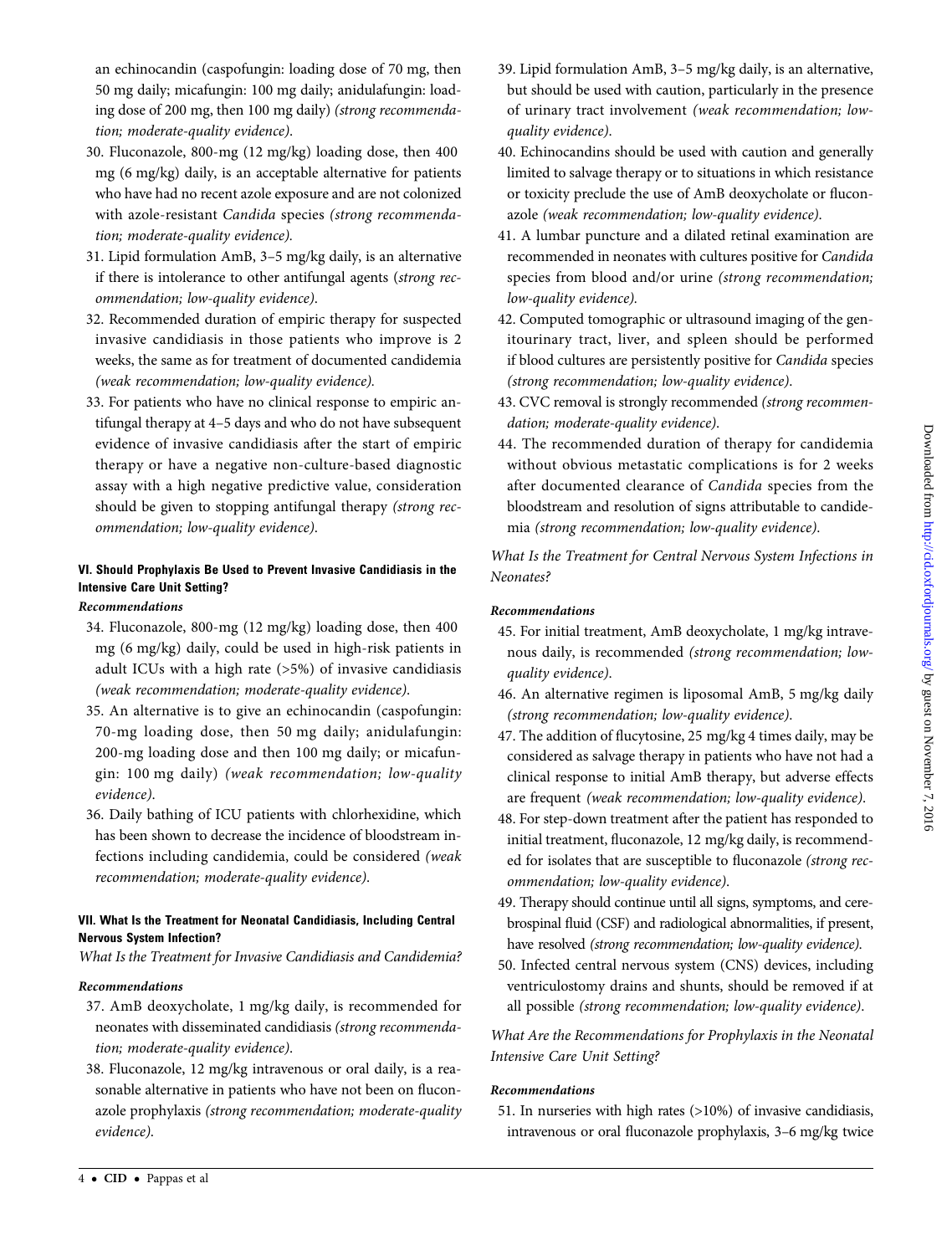an echinocandin (caspofungin: loading dose of 70 mg, then 50 mg daily; micafungin: 100 mg daily; anidulafungin: loading dose of 200 mg, then 100 mg daily) *(strong recommendation; moderate-quality evidence)*.

30. Fluconazole, 800-mg (12 mg/kg) loading dose, then 400 mg (6 mg/kg) daily, is an acceptable alternative for patients who have had no recent azole exposure and are not colonized with azole-resistant *Candida* species *(strong recommendation; moderate-quality evidence)*.
31. Lipid formulation AmB, 3–5 mg/kg daily, is an alternative if there is intolerance to other antifungal agents *(strong recommendation; low-quality evidence)*.
32. Recommended duration of empiric therapy for suspected invasive candidiasis in those patients who improve is 2 weeks, the same as for treatment of documented candidemia *(weak recommendation; low-quality evidence)*.
33. For patients who have no clinical response to empiric antifungal therapy at 4–5 days and who do not have subsequent evidence of invasive candidiasis after the start of empiric therapy or have a negative non-culture-based diagnostic assay with a high negative predictive value, consideration should be given to stopping antifungal therapy *(strong recommendation; low-quality evidence)*.

### VI. Should Prophylaxis Be Used to Prevent Invasive Candidiasis in the Intensive Care Unit Setting?

***Recommendations***

34. Fluconazole, 800-mg (12 mg/kg) loading dose, then 400 mg (6 mg/kg) daily, could be used in high-risk patients in adult ICUs with a high rate (>5%) of invasive candidiasis *(weak recommendation; moderate-quality evidence)*.
35. An alternative is to give an echinocandin (caspofungin: 70-mg loading dose, then 50 mg daily; anidulafungin: 200-mg loading dose and then 100 mg daily; or micafungin: 100 mg daily) *(weak recommendation; low-quality evidence)*.
36. Daily bathing of ICU patients with chlorhexidine, which has been shown to decrease the incidence of bloodstream infections including candidemia, could be considered *(weak recommendation; moderate-quality evidence)*.

### VII. What Is the Treatment for Neonatal Candidiasis, Including Central Nervous System Infection?

*What Is the Treatment for Invasive Candidiasis and Candidemia?*

***Recommendations***

37. AmB deoxycholate, 1 mg/kg daily, is recommended for neonates with disseminated candidiasis *(strong recommendation; moderate-quality evidence)*.
38. Fluconazole, 12 mg/kg intravenous or oral daily, is a reasonable alternative in patients who have not been on fluconazole prophylaxis *(strong recommendation; moderate-quality evidence)*.
39. Lipid formulation AmB, 3–5 mg/kg daily, is an alternative, but should be used with caution, particularly in the presence of urinary tract involvement *(weak recommendation; low-quality evidence)*.
40. Echinocandins should be used with caution and generally limited to salvage therapy or to situations in which resistance or toxicity preclude the use of AmB deoxycholate or fluconazole *(weak recommendation; low-quality evidence)*.
41. A lumbar puncture and a dilated retinal examination are recommended in neonates with cultures positive for *Candida* species from blood and/or urine *(strong recommendation; low-quality evidence)*.
42. Computed tomographic or ultrasound imaging of the genitourinary tract, liver, and spleen should be performed if blood cultures are persistently positive for *Candida* species *(strong recommendation; low-quality evidence)*.
43. CVC removal is strongly recommended *(strong recommendation; moderate-quality evidence)*.
44. The recommended duration of therapy for candidemia without obvious metastatic complications is for 2 weeks after documented clearance of *Candida* species from the bloodstream and resolution of signs attributable to candidemia *(strong recommendation; low-quality evidence)*.

*What Is the Treatment for Central Nervous System Infections in Neonates?*

***Recommendations***

45. For initial treatment, AmB deoxycholate, 1 mg/kg intravenous daily, is recommended *(strong recommendation; low-quality evidence)*.
46. An alternative regimen is liposomal AmB, 5 mg/kg daily *(strong recommendation; low-quality evidence)*.
47. The addition of flucytosine, 25 mg/kg 4 times daily, may be considered as salvage therapy in patients who have not had a clinical response to initial AmB therapy, but adverse effects are frequent *(weak recommendation; low-quality evidence)*.
48. For step-down treatment after the patient has responded to initial treatment, fluconazole, 12 mg/kg daily, is recommended for isolates that are susceptible to fluconazole *(strong recommendation; low-quality evidence)*.
49. Therapy should continue until all signs, symptoms, and cerebrospinal fluid (CSF) and radiological abnormalities, if present, have resolved *(strong recommendation; low-quality evidence)*.
50. Infected central nervous system (CNS) devices, including ventriculostomy drains and shunts, should be removed if at all possible *(strong recommendation; low-quality evidence)*.

*What Are the Recommendations for Prophylaxis in the Neonatal Intensive Care Unit Setting?*

***Recommendations***

51. In nurseries with high rates (>10%) of invasive candidiasis, intravenous or oral fluconazole prophylaxis, 3–6 mg/kg twice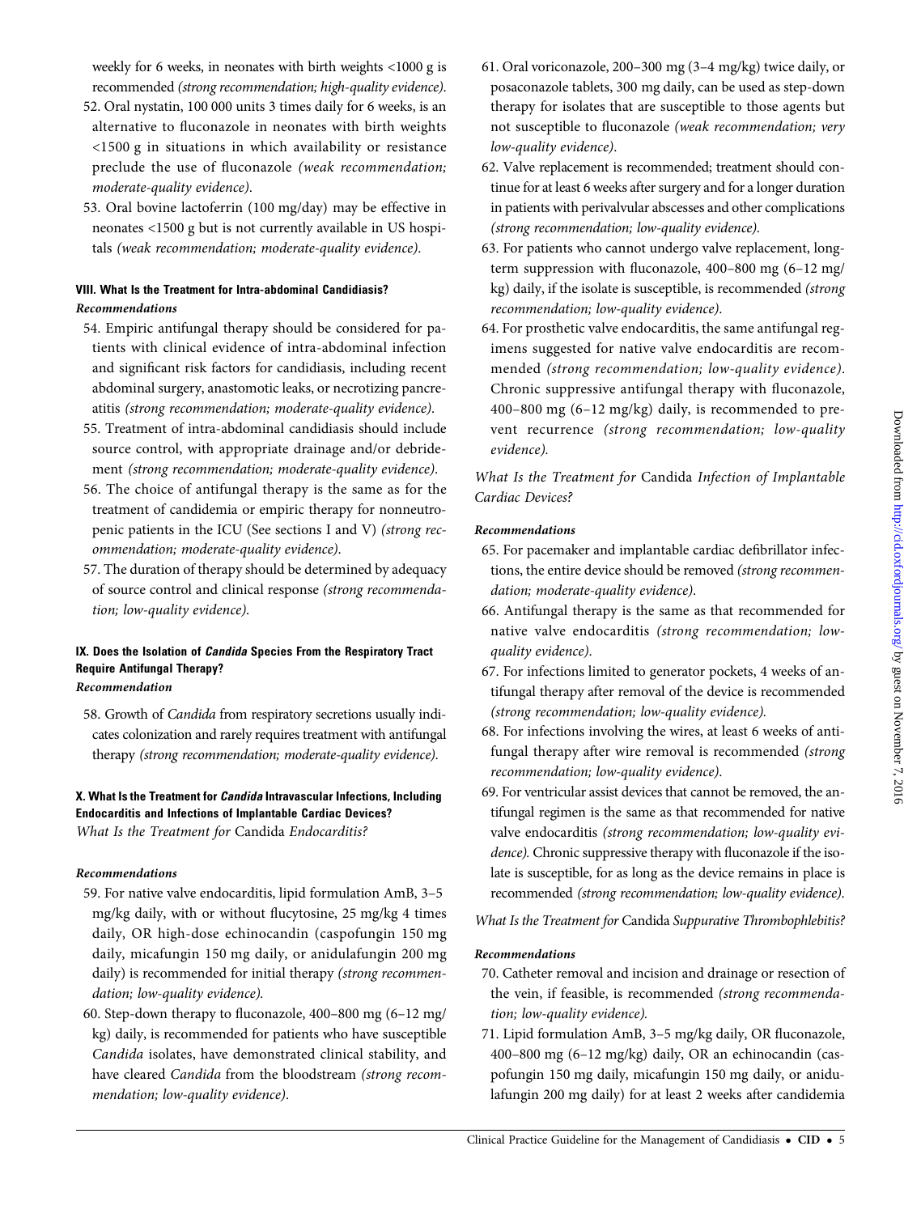weekly for 6 weeks, in neonates with birth weights <1000 g is recommended *(strong recommendation; high-quality evidence)*.

52. Oral nystatin, 100 000 units 3 times daily for 6 weeks, is an alternative to fluconazole in neonates with birth weights <1500 g in situations in which availability or resistance preclude the use of fluconazole *(weak recommendation; moderate-quality evidence)*.
53. Oral bovine lactoferrin (100 mg/day) may be effective in neonates <1500 g but is not currently available in US hospitals *(weak recommendation; moderate-quality evidence)*.

## VIII. What Is the Treatment for Intra-abdominal Candidiasis?

### *Recommendations*

54. Empiric antifungal therapy should be considered for patients with clinical evidence of intra-abdominal infection and significant risk factors for candidiasis, including recent abdominal surgery, anastomotic leaks, or necrotizing pancreatitis *(strong recommendation; moderate-quality evidence)*.
55. Treatment of intra-abdominal candidiasis should include source control, with appropriate drainage and/or debridement *(strong recommendation; moderate-quality evidence)*.
56. The choice of antifungal therapy is the same as for the treatment of candidemia or empiric therapy for nonneutropenic patients in the ICU (See sections I and V) *(strong recommendation; moderate-quality evidence)*.
57. The duration of therapy should be determined by adequacy of source control and clinical response *(strong recommendation; low-quality evidence)*.

## IX. Does the Isolation of *Candida* Species From the Respiratory Tract Require Antifungal Therapy?

### *Recommendation*

58. Growth of *Candida* from respiratory secretions usually indicates colonization and rarely requires treatment with antifungal therapy *(strong recommendation; moderate-quality evidence)*.

## X. What Is the Treatment for *Candida* Intravascular Infections, Including Endocarditis and Infections of Implantable Cardiac Devices?

*What Is the Treatment for* Candida *Endocarditis?*

### *Recommendations*

59. For native valve endocarditis, lipid formulation AmB, 3–5 mg/kg daily, with or without flucytosine, 25 mg/kg 4 times daily, OR high-dose echinocandin (caspofungin 150 mg daily, micafungin 150 mg daily, or anidulafungin 200 mg daily) is recommended for initial therapy *(strong recommendation; low-quality evidence)*.
60. Step-down therapy to fluconazole, 400–800 mg (6–12 mg/kg) daily, is recommended for patients who have susceptible *Candida* isolates, have demonstrated clinical stability, and have cleared *Candida* from the bloodstream *(strong recommendation; low-quality evidence)*.
61. Oral voriconazole, 200–300 mg (3–4 mg/kg) twice daily, or posaconazole tablets, 300 mg daily, can be used as step-down therapy for isolates that are susceptible to those agents but not susceptible to fluconazole *(weak recommendation; very low-quality evidence)*.
62. Valve replacement is recommended; treatment should continue for at least 6 weeks after surgery and for a longer duration in patients with perivalvular abscesses and other complications *(strong recommendation; low-quality evidence)*.
63. For patients who cannot undergo valve replacement, long-term suppression with fluconazole, 400–800 mg (6–12 mg/kg) daily, if the isolate is susceptible, is recommended *(strong recommendation; low-quality evidence)*.
64. For prosthetic valve endocarditis, the same antifungal regimens suggested for native valve endocarditis are recommended *(strong recommendation; low-quality evidence)*. Chronic suppressive antifungal therapy with fluconazole, 400–800 mg (6–12 mg/kg) daily, is recommended to prevent recurrence *(strong recommendation; low-quality evidence)*.

*What Is the Treatment for* Candida *Infection of Implantable Cardiac Devices?*

### *Recommendations*

65. For pacemaker and implantable cardiac defibrillator infections, the entire device should be removed *(strong recommendation; moderate-quality evidence)*.
66. Antifungal therapy is the same as that recommended for native valve endocarditis *(strong recommendation; low-quality evidence)*.
67. For infections limited to generator pockets, 4 weeks of antifungal therapy after removal of the device is recommended *(strong recommendation; low-quality evidence)*.
68. For infections involving the wires, at least 6 weeks of antifungal therapy after wire removal is recommended *(strong recommendation; low-quality evidence)*.
69. For ventricular assist devices that cannot be removed, the antifungal regimen is the same as that recommended for native valve endocarditis *(strong recommendation; low-quality evidence)*. Chronic suppressive therapy with fluconazole if the isolate is susceptible, for as long as the device remains in place is recommended *(strong recommendation; low-quality evidence)*.

*What Is the Treatment for* Candida *Suppurative Thrombophlebitis?*

### *Recommendations*

70. Catheter removal and incision and drainage or resection of the vein, if feasible, is recommended *(strong recommendation; low-quality evidence)*.
71. Lipid formulation AmB, 3–5 mg/kg daily, OR fluconazole, 400–800 mg (6–12 mg/kg) daily, OR an echinocandin (caspofungin 150 mg daily, micafungin 150 mg daily, or anidulafungin 200 mg daily) for at least 2 weeks after candidemia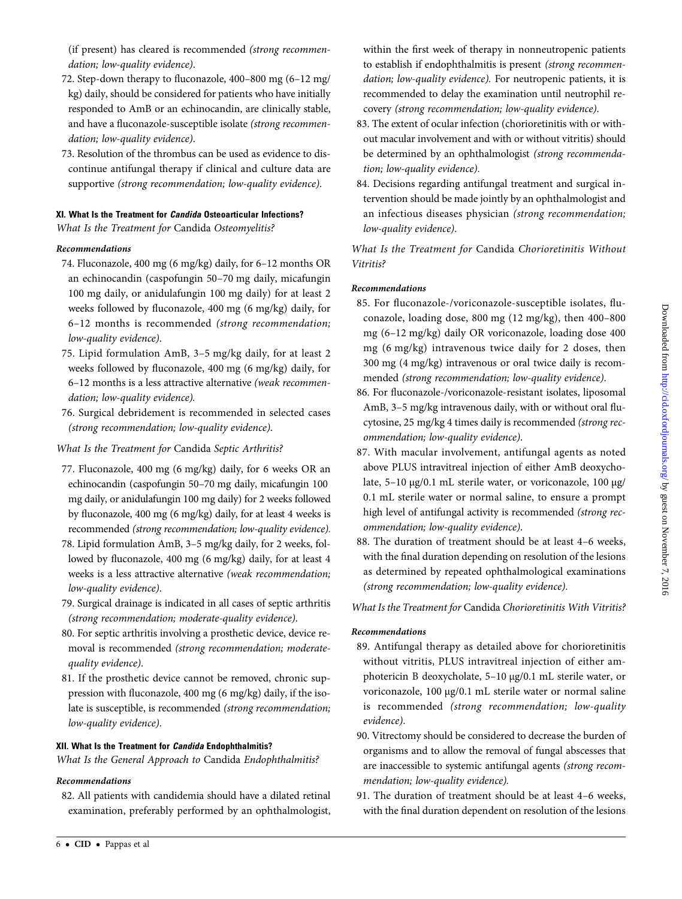(if present) has cleared is recommended *(strong recommendation; low-quality evidence)*.

72. Step-down therapy to fluconazole, 400–800 mg (6–12 mg/kg) daily, should be considered for patients who have initially responded to AmB or an echinocandin, are clinically stable, and have a fluconazole-susceptible isolate *(strong recommendation; low-quality evidence)*.
73. Resolution of the thrombus can be used as evidence to discontinue antifungal therapy if clinical and culture data are supportive *(strong recommendation; low-quality evidence)*.

### XI. What Is the Treatment for *Candida* Osteoarticular Infections?

*What Is the Treatment for* Candida *Osteomyelitis?*

#### *Recommendations*

74. Fluconazole, 400 mg (6 mg/kg) daily, for 6–12 months OR an echinocandin (caspofungin 50–70 mg daily, micafungin 100 mg daily, or anidulafungin 100 mg daily) for at least 2 weeks followed by fluconazole, 400 mg (6 mg/kg) daily, for 6–12 months is recommended *(strong recommendation; low-quality evidence)*.
75. Lipid formulation AmB, 3–5 mg/kg daily, for at least 2 weeks followed by fluconazole, 400 mg (6 mg/kg) daily, for 6–12 months is a less attractive alternative *(weak recommendation; low-quality evidence)*.
76. Surgical debridement is recommended in selected cases *(strong recommendation; low-quality evidence)*.

*What Is the Treatment for* Candida *Septic Arthritis?*

77. Fluconazole, 400 mg (6 mg/kg) daily, for 6 weeks OR an echinocandin (caspofungin 50–70 mg daily, micafungin 100 mg daily, or anidulafungin 100 mg daily) for 2 weeks followed by fluconazole, 400 mg (6 mg/kg) daily, for at least 4 weeks is recommended *(strong recommendation; low-quality evidence)*.
78. Lipid formulation AmB, 3–5 mg/kg daily, for 2 weeks, followed by fluconazole, 400 mg (6 mg/kg) daily, for at least 4 weeks is a less attractive alternative *(weak recommendation; low-quality evidence)*.
79. Surgical drainage is indicated in all cases of septic arthritis *(strong recommendation; moderate-quality evidence)*.
80. For septic arthritis involving a prosthetic device, device removal is recommended *(strong recommendation; moderate-quality evidence)*.
81. If the prosthetic device cannot be removed, chronic suppression with fluconazole, 400 mg (6 mg/kg) daily, if the isolate is susceptible, is recommended *(strong recommendation; low-quality evidence)*.

### XII. What Is the Treatment for *Candida* Endophthalmitis?

*What Is the General Approach to* Candida *Endophthalmitis?*

#### *Recommendations*

82. All patients with candidemia should have a dilated retinal examination, preferably performed by an ophthalmologist, within the first week of therapy in nonneutropenic patients to establish if endophthalmitis is present *(strong recommendation; low-quality evidence)*. For neutropenic patients, it is recommended to delay the examination until neutrophil recovery *(strong recommendation; low-quality evidence)*.
83. The extent of ocular infection (chorioretinitis with or without macular involvement and with or without vitritis) should be determined by an ophthalmologist *(strong recommendation; low-quality evidence)*.
84. Decisions regarding antifungal treatment and surgical intervention should be made jointly by an ophthalmologist and an infectious diseases physician *(strong recommendation; low-quality evidence)*.

*What Is the Treatment for* Candida *Chorioretinitis Without Vitritis?*

#### *Recommendations*

85. For fluconazole-/voriconazole-susceptible isolates, fluconazole, loading dose, 800 mg (12 mg/kg), then 400–800 mg (6–12 mg/kg) daily OR voriconazole, loading dose 400 mg (6 mg/kg) intravenous twice daily for 2 doses, then 300 mg (4 mg/kg) intravenous or oral twice daily is recommended *(strong recommendation; low-quality evidence)*.
86. For fluconazole-/voriconazole-resistant isolates, liposomal AmB, 3–5 mg/kg intravenous daily, with or without oral flucytosine, 25 mg/kg 4 times daily is recommended *(strong recommendation; low-quality evidence)*.
87. With macular involvement, antifungal agents as noted above PLUS intravitreal injection of either AmB deoxycholate, 5–10 μg/0.1 mL sterile water, or voriconazole, 100 μg/0.1 mL sterile water or normal saline, to ensure a prompt high level of antifungal activity is recommended *(strong recommendation; low-quality evidence)*.
88. The duration of treatment should be at least 4–6 weeks, with the final duration depending on resolution of the lesions as determined by repeated ophthalmological examinations *(strong recommendation; low-quality evidence)*.

*What Is the Treatment for* Candida *Chorioretinitis With Vitritis?*

#### *Recommendations*

89. Antifungal therapy as detailed above for chorioretinitis without vitritis, PLUS intravitreal injection of either amphotericin B deoxycholate, 5–10 μg/0.1 mL sterile water, or voriconazole, 100 μg/0.1 mL sterile water or normal saline is recommended *(strong recommendation; low-quality evidence)*.
90. Vitrectomy should be considered to decrease the burden of organisms and to allow the removal of fungal abscesses that are inaccessible to systemic antifungal agents *(strong recommendation; low-quality evidence)*.
91. The duration of treatment should be at least 4–6 weeks, with the final duration dependent on resolution of the lesions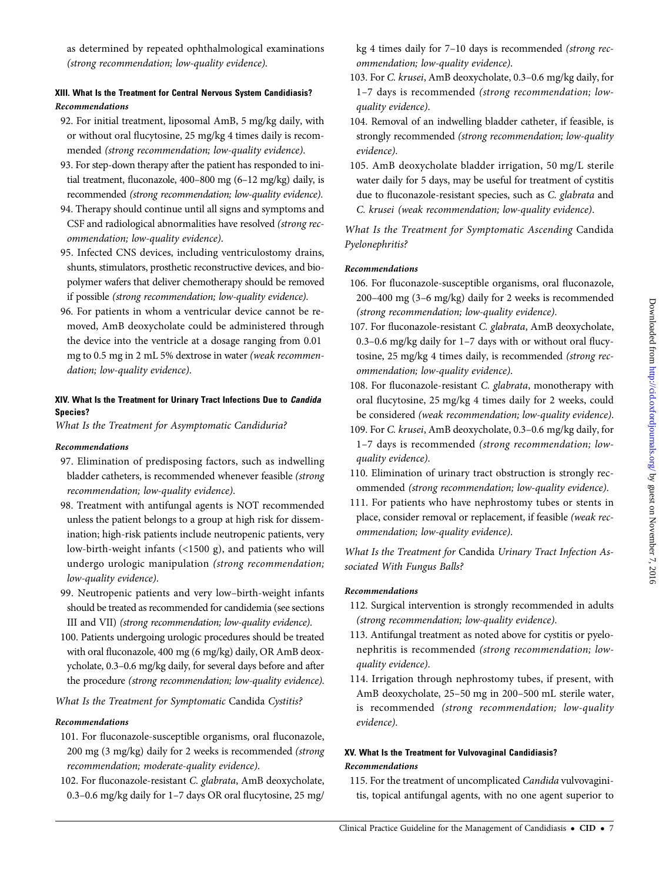as determined by repeated ophthalmological examinations *(strong recommendation; low-quality evidence)*.

### XIII. What Is the Treatment for Central Nervous System Candidiasis?

#### *Recommendations*

92. For initial treatment, liposomal AmB, 5 mg/kg daily, with or without oral flucytosine, 25 mg/kg 4 times daily is recommended *(strong recommendation; low-quality evidence)*.
93. For step-down therapy after the patient has responded to initial treatment, fluconazole, 400–800 mg (6–12 mg/kg) daily, is recommended *(strong recommendation; low-quality evidence)*.
94. Therapy should continue until all signs and symptoms and CSF and radiological abnormalities have resolved *(strong recommendation; low-quality evidence)*.
95. Infected CNS devices, including ventriculostomy drains, shunts, stimulators, prosthetic reconstructive devices, and biopolymer wafers that deliver chemotherapy should be removed if possible *(strong recommendation; low-quality evidence)*.
96. For patients in whom a ventricular device cannot be removed, AmB deoxycholate could be administered through the device into the ventricle at a dosage ranging from 0.01 mg to 0.5 mg in 2 mL 5% dextrose in water *(weak recommendation; low-quality evidence)*.

### XIV. What Is the Treatment for Urinary Tract Infections Due to *Candida* Species?

*What Is the Treatment for Asymptomatic Candiduria?*

#### *Recommendations*

97. Elimination of predisposing factors, such as indwelling bladder catheters, is recommended whenever feasible *(strong recommendation; low-quality evidence)*.
98. Treatment with antifungal agents is NOT recommended unless the patient belongs to a group at high risk for dissemination; high-risk patients include neutropenic patients, very low-birth-weight infants (<1500 g), and patients who will undergo urologic manipulation *(strong recommendation; low-quality evidence)*.
99. Neutropenic patients and very low–birth-weight infants should be treated as recommended for candidemia (see sections III and VII) *(strong recommendation; low-quality evidence)*.
100. Patients undergoing urologic procedures should be treated with oral fluconazole, 400 mg (6 mg/kg) daily, OR AmB deoxycholate, 0.3–0.6 mg/kg daily, for several days before and after the procedure *(strong recommendation; low-quality evidence)*.

*What Is the Treatment for Symptomatic* Candida *Cystitis?*

#### *Recommendations*

101. For fluconazole-susceptible organisms, oral fluconazole, 200 mg (3 mg/kg) daily for 2 weeks is recommended *(strong recommendation; moderate-quality evidence)*.
102. For fluconazole-resistant *C. glabrata*, AmB deoxycholate, 0.3–0.6 mg/kg daily for 1–7 days OR oral flucytosine, 25 mg/kg 4 times daily for 7–10 days is recommended *(strong recommendation; low-quality evidence)*.
103. For *C. krusei*, AmB deoxycholate, 0.3–0.6 mg/kg daily, for 1–7 days is recommended *(strong recommendation; low-quality evidence)*.
104. Removal of an indwelling bladder catheter, if feasible, is strongly recommended *(strong recommendation; low-quality evidence)*.
105. AmB deoxycholate bladder irrigation, 50 mg/L sterile water daily for 5 days, may be useful for treatment of cystitis due to fluconazole-resistant species, such as *C. glabrata* and *C. krusei (weak recommendation; low-quality evidence)*.

*What Is the Treatment for Symptomatic Ascending* Candida *Pyelonephritis?*

#### *Recommendations*

106. For fluconazole-susceptible organisms, oral fluconazole, 200–400 mg (3–6 mg/kg) daily for 2 weeks is recommended *(strong recommendation; low-quality evidence)*.
107. For fluconazole-resistant *C. glabrata*, AmB deoxycholate, 0.3–0.6 mg/kg daily for 1–7 days with or without oral flucytosine, 25 mg/kg 4 times daily, is recommended *(strong recommendation; low-quality evidence)*.
108. For fluconazole-resistant *C. glabrata*, monotherapy with oral flucytosine, 25 mg/kg 4 times daily for 2 weeks, could be considered *(weak recommendation; low-quality evidence)*.
109. For *C. krusei*, AmB deoxycholate, 0.3–0.6 mg/kg daily, for 1–7 days is recommended *(strong recommendation; low-quality evidence)*.
110. Elimination of urinary tract obstruction is strongly recommended *(strong recommendation; low-quality evidence)*.
111. For patients who have nephrostomy tubes or stents in place, consider removal or replacement, if feasible *(weak recommendation; low-quality evidence)*.

*What Is the Treatment for* Candida *Urinary Tract Infection Associated With Fungus Balls?*

#### *Recommendations*

112. Surgical intervention is strongly recommended in adults *(strong recommendation; low-quality evidence)*.
113. Antifungal treatment as noted above for cystitis or pyelonephritis is recommended *(strong recommendation; low-quality evidence)*.
114. Irrigation through nephrostomy tubes, if present, with AmB deoxycholate, 25–50 mg in 200–500 mL sterile water, is recommended *(strong recommendation; low-quality evidence)*.

### XV. What Is the Treatment for Vulvovaginal Candidiasis?

#### *Recommendations*

115. For the treatment of uncomplicated *Candida* vulvovaginitis, topical antifungal agents, with no one agent superior to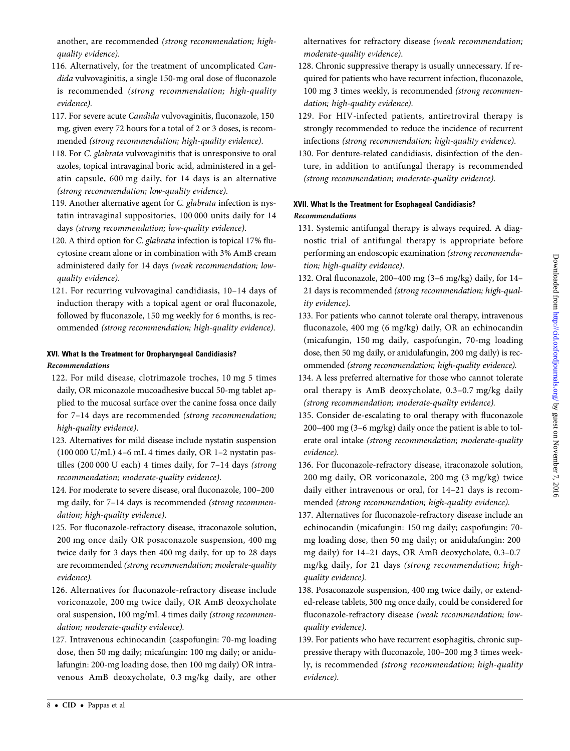another, are recommended *(strong recommendation; high-quality evidence)*.

116. Alternatively, for the treatment of uncomplicated *Candida* vulvovaginitis, a single 150-mg oral dose of fluconazole is recommended *(strong recommendation; high-quality evidence)*.

117. For severe acute *Candida* vulvovaginitis, fluconazole, 150 mg, given every 72 hours for a total of 2 or 3 doses, is recommended *(strong recommendation; high-quality evidence)*.

118. For *C. glabrata* vulvovaginitis that is unresponsive to oral azoles, topical intravaginal boric acid, administered in a gelatin capsule, 600 mg daily, for 14 days is an alternative *(strong recommendation; low-quality evidence)*.

119. Another alternative agent for *C. glabrata* infection is nystatin intravaginal suppositories, 100 000 units daily for 14 days *(strong recommendation; low-quality evidence)*.

120. A third option for *C. glabrata* infection is topical 17% flucytosine cream alone or in combination with 3% AmB cream administered daily for 14 days *(weak recommendation; low-quality evidence)*.

121. For recurring vulvovaginal candidiasis, 10–14 days of induction therapy with a topical agent or oral fluconazole, followed by fluconazole, 150 mg weekly for 6 months, is recommended *(strong recommendation; high-quality evidence)*.

### XVI. What Is the Treatment for Oropharyngeal Candidiasis?

***Recommendations***

122. For mild disease, clotrimazole troches, 10 mg 5 times daily, OR miconazole mucoadhesive buccal 50-mg tablet applied to the mucosal surface over the canine fossa once daily for 7–14 days are recommended *(strong recommendation; high-quality evidence)*.

123. Alternatives for mild disease include nystatin suspension (100 000 U/mL) 4–6 mL 4 times daily, OR 1–2 nystatin pastilles (200 000 U each) 4 times daily, for 7–14 days *(strong recommendation; moderate-quality evidence)*.

124. For moderate to severe disease, oral fluconazole, 100–200 mg daily, for 7–14 days is recommended *(strong recommendation; high-quality evidence)*.

125. For fluconazole-refractory disease, itraconazole solution, 200 mg once daily OR posaconazole suspension, 400 mg twice daily for 3 days then 400 mg daily, for up to 28 days are recommended *(strong recommendation; moderate-quality evidence)*.

126. Alternatives for fluconazole-refractory disease include voriconazole, 200 mg twice daily, OR AmB deoxycholate oral suspension, 100 mg/mL 4 times daily *(strong recommendation; moderate-quality evidence)*.

127. Intravenous echinocandin (caspofungin: 70-mg loading dose, then 50 mg daily; micafungin: 100 mg daily; or anidulafungin: 200-mg loading dose, then 100 mg daily) OR intravenous AmB deoxycholate, 0.3 mg/kg daily, are other alternatives for refractory disease *(weak recommendation; moderate-quality evidence)*.

128. Chronic suppressive therapy is usually unnecessary. If required for patients who have recurrent infection, fluconazole, 100 mg 3 times weekly, is recommended *(strong recommendation; high-quality evidence)*.

129. For HIV-infected patients, antiretroviral therapy is strongly recommended to reduce the incidence of recurrent infections *(strong recommendation; high-quality evidence)*.

130. For denture-related candidiasis, disinfection of the denture, in addition to antifungal therapy is recommended *(strong recommendation; moderate-quality evidence)*.

### XVII. What Is the Treatment for Esophageal Candidiasis?

***Recommendations***

131. Systemic antifungal therapy is always required. A diagnostic trial of antifungal therapy is appropriate before performing an endoscopic examination *(strong recommendation; high-quality evidence)*.

132. Oral fluconazole, 200–400 mg (3–6 mg/kg) daily, for 14–21 days is recommended *(strong recommendation; high-quality evidence)*.

133. For patients who cannot tolerate oral therapy, intravenous fluconazole, 400 mg (6 mg/kg) daily, OR an echinocandin (micafungin, 150 mg daily, caspofungin, 70-mg loading dose, then 50 mg daily, or anidulafungin, 200 mg daily) is recommended *(strong recommendation; high-quality evidence)*.

134. A less preferred alternative for those who cannot tolerate oral therapy is AmB deoxycholate, 0.3–0.7 mg/kg daily *(strong recommendation; moderate-quality evidence)*.

135. Consider de-escalating to oral therapy with fluconazole 200–400 mg (3–6 mg/kg) daily once the patient is able to tolerate oral intake *(strong recommendation; moderate-quality evidence)*.

136. For fluconazole-refractory disease, itraconazole solution, 200 mg daily, OR voriconazole, 200 mg (3 mg/kg) twice daily either intravenous or oral, for 14–21 days is recommended *(strong recommendation; high-quality evidence)*.

137. Alternatives for fluconazole-refractory disease include an echinocandin (micafungin: 150 mg daily; caspofungin: 70-mg loading dose, then 50 mg daily; or anidulafungin: 200 mg daily) for 14–21 days, OR AmB deoxycholate, 0.3–0.7 mg/kg daily, for 21 days *(strong recommendation; high-quality evidence)*.

138. Posaconazole suspension, 400 mg twice daily, or extended-release tablets, 300 mg once daily, could be considered for fluconazole-refractory disease *(weak recommendation; low-quality evidence)*.

139. For patients who have recurrent esophagitis, chronic suppressive therapy with fluconazole, 100–200 mg 3 times weekly, is recommended *(strong recommendation; high-quality evidence)*.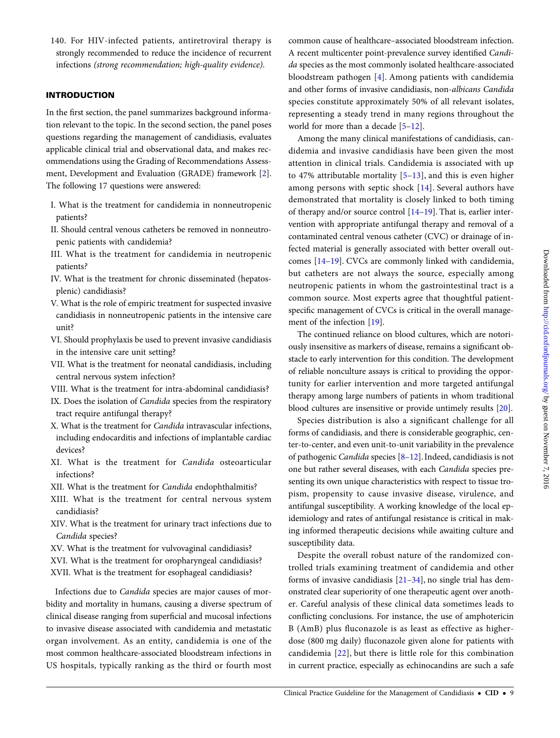140. For HIV-infected patients, antiretroviral therapy is strongly recommended to reduce the incidence of recurrent infections *(strong recommendation; high-quality evidence)*.

## INTRODUCTION

In the first section, the panel summarizes background information relevant to the topic. In the second section, the panel poses questions regarding the management of candidiasis, evaluates applicable clinical trial and observational data, and makes recommendations using the Grading of Recommendations Assessment, Development and Evaluation (GRADE) framework [2]. The following 17 questions were answered:

I. What is the treatment for candidemia in nonneutropenic patients?
II. Should central venous catheters be removed in nonneutropenic patients with candidemia?
III. What is the treatment for candidemia in neutropenic patients?
IV. What is the treatment for chronic disseminated (hepatosplenic) candidiasis?
V. What is the role of empiric treatment for suspected invasive candidiasis in nonneutropenic patients in the intensive care unit?
VI. Should prophylaxis be used to prevent invasive candidiasis in the intensive care unit setting?
VII. What is the treatment for neonatal candidiasis, including central nervous system infection?
VIII. What is the treatment for intra-abdominal candidiasis?
IX. Does the isolation of *Candida* species from the respiratory tract require antifungal therapy?
X. What is the treatment for *Candida* intravascular infections, including endocarditis and infections of implantable cardiac devices?
XI. What is the treatment for *Candida* osteoarticular infections?
XII. What is the treatment for *Candida* endophthalmitis?
XIII. What is the treatment for central nervous system candidiasis?
XIV. What is the treatment for urinary tract infections due to *Candida* species?
XV. What is the treatment for vulvovaginal candidiasis?
XVI. What is the treatment for oropharyngeal candidiasis?
XVII. What is the treatment for esophageal candidiasis?

Infections due to *Candida* species are major causes of morbidity and mortality in humans, causing a diverse spectrum of clinical disease ranging from superficial and mucosal infections to invasive disease associated with candidemia and metastatic organ involvement. As an entity, candidemia is one of the most common healthcare-associated bloodstream infections in US hospitals, typically ranking as the third or fourth most common cause of healthcare–associated bloodstream infection. A recent multicenter point-prevalence survey identified *Candida* species as the most commonly isolated healthcare-associated bloodstream pathogen [4]. Among patients with candidemia and other forms of invasive candidiasis, non-*albicans Candida* species constitute approximately 50% of all relevant isolates, representing a steady trend in many regions throughout the world for more than a decade [5–12].

Among the many clinical manifestations of candidiasis, candidemia and invasive candidiasis have been given the most attention in clinical trials. Candidemia is associated with up to 47% attributable mortality [5–13], and this is even higher among persons with septic shock [14]. Several authors have demonstrated that mortality is closely linked to both timing of therapy and/or source control [14–19]. That is, earlier intervention with appropriate antifungal therapy and removal of a contaminated central venous catheter (CVC) or drainage of infected material is generally associated with better overall outcomes [14–19]. CVCs are commonly linked with candidemia, but catheters are not always the source, especially among neutropenic patients in whom the gastrointestinal tract is a common source. Most experts agree that thoughtful patient-specific management of CVCs is critical in the overall management of the infection [19].

The continued reliance on blood cultures, which are notoriously insensitive as markers of disease, remains a significant obstacle to early intervention for this condition. The development of reliable nonculture assays is critical to providing the opportunity for earlier intervention and more targeted antifungal therapy among large numbers of patients in whom traditional blood cultures are insensitive or provide untimely results [20].

Species distribution is also a significant challenge for all forms of candidiasis, and there is considerable geographic, center-to-center, and even unit-to-unit variability in the prevalence of pathogenic *Candida* species [8–12]. Indeed, candidiasis is not one but rather several diseases, with each *Candida* species presenting its own unique characteristics with respect to tissue tropism, propensity to cause invasive disease, virulence, and antifungal susceptibility. A working knowledge of the local epidemiology and rates of antifungal resistance is critical in making informed therapeutic decisions while awaiting culture and susceptibility data.

Despite the overall robust nature of the randomized controlled trials examining treatment of candidemia and other forms of invasive candidiasis [21–34], no single trial has demonstrated clear superiority of one therapeutic agent over another. Careful analysis of these clinical data sometimes leads to conflicting conclusions. For instance, the use of amphotericin B (AmB) plus fluconazole is as least as effective as higher-dose (800 mg daily) fluconazole given alone for patients with candidemia [22], but there is little role for this combination in current practice, especially as echinocandins are such a safe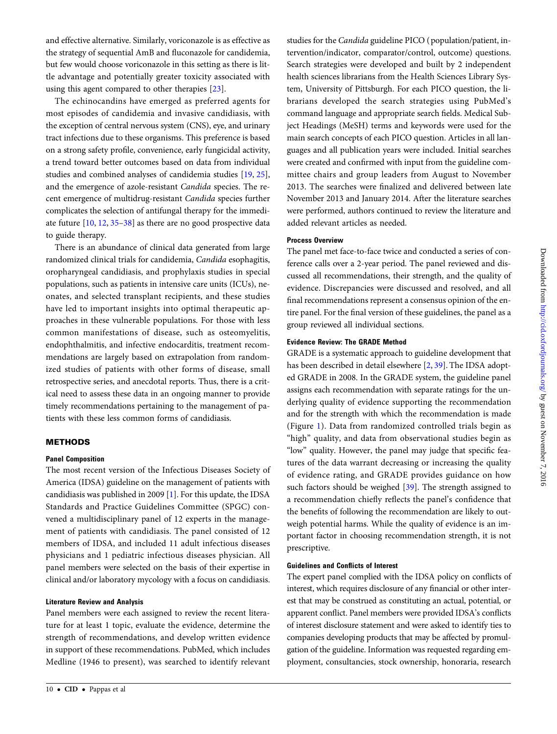and effective alternative. Similarly, voriconazole is as effective as the strategy of sequential AmB and fluconazole for candidemia, but few would choose voriconazole in this setting as there is little advantage and potentially greater toxicity associated with using this agent compared to other therapies [23].

The echinocandins have emerged as preferred agents for most episodes of candidemia and invasive candidiasis, with the exception of central nervous system (CNS), eye, and urinary tract infections due to these organisms. This preference is based on a strong safety profile, convenience, early fungicidal activity, a trend toward better outcomes based on data from individual studies and combined analyses of candidemia studies [19, 25], and the emergence of azole-resistant *Candida* species. The recent emergence of multidrug-resistant *Candida* species further complicates the selection of antifungal therapy for the immediate future [10, 12, 35–38] as there are no good prospective data to guide therapy.

There is an abundance of clinical data generated from large randomized clinical trials for candidemia, *Candida* esophagitis, oropharyngeal candidiasis, and prophylaxis studies in special populations, such as patients in intensive care units (ICUs), neonates, and selected transplant recipients, and these studies have led to important insights into optimal therapeutic approaches in these vulnerable populations. For those with less common manifestations of disease, such as osteomyelitis, endophthalmitis, and infective endocarditis, treatment recommendations are largely based on extrapolation from randomized studies of patients with other forms of disease, small retrospective series, and anecdotal reports. Thus, there is a critical need to assess these data in an ongoing manner to provide timely recommendations pertaining to the management of patients with these less common forms of candidiasis.

## METHODS

### Panel Composition

The most recent version of the Infectious Diseases Society of America (IDSA) guideline on the management of patients with candidiasis was published in 2009 [1]. For this update, the IDSA Standards and Practice Guidelines Committee (SPGC) convened a multidisciplinary panel of 12 experts in the management of patients with candidiasis. The panel consisted of 12 members of IDSA, and included 11 adult infectious diseases physicians and 1 pediatric infectious diseases physician. All panel members were selected on the basis of their expertise in clinical and/or laboratory mycology with a focus on candidiasis.

### Literature Review and Analysis

Panel members were each assigned to review the recent literature for at least 1 topic, evaluate the evidence, determine the strength of recommendations, and develop written evidence in support of these recommendations. PubMed, which includes Medline (1946 to present), was searched to identify relevant studies for the *Candida* guideline PICO (population/patient, intervention/indicator, comparator/control, outcome) questions. Search strategies were developed and built by 2 independent health sciences librarians from the Health Sciences Library System, University of Pittsburgh. For each PICO question, the librarians developed the search strategies using PubMed's command language and appropriate search fields. Medical Subject Headings (MeSH) terms and keywords were used for the main search concepts of each PICO question. Articles in all languages and all publication years were included. Initial searches were created and confirmed with input from the guideline committee chairs and group leaders from August to November 2013. The searches were finalized and delivered between late November 2013 and January 2014. After the literature searches were performed, authors continued to review the literature and added relevant articles as needed.

### Process Overview

The panel met face-to-face twice and conducted a series of conference calls over a 2-year period. The panel reviewed and discussed all recommendations, their strength, and the quality of evidence. Discrepancies were discussed and resolved, and all final recommendations represent a consensus opinion of the entire panel. For the final version of these guidelines, the panel as a group reviewed all individual sections.

### Evidence Review: The GRADE Method

GRADE is a systematic approach to guideline development that has been described in detail elsewhere [2, 39]. The IDSA adopted GRADE in 2008. In the GRADE system, the guideline panel assigns each recommendation with separate ratings for the underlying quality of evidence supporting the recommendation and for the strength with which the recommendation is made (Figure 1). Data from randomized controlled trials begin as "high" quality, and data from observational studies begin as "low" quality. However, the panel may judge that specific features of the data warrant decreasing or increasing the quality of evidence rating, and GRADE provides guidance on how such factors should be weighed [39]. The strength assigned to a recommendation chiefly reflects the panel's confidence that the benefits of following the recommendation are likely to outweigh potential harms. While the quality of evidence is an important factor in choosing recommendation strength, it is not prescriptive.

### Guidelines and Conflicts of Interest

The expert panel complied with the IDSA policy on conflicts of interest, which requires disclosure of any financial or other interest that may be construed as constituting an actual, potential, or apparent conflict. Panel members were provided IDSA's conflicts of interest disclosure statement and were asked to identify ties to companies developing products that may be affected by promulgation of the guideline. Information was requested regarding employment, consultancies, stock ownership, honoraria, research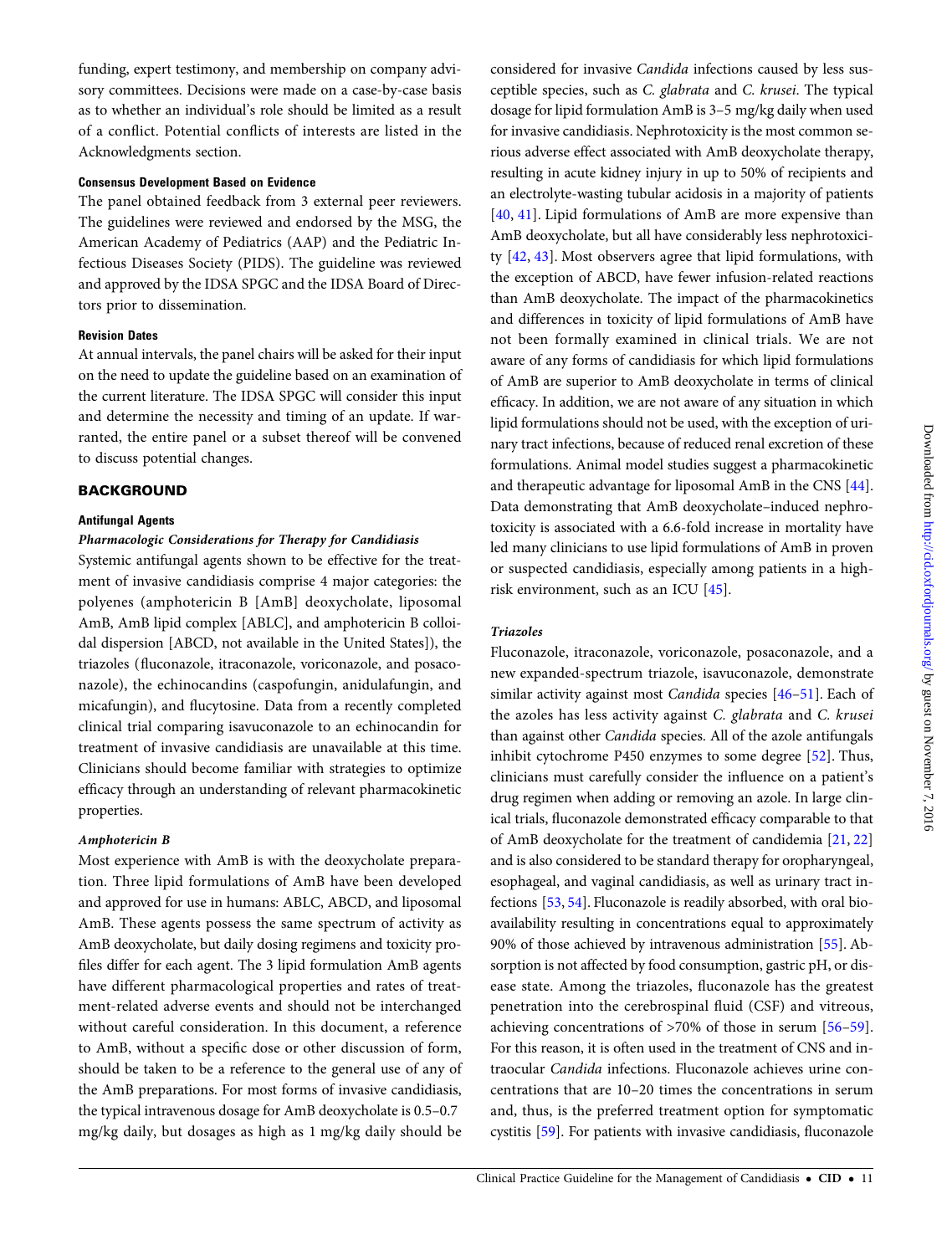funding, expert testimony, and membership on company advisory committees. Decisions were made on a case-by-case basis as to whether an individual's role should be limited as a result of a conflict. Potential conflicts of interests are listed in the Acknowledgments section.

#### Consensus Development Based on Evidence

The panel obtained feedback from 3 external peer reviewers. The guidelines were reviewed and endorsed by the MSG, the American Academy of Pediatrics (AAP) and the Pediatric Infectious Diseases Society (PIDS). The guideline was reviewed and approved by the IDSA SPGC and the IDSA Board of Directors prior to dissemination.

#### Revision Dates

At annual intervals, the panel chairs will be asked for their input on the need to update the guideline based on an examination of the current literature. The IDSA SPGC will consider this input and determine the necessity and timing of an update. If warranted, the entire panel or a subset thereof will be convened to discuss potential changes.

## BACKGROUND

### Antifungal Agents

#### *Pharmacologic Considerations for Therapy for Candidiasis*

Systemic antifungal agents shown to be effective for the treatment of invasive candidiasis comprise 4 major categories: the polyenes (amphotericin B [AmB] deoxycholate, liposomal AmB, AmB lipid complex [ABLC], and amphotericin B colloidal dispersion [ABCD, not available in the United States]), the triazoles (fluconazole, itraconazole, voriconazole, and posaconazole), the echinocandins (caspofungin, anidulafungin, and micafungin), and flucytosine. Data from a recently completed clinical trial comparing isavuconazole to an echinocandin for treatment of invasive candidiasis are unavailable at this time. Clinicians should become familiar with strategies to optimize efficacy through an understanding of relevant pharmacokinetic properties.

#### *Amphotericin B*

Most experience with AmB is with the deoxycholate preparation. Three lipid formulations of AmB have been developed and approved for use in humans: ABLC, ABCD, and liposomal AmB. These agents possess the same spectrum of activity as AmB deoxycholate, but daily dosing regimens and toxicity profiles differ for each agent. The 3 lipid formulation AmB agents have different pharmacological properties and rates of treatment-related adverse events and should not be interchanged without careful consideration. In this document, a reference to AmB, without a specific dose or other discussion of form, should be taken to be a reference to the general use of any of the AmB preparations. For most forms of invasive candidiasis, the typical intravenous dosage for AmB deoxycholate is 0.5–0.7 mg/kg daily, but dosages as high as 1 mg/kg daily should be considered for invasive *Candida* infections caused by less susceptible species, such as *C. glabrata* and *C. krusei*. The typical dosage for lipid formulation AmB is 3–5 mg/kg daily when used for invasive candidiasis. Nephrotoxicity is the most common serious adverse effect associated with AmB deoxycholate therapy, resulting in acute kidney injury in up to 50% of recipients and an electrolyte-wasting tubular acidosis in a majority of patients [40, 41]. Lipid formulations of AmB are more expensive than AmB deoxycholate, but all have considerably less nephrotoxicity [42, 43]. Most observers agree that lipid formulations, with the exception of ABCD, have fewer infusion-related reactions than AmB deoxycholate. The impact of the pharmacokinetics and differences in toxicity of lipid formulations of AmB have not been formally examined in clinical trials. We are not aware of any forms of candidiasis for which lipid formulations of AmB are superior to AmB deoxycholate in terms of clinical efficacy. In addition, we are not aware of any situation in which lipid formulations should not be used, with the exception of urinary tract infections, because of reduced renal excretion of these formulations. Animal model studies suggest a pharmacokinetic and therapeutic advantage for liposomal AmB in the CNS [44]. Data demonstrating that AmB deoxycholate–induced nephrotoxicity is associated with a 6.6-fold increase in mortality have led many clinicians to use lipid formulations of AmB in proven or suspected candidiasis, especially among patients in a high-risk environment, such as an ICU [45].

#### *Triazoles*

Fluconazole, itraconazole, voriconazole, posaconazole, and a new expanded-spectrum triazole, isavuconazole, demonstrate similar activity against most *Candida* species [46–51]. Each of the azoles has less activity against *C. glabrata* and *C. krusei* than against other *Candida* species. All of the azole antifungals inhibit cytochrome P450 enzymes to some degree [52]. Thus, clinicians must carefully consider the influence on a patient's drug regimen when adding or removing an azole. In large clinical trials, fluconazole demonstrated efficacy comparable to that of AmB deoxycholate for the treatment of candidemia [21, 22] and is also considered to be standard therapy for oropharyngeal, esophageal, and vaginal candidiasis, as well as urinary tract infections [53, 54]. Fluconazole is readily absorbed, with oral bioavailability resulting in concentrations equal to approximately 90% of those achieved by intravenous administration [55]. Absorption is not affected by food consumption, gastric pH, or disease state. Among the triazoles, fluconazole has the greatest penetration into the cerebrospinal fluid (CSF) and vitreous, achieving concentrations of >70% of those in serum [56–59]. For this reason, it is often used in the treatment of CNS and intraocular *Candida* infections. Fluconazole achieves urine concentrations that are 10–20 times the concentrations in serum and, thus, is the preferred treatment option for symptomatic cystitis [59]. For patients with invasive candidiasis, fluconazole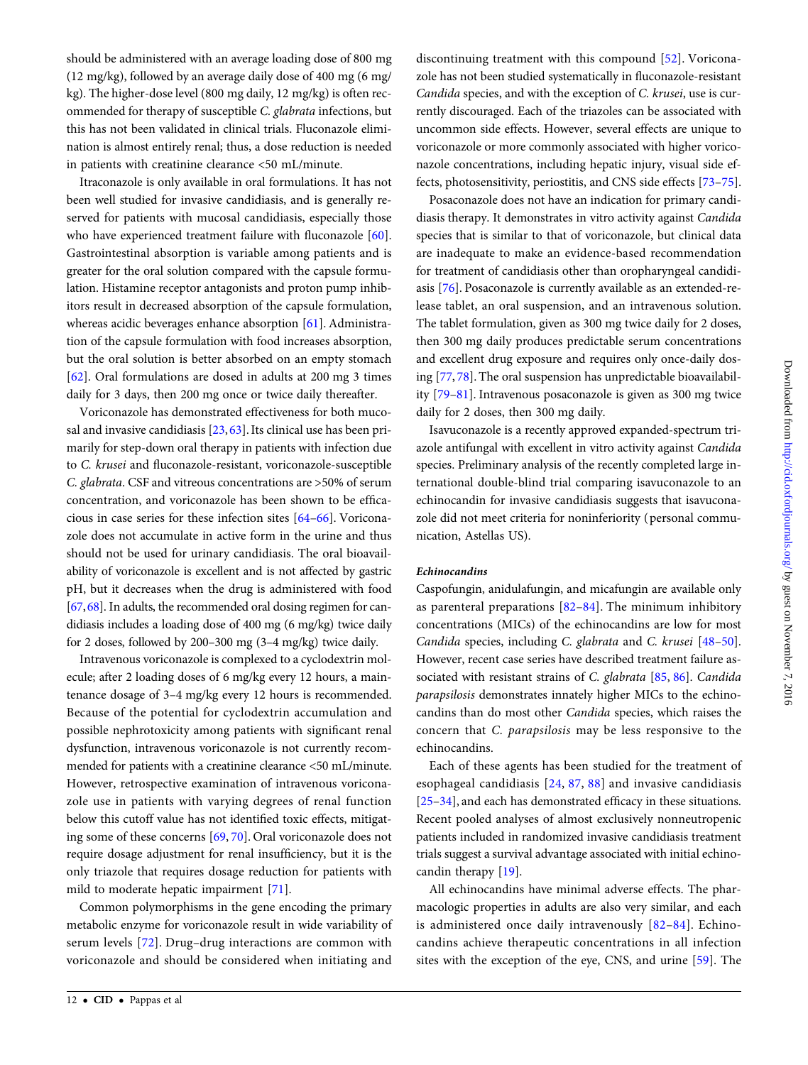should be administered with an average loading dose of 800 mg (12 mg/kg), followed by an average daily dose of 400 mg (6 mg/kg). The higher-dose level (800 mg daily, 12 mg/kg) is often recommended for therapy of susceptible *C. glabrata* infections, but this has not been validated in clinical trials. Fluconazole elimination is almost entirely renal; thus, a dose reduction is needed in patients with creatinine clearance <50 mL/minute.

Itraconazole is only available in oral formulations. It has not been well studied for invasive candidiasis, and is generally reserved for patients with mucosal candidiasis, especially those who have experienced treatment failure with fluconazole [60]. Gastrointestinal absorption is variable among patients and is greater for the oral solution compared with the capsule formulation. Histamine receptor antagonists and proton pump inhibitors result in decreased absorption of the capsule formulation, whereas acidic beverages enhance absorption [61]. Administration of the capsule formulation with food increases absorption, but the oral solution is better absorbed on an empty stomach [62]. Oral formulations are dosed in adults at 200 mg 3 times daily for 3 days, then 200 mg once or twice daily thereafter.

Voriconazole has demonstrated effectiveness for both mucosal and invasive candidiasis [23, 63]. Its clinical use has been primarily for step-down oral therapy in patients with infection due to *C. krusei* and fluconazole-resistant, voriconazole-susceptible *C. glabrata*. CSF and vitreous concentrations are >50% of serum concentration, and voriconazole has been shown to be efficacious in case series for these infection sites [64–66]. Voriconazole does not accumulate in active form in the urine and thus should not be used for urinary candidiasis. The oral bioavailability of voriconazole is excellent and is not affected by gastric pH, but it decreases when the drug is administered with food [67, 68]. In adults, the recommended oral dosing regimen for candidiasis includes a loading dose of 400 mg (6 mg/kg) twice daily for 2 doses, followed by 200–300 mg (3–4 mg/kg) twice daily.

Intravenous voriconazole is complexed to a cyclodextrin molecule; after 2 loading doses of 6 mg/kg every 12 hours, a maintenance dosage of 3–4 mg/kg every 12 hours is recommended. Because of the potential for cyclodextrin accumulation and possible nephrotoxicity among patients with significant renal dysfunction, intravenous voriconazole is not currently recommended for patients with a creatinine clearance <50 mL/minute. However, retrospective examination of intravenous voriconazole use in patients with varying degrees of renal function below this cutoff value has not identified toxic effects, mitigating some of these concerns [69, 70]. Oral voriconazole does not require dosage adjustment for renal insufficiency, but it is the only triazole that requires dosage reduction for patients with mild to moderate hepatic impairment [71].

Common polymorphisms in the gene encoding the primary metabolic enzyme for voriconazole result in wide variability of serum levels [72]. Drug–drug interactions are common with voriconazole and should be considered when initiating and discontinuing treatment with this compound [52]. Voriconazole has not been studied systematically in fluconazole-resistant *Candida* species, and with the exception of *C. krusei*, use is currently discouraged. Each of the triazoles can be associated with uncommon side effects. However, several effects are unique to voriconazole or more commonly associated with higher voriconazole concentrations, including hepatic injury, visual side effects, photosensitivity, periostitis, and CNS side effects [73–75].

Posaconazole does not have an indication for primary candidiasis therapy. It demonstrates in vitro activity against *Candida* species that is similar to that of voriconazole, but clinical data are inadequate to make an evidence-based recommendation for treatment of candidiasis other than oropharyngeal candidiasis [76]. Posaconazole is currently available as an extended-release tablet, an oral suspension, and an intravenous solution. The tablet formulation, given as 300 mg twice daily for 2 doses, then 300 mg daily produces predictable serum concentrations and excellent drug exposure and requires only once-daily dosing [77, 78]. The oral suspension has unpredictable bioavailability [79–81]. Intravenous posaconazole is given as 300 mg twice daily for 2 doses, then 300 mg daily.

Isavuconazole is a recently approved expanded-spectrum triazole antifungal with excellent in vitro activity against *Candida* species. Preliminary analysis of the recently completed large international double-blind trial comparing isavuconazole to an echinocandin for invasive candidiasis suggests that isavuconazole did not meet criteria for noninferiority (personal communication, Astellas US).

#### *Echinocandins*

Caspofungin, anidulafungin, and micafungin are available only as parenteral preparations [82–84]. The minimum inhibitory concentrations (MICs) of the echinocandins are low for most *Candida* species, including *C. glabrata* and *C. krusei* [48–50]. However, recent case series have described treatment failure associated with resistant strains of *C. glabrata* [85, 86]. *Candida parapsilosis* demonstrates innately higher MICs to the echinocandins than do most other *Candida* species, which raises the concern that *C. parapsilosis* may be less responsive to the echinocandins.

Each of these agents has been studied for the treatment of esophageal candidiasis [24, 87, 88] and invasive candidiasis [25–34], and each has demonstrated efficacy in these situations. Recent pooled analyses of almost exclusively nonneutropenic patients included in randomized invasive candidiasis treatment trials suggest a survival advantage associated with initial echinocandin therapy [19].

All echinocandins have minimal adverse effects. The pharmacologic properties in adults are also very similar, and each is administered once daily intravenously [82–84]. Echinocandins achieve therapeutic concentrations in all infection sites with the exception of the eye, CNS, and urine [59]. The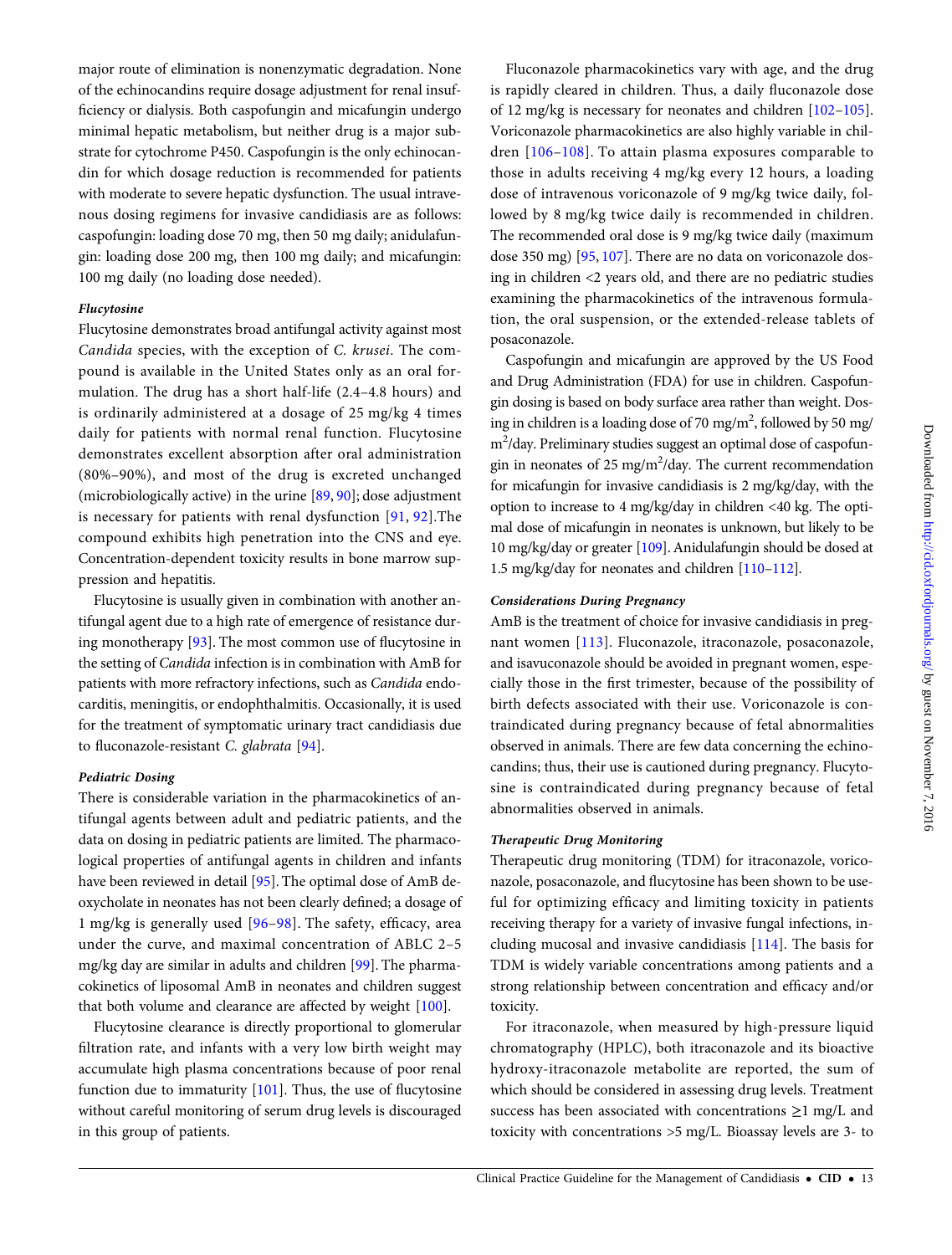major route of elimination is nonenzymatic degradation. None of the echinocandins require dosage adjustment for renal insufficiency or dialysis. Both caspofungin and micafungin undergo minimal hepatic metabolism, but neither drug is a major substrate for cytochrome P450. Caspofungin is the only echinocandin for which dosage reduction is recommended for patients with moderate to severe hepatic dysfunction. The usual intravenous dosing regimens for invasive candidiasis are as follows: caspofungin: loading dose 70 mg, then 50 mg daily; anidulafungin: loading dose 200 mg, then 100 mg daily; and micafungin: 100 mg daily (no loading dose needed).

#### *Flucytosine*

Flucytosine demonstrates broad antifungal activity against most *Candida* species, with the exception of *C. krusei*. The compound is available in the United States only as an oral formulation. The drug has a short half-life (2.4–4.8 hours) and is ordinarily administered at a dosage of 25 mg/kg 4 times daily for patients with normal renal function. Flucytosine demonstrates excellent absorption after oral administration (80%–90%), and most of the drug is excreted unchanged (microbiologically active) in the urine [89, 90]; dose adjustment is necessary for patients with renal dysfunction [91, 92].The compound exhibits high penetration into the CNS and eye. Concentration-dependent toxicity results in bone marrow suppression and hepatitis.

Flucytosine is usually given in combination with another antifungal agent due to a high rate of emergence of resistance during monotherapy [93]. The most common use of flucytosine in the setting of *Candida* infection is in combination with AmB for patients with more refractory infections, such as *Candida* endocarditis, meningitis, or endophthalmitis. Occasionally, it is used for the treatment of symptomatic urinary tract candidiasis due to fluconazole-resistant *C. glabrata* [94].

#### *Pediatric Dosing*

There is considerable variation in the pharmacokinetics of antifungal agents between adult and pediatric patients, and the data on dosing in pediatric patients are limited. The pharmacological properties of antifungal agents in children and infants have been reviewed in detail [95]. The optimal dose of AmB deoxycholate in neonates has not been clearly defined; a dosage of 1 mg/kg is generally used [96–98]. The safety, efficacy, area under the curve, and maximal concentration of ABLC 2–5 mg/kg day are similar in adults and children [99]. The pharmacokinetics of liposomal AmB in neonates and children suggest that both volume and clearance are affected by weight [100].

Flucytosine clearance is directly proportional to glomerular filtration rate, and infants with a very low birth weight may accumulate high plasma concentrations because of poor renal function due to immaturity [101]. Thus, the use of flucytosine without careful monitoring of serum drug levels is discouraged in this group of patients.

Fluconazole pharmacokinetics vary with age, and the drug is rapidly cleared in children. Thus, a daily fluconazole dose of 12 mg/kg is necessary for neonates and children [102–105]. Voriconazole pharmacokinetics are also highly variable in children [106–108]. To attain plasma exposures comparable to those in adults receiving 4 mg/kg every 12 hours, a loading dose of intravenous voriconazole of 9 mg/kg twice daily, followed by 8 mg/kg twice daily is recommended in children. The recommended oral dose is 9 mg/kg twice daily (maximum dose 350 mg) [95, 107]. There are no data on voriconazole dosing in children <2 years old, and there are no pediatric studies examining the pharmacokinetics of the intravenous formulation, the oral suspension, or the extended-release tablets of posaconazole.

Caspofungin and micafungin are approved by the US Food and Drug Administration (FDA) for use in children. Caspofungin dosing is based on body surface area rather than weight. Dosing in children is a loading dose of 70 mg/m$^2$, followed by 50 mg/m$^2$/day. Preliminary studies suggest an optimal dose of caspofungin in neonates of 25 mg/m$^2$/day. The current recommendation for micafungin for invasive candidiasis is 2 mg/kg/day, with the option to increase to 4 mg/kg/day in children <40 kg. The optimal dose of micafungin in neonates is unknown, but likely to be 10 mg/kg/day or greater [109]. Anidulafungin should be dosed at 1.5 mg/kg/day for neonates and children [110–112].

#### *Considerations During Pregnancy*

AmB is the treatment of choice for invasive candidiasis in pregnant women [113]. Fluconazole, itraconazole, posaconazole, and isavuconazole should be avoided in pregnant women, especially those in the first trimester, because of the possibility of birth defects associated with their use. Voriconazole is contraindicated during pregnancy because of fetal abnormalities observed in animals. There are few data concerning the echinocandins; thus, their use is cautioned during pregnancy. Flucytosine is contraindicated during pregnancy because of fetal abnormalities observed in animals.

#### *Therapeutic Drug Monitoring*

Therapeutic drug monitoring (TDM) for itraconazole, voriconazole, posaconazole, and flucytosine has been shown to be useful for optimizing efficacy and limiting toxicity in patients receiving therapy for a variety of invasive fungal infections, including mucosal and invasive candidiasis [114]. The basis for TDM is widely variable concentrations among patients and a strong relationship between concentration and efficacy and/or toxicity.

For itraconazole, when measured by high-pressure liquid chromatography (HPLC), both itraconazole and its bioactive hydroxy-itraconazole metabolite are reported, the sum of which should be considered in assessing drug levels. Treatment success has been associated with concentrations ≥1 mg/L and toxicity with concentrations >5 mg/L. Bioassay levels are 3- to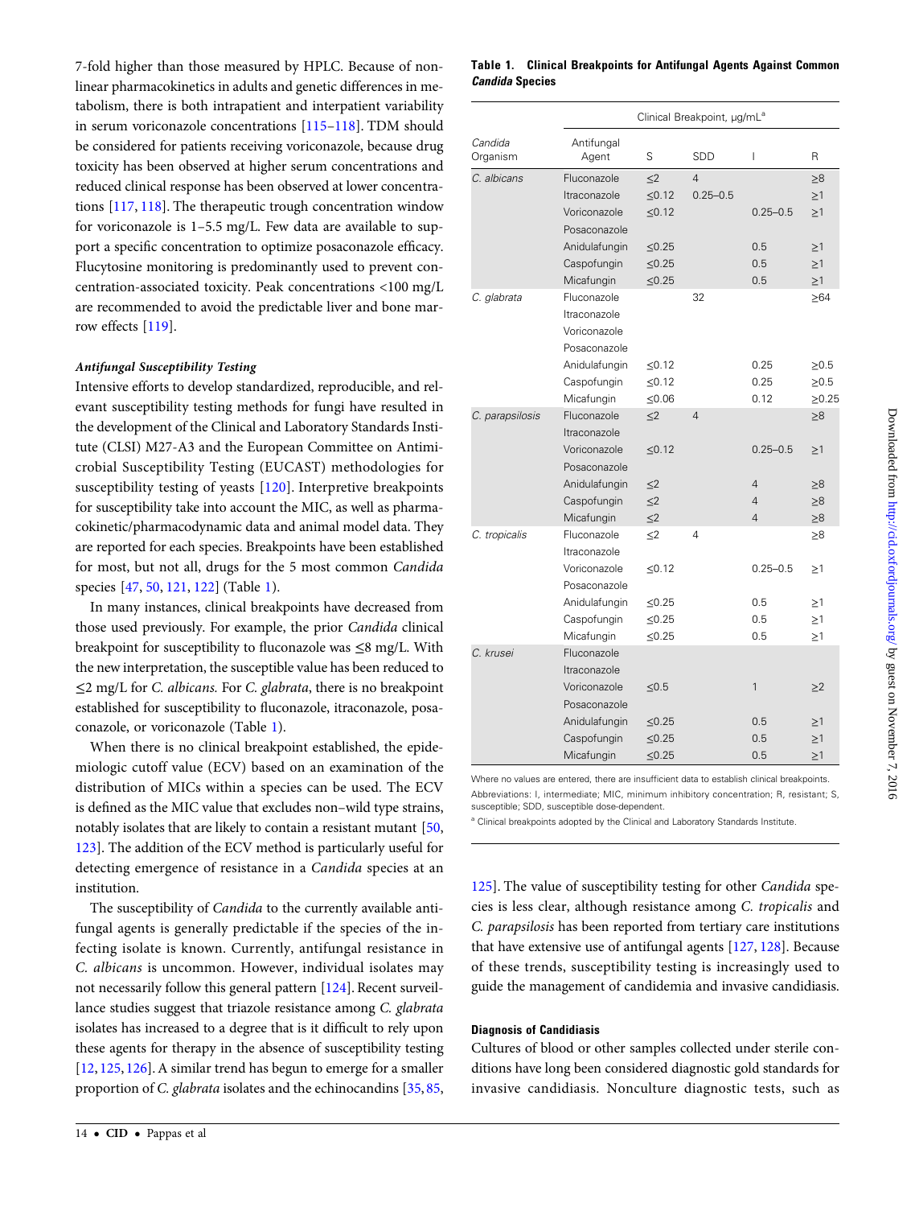7-fold higher than those measured by HPLC. Because of nonlinear pharmacokinetics in adults and genetic differences in metabolism, there is both intrapatient and interpatient variability in serum voriconazole concentrations [115–118]. TDM should be considered for patients receiving voriconazole, because drug toxicity has been observed at higher serum concentrations and reduced clinical response has been observed at lower concentrations [117, 118]. The therapeutic trough concentration window for voriconazole is 1–5.5 mg/L. Few data are available to support a specific concentration to optimize posaconazole efficacy. Flucytosine monitoring is predominantly used to prevent concentration-associated toxicity. Peak concentrations <100 mg/L are recommended to avoid the predictable liver and bone marrow effects [119].

#### *Antifungal Susceptibility Testing*

Intensive efforts to develop standardized, reproducible, and relevant susceptibility testing methods for fungi have resulted in the development of the Clinical and Laboratory Standards Institute (CLSI) M27-A3 and the European Committee on Antimicrobial Susceptibility Testing (EUCAST) methodologies for susceptibility testing of yeasts [120]. Interpretive breakpoints for susceptibility take into account the MIC, as well as pharmacokinetic/pharmacodynamic data and animal model data. They are reported for each species. Breakpoints have been established for most, but not all, drugs for the 5 most common *Candida* species [47, 50, 121, 122] (Table 1).

In many instances, clinical breakpoints have decreased from those used previously. For example, the prior *Candida* clinical breakpoint for susceptibility to fluconazole was ≤8 mg/L. With the new interpretation, the susceptible value has been reduced to ≤2 mg/L for *C. albicans*. For *C. glabrata*, there is no breakpoint established for susceptibility to fluconazole, itraconazole, posaconazole, or voriconazole (Table 1).

When there is no clinical breakpoint established, the epidemiologic cutoff value (ECV) based on an examination of the distribution of MICs within a species can be used. The ECV is defined as the MIC value that excludes non–wild type strains, notably isolates that are likely to contain a resistant mutant [50, 123]. The addition of the ECV method is particularly useful for detecting emergence of resistance in a *Candida* species at an institution.

The susceptibility of *Candida* to the currently available antifungal agents is generally predictable if the species of the infecting isolate is known. Currently, antifungal resistance in *C. albicans* is uncommon. However, individual isolates may not necessarily follow this general pattern [124]. Recent surveillance studies suggest that triazole resistance among *C. glabrata* isolates has increased to a degree that is it difficult to rely upon these agents for therapy in the absence of susceptibility testing [12, 125, 126]. A similar trend has begun to emerge for a smaller proportion of *C. glabrata* isolates and the echinocandins [35, 85, 125]. The value of susceptibility testing for other *Candida* species is less clear, although resistance among *C. tropicalis* and *C. parapsilosis* has been reported from tertiary care institutions that have extensive use of antifungal agents [127, 128]. Because of these trends, susceptibility testing is increasingly used to guide the management of candidemia and invasive candidiasis.

**Table 1. Clinical Breakpoints for Antifungal Agents Against Common *Candida* Species**

| | | Clinical Breakpoint, µg/mL[a] | | | |
|---|---|---|---|---|---|
| *Candida* Organism | Antifungal Agent | S | SDD | I | R |
| *C. albicans* | Fluconazole | ≤2 | 4 | | ≥8 |
| | Itraconazole | ≤0.12 | 0.25–0.5 | | ≥1 |
| | Voriconazole | ≤0.12 | | 0.25–0.5 | ≥1 |
| | Posaconazole | | | | |
| | Anidulafungin | ≤0.25 | | 0.5 | ≥1 |
| | Caspofungin | ≤0.25 | | 0.5 | ≥1 |
| | Micafungin | ≤0.25 | | 0.5 | ≥1 |
| *C. glabrata* | Fluconazole | | 32 | | ≥64 |
| | Itraconazole | | | | |
| | Voriconazole | | | | |
| | Posaconazole | | | | |
| | Anidulafungin | ≤0.12 | | 0.25 | ≥0.5 |
| | Caspofungin | ≤0.12 | | 0.25 | ≥0.5 |
| | Micafungin | ≤0.06 | | 0.12 | ≥0.25 |
| *C. parapsilosis* | Fluconazole | ≤2 | 4 | | ≥8 |
| | Itraconazole | | | | |
| | Voriconazole | ≤0.12 | | 0.25–0.5 | ≥1 |
| | Posaconazole | | | | |
| | Anidulafungin | ≤2 | | 4 | ≥8 |
| | Caspofungin | ≤2 | | 4 | ≥8 |
| | Micafungin | ≤2 | | 4 | ≥8 |
| *C. tropicalis* | Fluconazole | ≤2 | 4 | | ≥8 |
| | Itraconazole | | | | |
| | Voriconazole | ≤0.12 | | 0.25–0.5 | ≥1 |
| | Posaconazole | | | | |
| | Anidulafungin | ≤0.25 | | 0.5 | ≥1 |
| | Caspofungin | ≤0.25 | | 0.5 | ≥1 |
| | Micafungin | ≤0.25 | | 0.5 | ≥1 |
| *C. krusei* | Fluconazole | | | | |
| | Itraconazole | | | | |
| | Voriconazole | ≤0.5 | | 1 | ≥2 |
| | Posaconazole | | | | |
| | Anidulafungin | ≤0.25 | | 0.5 | ≥1 |
| | Caspofungin | ≤0.25 | | 0.5 | ≥1 |
| | Micafungin | ≤0.25 | | 0.5 | ≥1 |

Where no values are entered, there are insufficient data to establish clinical breakpoints.

Abbreviations: I, intermediate; MIC, minimum inhibitory concentration; R, resistant; S, susceptible; SDD, susceptible dose-dependent.

[a] Clinical breakpoints adopted by the Clinical and Laboratory Standards Institute.

### Diagnosis of Candidiasis

Cultures of blood or other samples collected under sterile conditions have long been considered diagnostic gold standards for invasive candidiasis. Nonculture diagnostic tests, such as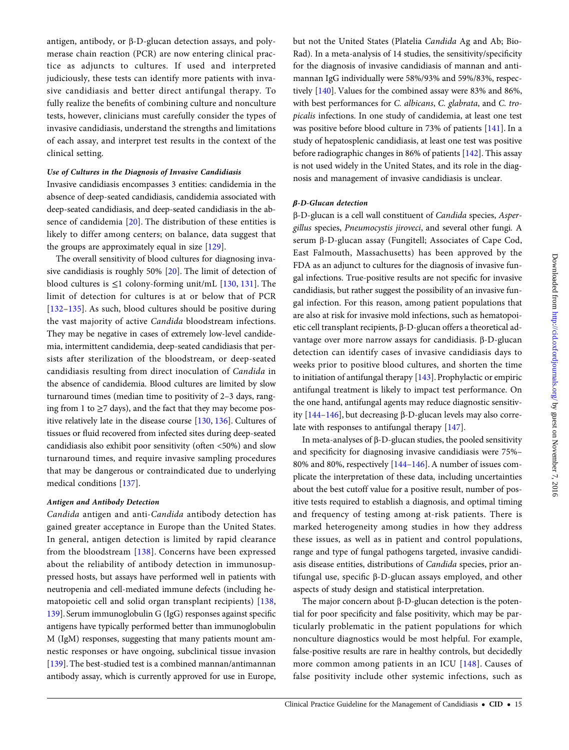antigen, antibody, or β-D-glucan detection assays, and polymerase chain reaction (PCR) are now entering clinical practice as adjuncts to cultures. If used and interpreted judiciously, these tests can identify more patients with invasive candidiasis and better direct antifungal therapy. To fully realize the benefits of combining culture and nonculture tests, however, clinicians must carefully consider the types of invasive candidiasis, understand the strengths and limitations of each assay, and interpret test results in the context of the clinical setting.

***Use of Cultures in the Diagnosis of Invasive Candidiasis***

Invasive candidiasis encompasses 3 entities: candidemia in the absence of deep-seated candidiasis, candidemia associated with deep-seated candidiasis, and deep-seated candidiasis in the absence of candidemia [20]. The distribution of these entities is likely to differ among centers; on balance, data suggest that the groups are approximately equal in size [129].

The overall sensitivity of blood cultures for diagnosing invasive candidiasis is roughly 50% [20]. The limit of detection of blood cultures is ≤1 colony-forming unit/mL [130, 131]. The limit of detection for cultures is at or below that of PCR [132–135]. As such, blood cultures should be positive during the vast majority of active *Candida* bloodstream infections. They may be negative in cases of extremely low-level candidemia, intermittent candidemia, deep-seated candidiasis that persists after sterilization of the bloodstream, or deep-seated candidiasis resulting from direct inoculation of *Candida* in the absence of candidemia. Blood cultures are limited by slow turnaround times (median time to positivity of 2–3 days, ranging from 1 to ≥7 days), and the fact that they may become positive relatively late in the disease course [130, 136]. Cultures of tissues or fluid recovered from infected sites during deep-seated candidiasis also exhibit poor sensitivity (often <50%) and slow turnaround times, and require invasive sampling procedures that may be dangerous or contraindicated due to underlying medical conditions [137].

***Antigen and Antibody Detection***

*Candida* antigen and anti-*Candida* antibody detection has gained greater acceptance in Europe than the United States. In general, antigen detection is limited by rapid clearance from the bloodstream [138]. Concerns have been expressed about the reliability of antibody detection in immunosuppressed hosts, but assays have performed well in patients with neutropenia and cell-mediated immune defects (including hematopoietic cell and solid organ transplant recipients) [138, 139]. Serum immunoglobulin G (IgG) responses against specific antigens have typically performed better than immunoglobulin M (IgM) responses, suggesting that many patients mount amnestic responses or have ongoing, subclinical tissue invasion [139]. The best-studied test is a combined mannan/antimannan antibody assay, which is currently approved for use in Europe, but not the United States (Platelia *Candida* Ag and Ab; Bio-Rad). In a meta-analysis of 14 studies, the sensitivity/specificity for the diagnosis of invasive candidiasis of mannan and antimannan IgG individually were 58%/93% and 59%/83%, respectively [140]. Values for the combined assay were 83% and 86%, with best performances for *C. albicans*, *C. glabrata*, and *C. tropicalis* infections. In one study of candidemia, at least one test was positive before blood culture in 73% of patients [141]. In a study of hepatosplenic candidiasis, at least one test was positive before radiographic changes in 86% of patients [142]. This assay is not used widely in the United States, and its role in the diagnosis and management of invasive candidiasis is unclear.

***β-D-Glucan detection***

β-D-glucan is a cell wall constituent of *Candida* species, *Aspergillus* species, *Pneumocystis jiroveci*, and several other fungi. A serum β-D-glucan assay (Fungitell; Associates of Cape Cod, East Falmouth, Massachusetts) has been approved by the FDA as an adjunct to cultures for the diagnosis of invasive fungal infections. True-positive results are not specific for invasive candidiasis, but rather suggest the possibility of an invasive fungal infection. For this reason, among patient populations that are also at risk for invasive mold infections, such as hematopoietic cell transplant recipients, β-D-glucan offers a theoretical advantage over more narrow assays for candidiasis. β-D-glucan detection can identify cases of invasive candidiasis days to weeks prior to positive blood cultures, and shorten the time to initiation of antifungal therapy [143]. Prophylactic or empiric antifungal treatment is likely to impact test performance. On the one hand, antifungal agents may reduce diagnostic sensitivity [144–146], but decreasing β-D-glucan levels may also correlate with responses to antifungal therapy [147].

In meta-analyses of β-D-glucan studies, the pooled sensitivity and specificity for diagnosing invasive candidiasis were 75%–80% and 80%, respectively [144–146]. A number of issues complicate the interpretation of these data, including uncertainties about the best cutoff value for a positive result, number of positive tests required to establish a diagnosis, and optimal timing and frequency of testing among at-risk patients. There is marked heterogeneity among studies in how they address these issues, as well as in patient and control populations, range and type of fungal pathogens targeted, invasive candidiasis disease entities, distributions of *Candida* species, prior antifungal use, specific β-D-glucan assays employed, and other aspects of study design and statistical interpretation.

The major concern about β-D-glucan detection is the potential for poor specificity and false positivity, which may be particularly problematic in the patient populations for which nonculture diagnostics would be most helpful. For example, false-positive results are rare in healthy controls, but decidedly more common among patients in an ICU [148]. Causes of false positivity include other systemic infections, such as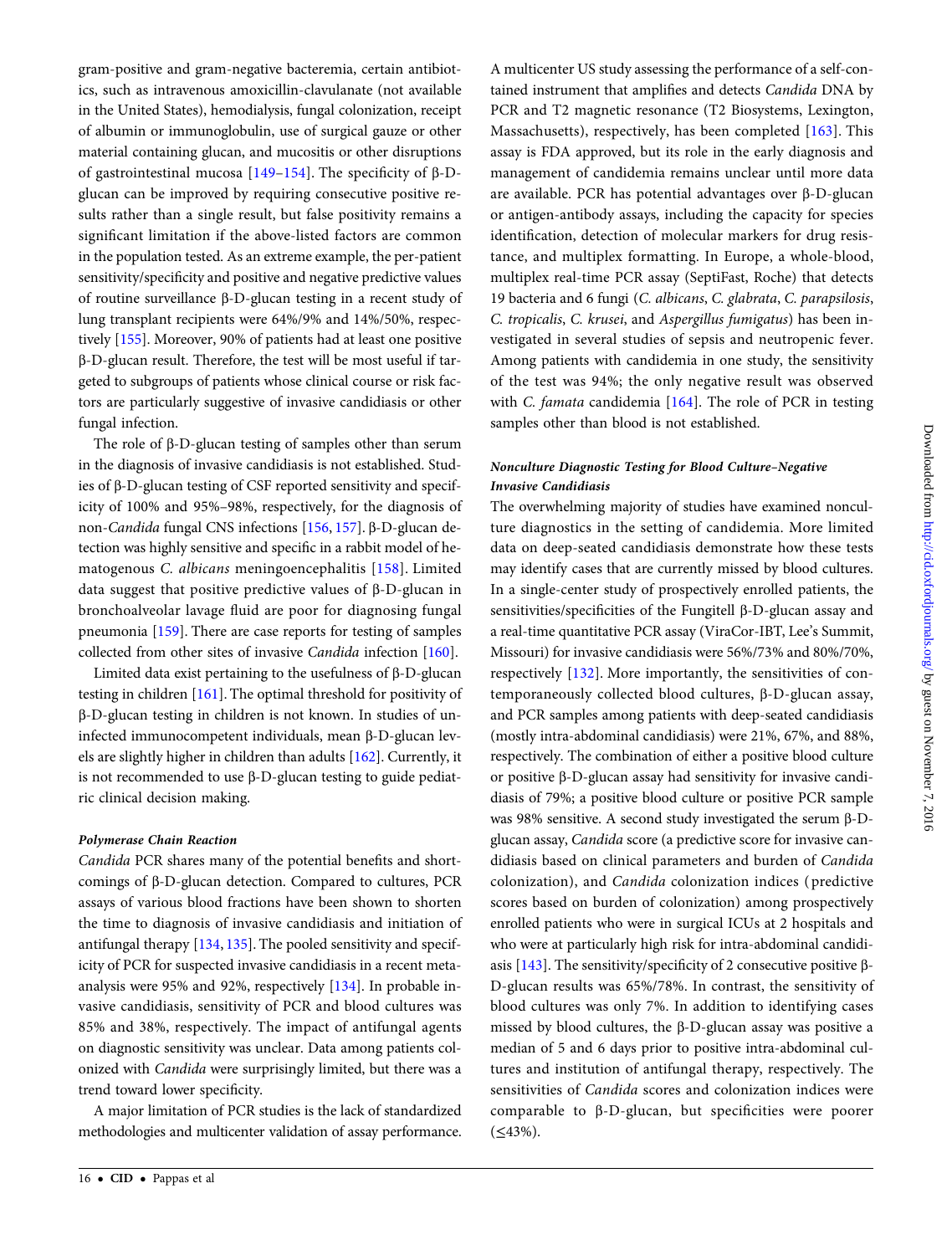gram-positive and gram-negative bacteremia, certain antibiotics, such as intravenous amoxicillin-clavulanate (not available in the United States), hemodialysis, fungal colonization, receipt of albumin or immunoglobulin, use of surgical gauze or other material containing glucan, and mucositis or other disruptions of gastrointestinal mucosa [149–154]. The specificity of β-D-glucan can be improved by requiring consecutive positive results rather than a single result, but false positivity remains a significant limitation if the above-listed factors are common in the population tested. As an extreme example, the per-patient sensitivity/specificity and positive and negative predictive values of routine surveillance β-D-glucan testing in a recent study of lung transplant recipients were 64%/9% and 14%/50%, respectively [155]. Moreover, 90% of patients had at least one positive β-D-glucan result. Therefore, the test will be most useful if targeted to subgroups of patients whose clinical course or risk factors are particularly suggestive of invasive candidiasis or other fungal infection.

The role of β-D-glucan testing of samples other than serum in the diagnosis of invasive candidiasis is not established. Studies of β-D-glucan testing of CSF reported sensitivity and specificity of 100% and 95%–98%, respectively, for the diagnosis of non-*Candida* fungal CNS infections [156, 157]. β-D-glucan detection was highly sensitive and specific in a rabbit model of hematogenous *C. albicans* meningoencephalitis [158]. Limited data suggest that positive predictive values of β-D-glucan in bronchoalveolar lavage fluid are poor for diagnosing fungal pneumonia [159]. There are case reports for testing of samples collected from other sites of invasive *Candida* infection [160].

Limited data exist pertaining to the usefulness of β-D-glucan testing in children [161]. The optimal threshold for positivity of β-D-glucan testing in children is not known. In studies of uninfected immunocompetent individuals, mean β-D-glucan levels are slightly higher in children than adults [162]. Currently, it is not recommended to use β-D-glucan testing to guide pediatric clinical decision making.

#### *Polymerase Chain Reaction*

*Candida* PCR shares many of the potential benefits and shortcomings of β-D-glucan detection. Compared to cultures, PCR assays of various blood fractions have been shown to shorten the time to diagnosis of invasive candidiasis and initiation of antifungal therapy [134, 135]. The pooled sensitivity and specificity of PCR for suspected invasive candidiasis in a recent meta-analysis were 95% and 92%, respectively [134]. In probable invasive candidiasis, sensitivity of PCR and blood cultures was 85% and 38%, respectively. The impact of antifungal agents on diagnostic sensitivity was unclear. Data among patients colonized with *Candida* were surprisingly limited, but there was a trend toward lower specificity.

A major limitation of PCR studies is the lack of standardized methodologies and multicenter validation of assay performance. A multicenter US study assessing the performance of a self-contained instrument that amplifies and detects *Candida* DNA by PCR and T2 magnetic resonance (T2 Biosystems, Lexington, Massachusetts), respectively, has been completed [163]. This assay is FDA approved, but its role in the early diagnosis and management of candidemia remains unclear until more data are available. PCR has potential advantages over β-D-glucan or antigen-antibody assays, including the capacity for species identification, detection of molecular markers for drug resistance, and multiplex formatting. In Europe, a whole-blood, multiplex real-time PCR assay (SeptiFast, Roche) that detects 19 bacteria and 6 fungi (*C. albicans*, *C. glabrata*, *C. parapsilosis*, *C. tropicalis*, *C. krusei*, and *Aspergillus fumigatus*) has been investigated in several studies of sepsis and neutropenic fever. Among patients with candidemia in one study, the sensitivity of the test was 94%; the only negative result was observed with *C. famata* candidemia [164]. The role of PCR in testing samples other than blood is not established.

#### *Nonculture Diagnostic Testing for Blood Culture–Negative Invasive Candidiasis*

The overwhelming majority of studies have examined nonculture diagnostics in the setting of candidemia. More limited data on deep-seated candidiasis demonstrate how these tests may identify cases that are currently missed by blood cultures. In a single-center study of prospectively enrolled patients, the sensitivities/specificities of the Fungitell β-D-glucan assay and a real-time quantitative PCR assay (ViraCor-IBT, Lee's Summit, Missouri) for invasive candidiasis were 56%/73% and 80%/70%, respectively [132]. More importantly, the sensitivities of contemporaneously collected blood cultures, β-D-glucan assay, and PCR samples among patients with deep-seated candidiasis (mostly intra-abdominal candidiasis) were 21%, 67%, and 88%, respectively. The combination of either a positive blood culture or positive β-D-glucan assay had sensitivity for invasive candidiasis of 79%; a positive blood culture or positive PCR sample was 98% sensitive. A second study investigated the serum β-D-glucan assay, *Candida* score (a predictive score for invasive candidiasis based on clinical parameters and burden of *Candida* colonization), and *Candida* colonization indices (predictive scores based on burden of colonization) among prospectively enrolled patients who were in surgical ICUs at 2 hospitals and who were at particularly high risk for intra-abdominal candidiasis [143]. The sensitivity/specificity of 2 consecutive positive β-D-glucan results was 65%/78%. In contrast, the sensitivity of blood cultures was only 7%. In addition to identifying cases missed by blood cultures, the β-D-glucan assay was positive a median of 5 and 6 days prior to positive intra-abdominal cultures and institution of antifungal therapy, respectively. The sensitivities of *Candida* scores and colonization indices were comparable to β-D-glucan, but specificities were poorer (≤43%).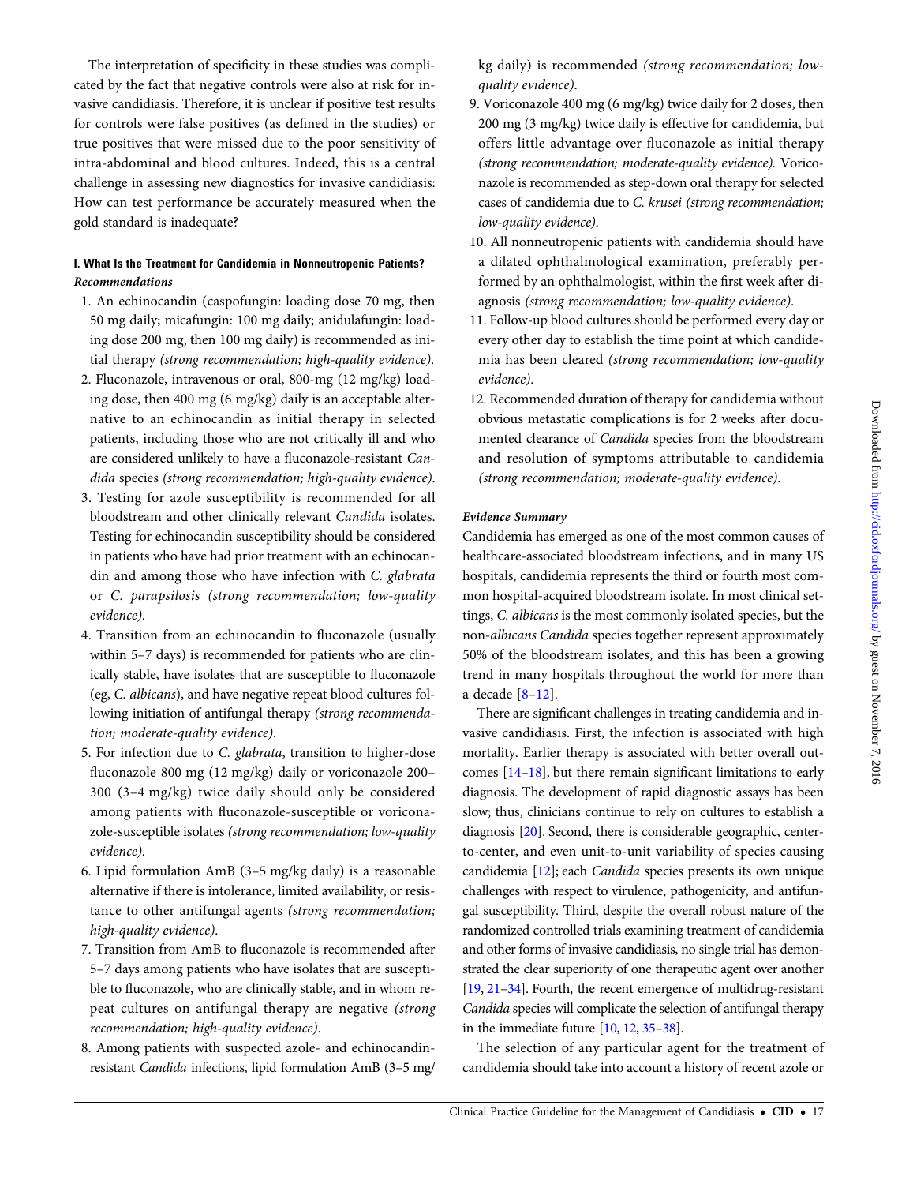The interpretation of specificity in these studies was complicated by the fact that negative controls were also at risk for invasive candidiasis. Therefore, it is unclear if positive test results for controls were false positives (as defined in the studies) or true positives that were missed due to the poor sensitivity of intra-abdominal and blood cultures. Indeed, this is a central challenge in assessing new diagnostics for invasive candidiasis: How can test performance be accurately measured when the gold standard is inadequate?

#### I. What Is the Treatment for Candidemia in Nonneutropenic Patients?

***Recommendations***

1. An echinocandin (caspofungin: loading dose 70 mg, then 50 mg daily; micafungin: 100 mg daily; anidulafungin: loading dose 200 mg, then 100 mg daily) is recommended as initial therapy *(strong recommendation; high-quality evidence)*.
2. Fluconazole, intravenous or oral, 800-mg (12 mg/kg) loading dose, then 400 mg (6 mg/kg) daily is an acceptable alternative to an echinocandin as initial therapy in selected patients, including those who are not critically ill and who are considered unlikely to have a fluconazole-resistant *Candida* species *(strong recommendation; high-quality evidence)*.
3. Testing for azole susceptibility is recommended for all bloodstream and other clinically relevant *Candida* isolates. Testing for echinocandin susceptibility should be considered in patients who have had prior treatment with an echinocandin and among those who have infection with *C. glabrata* or *C. parapsilosis (strong recommendation; low-quality evidence)*.
4. Transition from an echinocandin to fluconazole (usually within 5–7 days) is recommended for patients who are clinically stable, have isolates that are susceptible to fluconazole (eg, *C. albicans*), and have negative repeat blood cultures following initiation of antifungal therapy *(strong recommendation; moderate-quality evidence)*.
5. For infection due to *C. glabrata*, transition to higher-dose fluconazole 800 mg (12 mg/kg) daily or voriconazole 200–300 (3–4 mg/kg) twice daily should only be considered among patients with fluconazole-susceptible or voriconazole-susceptible isolates *(strong recommendation; low-quality evidence)*.
6. Lipid formulation AmB (3–5 mg/kg daily) is a reasonable alternative if there is intolerance, limited availability, or resistance to other antifungal agents *(strong recommendation; high-quality evidence)*.
7. Transition from AmB to fluconazole is recommended after 5–7 days among patients who have isolates that are susceptible to fluconazole, who are clinically stable, and in whom repeat cultures on antifungal therapy are negative *(strong recommendation; high-quality evidence)*.
8. Among patients with suspected azole- and echinocandin-resistant *Candida* infections, lipid formulation AmB (3–5 mg/kg daily) is recommended *(strong recommendation; low-quality evidence)*.
9. Voriconazole 400 mg (6 mg/kg) twice daily for 2 doses, then 200 mg (3 mg/kg) twice daily is effective for candidemia, but offers little advantage over fluconazole as initial therapy *(strong recommendation; moderate-quality evidence)*. Voriconazole is recommended as step-down oral therapy for selected cases of candidemia due to *C. krusei (strong recommendation; low-quality evidence)*.
10. All nonneutropenic patients with candidemia should have a dilated ophthalmological examination, preferably performed by an ophthalmologist, within the first week after diagnosis *(strong recommendation; low-quality evidence)*.
11. Follow-up blood cultures should be performed every day or every other day to establish the time point at which candidemia has been cleared *(strong recommendation; low-quality evidence)*.
12. Recommended duration of therapy for candidemia without obvious metastatic complications is for 2 weeks after documented clearance of *Candida* species from the bloodstream and resolution of symptoms attributable to candidemia *(strong recommendation; moderate-quality evidence)*.

***Evidence Summary***

Candidemia has emerged as one of the most common causes of healthcare-associated bloodstream infections, and in many US hospitals, candidemia represents the third or fourth most common hospital-acquired bloodstream isolate. In most clinical settings, *C. albicans* is the most commonly isolated species, but the non-*albicans Candida* species together represent approximately 50% of the bloodstream isolates, and this has been a growing trend in many hospitals throughout the world for more than a decade [8–12].

There are significant challenges in treating candidemia and invasive candidiasis. First, the infection is associated with high mortality. Earlier therapy is associated with better overall outcomes [14–18], but there remain significant limitations to early diagnosis. The development of rapid diagnostic assays has been slow; thus, clinicians continue to rely on cultures to establish a diagnosis [20]. Second, there is considerable geographic, center-to-center, and even unit-to-unit variability of species causing candidemia [12]; each *Candida* species presents its own unique challenges with respect to virulence, pathogenicity, and antifungal susceptibility. Third, despite the overall robust nature of the randomized controlled trials examining treatment of candidemia and other forms of invasive candidiasis, no single trial has demonstrated the clear superiority of one therapeutic agent over another [19, 21–34]. Fourth, the recent emergence of multidrug-resistant *Candida* species will complicate the selection of antifungal therapy in the immediate future [10, 12, 35–38].

The selection of any particular agent for the treatment of candidemia should take into account a history of recent azole or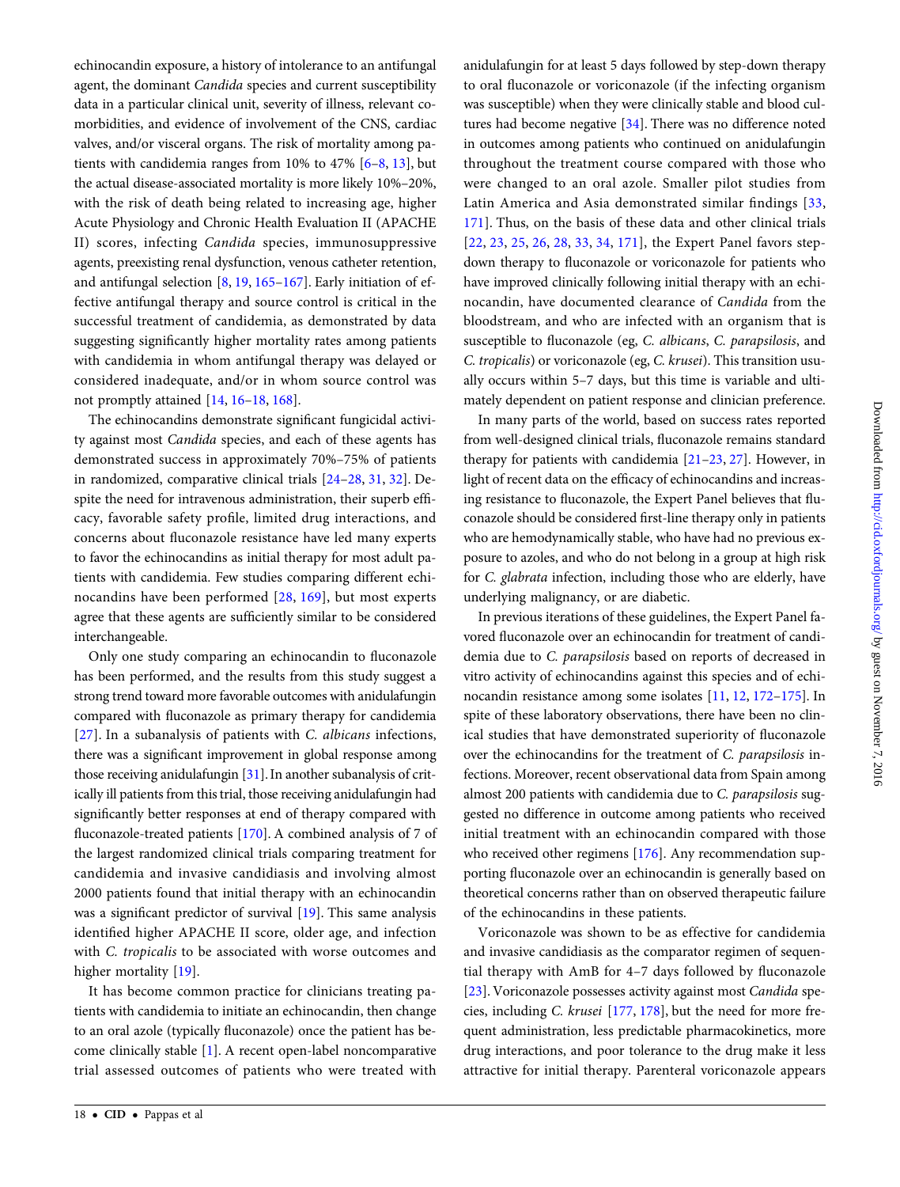echinocandin exposure, a history of intolerance to an antifungal agent, the dominant *Candida* species and current susceptibility data in a particular clinical unit, severity of illness, relevant comorbidities, and evidence of involvement of the CNS, cardiac valves, and/or visceral organs. The risk of mortality among patients with candidemia ranges from 10% to 47% [6–8, 13], but the actual disease-associated mortality is more likely 10%–20%, with the risk of death being related to increasing age, higher Acute Physiology and Chronic Health Evaluation II (APACHE II) scores, infecting *Candida* species, immunosuppressive agents, preexisting renal dysfunction, venous catheter retention, and antifungal selection [8, 19, 165–167]. Early initiation of effective antifungal therapy and source control is critical in the successful treatment of candidemia, as demonstrated by data suggesting significantly higher mortality rates among patients with candidemia in whom antifungal therapy was delayed or considered inadequate, and/or in whom source control was not promptly attained [14, 16–18, 168].

The echinocandins demonstrate significant fungicidal activity against most *Candida* species, and each of these agents has demonstrated success in approximately 70%–75% of patients in randomized, comparative clinical trials [24–28, 31, 32]. Despite the need for intravenous administration, their superb efficacy, favorable safety profile, limited drug interactions, and concerns about fluconazole resistance have led many experts to favor the echinocandins as initial therapy for most adult patients with candidemia. Few studies comparing different echinocandins have been performed [28, 169], but most experts agree that these agents are sufficiently similar to be considered interchangeable.

Only one study comparing an echinocandin to fluconazole has been performed, and the results from this study suggest a strong trend toward more favorable outcomes with anidulafungin compared with fluconazole as primary therapy for candidemia [27]. In a subanalysis of patients with *C. albicans* infections, there was a significant improvement in global response among those receiving anidulafungin [31]. In another subanalysis of critically ill patients from this trial, those receiving anidulafungin had significantly better responses at end of therapy compared with fluconazole-treated patients [170]. A combined analysis of 7 of the largest randomized clinical trials comparing treatment for candidemia and invasive candidiasis and involving almost 2000 patients found that initial therapy with an echinocandin was a significant predictor of survival [19]. This same analysis identified higher APACHE II score, older age, and infection with *C. tropicalis* to be associated with worse outcomes and higher mortality [19].

It has become common practice for clinicians treating patients with candidemia to initiate an echinocandin, then change to an oral azole (typically fluconazole) once the patient has become clinically stable [1]. A recent open-label noncomparative trial assessed outcomes of patients who were treated with anidulafungin for at least 5 days followed by step-down therapy to oral fluconazole or voriconazole (if the infecting organism was susceptible) when they were clinically stable and blood cultures had become negative [34]. There was no difference noted in outcomes among patients who continued on anidulafungin throughout the treatment course compared with those who were changed to an oral azole. Smaller pilot studies from Latin America and Asia demonstrated similar findings [33, 171]. Thus, on the basis of these data and other clinical trials [22, 23, 25, 26, 28, 33, 34, 171], the Expert Panel favors step-down therapy to fluconazole or voriconazole for patients who have improved clinically following initial therapy with an echinocandin, have documented clearance of *Candida* from the bloodstream, and who are infected with an organism that is susceptible to fluconazole (eg, *C. albicans*, *C. parapsilosis*, and *C. tropicalis*) or voriconazole (eg, *C. krusei*). This transition usually occurs within 5–7 days, but this time is variable and ultimately dependent on patient response and clinician preference.

In many parts of the world, based on success rates reported from well-designed clinical trials, fluconazole remains standard therapy for patients with candidemia [21–23, 27]. However, in light of recent data on the efficacy of echinocandins and increasing resistance to fluconazole, the Expert Panel believes that fluconazole should be considered first-line therapy only in patients who are hemodynamically stable, who have had no previous exposure to azoles, and who do not belong in a group at high risk for *C. glabrata* infection, including those who are elderly, have underlying malignancy, or are diabetic.

In previous iterations of these guidelines, the Expert Panel favored fluconazole over an echinocandin for treatment of candidemia due to *C. parapsilosis* based on reports of decreased in vitro activity of echinocandins against this species and of echinocandin resistance among some isolates [11, 12, 172–175]. In spite of these laboratory observations, there have been no clinical studies that have demonstrated superiority of fluconazole over the echinocandins for the treatment of *C. parapsilosis* infections. Moreover, recent observational data from Spain among almost 200 patients with candidemia due to *C. parapsilosis* suggested no difference in outcome among patients who received initial treatment with an echinocandin compared with those who received other regimens [176]. Any recommendation supporting fluconazole over an echinocandin is generally based on theoretical concerns rather than on observed therapeutic failure of the echinocandins in these patients.

Voriconazole was shown to be as effective for candidemia and invasive candidiasis as the comparator regimen of sequential therapy with AmB for 4–7 days followed by fluconazole [23]. Voriconazole possesses activity against most *Candida* species, including *C. krusei* [177, 178], but the need for more frequent administration, less predictable pharmacokinetics, more drug interactions, and poor tolerance to the drug make it less attractive for initial therapy. Parenteral voriconazole appears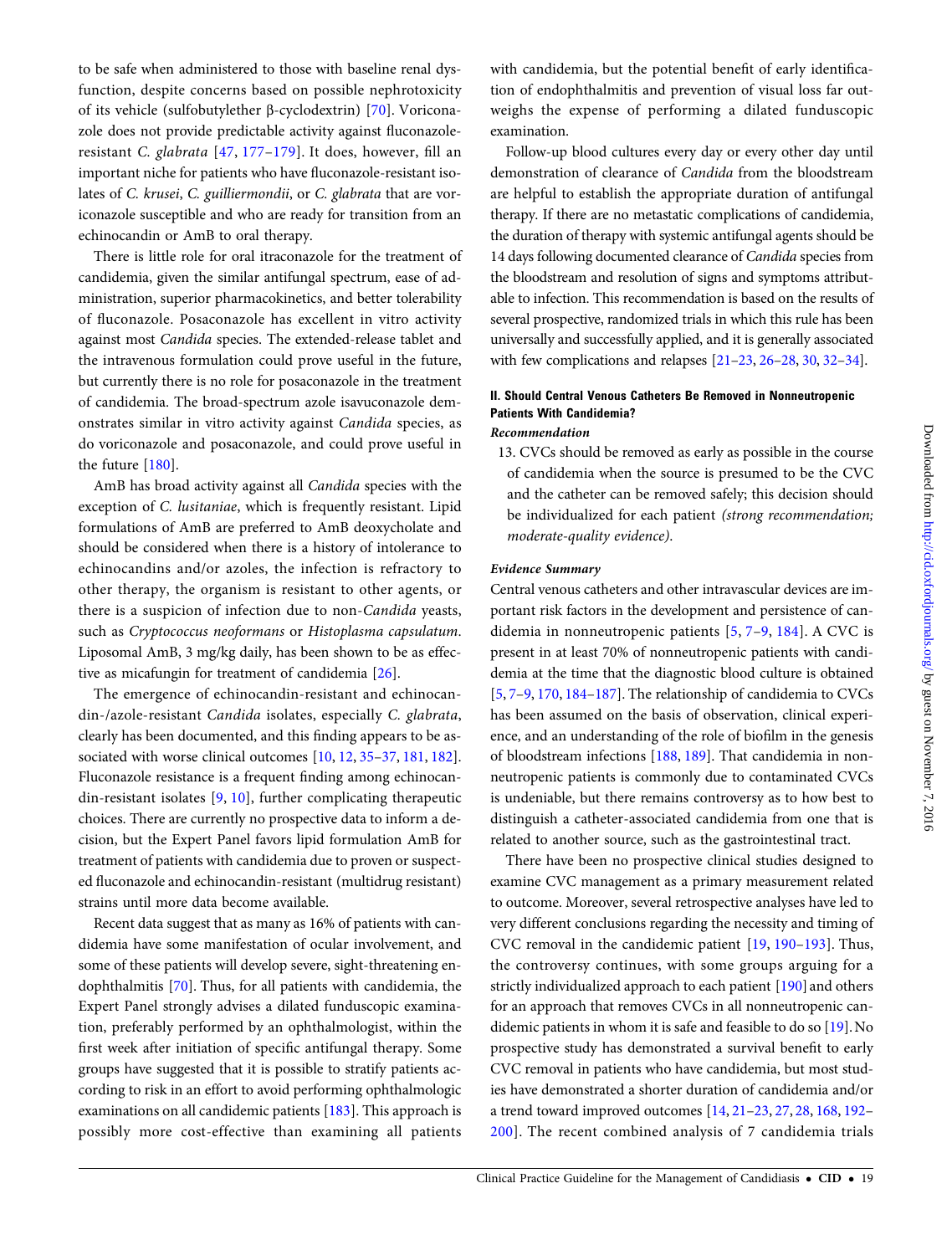to be safe when administered to those with baseline renal dysfunction, despite concerns based on possible nephrotoxicity of its vehicle (sulfobutylether β-cyclodextrin) [70]. Voriconazole does not provide predictable activity against fluconazole-resistant *C. glabrata* [47, 177–179]. It does, however, fill an important niche for patients who have fluconazole-resistant isolates of *C. krusei*, *C. guilliermondii*, or *C. glabrata* that are voriconazole susceptible and who are ready for transition from an echinocandin or AmB to oral therapy.

There is little role for oral itraconazole for the treatment of candidemia, given the similar antifungal spectrum, ease of administration, superior pharmacokinetics, and better tolerability of fluconazole. Posaconazole has excellent in vitro activity against most *Candida* species. The extended-release tablet and the intravenous formulation could prove useful in the future, but currently there is no role for posaconazole in the treatment of candidemia. The broad-spectrum azole isavuconazole demonstrates similar in vitro activity against *Candida* species, as do voriconazole and posaconazole, and could prove useful in the future [180].

AmB has broad activity against all *Candida* species with the exception of *C. lusitaniae*, which is frequently resistant. Lipid formulations of AmB are preferred to AmB deoxycholate and should be considered when there is a history of intolerance to echinocandins and/or azoles, the infection is refractory to other therapy, the organism is resistant to other agents, or there is a suspicion of infection due to non-*Candida* yeasts, such as *Cryptococcus neoformans* or *Histoplasma capsulatum*. Liposomal AmB, 3 mg/kg daily, has been shown to be as effective as micafungin for treatment of candidemia [26].

The emergence of echinocandin-resistant and echinocandin-/azole-resistant *Candida* isolates, especially *C. glabrata*, clearly has been documented, and this finding appears to be associated with worse clinical outcomes [10, 12, 35–37, 181, 182]. Fluconazole resistance is a frequent finding among echinocandin-resistant isolates [9, 10], further complicating therapeutic choices. There are currently no prospective data to inform a decision, but the Expert Panel favors lipid formulation AmB for treatment of patients with candidemia due to proven or suspected fluconazole and echinocandin-resistant (multidrug resistant) strains until more data become available.

Recent data suggest that as many as 16% of patients with candidemia have some manifestation of ocular involvement, and some of these patients will develop severe, sight-threatening endophthalmitis [70]. Thus, for all patients with candidemia, the Expert Panel strongly advises a dilated funduscopic examination, preferably performed by an ophthalmologist, within the first week after initiation of specific antifungal therapy. Some groups have suggested that it is possible to stratify patients according to risk in an effort to avoid performing ophthalmologic examinations on all candidemic patients [183]. This approach is possibly more cost-effective than examining all patients with candidemia, but the potential benefit of early identification of endophthalmitis and prevention of visual loss far outweighs the expense of performing a dilated funduscopic examination.

Follow-up blood cultures every day or every other day until demonstration of clearance of *Candida* from the bloodstream are helpful to establish the appropriate duration of antifungal therapy. If there are no metastatic complications of candidemia, the duration of therapy with systemic antifungal agents should be 14 days following documented clearance of *Candida* species from the bloodstream and resolution of signs and symptoms attributable to infection. This recommendation is based on the results of several prospective, randomized trials in which this rule has been universally and successfully applied, and it is generally associated with few complications and relapses [21–23, 26–28, 30, 32–34].

### II. Should Central Venous Catheters Be Removed in Nonneutropenic Patients With Candidemia?

#### *Recommendation*

13. CVCs should be removed as early as possible in the course of candidemia when the source is presumed to be the CVC and the catheter can be removed safely; this decision should be individualized for each patient *(strong recommendation; moderate-quality evidence)*.

#### *Evidence Summary*

Central venous catheters and other intravascular devices are important risk factors in the development and persistence of candidemia in nonneutropenic patients [5, 7–9, 184]. A CVC is present in at least 70% of nonneutropenic patients with candidemia at the time that the diagnostic blood culture is obtained [5, 7–9, 170, 184–187]. The relationship of candidemia to CVCs has been assumed on the basis of observation, clinical experience, and an understanding of the role of biofilm in the genesis of bloodstream infections [188, 189]. That candidemia in nonneutropenic patients is commonly due to contaminated CVCs is undeniable, but there remains controversy as to how best to distinguish a catheter-associated candidemia from one that is related to another source, such as the gastrointestinal tract.

There have been no prospective clinical studies designed to examine CVC management as a primary measurement related to outcome. Moreover, several retrospective analyses have led to very different conclusions regarding the necessity and timing of CVC removal in the candidemic patient [19, 190–193]. Thus, the controversy continues, with some groups arguing for a strictly individualized approach to each patient [190] and others for an approach that removes CVCs in all nonneutropenic candidemic patients in whom it is safe and feasible to do so [19]. No prospective study has demonstrated a survival benefit to early CVC removal in patients who have candidemia, but most studies have demonstrated a shorter duration of candidemia and/or a trend toward improved outcomes [14, 21–23, 27, 28, 168, 192–200]. The recent combined analysis of 7 candidemia trials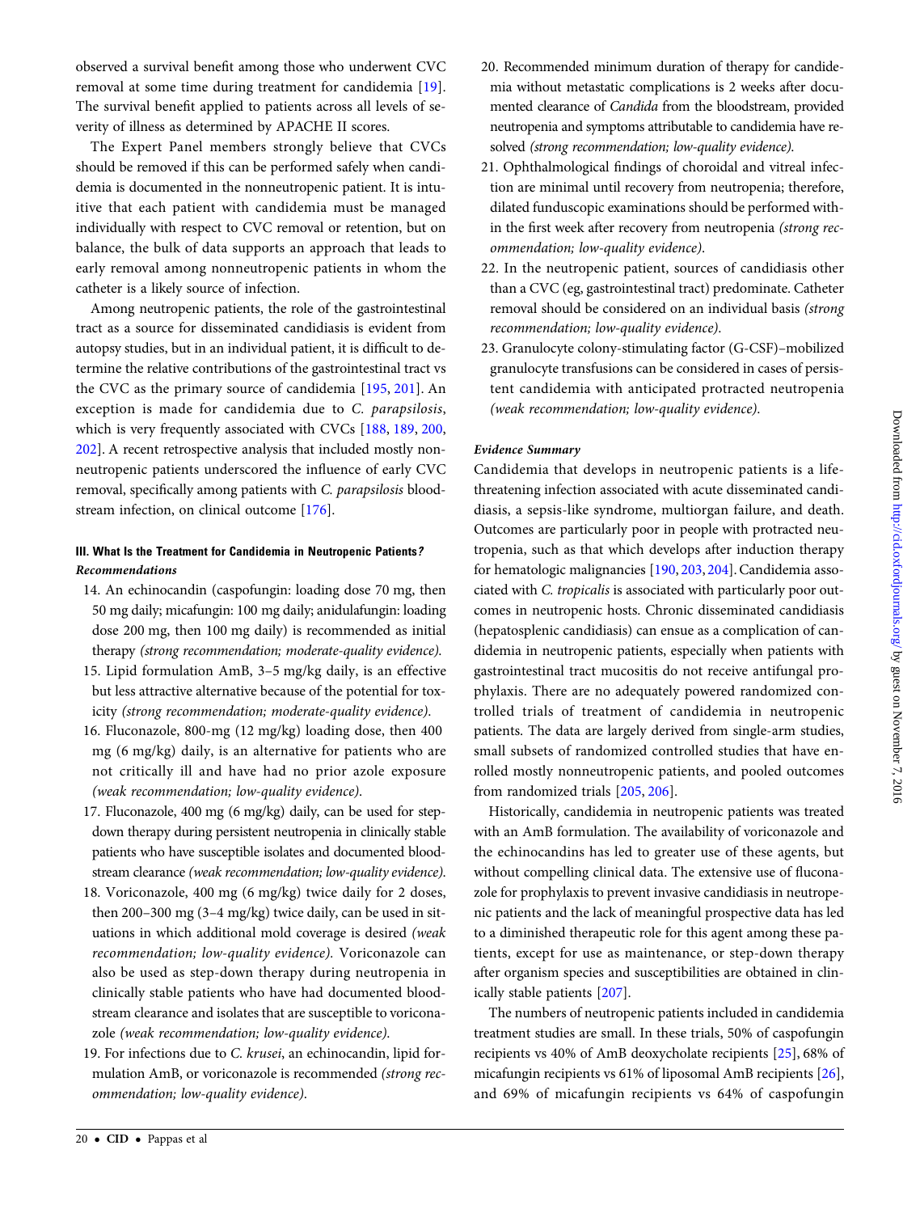observed a survival benefit among those who underwent CVC removal at some time during treatment for candidemia [19]. The survival benefit applied to patients across all levels of severity of illness as determined by APACHE II scores.

The Expert Panel members strongly believe that CVCs should be removed if this can be performed safely when candidemia is documented in the nonneutropenic patient. It is intuitive that each patient with candidemia must be managed individually with respect to CVC removal or retention, but on balance, the bulk of data supports an approach that leads to early removal among nonneutropenic patients in whom the catheter is a likely source of infection.

Among neutropenic patients, the role of the gastrointestinal tract as a source for disseminated candidiasis is evident from autopsy studies, but in an individual patient, it is difficult to determine the relative contributions of the gastrointestinal tract vs the CVC as the primary source of candidemia [195, 201]. An exception is made for candidemia due to *C. parapsilosis*, which is very frequently associated with CVCs [188, 189, 200, 202]. A recent retrospective analysis that included mostly nonneutropenic patients underscored the influence of early CVC removal, specifically among patients with *C. parapsilosis* bloodstream infection, on clinical outcome [176].

### III. What Is the Treatment for Candidemia in Neutropenic Patients?

#### *Recommendations*

14. An echinocandin (caspofungin: loading dose 70 mg, then 50 mg daily; micafungin: 100 mg daily; anidulafungin: loading dose 200 mg, then 100 mg daily) is recommended as initial therapy *(strong recommendation; moderate-quality evidence)*.
15. Lipid formulation AmB, 3–5 mg/kg daily, is an effective but less attractive alternative because of the potential for toxicity *(strong recommendation; moderate-quality evidence)*.
16. Fluconazole, 800-mg (12 mg/kg) loading dose, then 400 mg (6 mg/kg) daily, is an alternative for patients who are not critically ill and have had no prior azole exposure *(weak recommendation; low-quality evidence)*.
17. Fluconazole, 400 mg (6 mg/kg) daily, can be used for step-down therapy during persistent neutropenia in clinically stable patients who have susceptible isolates and documented bloodstream clearance *(weak recommendation; low-quality evidence)*.
18. Voriconazole, 400 mg (6 mg/kg) twice daily for 2 doses, then 200–300 mg (3–4 mg/kg) twice daily, can be used in situations in which additional mold coverage is desired *(weak recommendation; low-quality evidence)*. Voriconazole can also be used as step-down therapy during neutropenia in clinically stable patients who have had documented bloodstream clearance and isolates that are susceptible to voriconazole *(weak recommendation; low-quality evidence)*.
19. For infections due to *C. krusei*, an echinocandin, lipid formulation AmB, or voriconazole is recommended *(strong recommendation; low-quality evidence)*.
20. Recommended minimum duration of therapy for candidemia without metastatic complications is 2 weeks after documented clearance of *Candida* from the bloodstream, provided neutropenia and symptoms attributable to candidemia have resolved *(strong recommendation; low-quality evidence)*.
21. Ophthalmological findings of choroidal and vitreal infection are minimal until recovery from neutropenia; therefore, dilated funduscopic examinations should be performed within the first week after recovery from neutropenia *(strong recommendation; low-quality evidence)*.
22. In the neutropenic patient, sources of candidiasis other than a CVC (eg, gastrointestinal tract) predominate. Catheter removal should be considered on an individual basis *(strong recommendation; low-quality evidence)*.
23. Granulocyte colony-stimulating factor (G-CSF)–mobilized granulocyte transfusions can be considered in cases of persistent candidemia with anticipated protracted neutropenia *(weak recommendation; low-quality evidence)*.

#### *Evidence Summary*

Candidemia that develops in neutropenic patients is a life-threatening infection associated with acute disseminated candidiasis, a sepsis-like syndrome, multiorgan failure, and death. Outcomes are particularly poor in people with protracted neutropenia, such as that which develops after induction therapy for hematologic malignancies [190, 203, 204]. Candidemia associated with *C. tropicalis* is associated with particularly poor outcomes in neutropenic hosts. Chronic disseminated candidiasis (hepatosplenic candidiasis) can ensue as a complication of candidemia in neutropenic patients, especially when patients with gastrointestinal tract mucositis do not receive antifungal prophylaxis. There are no adequately powered randomized controlled trials of treatment of candidemia in neutropenic patients. The data are largely derived from single-arm studies, small subsets of randomized controlled studies that have enrolled mostly nonneutropenic patients, and pooled outcomes from randomized trials [205, 206].

Historically, candidemia in neutropenic patients was treated with an AmB formulation. The availability of voriconazole and the echinocandins has led to greater use of these agents, but without compelling clinical data. The extensive use of fluconazole for prophylaxis to prevent invasive candidiasis in neutropenic patients and the lack of meaningful prospective data has led to a diminished therapeutic role for this agent among these patients, except for use as maintenance, or step-down therapy after organism species and susceptibilities are obtained in clinically stable patients [207].

The numbers of neutropenic patients included in candidemia treatment studies are small. In these trials, 50% of caspofungin recipients vs 40% of AmB deoxycholate recipients [25], 68% of micafungin recipients vs 61% of liposomal AmB recipients [26], and 69% of micafungin recipients vs 64% of caspofungin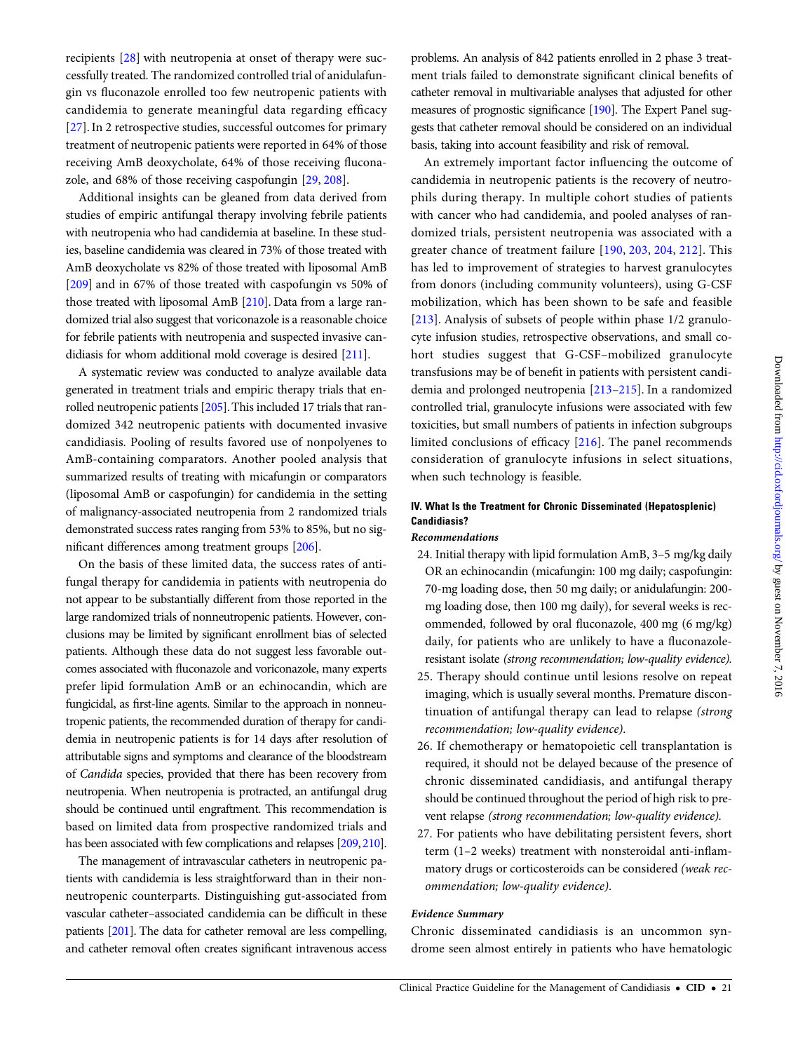recipients [28] with neutropenia at onset of therapy were successfully treated. The randomized controlled trial of anidulafungin vs fluconazole enrolled too few neutropenic patients with candidemia to generate meaningful data regarding efficacy [27]. In 2 retrospective studies, successful outcomes for primary treatment of neutropenic patients were reported in 64% of those receiving AmB deoxycholate, 64% of those receiving fluconazole, and 68% of those receiving caspofungin [29, 208].

Additional insights can be gleaned from data derived from studies of empiric antifungal therapy involving febrile patients with neutropenia who had candidemia at baseline. In these studies, baseline candidemia was cleared in 73% of those treated with AmB deoxycholate vs 82% of those treated with liposomal AmB [209] and in 67% of those treated with caspofungin vs 50% of those treated with liposomal AmB [210]. Data from a large randomized trial also suggest that voriconazole is a reasonable choice for febrile patients with neutropenia and suspected invasive candidiasis for whom additional mold coverage is desired [211].

A systematic review was conducted to analyze available data generated in treatment trials and empiric therapy trials that enrolled neutropenic patients [205]. This included 17 trials that randomized 342 neutropenic patients with documented invasive candidiasis. Pooling of results favored use of nonpolyenes to AmB-containing comparators. Another pooled analysis that summarized results of treating with micafungin or comparators (liposomal AmB or caspofungin) for candidemia in the setting of malignancy-associated neutropenia from 2 randomized trials demonstrated success rates ranging from 53% to 85%, but no significant differences among treatment groups [206].

On the basis of these limited data, the success rates of antifungal therapy for candidemia in patients with neutropenia do not appear to be substantially different from those reported in the large randomized trials of nonneutropenic patients. However, conclusions may be limited by significant enrollment bias of selected patients. Although these data do not suggest less favorable outcomes associated with fluconazole and voriconazole, many experts prefer lipid formulation AmB or an echinocandin, which are fungicidal, as first-line agents. Similar to the approach in nonneutropenic patients, the recommended duration of therapy for candidemia in neutropenic patients is for 14 days after resolution of attributable signs and symptoms and clearance of the bloodstream of *Candida* species, provided that there has been recovery from neutropenia. When neutropenia is protracted, an antifungal drug should be continued until engraftment. This recommendation is based on limited data from prospective randomized trials and has been associated with few complications and relapses [209, 210].

The management of intravascular catheters in neutropenic patients with candidemia is less straightforward than in their nonneutropenic counterparts. Distinguishing gut-associated from vascular catheter–associated candidemia can be difficult in these patients [201]. The data for catheter removal are less compelling, and catheter removal often creates significant intravenous access problems. An analysis of 842 patients enrolled in 2 phase 3 treatment trials failed to demonstrate significant clinical benefits of catheter removal in multivariable analyses that adjusted for other measures of prognostic significance [190]. The Expert Panel suggests that catheter removal should be considered on an individual basis, taking into account feasibility and risk of removal.

An extremely important factor influencing the outcome of candidemia in neutropenic patients is the recovery of neutrophils during therapy. In multiple cohort studies of patients with cancer who had candidemia, and pooled analyses of randomized trials, persistent neutropenia was associated with a greater chance of treatment failure [190, 203, 204, 212]. This has led to improvement of strategies to harvest granulocytes from donors (including community volunteers), using G-CSF mobilization, which has been shown to be safe and feasible [213]. Analysis of subsets of people within phase 1/2 granulocyte infusion studies, retrospective observations, and small cohort studies suggest that G-CSF–mobilized granulocyte transfusions may be of benefit in patients with persistent candidemia and prolonged neutropenia [213–215]. In a randomized controlled trial, granulocyte infusions were associated with few toxicities, but small numbers of patients in infection subgroups limited conclusions of efficacy [216]. The panel recommends consideration of granulocyte infusions in select situations, when such technology is feasible.

### IV. What Is the Treatment for Chronic Disseminated (Hepatosplenic) Candidiasis?

#### *Recommendations*

24. Initial therapy with lipid formulation AmB, 3–5 mg/kg daily OR an echinocandin (micafungin: 100 mg daily; caspofungin: 70-mg loading dose, then 50 mg daily; or anidulafungin: 200-mg loading dose, then 100 mg daily), for several weeks is recommended, followed by oral fluconazole, 400 mg (6 mg/kg) daily, for patients who are unlikely to have a fluconazole-resistant isolate *(strong recommendation; low-quality evidence)*.
25. Therapy should continue until lesions resolve on repeat imaging, which is usually several months. Premature discontinuation of antifungal therapy can lead to relapse *(strong recommendation; low-quality evidence)*.
26. If chemotherapy or hematopoietic cell transplantation is required, it should not be delayed because of the presence of chronic disseminated candidiasis, and antifungal therapy should be continued throughout the period of high risk to prevent relapse *(strong recommendation; low-quality evidence)*.
27. For patients who have debilitating persistent fevers, short term (1–2 weeks) treatment with nonsteroidal anti-inflammatory drugs or corticosteroids can be considered *(weak recommendation; low-quality evidence)*.

#### *Evidence Summary*

Chronic disseminated candidiasis is an uncommon syndrome seen almost entirely in patients who have hematologic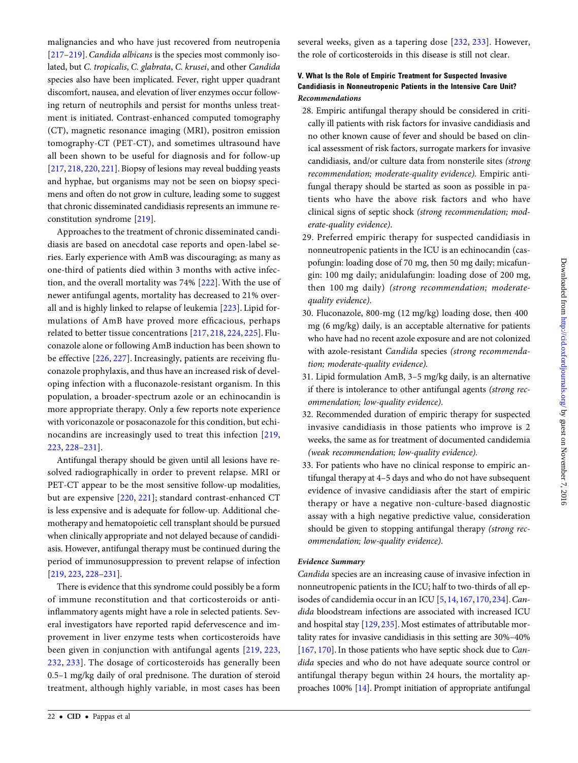malignancies and who have just recovered from neutropenia [217–219]. *Candida albicans* is the species most commonly isolated, but *C. tropicalis*, *C. glabrata*, *C. krusei*, and other *Candida* species also have been implicated. Fever, right upper quadrant discomfort, nausea, and elevation of liver enzymes occur following return of neutrophils and persist for months unless treatment is initiated. Contrast-enhanced computed tomography (CT), magnetic resonance imaging (MRI), positron emission tomography-CT (PET-CT), and sometimes ultrasound have all been shown to be useful for diagnosis and for follow-up [217, 218, 220, 221]. Biopsy of lesions may reveal budding yeasts and hyphae, but organisms may not be seen on biopsy specimens and often do not grow in culture, leading some to suggest that chronic disseminated candidiasis represents an immune reconstitution syndrome [219].

Approaches to the treatment of chronic disseminated candidiasis are based on anecdotal case reports and open-label series. Early experience with AmB was discouraging; as many as one-third of patients died within 3 months with active infection, and the overall mortality was 74% [222]. With the use of newer antifungal agents, mortality has decreased to 21% overall and is highly linked to relapse of leukemia [223]. Lipid formulations of AmB have proved more efficacious, perhaps related to better tissue concentrations [217, 218, 224, 225]. Fluconazole alone or following AmB induction has been shown to be effective [226, 227]. Increasingly, patients are receiving fluconazole prophylaxis, and thus have an increased risk of developing infection with a fluconazole-resistant organism. In this population, a broader-spectrum azole or an echinocandin is more appropriate therapy. Only a few reports note experience with voriconazole or posaconazole for this condition, but echinocandins are increasingly used to treat this infection [219, 223, 228–231].

Antifungal therapy should be given until all lesions have resolved radiographically in order to prevent relapse. MRI or PET-CT appear to be the most sensitive follow-up modalities, but are expensive [220, 221]; standard contrast-enhanced CT is less expensive and is adequate for follow-up. Additional chemotherapy and hematopoietic cell transplant should be pursued when clinically appropriate and not delayed because of candidiasis. However, antifungal therapy must be continued during the period of immunosuppression to prevent relapse of infection [219, 223, 228–231].

There is evidence that this syndrome could possibly be a form of immune reconstitution and that corticosteroids or anti-inflammatory agents might have a role in selected patients. Several investigators have reported rapid defervescence and improvement in liver enzyme tests when corticosteroids have been given in conjunction with antifungal agents [219, 223, 232, 233]. The dosage of corticosteroids has generally been 0.5–1 mg/kg daily of oral prednisone. The duration of steroid treatment, although highly variable, in most cases has been several weeks, given as a tapering dose [232, 233]. However, the role of corticosteroids in this disease is still not clear.

### V. What Is the Role of Empiric Treatment for Suspected Invasive Candidiasis in Nonneutropenic Patients in the Intensive Care Unit?

***Recommendations***

28. Empiric antifungal therapy should be considered in critically ill patients with risk factors for invasive candidiasis and no other known cause of fever and should be based on clinical assessment of risk factors, surrogate markers for invasive candidiasis, and/or culture data from nonsterile sites *(strong recommendation; moderate-quality evidence).* Empiric antifungal therapy should be started as soon as possible in patients who have the above risk factors and who have clinical signs of septic shock *(strong recommendation; moderate-quality evidence).*
29. Preferred empiric therapy for suspected candidiasis in nonneutropenic patients in the ICU is an echinocandin (caspofungin: loading dose of 70 mg, then 50 mg daily; micafungin: 100 mg daily; anidulafungin: loading dose of 200 mg, then 100 mg daily) *(strong recommendation; moderate-quality evidence).*
30. Fluconazole, 800-mg (12 mg/kg) loading dose, then 400 mg (6 mg/kg) daily, is an acceptable alternative for patients who have had no recent azole exposure and are not colonized with azole-resistant *Candida* species *(strong recommendation; moderate-quality evidence).*
31. Lipid formulation AmB, 3–5 mg/kg daily, is an alternative if there is intolerance to other antifungal agents *(strong recommendation; low-quality evidence).*
32. Recommended duration of empiric therapy for suspected invasive candidiasis in those patients who improve is 2 weeks, the same as for treatment of documented candidemia *(weak recommendation; low-quality evidence).*
33. For patients who have no clinical response to empiric antifungal therapy at 4–5 days and who do not have subsequent evidence of invasive candidiasis after the start of empiric therapy or have a negative non-culture-based diagnostic assay with a high negative predictive value, consideration should be given to stopping antifungal therapy *(strong recommendation; low-quality evidence).*

***Evidence Summary***

*Candida* species are an increasing cause of invasive infection in nonneutropenic patients in the ICU; half to two-thirds of all episodes of candidemia occur in an ICU [5, 14, 167, 170, 234]. *Candida* bloodstream infections are associated with increased ICU and hospital stay [129, 235]. Most estimates of attributable mortality rates for invasive candidiasis in this setting are 30%–40% [167, 170]. In those patients who have septic shock due to *Candida* species and who do not have adequate source control or antifungal therapy begun within 24 hours, the mortality approaches 100% [14]. Prompt initiation of appropriate antifungal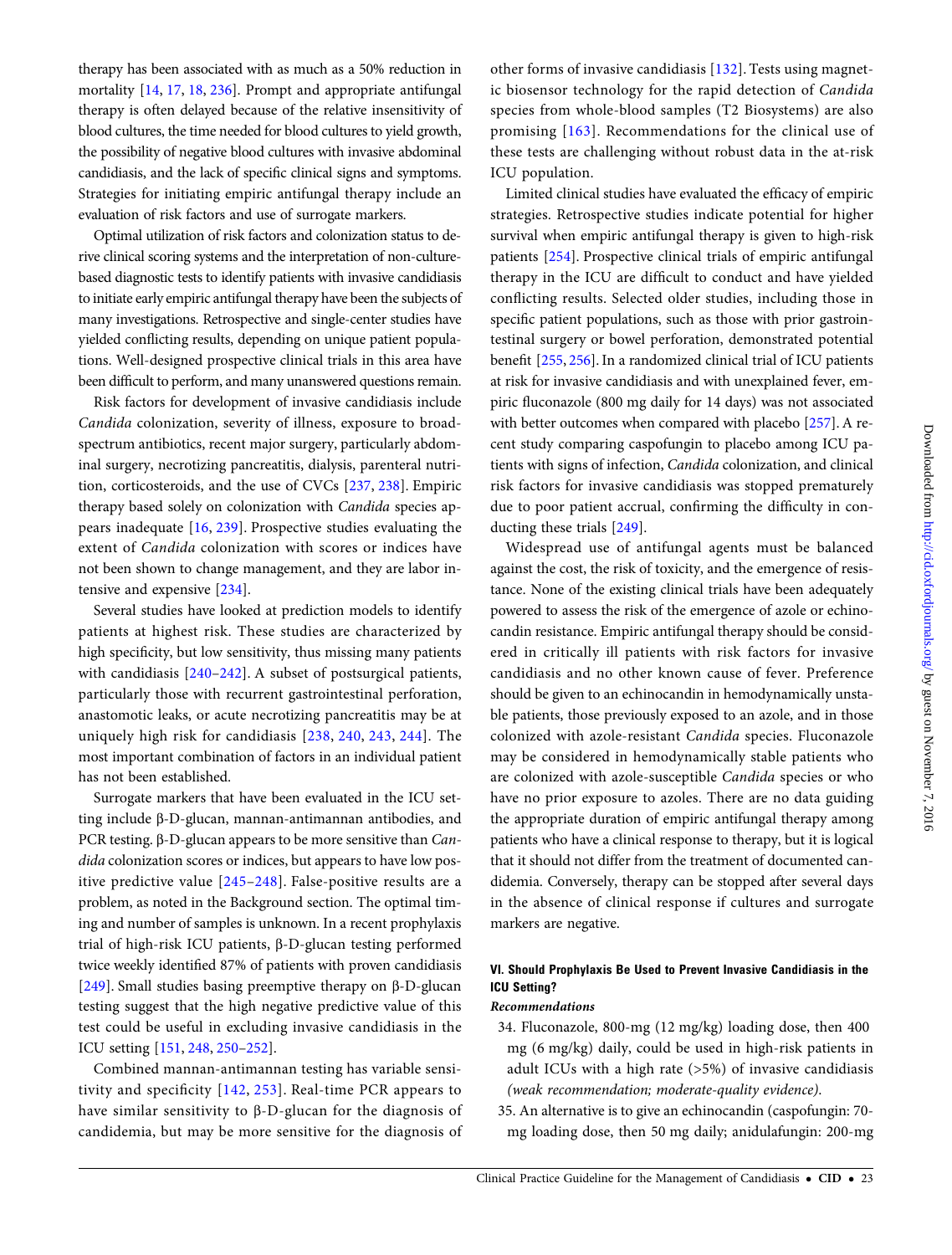therapy has been associated with as much as a 50% reduction in mortality [14, 17, 18, 236]. Prompt and appropriate antifungal therapy is often delayed because of the relative insensitivity of blood cultures, the time needed for blood cultures to yield growth, the possibility of negative blood cultures with invasive abdominal candidiasis, and the lack of specific clinical signs and symptoms. Strategies for initiating empiric antifungal therapy include an evaluation of risk factors and use of surrogate markers.

Optimal utilization of risk factors and colonization status to derive clinical scoring systems and the interpretation of non-culture-based diagnostic tests to identify patients with invasive candidiasis to initiate early empiric antifungal therapy have been the subjects of many investigations. Retrospective and single-center studies have yielded conflicting results, depending on unique patient populations. Well-designed prospective clinical trials in this area have been difficult to perform, and many unanswered questions remain.

Risk factors for development of invasive candidiasis include *Candida* colonization, severity of illness, exposure to broad-spectrum antibiotics, recent major surgery, particularly abdominal surgery, necrotizing pancreatitis, dialysis, parenteral nutrition, corticosteroids, and the use of CVCs [237, 238]. Empiric therapy based solely on colonization with *Candida* species appears inadequate [16, 239]. Prospective studies evaluating the extent of *Candida* colonization with scores or indices have not been shown to change management, and they are labor intensive and expensive [234].

Several studies have looked at prediction models to identify patients at highest risk. These studies are characterized by high specificity, but low sensitivity, thus missing many patients with candidiasis [240–242]. A subset of postsurgical patients, particularly those with recurrent gastrointestinal perforation, anastomotic leaks, or acute necrotizing pancreatitis may be at uniquely high risk for candidiasis [238, 240, 243, 244]. The most important combination of factors in an individual patient has not been established.

Surrogate markers that have been evaluated in the ICU setting include β-D-glucan, mannan-antimannan antibodies, and PCR testing. β-D-glucan appears to be more sensitive than *Candida* colonization scores or indices, but appears to have low positive predictive value [245–248]. False-positive results are a problem, as noted in the Background section. The optimal timing and number of samples is unknown. In a recent prophylaxis trial of high-risk ICU patients, β-D-glucan testing performed twice weekly identified 87% of patients with proven candidiasis [249]. Small studies basing preemptive therapy on β-D-glucan testing suggest that the high negative predictive value of this test could be useful in excluding invasive candidiasis in the ICU setting [151, 248, 250–252].

Combined mannan-antimannan testing has variable sensitivity and specificity [142, 253]. Real-time PCR appears to have similar sensitivity to β-D-glucan for the diagnosis of candidemia, but may be more sensitive for the diagnosis of other forms of invasive candidiasis [132]. Tests using magnetic biosensor technology for the rapid detection of *Candida* species from whole-blood samples (T2 Biosystems) are also promising [163]. Recommendations for the clinical use of these tests are challenging without robust data in the at-risk ICU population.

Limited clinical studies have evaluated the efficacy of empiric strategies. Retrospective studies indicate potential for higher survival when empiric antifungal therapy is given to high-risk patients [254]. Prospective clinical trials of empiric antifungal therapy in the ICU are difficult to conduct and have yielded conflicting results. Selected older studies, including those in specific patient populations, such as those with prior gastrointestinal surgery or bowel perforation, demonstrated potential benefit [255, 256]. In a randomized clinical trial of ICU patients at risk for invasive candidiasis and with unexplained fever, empiric fluconazole (800 mg daily for 14 days) was not associated with better outcomes when compared with placebo [257]. A recent study comparing caspofungin to placebo among ICU patients with signs of infection, *Candida* colonization, and clinical risk factors for invasive candidiasis was stopped prematurely due to poor patient accrual, confirming the difficulty in conducting these trials [249].

Widespread use of antifungal agents must be balanced against the cost, the risk of toxicity, and the emergence of resistance. None of the existing clinical trials have been adequately powered to assess the risk of the emergence of azole or echinocandin resistance. Empiric antifungal therapy should be considered in critically ill patients with risk factors for invasive candidiasis and no other known cause of fever. Preference should be given to an echinocandin in hemodynamically unstable patients, those previously exposed to an azole, and in those colonized with azole-resistant *Candida* species. Fluconazole may be considered in hemodynamically stable patients who are colonized with azole-susceptible *Candida* species or who have no prior exposure to azoles. There are no data guiding the appropriate duration of empiric antifungal therapy among patients who have a clinical response to therapy, but it is logical that it should not differ from the treatment of documented candidemia. Conversely, therapy can be stopped after several days in the absence of clinical response if cultures and surrogate markers are negative.

### VI. Should Prophylaxis Be Used to Prevent Invasive Candidiasis in the ICU Setting?

***Recommendations***

34. Fluconazole, 800-mg (12 mg/kg) loading dose, then 400 mg (6 mg/kg) daily, could be used in high-risk patients in adult ICUs with a high rate (>5%) of invasive candidiasis *(weak recommendation; moderate-quality evidence)*.
35. An alternative is to give an echinocandin (caspofungin: 70-mg loading dose, then 50 mg daily; anidulafungin: 200-mg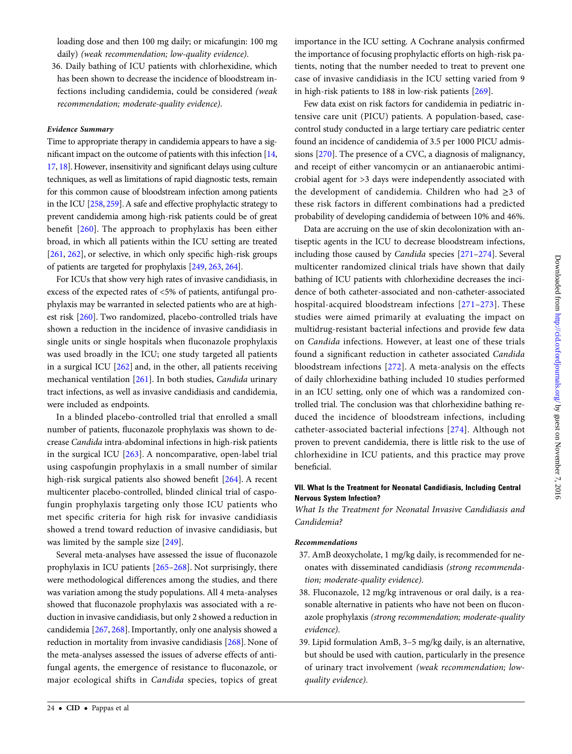loading dose and then 100 mg daily; or micafungin: 100 mg daily) *(weak recommendation; low-quality evidence)*.

36. Daily bathing of ICU patients with chlorhexidine, which has been shown to decrease the incidence of bloodstream infections including candidemia, could be considered *(weak recommendation; moderate-quality evidence)*.

#### *Evidence Summary*

Time to appropriate therapy in candidemia appears to have a significant impact on the outcome of patients with this infection [14, 17, 18]. However, insensitivity and significant delays using culture techniques, as well as limitations of rapid diagnostic tests, remain for this common cause of bloodstream infection among patients in the ICU [258, 259]. A safe and effective prophylactic strategy to prevent candidemia among high-risk patients could be of great benefit [260]. The approach to prophylaxis has been either broad, in which all patients within the ICU setting are treated [261, 262], or selective, in which only specific high-risk groups of patients are targeted for prophylaxis [249, 263, 264].

For ICUs that show very high rates of invasive candidiasis, in excess of the expected rates of <5% of patients, antifungal prophylaxis may be warranted in selected patients who are at highest risk [260]. Two randomized, placebo-controlled trials have shown a reduction in the incidence of invasive candidiasis in single units or single hospitals when fluconazole prophylaxis was used broadly in the ICU; one study targeted all patients in a surgical ICU [262] and, in the other, all patients receiving mechanical ventilation [261]. In both studies, *Candida* urinary tract infections, as well as invasive candidiasis and candidemia, were included as endpoints.

In a blinded placebo-controlled trial that enrolled a small number of patients, fluconazole prophylaxis was shown to decrease *Candida* intra-abdominal infections in high-risk patients in the surgical ICU [263]. A noncomparative, open-label trial using caspofungin prophylaxis in a small number of similar high-risk surgical patients also showed benefit [264]. A recent multicenter placebo-controlled, blinded clinical trial of caspofungin prophylaxis targeting only those ICU patients who met specific criteria for high risk for invasive candidiasis showed a trend toward reduction of invasive candidiasis, but was limited by the sample size [249].

Several meta-analyses have assessed the issue of fluconazole prophylaxis in ICU patients [265–268]. Not surprisingly, there were methodological differences among the studies, and there was variation among the study populations. All 4 meta-analyses showed that fluconazole prophylaxis was associated with a reduction in invasive candidiasis, but only 2 showed a reduction in candidemia [267, 268]. Importantly, only one analysis showed a reduction in mortality from invasive candidiasis [268]. None of the meta-analyses assessed the issues of adverse effects of antifungal agents, the emergence of resistance to fluconazole, or major ecological shifts in *Candida* species, topics of great importance in the ICU setting. A Cochrane analysis confirmed the importance of focusing prophylactic efforts on high-risk patients, noting that the number needed to treat to prevent one case of invasive candidiasis in the ICU setting varied from 9 in high-risk patients to 188 in low-risk patients [269].

Few data exist on risk factors for candidemia in pediatric intensive care unit (PICU) patients. A population-based, case-control study conducted in a large tertiary care pediatric center found an incidence of candidemia of 3.5 per 1000 PICU admissions [270]. The presence of a CVC, a diagnosis of malignancy, and receipt of either vancomycin or an antianaerobic antimicrobial agent for >3 days were independently associated with the development of candidemia. Children who had ≥3 of these risk factors in different combinations had a predicted probability of developing candidemia of between 10% and 46%.

Data are accruing on the use of skin decolonization with antiseptic agents in the ICU to decrease bloodstream infections, including those caused by *Candida* species [271–274]. Several multicenter randomized clinical trials have shown that daily bathing of ICU patients with chlorhexidine decreases the incidence of both catheter-associated and non-catheter-associated hospital-acquired bloodstream infections [271–273]. These studies were aimed primarily at evaluating the impact on multidrug-resistant bacterial infections and provide few data on *Candida* infections. However, at least one of these trials found a significant reduction in catheter associated *Candida* bloodstream infections [272]. A meta-analysis on the effects of daily chlorhexidine bathing included 10 studies performed in an ICU setting, only one of which was a randomized controlled trial. The conclusion was that chlorhexidine bathing reduced the incidence of bloodstream infections, including catheter-associated bacterial infections [274]. Although not proven to prevent candidemia, there is little risk to the use of chlorhexidine in ICU patients, and this practice may prove beneficial.

### VII. What Is the Treatment for Neonatal Candidiasis, Including Central Nervous System Infection?

*What Is the Treatment for Neonatal Invasive Candidiasis and Candidemia?*

#### *Recommendations*

37. AmB deoxycholate, 1 mg/kg daily, is recommended for neonates with disseminated candidiasis *(strong recommendation; moderate-quality evidence)*.
38. Fluconazole, 12 mg/kg intravenous or oral daily, is a reasonable alternative in patients who have not been on fluconazole prophylaxis *(strong recommendation; moderate-quality evidence)*.
39. Lipid formulation AmB, 3–5 mg/kg daily, is an alternative, but should be used with caution, particularly in the presence of urinary tract involvement *(weak recommendation; low-quality evidence)*.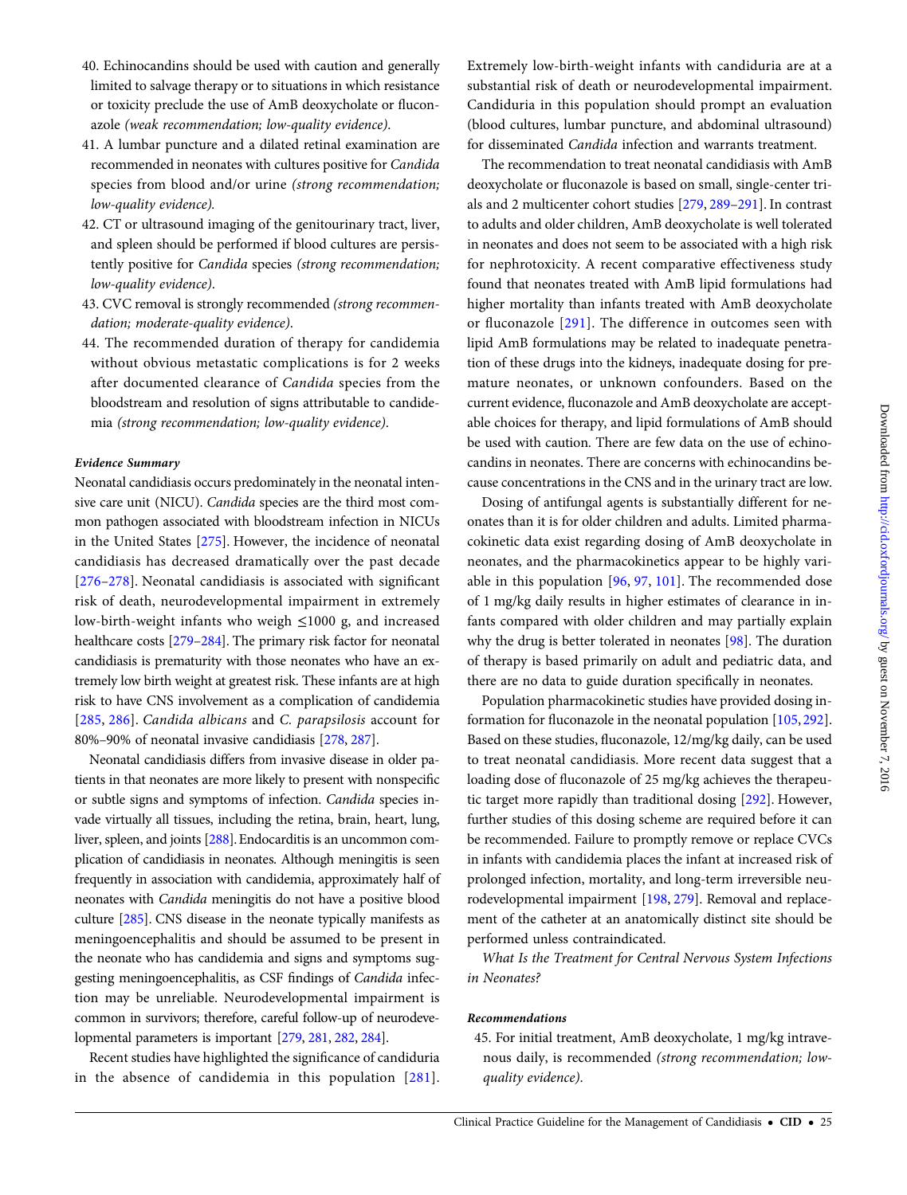40. Echinocandins should be used with caution and generally limited to salvage therapy or to situations in which resistance or toxicity preclude the use of AmB deoxycholate or fluconazole *(weak recommendation; low-quality evidence)*.
41. A lumbar puncture and a dilated retinal examination are recommended in neonates with cultures positive for *Candida* species from blood and/or urine *(strong recommendation; low-quality evidence).*
42. CT or ultrasound imaging of the genitourinary tract, liver, and spleen should be performed if blood cultures are persistently positive for *Candida* species *(strong recommendation; low-quality evidence)*.
43. CVC removal is strongly recommended *(strong recommendation; moderate-quality evidence)*.
44. The recommended duration of therapy for candidemia without obvious metastatic complications is for 2 weeks after documented clearance of *Candida* species from the bloodstream and resolution of signs attributable to candidemia *(strong recommendation; low-quality evidence)*.

#### *Evidence Summary*

Neonatal candidiasis occurs predominately in the neonatal intensive care unit (NICU). *Candida* species are the third most common pathogen associated with bloodstream infection in NICUs in the United States [275]. However, the incidence of neonatal candidiasis has decreased dramatically over the past decade [276–278]. Neonatal candidiasis is associated with significant risk of death, neurodevelopmental impairment in extremely low-birth-weight infants who weigh ≤1000 g, and increased healthcare costs [279–284]. The primary risk factor for neonatal candidiasis is prematurity with those neonates who have an extremely low birth weight at greatest risk. These infants are at high risk to have CNS involvement as a complication of candidemia [285, 286]. *Candida albicans* and *C. parapsilosis* account for 80%–90% of neonatal invasive candidiasis [278, 287].

Neonatal candidiasis differs from invasive disease in older patients in that neonates are more likely to present with nonspecific or subtle signs and symptoms of infection. *Candida* species invade virtually all tissues, including the retina, brain, heart, lung, liver, spleen, and joints [288]. Endocarditis is an uncommon complication of candidiasis in neonates. Although meningitis is seen frequently in association with candidemia, approximately half of neonates with *Candida* meningitis do not have a positive blood culture [285]. CNS disease in the neonate typically manifests as meningoencephalitis and should be assumed to be present in the neonate who has candidemia and signs and symptoms suggesting meningoencephalitis, as CSF findings of *Candida* infection may be unreliable. Neurodevelopmental impairment is common in survivors; therefore, careful follow-up of neurodevelopmental parameters is important [279, 281, 282, 284].

Recent studies have highlighted the significance of candiduria in the absence of candidemia in this population [281]. Extremely low-birth-weight infants with candiduria are at a substantial risk of death or neurodevelopmental impairment. Candiduria in this population should prompt an evaluation (blood cultures, lumbar puncture, and abdominal ultrasound) for disseminated *Candida* infection and warrants treatment.

The recommendation to treat neonatal candidiasis with AmB deoxycholate or fluconazole is based on small, single-center trials and 2 multicenter cohort studies [279, 289–291]. In contrast to adults and older children, AmB deoxycholate is well tolerated in neonates and does not seem to be associated with a high risk for nephrotoxicity. A recent comparative effectiveness study found that neonates treated with AmB lipid formulations had higher mortality than infants treated with AmB deoxycholate or fluconazole [291]. The difference in outcomes seen with lipid AmB formulations may be related to inadequate penetration of these drugs into the kidneys, inadequate dosing for premature neonates, or unknown confounders. Based on the current evidence, fluconazole and AmB deoxycholate are acceptable choices for therapy, and lipid formulations of AmB should be used with caution. There are few data on the use of echinocandins in neonates. There are concerns with echinocandins because concentrations in the CNS and in the urinary tract are low.

Dosing of antifungal agents is substantially different for neonates than it is for older children and adults. Limited pharmacokinetic data exist regarding dosing of AmB deoxycholate in neonates, and the pharmacokinetics appear to be highly variable in this population [96, 97, 101]. The recommended dose of 1 mg/kg daily results in higher estimates of clearance in infants compared with older children and may partially explain why the drug is better tolerated in neonates [98]. The duration of therapy is based primarily on adult and pediatric data, and there are no data to guide duration specifically in neonates.

Population pharmacokinetic studies have provided dosing information for fluconazole in the neonatal population [105, 292]. Based on these studies, fluconazole, 12/mg/kg daily, can be used to treat neonatal candidiasis. More recent data suggest that a loading dose of fluconazole of 25 mg/kg achieves the therapeutic target more rapidly than traditional dosing [292]. However, further studies of this dosing scheme are required before it can be recommended. Failure to promptly remove or replace CVCs in infants with candidemia places the infant at increased risk of prolonged infection, mortality, and long-term irreversible neurodevelopmental impairment [198, 279]. Removal and replacement of the catheter at an anatomically distinct site should be performed unless contraindicated.

*What Is the Treatment for Central Nervous System Infections in Neonates?*

#### *Recommendations*

45. For initial treatment, AmB deoxycholate, 1 mg/kg intravenous daily, is recommended *(strong recommendation; low-quality evidence).*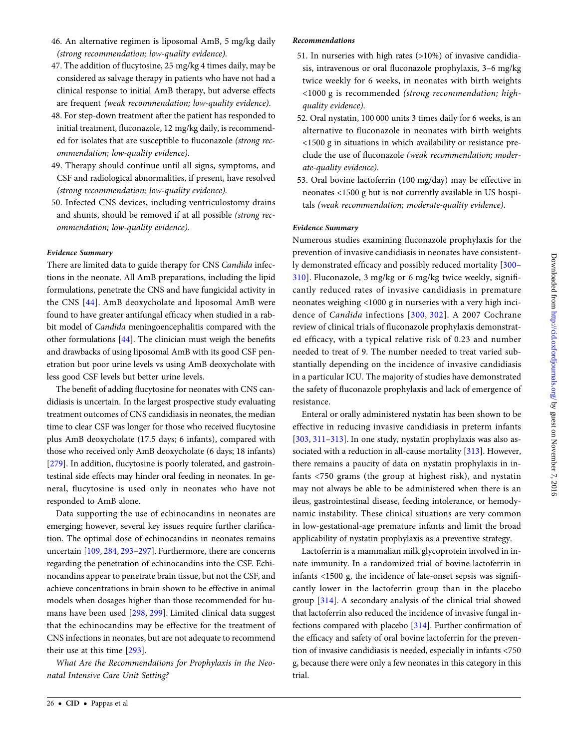46. An alternative regimen is liposomal AmB, 5 mg/kg daily *(strong recommendation; low-quality evidence)*.
47. The addition of flucytosine, 25 mg/kg 4 times daily, may be considered as salvage therapy in patients who have not had a clinical response to initial AmB therapy, but adverse effects are frequent *(weak recommendation; low-quality evidence)*.
48. For step-down treatment after the patient has responded to initial treatment, fluconazole, 12 mg/kg daily, is recommended for isolates that are susceptible to fluconazole *(strong recommendation; low-quality evidence)*.
49. Therapy should continue until all signs, symptoms, and CSF and radiological abnormalities, if present, have resolved *(strong recommendation; low-quality evidence)*.
50. Infected CNS devices, including ventriculostomy drains and shunts, should be removed if at all possible *(strong recommendation; low-quality evidence)*.

#### *Evidence Summary*

There are limited data to guide therapy for CNS *Candida* infections in the neonate. All AmB preparations, including the lipid formulations, penetrate the CNS and have fungicidal activity in the CNS [44]. AmB deoxycholate and liposomal AmB were found to have greater antifungal efficacy when studied in a rabbit model of *Candida* meningoencephalitis compared with the other formulations [44]. The clinician must weigh the benefits and drawbacks of using liposomal AmB with its good CSF penetration but poor urine levels vs using AmB deoxycholate with less good CSF levels but better urine levels.

The benefit of adding flucytosine for neonates with CNS candidiasis is uncertain. In the largest prospective study evaluating treatment outcomes of CNS candidiasis in neonates, the median time to clear CSF was longer for those who received flucytosine plus AmB deoxycholate (17.5 days; 6 infants), compared with those who received only AmB deoxycholate (6 days; 18 infants) [279]. In addition, flucytosine is poorly tolerated, and gastrointestinal side effects may hinder oral feeding in neonates. In general, flucytosine is used only in neonates who have not responded to AmB alone.

Data supporting the use of echinocandins in neonates are emerging; however, several key issues require further clarification. The optimal dose of echinocandins in neonates remains uncertain [109, 284, 293–297]. Furthermore, there are concerns regarding the penetration of echinocandins into the CSF. Echinocandins appear to penetrate brain tissue, but not the CSF, and achieve concentrations in brain shown to be effective in animal models when dosages higher than those recommended for humans have been used [298, 299]. Limited clinical data suggest that the echinocandins may be effective for the treatment of CNS infections in neonates, but are not adequate to recommend their use at this time [293].

*What Are the Recommendations for Prophylaxis in the Neonatal Intensive Care Unit Setting?*

#### *Recommendations*

51. In nurseries with high rates (>10%) of invasive candidiasis, intravenous or oral fluconazole prophylaxis, 3–6 mg/kg twice weekly for 6 weeks, in neonates with birth weights <1000 g is recommended *(strong recommendation; high-quality evidence)*.
52. Oral nystatin, 100 000 units 3 times daily for 6 weeks, is an alternative to fluconazole in neonates with birth weights <1500 g in situations in which availability or resistance preclude the use of fluconazole *(weak recommendation; moderate-quality evidence)*.
53. Oral bovine lactoferrin (100 mg/day) may be effective in neonates <1500 g but is not currently available in US hospitals *(weak recommendation; moderate-quality evidence)*.

#### *Evidence Summary*

Numerous studies examining fluconazole prophylaxis for the prevention of invasive candidiasis in neonates have consistently demonstrated efficacy and possibly reduced mortality [300–310]. Fluconazole, 3 mg/kg or 6 mg/kg twice weekly, significantly reduced rates of invasive candidiasis in premature neonates weighing <1000 g in nurseries with a very high incidence of *Candida* infections [300, 302]. A 2007 Cochrane review of clinical trials of fluconazole prophylaxis demonstrated efficacy, with a typical relative risk of 0.23 and number needed to treat of 9. The number needed to treat varied substantially depending on the incidence of invasive candidiasis in a particular ICU. The majority of studies have demonstrated the safety of fluconazole prophylaxis and lack of emergence of resistance.

Enteral or orally administered nystatin has been shown to be effective in reducing invasive candidiasis in preterm infants [303, 311–313]. In one study, nystatin prophylaxis was also associated with a reduction in all-cause mortality [313]. However, there remains a paucity of data on nystatin prophylaxis in infants <750 grams (the group at highest risk), and nystatin may not always be able to be administered when there is an ileus, gastrointestinal disease, feeding intolerance, or hemodynamic instability. These clinical situations are very common in low-gestational-age premature infants and limit the broad applicability of nystatin prophylaxis as a preventive strategy.

Lactoferrin is a mammalian milk glycoprotein involved in innate immunity. In a randomized trial of bovine lactoferrin in infants <1500 g, the incidence of late-onset sepsis was significantly lower in the lactoferrin group than in the placebo group [314]. A secondary analysis of the clinical trial showed that lactoferrin also reduced the incidence of invasive fungal infections compared with placebo [314]. Further confirmation of the efficacy and safety of oral bovine lactoferrin for the prevention of invasive candidiasis is needed, especially in infants <750 g, because there were only a few neonates in this category in this trial.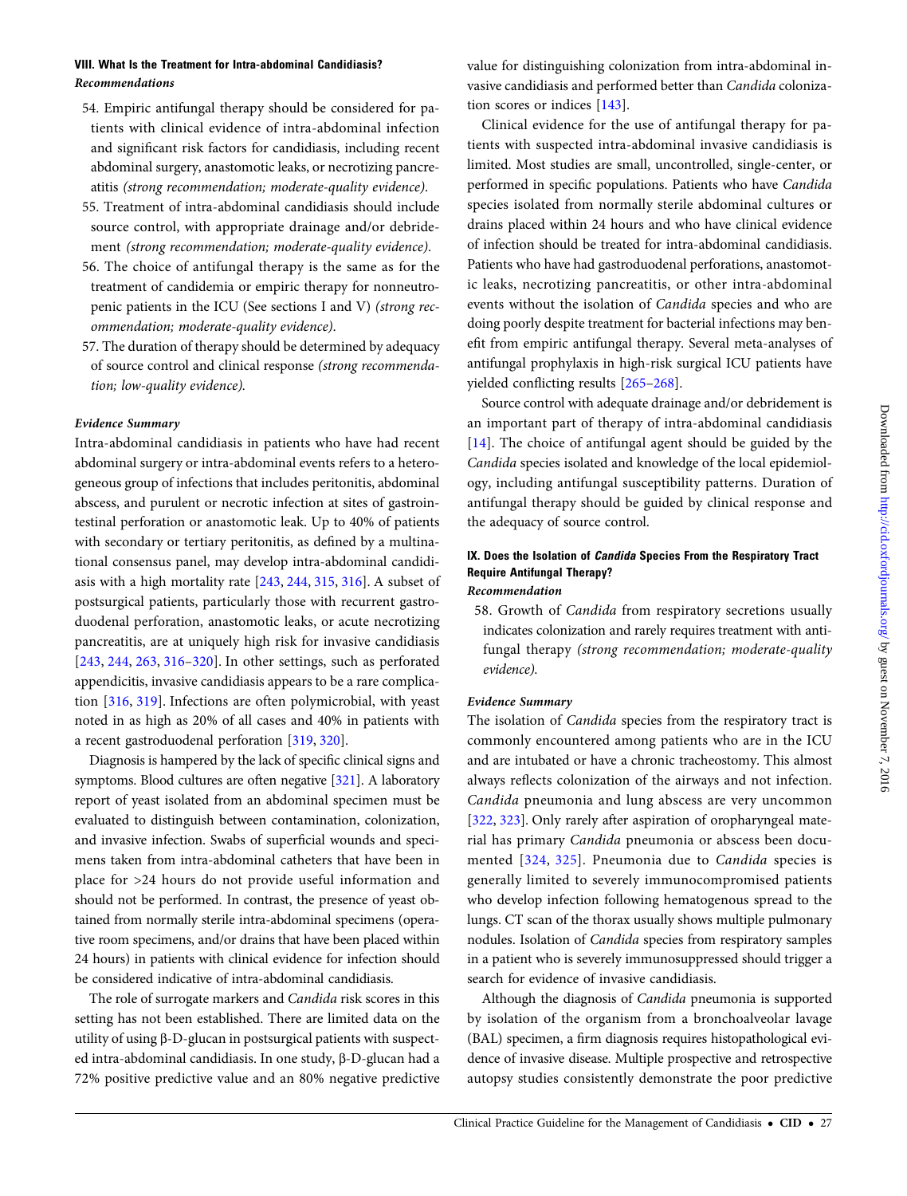### VIII. What Is the Treatment for Intra-abdominal Candidiasis?

#### *Recommendations*

54. Empiric antifungal therapy should be considered for patients with clinical evidence of intra-abdominal infection and significant risk factors for candidiasis, including recent abdominal surgery, anastomotic leaks, or necrotizing pancreatitis *(strong recommendation; moderate-quality evidence)*.
55. Treatment of intra-abdominal candidiasis should include source control, with appropriate drainage and/or debridement *(strong recommendation; moderate-quality evidence)*.
56. The choice of antifungal therapy is the same as for the treatment of candidemia or empiric therapy for nonneutropenic patients in the ICU (See sections I and V) *(strong recommendation; moderate-quality evidence)*.
57. The duration of therapy should be determined by adequacy of source control and clinical response *(strong recommendation; low-quality evidence)*.

#### *Evidence Summary*

Intra-abdominal candidiasis in patients who have had recent abdominal surgery or intra-abdominal events refers to a heterogeneous group of infections that includes peritonitis, abdominal abscess, and purulent or necrotic infection at sites of gastrointestinal perforation or anastomotic leak. Up to 40% of patients with secondary or tertiary peritonitis, as defined by a multinational consensus panel, may develop intra-abdominal candidiasis with a high mortality rate [243, 244, 315, 316]. A subset of postsurgical patients, particularly those with recurrent gastroduodenal perforation, anastomotic leaks, or acute necrotizing pancreatitis, are at uniquely high risk for invasive candidiasis [243, 244, 263, 316–320]. In other settings, such as perforated appendicitis, invasive candidiasis appears to be a rare complication [316, 319]. Infections are often polymicrobial, with yeast noted in as high as 20% of all cases and 40% in patients with a recent gastroduodenal perforation [319, 320].

Diagnosis is hampered by the lack of specific clinical signs and symptoms. Blood cultures are often negative [321]. A laboratory report of yeast isolated from an abdominal specimen must be evaluated to distinguish between contamination, colonization, and invasive infection. Swabs of superficial wounds and specimens taken from intra-abdominal catheters that have been in place for >24 hours do not provide useful information and should not be performed. In contrast, the presence of yeast obtained from normally sterile intra-abdominal specimens (operative room specimens, and/or drains that have been placed within 24 hours) in patients with clinical evidence for infection should be considered indicative of intra-abdominal candidiasis.

The role of surrogate markers and *Candida* risk scores in this setting has not been established. There are limited data on the utility of using β-D-glucan in postsurgical patients with suspected intra-abdominal candidiasis. In one study, β-D-glucan had a 72% positive predictive value and an 80% negative predictive value for distinguishing colonization from intra-abdominal invasive candidiasis and performed better than *Candida* colonization scores or indices [143].

Clinical evidence for the use of antifungal therapy for patients with suspected intra-abdominal invasive candidiasis is limited. Most studies are small, uncontrolled, single-center, or performed in specific populations. Patients who have *Candida* species isolated from normally sterile abdominal cultures or drains placed within 24 hours and who have clinical evidence of infection should be treated for intra-abdominal candidiasis. Patients who have had gastroduodenal perforations, anastomotic leaks, necrotizing pancreatitis, or other intra-abdominal events without the isolation of *Candida* species and who are doing poorly despite treatment for bacterial infections may benefit from empiric antifungal therapy. Several meta-analyses of antifungal prophylaxis in high-risk surgical ICU patients have yielded conflicting results [265–268].

Source control with adequate drainage and/or debridement is an important part of therapy of intra-abdominal candidiasis [14]. The choice of antifungal agent should be guided by the *Candida* species isolated and knowledge of the local epidemiology, including antifungal susceptibility patterns. Duration of antifungal therapy should be guided by clinical response and the adequacy of source control.

### IX. Does the Isolation of *Candida* Species From the Respiratory Tract Require Antifungal Therapy?

#### *Recommendation*

58. Growth of *Candida* from respiratory secretions usually indicates colonization and rarely requires treatment with antifungal therapy *(strong recommendation; moderate-quality evidence)*.

#### *Evidence Summary*

The isolation of *Candida* species from the respiratory tract is commonly encountered among patients who are in the ICU and are intubated or have a chronic tracheostomy. This almost always reflects colonization of the airways and not infection. *Candida* pneumonia and lung abscess are very uncommon [322, 323]. Only rarely after aspiration of oropharyngeal material has primary *Candida* pneumonia or abscess been documented [324, 325]. Pneumonia due to *Candida* species is generally limited to severely immunocompromised patients who develop infection following hematogenous spread to the lungs. CT scan of the thorax usually shows multiple pulmonary nodules. Isolation of *Candida* species from respiratory samples in a patient who is severely immunosuppressed should trigger a search for evidence of invasive candidiasis.

Although the diagnosis of *Candida* pneumonia is supported by isolation of the organism from a bronchoalveolar lavage (BAL) specimen, a firm diagnosis requires histopathological evidence of invasive disease. Multiple prospective and retrospective autopsy studies consistently demonstrate the poor predictive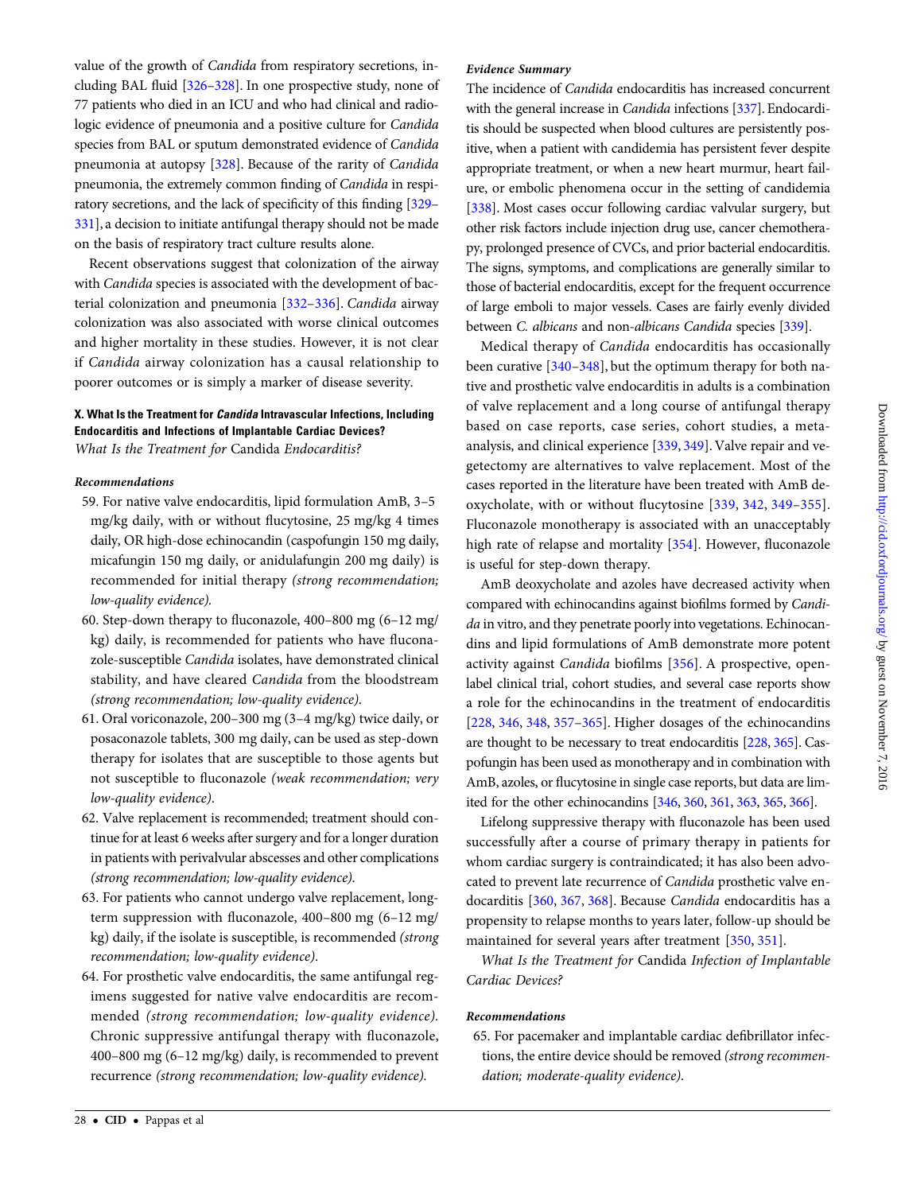value of the growth of *Candida* from respiratory secretions, including BAL fluid [326–328]. In one prospective study, none of 77 patients who died in an ICU and who had clinical and radiologic evidence of pneumonia and a positive culture for *Candida* species from BAL or sputum demonstrated evidence of *Candida* pneumonia at autopsy [328]. Because of the rarity of *Candida* pneumonia, the extremely common finding of *Candida* in respiratory secretions, and the lack of specificity of this finding [329–331], a decision to initiate antifungal therapy should not be made on the basis of respiratory tract culture results alone.

Recent observations suggest that colonization of the airway with *Candida* species is associated with the development of bacterial colonization and pneumonia [332–336]. *Candida* airway colonization was also associated with worse clinical outcomes and higher mortality in these studies. However, it is not clear if *Candida* airway colonization has a causal relationship to poorer outcomes or is simply a marker of disease severity.

### X. What Is the Treatment for *Candida* Intravascular Infections, Including Endocarditis and Infections of Implantable Cardiac Devices?

*What Is the Treatment for* Candida *Endocarditis?*

#### *Recommendations*

59. For native valve endocarditis, lipid formulation AmB, 3–5 mg/kg daily, with or without flucytosine, 25 mg/kg 4 times daily, OR high-dose echinocandin (caspofungin 150 mg daily, micafungin 150 mg daily, or anidulafungin 200 mg daily) is recommended for initial therapy *(strong recommendation; low-quality evidence).*
60. Step-down therapy to fluconazole, 400–800 mg (6–12 mg/kg) daily, is recommended for patients who have fluconazole-susceptible *Candida* isolates, have demonstrated clinical stability, and have cleared *Candida* from the bloodstream *(strong recommendation; low-quality evidence).*
61. Oral voriconazole, 200–300 mg (3–4 mg/kg) twice daily, or posaconazole tablets, 300 mg daily, can be used as step-down therapy for isolates that are susceptible to those agents but not susceptible to fluconazole *(weak recommendation; very low-quality evidence).*
62. Valve replacement is recommended; treatment should continue for at least 6 weeks after surgery and for a longer duration in patients with perivalvular abscesses and other complications *(strong recommendation; low-quality evidence).*
63. For patients who cannot undergo valve replacement, long-term suppression with fluconazole, 400–800 mg (6–12 mg/kg) daily, if the isolate is susceptible, is recommended *(strong recommendation; low-quality evidence).*
64. For prosthetic valve endocarditis, the same antifungal regimens suggested for native valve endocarditis are recommended *(strong recommendation; low-quality evidence).* Chronic suppressive antifungal therapy with fluconazole, 400–800 mg (6–12 mg/kg) daily, is recommended to prevent recurrence *(strong recommendation; low-quality evidence).*

#### *Evidence Summary*

The incidence of *Candida* endocarditis has increased concurrent with the general increase in *Candida* infections [337]. Endocarditis should be suspected when blood cultures are persistently positive, when a patient with candidemia has persistent fever despite appropriate treatment, or when a new heart murmur, heart failure, or embolic phenomena occur in the setting of candidemia [338]. Most cases occur following cardiac valvular surgery, but other risk factors include injection drug use, cancer chemotherapy, prolonged presence of CVCs, and prior bacterial endocarditis. The signs, symptoms, and complications are generally similar to those of bacterial endocarditis, except for the frequent occurrence of large emboli to major vessels. Cases are fairly evenly divided between *C. albicans* and non-*albicans Candida* species [339].

Medical therapy of *Candida* endocarditis has occasionally been curative [340–348], but the optimum therapy for both native and prosthetic valve endocarditis in adults is a combination of valve replacement and a long course of antifungal therapy based on case reports, case series, cohort studies, a meta-analysis, and clinical experience [339, 349]. Valve repair and vegetectomy are alternatives to valve replacement. Most of the cases reported in the literature have been treated with AmB deoxycholate, with or without flucytosine [339, 342, 349–355]. Fluconazole monotherapy is associated with an unacceptably high rate of relapse and mortality [354]. However, fluconazole is useful for step-down therapy.

AmB deoxycholate and azoles have decreased activity when compared with echinocandins against biofilms formed by *Candida* in vitro, and they penetrate poorly into vegetations. Echinocandins and lipid formulations of AmB demonstrate more potent activity against *Candida* biofilms [356]. A prospective, open-label clinical trial, cohort studies, and several case reports show a role for the echinocandins in the treatment of endocarditis [228, 346, 348, 357–365]. Higher dosages of the echinocandins are thought to be necessary to treat endocarditis [228, 365]. Caspofungin has been used as monotherapy and in combination with AmB, azoles, or flucytosine in single case reports, but data are limited for the other echinocandins [346, 360, 361, 363, 365, 366].

Lifelong suppressive therapy with fluconazole has been used successfully after a course of primary therapy in patients for whom cardiac surgery is contraindicated; it has also been advocated to prevent late recurrence of *Candida* prosthetic valve endocarditis [360, 367, 368]. Because *Candida* endocarditis has a propensity to relapse months to years later, follow-up should be maintained for several years after treatment [350, 351].

*What Is the Treatment for* Candida *Infection of Implantable Cardiac Devices?*

#### *Recommendations*

65. For pacemaker and implantable cardiac defibrillator infections, the entire device should be removed *(strong recommendation; moderate-quality evidence).*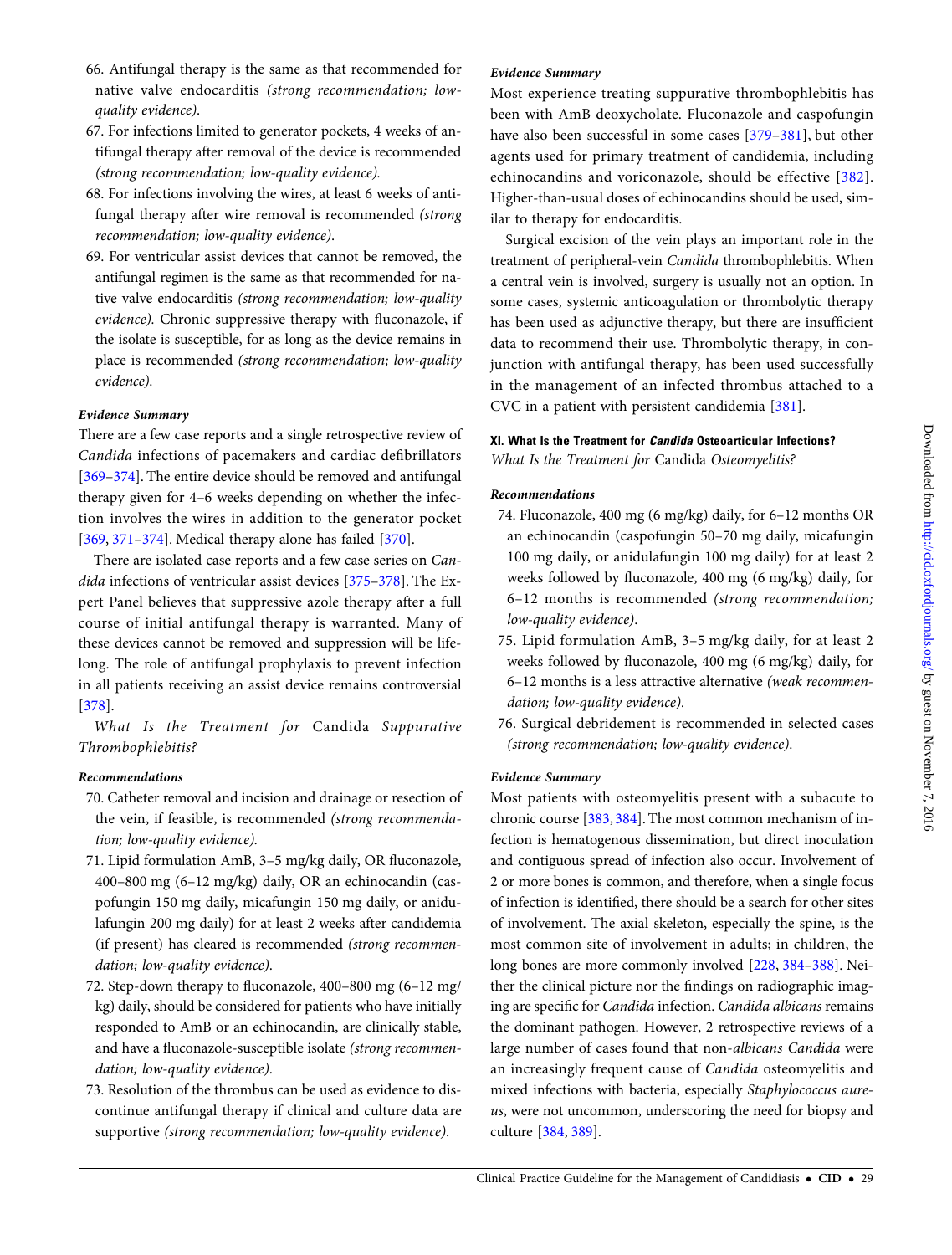66. Antifungal therapy is the same as that recommended for native valve endocarditis *(strong recommendation; low-quality evidence).*
67. For infections limited to generator pockets, 4 weeks of antifungal therapy after removal of the device is recommended *(strong recommendation; low-quality evidence).*
68. For infections involving the wires, at least 6 weeks of antifungal therapy after wire removal is recommended *(strong recommendation; low-quality evidence).*
69. For ventricular assist devices that cannot be removed, the antifungal regimen is the same as that recommended for native valve endocarditis *(strong recommendation; low-quality evidence).* Chronic suppressive therapy with fluconazole, if the isolate is susceptible, for as long as the device remains in place is recommended *(strong recommendation; low-quality evidence).*

#### Evidence Summary

There are a few case reports and a single retrospective review of *Candida* infections of pacemakers and cardiac defibrillators [369–374]. The entire device should be removed and antifungal therapy given for 4–6 weeks depending on whether the infection involves the wires in addition to the generator pocket [369, 371–374]. Medical therapy alone has failed [370].

There are isolated case reports and a few case series on *Candida* infections of ventricular assist devices [375–378]. The Expert Panel believes that suppressive azole therapy after a full course of initial antifungal therapy is warranted. Many of these devices cannot be removed and suppression will be lifelong. The role of antifungal prophylaxis to prevent infection in all patients receiving an assist device remains controversial [378].

### *What Is the Treatment for* Candida *Suppurative Thrombophlebitis?*

#### Recommendations

70. Catheter removal and incision and drainage or resection of the vein, if feasible, is recommended *(strong recommendation; low-quality evidence).*
71. Lipid formulation AmB, 3–5 mg/kg daily, OR fluconazole, 400–800 mg (6–12 mg/kg) daily, OR an echinocandin (caspofungin 150 mg daily, micafungin 150 mg daily, or anidulafungin 200 mg daily) for at least 2 weeks after candidemia (if present) has cleared is recommended *(strong recommendation; low-quality evidence).*
72. Step-down therapy to fluconazole, 400–800 mg (6–12 mg/kg) daily, should be considered for patients who have initially responded to AmB or an echinocandin, are clinically stable, and have a fluconazole-susceptible isolate *(strong recommendation; low-quality evidence).*
73. Resolution of the thrombus can be used as evidence to discontinue antifungal therapy if clinical and culture data are supportive *(strong recommendation; low-quality evidence).*

#### Evidence Summary

Most experience treating suppurative thrombophlebitis has been with AmB deoxycholate. Fluconazole and caspofungin have also been successful in some cases [379–381], but other agents used for primary treatment of candidemia, including echinocandins and voriconazole, should be effective [382]. Higher-than-usual doses of echinocandins should be used, similar to therapy for endocarditis.

Surgical excision of the vein plays an important role in the treatment of peripheral-vein *Candida* thrombophlebitis. When a central vein is involved, surgery is usually not an option. In some cases, systemic anticoagulation or thrombolytic therapy has been used as adjunctive therapy, but there are insufficient data to recommend their use. Thrombolytic therapy, in conjunction with antifungal therapy, has been used successfully in the management of an infected thrombus attached to a CVC in a patient with persistent candidemia [381].

## XI. What Is the Treatment for *Candida* Osteoarticular Infections?

### *What Is the Treatment for* Candida *Osteomyelitis?*

#### Recommendations

74. Fluconazole, 400 mg (6 mg/kg) daily, for 6–12 months OR an echinocandin (caspofungin 50–70 mg daily, micafungin 100 mg daily, or anidulafungin 100 mg daily) for at least 2 weeks followed by fluconazole, 400 mg (6 mg/kg) daily, for 6–12 months is recommended *(strong recommendation; low-quality evidence).*
75. Lipid formulation AmB, 3–5 mg/kg daily, for at least 2 weeks followed by fluconazole, 400 mg (6 mg/kg) daily, for 6–12 months is a less attractive alternative *(weak recommendation; low-quality evidence).*
76. Surgical debridement is recommended in selected cases *(strong recommendation; low-quality evidence).*

#### Evidence Summary

Most patients with osteomyelitis present with a subacute to chronic course [383, 384]. The most common mechanism of infection is hematogenous dissemination, but direct inoculation and contiguous spread of infection also occur. Involvement of 2 or more bones is common, and therefore, when a single focus of infection is identified, there should be a search for other sites of involvement. The axial skeleton, especially the spine, is the most common site of involvement in adults; in children, the long bones are more commonly involved [228, 384–388]. Neither the clinical picture nor the findings on radiographic imaging are specific for *Candida* infection. *Candida albicans* remains the dominant pathogen. However, 2 retrospective reviews of a large number of cases found that non-*albicans Candida* were an increasingly frequent cause of *Candida* osteomyelitis and mixed infections with bacteria, especially *Staphylococcus aureus*, were not uncommon, underscoring the need for biopsy and culture [384, 389].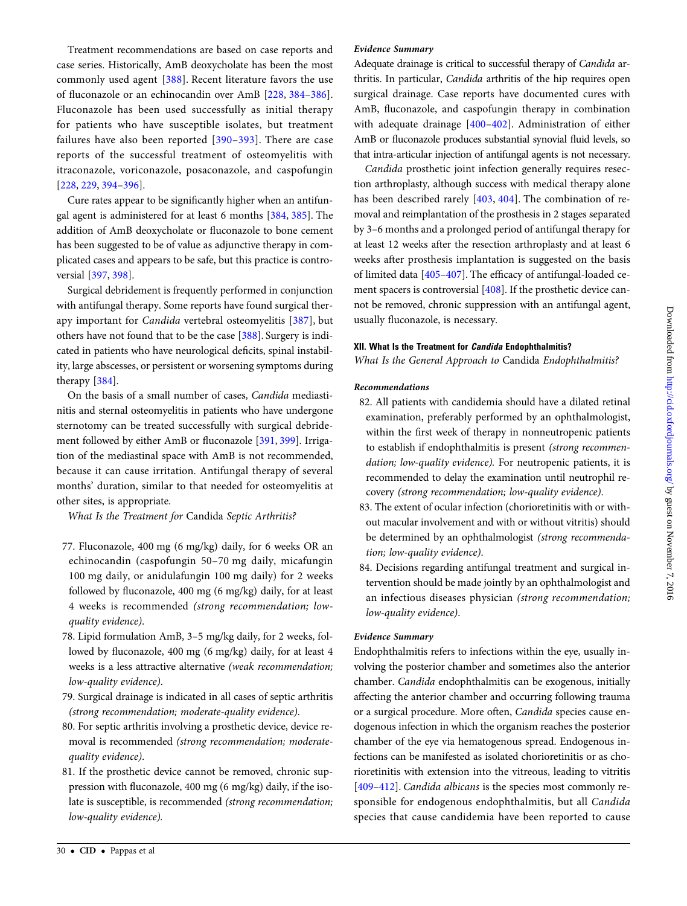Treatment recommendations are based on case reports and case series. Historically, AmB deoxycholate has been the most commonly used agent [388]. Recent literature favors the use of fluconazole or an echinocandin over AmB [228, 384–386]. Fluconazole has been used successfully as initial therapy for patients who have susceptible isolates, but treatment failures have also been reported [390–393]. There are case reports of the successful treatment of osteomyelitis with itraconazole, voriconazole, posaconazole, and caspofungin [228, 229, 394–396].

Cure rates appear to be significantly higher when an antifungal agent is administered for at least 6 months [384, 385]. The addition of AmB deoxycholate or fluconazole to bone cement has been suggested to be of value as adjunctive therapy in complicated cases and appears to be safe, but this practice is controversial [397, 398].

Surgical debridement is frequently performed in conjunction with antifungal therapy. Some reports have found surgical therapy important for *Candida* vertebral osteomyelitis [387], but others have not found that to be the case [388]. Surgery is indicated in patients who have neurological deficits, spinal instability, large abscesses, or persistent or worsening symptoms during therapy [384].

On the basis of a small number of cases, *Candida* mediastinitis and sternal osteomyelitis in patients who have undergone sternotomy can be treated successfully with surgical debridement followed by either AmB or fluconazole [391, 399]. Irrigation of the mediastinal space with AmB is not recommended, because it can cause irritation. Antifungal therapy of several months' duration, similar to that needed for osteomyelitis at other sites, is appropriate.

*What Is the Treatment for* Candida *Septic Arthritis?*

77. Fluconazole, 400 mg (6 mg/kg) daily, for 6 weeks OR an echinocandin (caspofungin 50–70 mg daily, micafungin 100 mg daily, or anidulafungin 100 mg daily) for 2 weeks followed by fluconazole, 400 mg (6 mg/kg) daily, for at least 4 weeks is recommended *(strong recommendation; low-quality evidence)*.
78. Lipid formulation AmB, 3–5 mg/kg daily, for 2 weeks, followed by fluconazole, 400 mg (6 mg/kg) daily, for at least 4 weeks is a less attractive alternative *(weak recommendation; low-quality evidence)*.
79. Surgical drainage is indicated in all cases of septic arthritis *(strong recommendation; moderate-quality evidence)*.
80. For septic arthritis involving a prosthetic device, device removal is recommended *(strong recommendation; moderate-quality evidence)*.
81. If the prosthetic device cannot be removed, chronic suppression with fluconazole, 400 mg (6 mg/kg) daily, if the isolate is susceptible, is recommended *(strong recommendation; low-quality evidence)*.

#### *Evidence Summary*

Adequate drainage is critical to successful therapy of *Candida* arthritis. In particular, *Candida* arthritis of the hip requires open surgical drainage. Case reports have documented cures with AmB, fluconazole, and caspofungin therapy in combination with adequate drainage [400–402]. Administration of either AmB or fluconazole produces substantial synovial fluid levels, so that intra-articular injection of antifungal agents is not necessary.

*Candida* prosthetic joint infection generally requires resection arthroplasty, although success with medical therapy alone has been described rarely [403, 404]. The combination of removal and reimplantation of the prosthesis in 2 stages separated by 3–6 months and a prolonged period of antifungal therapy for at least 12 weeks after the resection arthroplasty and at least 6 weeks after prosthesis implantation is suggested on the basis of limited data [405–407]. The efficacy of antifungal-loaded cement spacers is controversial [408]. If the prosthetic device cannot be removed, chronic suppression with an antifungal agent, usually fluconazole, is necessary.

### XII. What Is the Treatment for *Candida* Endophthalmitis?

*What Is the General Approach to* Candida *Endophthalmitis?*

#### *Recommendations*

82. All patients with candidemia should have a dilated retinal examination, preferably performed by an ophthalmologist, within the first week of therapy in nonneutropenic patients to establish if endophthalmitis is present *(strong recommendation; low-quality evidence)*. For neutropenic patients, it is recommended to delay the examination until neutrophil recovery *(strong recommendation; low-quality evidence)*.
83. The extent of ocular infection (chorioretinitis with or without macular involvement and with or without vitritis) should be determined by an ophthalmologist *(strong recommendation; low-quality evidence)*.
84. Decisions regarding antifungal treatment and surgical intervention should be made jointly by an ophthalmologist and an infectious diseases physician *(strong recommendation; low-quality evidence)*.

#### *Evidence Summary*

Endophthalmitis refers to infections within the eye, usually involving the posterior chamber and sometimes also the anterior chamber. *Candida* endophthalmitis can be exogenous, initially affecting the anterior chamber and occurring following trauma or a surgical procedure. More often, *Candida* species cause endogenous infection in which the organism reaches the posterior chamber of the eye via hematogenous spread. Endogenous infections can be manifested as isolated chorioretinitis or as chorioretinitis with extension into the vitreous, leading to vitritis [409–412]. *Candida albicans* is the species most commonly responsible for endogenous endophthalmitis, but all *Candida* species that cause candidemia have been reported to cause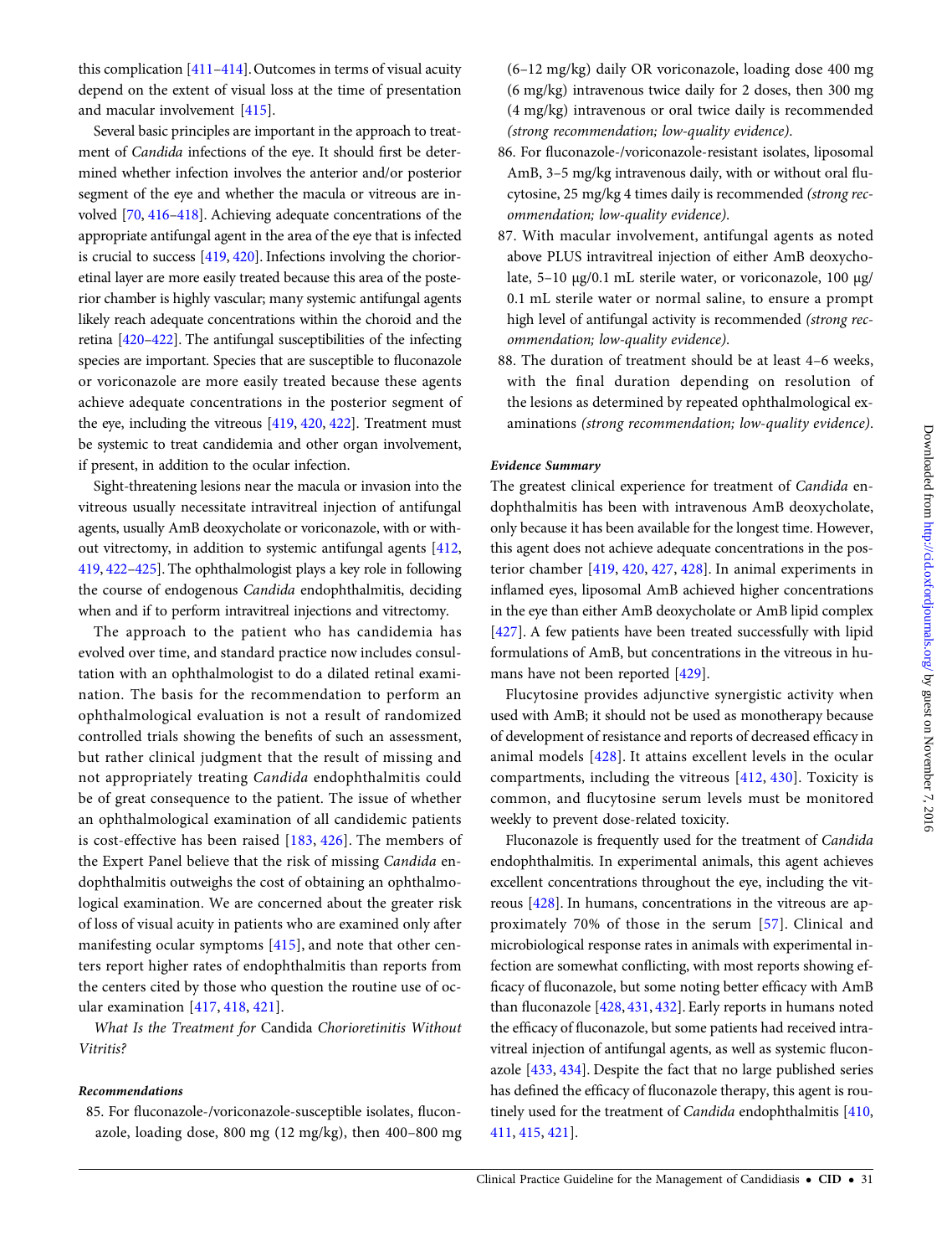this complication [411–414]. Outcomes in terms of visual acuity depend on the extent of visual loss at the time of presentation and macular involvement [415].

Several basic principles are important in the approach to treatment of *Candida* infections of the eye. It should first be determined whether infection involves the anterior and/or posterior segment of the eye and whether the macula or vitreous are involved [70, 416–418]. Achieving adequate concentrations of the appropriate antifungal agent in the area of the eye that is infected is crucial to success [419, 420]. Infections involving the chorioretinal layer are more easily treated because this area of the posterior chamber is highly vascular; many systemic antifungal agents likely reach adequate concentrations within the choroid and the retina [420–422]. The antifungal susceptibilities of the infecting species are important. Species that are susceptible to fluconazole or voriconazole are more easily treated because these agents achieve adequate concentrations in the posterior segment of the eye, including the vitreous [419, 420, 422]. Treatment must be systemic to treat candidemia and other organ involvement, if present, in addition to the ocular infection.

Sight-threatening lesions near the macula or invasion into the vitreous usually necessitate intravitreal injection of antifungal agents, usually AmB deoxycholate or voriconazole, with or without vitrectomy, in addition to systemic antifungal agents [412, 419, 422–425]. The ophthalmologist plays a key role in following the course of endogenous *Candida* endophthalmitis, deciding when and if to perform intravitreal injections and vitrectomy.

The approach to the patient who has candidemia has evolved over time, and standard practice now includes consultation with an ophthalmologist to do a dilated retinal examination. The basis for the recommendation to perform an ophthalmological evaluation is not a result of randomized controlled trials showing the benefits of such an assessment, but rather clinical judgment that the result of missing and not appropriately treating *Candida* endophthalmitis could be of great consequence to the patient. The issue of whether an ophthalmological examination of all candidemic patients is cost-effective has been raised [183, 426]. The members of the Expert Panel believe that the risk of missing *Candida* endophthalmitis outweighs the cost of obtaining an ophthalmological examination. We are concerned about the greater risk of loss of visual acuity in patients who are examined only after manifesting ocular symptoms [415], and note that other centers report higher rates of endophthalmitis than reports from the centers cited by those who question the routine use of ocular examination [417, 418, 421].

*What Is the Treatment for* Candida *Chorioretinitis Without Vitritis?*

#### Recommendations

85. For fluconazole-/voriconazole-susceptible isolates, fluconazole, loading dose, 800 mg (12 mg/kg), then 400–800 mg (6–12 mg/kg) daily OR voriconazole, loading dose 400 mg (6 mg/kg) intravenous twice daily for 2 doses, then 300 mg (4 mg/kg) intravenous or oral twice daily is recommended *(strong recommendation; low-quality evidence)*.
86. For fluconazole-/voriconazole-resistant isolates, liposomal AmB, 3–5 mg/kg intravenous daily, with or without oral flucytosine, 25 mg/kg 4 times daily is recommended *(strong recommendation; low-quality evidence)*.
87. With macular involvement, antifungal agents as noted above PLUS intravitreal injection of either AmB deoxycholate, 5–10 µg/0.1 mL sterile water, or voriconazole, 100 µg/0.1 mL sterile water or normal saline, to ensure a prompt high level of antifungal activity is recommended *(strong recommendation; low-quality evidence)*.
88. The duration of treatment should be at least 4–6 weeks, with the final duration depending on resolution of the lesions as determined by repeated ophthalmological examinations *(strong recommendation; low-quality evidence)*.

#### Evidence Summary

The greatest clinical experience for treatment of *Candida* endophthalmitis has been with intravenous AmB deoxycholate, only because it has been available for the longest time. However, this agent does not achieve adequate concentrations in the posterior chamber [419, 420, 427, 428]. In animal experiments in inflamed eyes, liposomal AmB achieved higher concentrations in the eye than either AmB deoxycholate or AmB lipid complex [427]. A few patients have been treated successfully with lipid formulations of AmB, but concentrations in the vitreous in humans have not been reported [429].

Flucytosine provides adjunctive synergistic activity when used with AmB; it should not be used as monotherapy because of development of resistance and reports of decreased efficacy in animal models [428]. It attains excellent levels in the ocular compartments, including the vitreous [412, 430]. Toxicity is common, and flucytosine serum levels must be monitored weekly to prevent dose-related toxicity.

Fluconazole is frequently used for the treatment of *Candida* endophthalmitis. In experimental animals, this agent achieves excellent concentrations throughout the eye, including the vitreous [428]. In humans, concentrations in the vitreous are approximately 70% of those in the serum [57]. Clinical and microbiological response rates in animals with experimental infection are somewhat conflicting, with most reports showing efficacy of fluconazole, but some noting better efficacy with AmB than fluconazole [428, 431, 432]. Early reports in humans noted the efficacy of fluconazole, but some patients had received intravitreal injection of antifungal agents, as well as systemic fluconazole [433, 434]. Despite the fact that no large published series has defined the efficacy of fluconazole therapy, this agent is routinely used for the treatment of *Candida* endophthalmitis [410, 411, 415, 421].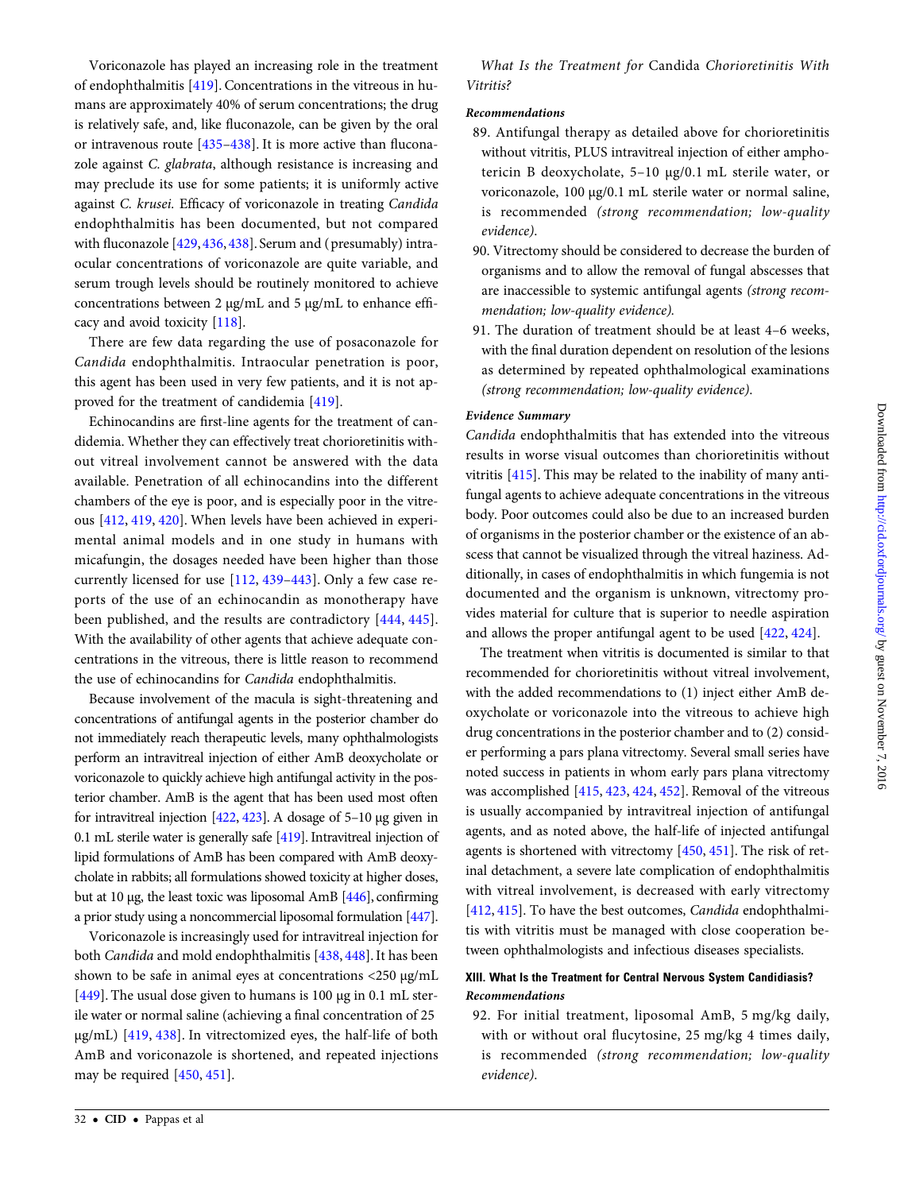Voriconazole has played an increasing role in the treatment of endophthalmitis [419]. Concentrations in the vitreous in humans are approximately 40% of serum concentrations; the drug is relatively safe, and, like fluconazole, can be given by the oral or intravenous route [435–438]. It is more active than fluconazole against *C. glabrata*, although resistance is increasing and may preclude its use for some patients; it is uniformly active against *C. krusei.* Efficacy of voriconazole in treating *Candida* endophthalmitis has been documented, but not compared with fluconazole [429, 436, 438]. Serum and (presumably) intraocular concentrations of voriconazole are quite variable, and serum trough levels should be routinely monitored to achieve concentrations between 2 µg/mL and 5 µg/mL to enhance efficacy and avoid toxicity [118].

There are few data regarding the use of posaconazole for *Candida* endophthalmitis. Intraocular penetration is poor, this agent has been used in very few patients, and it is not approved for the treatment of candidemia [419].

Echinocandins are first-line agents for the treatment of candidemia. Whether they can effectively treat chorioretinitis without vitreal involvement cannot be answered with the data available. Penetration of all echinocandins into the different chambers of the eye is poor, and is especially poor in the vitreous [412, 419, 420]. When levels have been achieved in experimental animal models and in one study in humans with micafungin, the dosages needed have been higher than those currently licensed for use [112, 439–443]. Only a few case reports of the use of an echinocandin as monotherapy have been published, and the results are contradictory [444, 445]. With the availability of other agents that achieve adequate concentrations in the vitreous, there is little reason to recommend the use of echinocandins for *Candida* endophthalmitis.

Because involvement of the macula is sight-threatening and concentrations of antifungal agents in the posterior chamber do not immediately reach therapeutic levels, many ophthalmologists perform an intravitreal injection of either AmB deoxycholate or voriconazole to quickly achieve high antifungal activity in the posterior chamber. AmB is the agent that has been used most often for intravitreal injection [422, 423]. A dosage of 5–10 µg given in 0.1 mL sterile water is generally safe [419]. Intravitreal injection of lipid formulations of AmB has been compared with AmB deoxycholate in rabbits; all formulations showed toxicity at higher doses, but at 10 µg, the least toxic was liposomal AmB [446], confirming a prior study using a noncommercial liposomal formulation [447].

Voriconazole is increasingly used for intravitreal injection for both *Candida* and mold endophthalmitis [438, 448]. It has been shown to be safe in animal eyes at concentrations <250 µg/mL [449]. The usual dose given to humans is 100 µg in 0.1 mL sterile water or normal saline (achieving a final concentration of 25 µg/mL) [419, 438]. In vitrectomized eyes, the half-life of both AmB and voriconazole is shortened, and repeated injections may be required [450, 451].

### *What Is the Treatment for* Candida *Chorioretinitis With Vitritis?*

#### *Recommendations*

89. Antifungal therapy as detailed above for chorioretinitis without vitritis, PLUS intravitreal injection of either amphotericin B deoxycholate, 5–10 µg/0.1 mL sterile water, or voriconazole, 100 µg/0.1 mL sterile water or normal saline, is recommended *(strong recommendation; low-quality evidence).*
90. Vitrectomy should be considered to decrease the burden of organisms and to allow the removal of fungal abscesses that are inaccessible to systemic antifungal agents *(strong recommendation; low-quality evidence).*
91. The duration of treatment should be at least 4–6 weeks, with the final duration dependent on resolution of the lesions as determined by repeated ophthalmological examinations *(strong recommendation; low-quality evidence).*

#### *Evidence Summary*

*Candida* endophthalmitis that has extended into the vitreous results in worse visual outcomes than chorioretinitis without vitritis [415]. This may be related to the inability of many antifungal agents to achieve adequate concentrations in the vitreous body. Poor outcomes could also be due to an increased burden of organisms in the posterior chamber or the existence of an abscess that cannot be visualized through the vitreal haziness. Additionally, in cases of endophthalmitis in which fungemia is not documented and the organism is unknown, vitrectomy provides material for culture that is superior to needle aspiration and allows the proper antifungal agent to be used [422, 424].

The treatment when vitritis is documented is similar to that recommended for chorioretinitis without vitreal involvement, with the added recommendations to (1) inject either AmB deoxycholate or voriconazole into the vitreous to achieve high drug concentrations in the posterior chamber and to (2) consider performing a pars plana vitrectomy. Several small series have noted success in patients in whom early pars plana vitrectomy was accomplished [415, 423, 424, 452]. Removal of the vitreous is usually accompanied by intravitreal injection of antifungal agents, and as noted above, the half-life of injected antifungal agents is shortened with vitrectomy [450, 451]. The risk of retinal detachment, a severe late complication of endophthalmitis with vitreal involvement, is decreased with early vitrectomy [412, 415]. To have the best outcomes, *Candida* endophthalmitis with vitritis must be managed with close cooperation between ophthalmologists and infectious diseases specialists.

## XIII. What Is the Treatment for Central Nervous System Candidiasis?

#### *Recommendations*

92. For initial treatment, liposomal AmB, 5 mg/kg daily, with or without oral flucytosine, 25 mg/kg 4 times daily, is recommended *(strong recommendation; low-quality evidence).*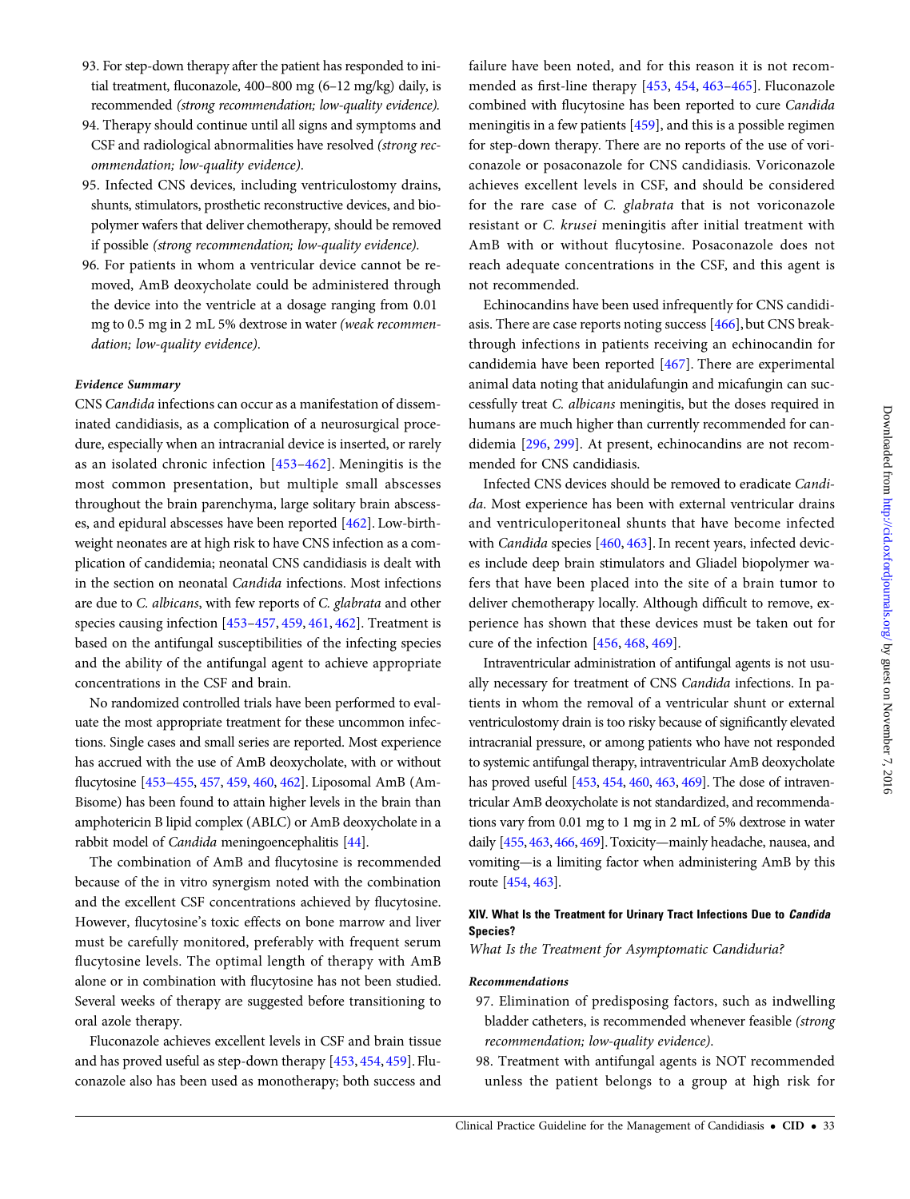93. For step-down therapy after the patient has responded to initial treatment, fluconazole, 400–800 mg (6–12 mg/kg) daily, is recommended *(strong recommendation; low-quality evidence).*
94. Therapy should continue until all signs and symptoms and CSF and radiological abnormalities have resolved *(strong recommendation; low-quality evidence).*
95. Infected CNS devices, including ventriculostomy drains, shunts, stimulators, prosthetic reconstructive devices, and biopolymer wafers that deliver chemotherapy, should be removed if possible *(strong recommendation; low-quality evidence).*
96. For patients in whom a ventricular device cannot be removed, AmB deoxycholate could be administered through the device into the ventricle at a dosage ranging from 0.01 mg to 0.5 mg in 2 mL 5% dextrose in water *(weak recommendation; low-quality evidence).*

#### *Evidence Summary*

CNS *Candida* infections can occur as a manifestation of disseminated candidiasis, as a complication of a neurosurgical procedure, especially when an intracranial device is inserted, or rarely as an isolated chronic infection [453–462]. Meningitis is the most common presentation, but multiple small abscesses throughout the brain parenchyma, large solitary brain abscesses, and epidural abscesses have been reported [462]. Low-birth-weight neonates are at high risk to have CNS infection as a complication of candidemia; neonatal CNS candidiasis is dealt with in the section on neonatal *Candida* infections. Most infections are due to *C. albicans*, with few reports of *C. glabrata* and other species causing infection [453–457, 459, 461, 462]. Treatment is based on the antifungal susceptibilities of the infecting species and the ability of the antifungal agent to achieve appropriate concentrations in the CSF and brain.

No randomized controlled trials have been performed to evaluate the most appropriate treatment for these uncommon infections. Single cases and small series are reported. Most experience has accrued with the use of AmB deoxycholate, with or without flucytosine [453–455, 457, 459, 460, 462]. Liposomal AmB (AmBisome) has been found to attain higher levels in the brain than amphotericin B lipid complex (ABLC) or AmB deoxycholate in a rabbit model of *Candida* meningoencephalitis [44].

The combination of AmB and flucytosine is recommended because of the in vitro synergism noted with the combination and the excellent CSF concentrations achieved by flucytosine. However, flucytosine's toxic effects on bone marrow and liver must be carefully monitored, preferably with frequent serum flucytosine levels. The optimal length of therapy with AmB alone or in combination with flucytosine has not been studied. Several weeks of therapy are suggested before transitioning to oral azole therapy.

Fluconazole achieves excellent levels in CSF and brain tissue and has proved useful as step-down therapy [453, 454, 459]. Fluconazole also has been used as monotherapy; both success and failure have been noted, and for this reason it is not recommended as first-line therapy [453, 454, 463–465]. Fluconazole combined with flucytosine has been reported to cure *Candida* meningitis in a few patients [459], and this is a possible regimen for step-down therapy. There are no reports of the use of voriconazole or posaconazole for CNS candidiasis. Voriconazole achieves excellent levels in CSF, and should be considered for the rare case of *C. glabrata* that is not voriconazole resistant or *C. krusei* meningitis after initial treatment with AmB with or without flucytosine. Posaconazole does not reach adequate concentrations in the CSF, and this agent is not recommended.

Echinocandins have been used infrequently for CNS candidiasis. There are case reports noting success [466], but CNS breakthrough infections in patients receiving an echinocandin for candidemia have been reported [467]. There are experimental animal data noting that anidulafungin and micafungin can successfully treat *C. albicans* meningitis, but the doses required in humans are much higher than currently recommended for candidemia [296, 299]. At present, echinocandins are not recommended for CNS candidiasis.

Infected CNS devices should be removed to eradicate *Candida*. Most experience has been with external ventricular drains and ventriculoperitoneal shunts that have become infected with *Candida* species [460, 463]. In recent years, infected devices include deep brain stimulators and Gliadel biopolymer wafers that have been placed into the site of a brain tumor to deliver chemotherapy locally. Although difficult to remove, experience has shown that these devices must be taken out for cure of the infection [456, 468, 469].

Intraventricular administration of antifungal agents is not usually necessary for treatment of CNS *Candida* infections. In patients in whom the removal of a ventricular shunt or external ventriculostomy drain is too risky because of significantly elevated intracranial pressure, or among patients who have not responded to systemic antifungal therapy, intraventricular AmB deoxycholate has proved useful [453, 454, 460, 463, 469]. The dose of intraventricular AmB deoxycholate is not standardized, and recommendations vary from 0.01 mg to 1 mg in 2 mL of 5% dextrose in water daily [455, 463, 466, 469]. Toxicity—mainly headache, nausea, and vomiting—is a limiting factor when administering AmB by this route [454, 463].

### XIV. What Is the Treatment for Urinary Tract Infections Due to *Candida* Species?

*What Is the Treatment for Asymptomatic Candiduria?*

#### *Recommendations*

97. Elimination of predisposing factors, such as indwelling bladder catheters, is recommended whenever feasible *(strong recommendation; low-quality evidence).*
98. Treatment with antifungal agents is NOT recommended unless the patient belongs to a group at high risk for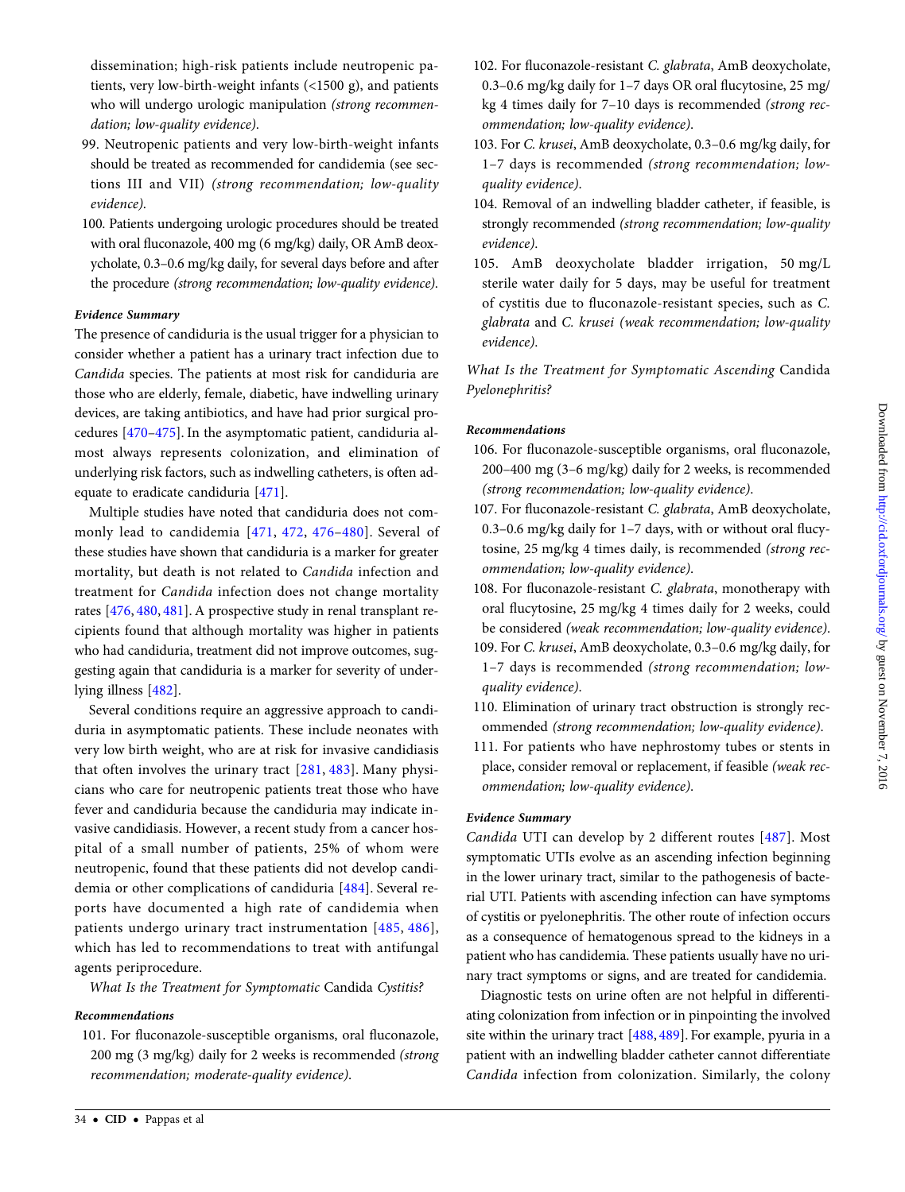dissemination; high-risk patients include neutropenic patients, very low-birth-weight infants (<1500 g), and patients who will undergo urologic manipulation *(strong recommendation; low-quality evidence)*.

99. Neutropenic patients and very low-birth-weight infants should be treated as recommended for candidemia (see sections III and VII) *(strong recommendation; low-quality evidence)*.
100. Patients undergoing urologic procedures should be treated with oral fluconazole, 400 mg (6 mg/kg) daily, OR AmB deoxycholate, 0.3–0.6 mg/kg daily, for several days before and after the procedure *(strong recommendation; low-quality evidence)*.

#### *Evidence Summary*

The presence of candiduria is the usual trigger for a physician to consider whether a patient has a urinary tract infection due to *Candida* species. The patients at most risk for candiduria are those who are elderly, female, diabetic, have indwelling urinary devices, are taking antibiotics, and have had prior surgical procedures [470–475]. In the asymptomatic patient, candiduria almost always represents colonization, and elimination of underlying risk factors, such as indwelling catheters, is often adequate to eradicate candiduria [471].

Multiple studies have noted that candiduria does not commonly lead to candidemia [471, 472, 476–480]. Several of these studies have shown that candiduria is a marker for greater mortality, but death is not related to *Candida* infection and treatment for *Candida* infection does not change mortality rates [476, 480, 481]. A prospective study in renal transplant recipients found that although mortality was higher in patients who had candiduria, treatment did not improve outcomes, suggesting again that candiduria is a marker for severity of underlying illness [482].

Several conditions require an aggressive approach to candiduria in asymptomatic patients. These include neonates with very low birth weight, who are at risk for invasive candidiasis that often involves the urinary tract [281, 483]. Many physicians who care for neutropenic patients treat those who have fever and candiduria because the candiduria may indicate invasive candidiasis. However, a recent study from a cancer hospital of a small number of patients, 25% of whom were neutropenic, found that these patients did not develop candidemia or other complications of candiduria [484]. Several reports have documented a high rate of candidemia when patients undergo urinary tract instrumentation [485, 486], which has led to recommendations to treat with antifungal agents periprocedure.

*What Is the Treatment for Symptomatic* Candida *Cystitis?*

#### *Recommendations*

101. For fluconazole-susceptible organisms, oral fluconazole, 200 mg (3 mg/kg) daily for 2 weeks is recommended *(strong recommendation; moderate-quality evidence)*.
102. For fluconazole-resistant *C. glabrata*, AmB deoxycholate, 0.3–0.6 mg/kg daily for 1–7 days OR oral flucytosine, 25 mg/kg 4 times daily for 7–10 days is recommended *(strong recommendation; low-quality evidence)*.
103. For *C. krusei*, AmB deoxycholate, 0.3–0.6 mg/kg daily, for 1–7 days is recommended *(strong recommendation; low-quality evidence)*.
104. Removal of an indwelling bladder catheter, if feasible, is strongly recommended *(strong recommendation; low-quality evidence)*.
105. AmB deoxycholate bladder irrigation, 50 mg/L sterile water daily for 5 days, may be useful for treatment of cystitis due to fluconazole-resistant species, such as *C. glabrata* and *C. krusei (weak recommendation; low-quality evidence)*.

*What Is the Treatment for Symptomatic Ascending* Candida *Pyelonephritis?*

#### *Recommendations*

106. For fluconazole-susceptible organisms, oral fluconazole, 200–400 mg (3–6 mg/kg) daily for 2 weeks, is recommended *(strong recommendation; low-quality evidence)*.
107. For fluconazole-resistant *C. glabrata*, AmB deoxycholate, 0.3–0.6 mg/kg daily for 1–7 days, with or without oral flucytosine, 25 mg/kg 4 times daily, is recommended *(strong recommendation; low-quality evidence)*.
108. For fluconazole-resistant *C. glabrata*, monotherapy with oral flucytosine, 25 mg/kg 4 times daily for 2 weeks, could be considered *(weak recommendation; low-quality evidence)*.
109. For *C. krusei*, AmB deoxycholate, 0.3–0.6 mg/kg daily, for 1–7 days is recommended *(strong recommendation; low-quality evidence)*.
110. Elimination of urinary tract obstruction is strongly recommended *(strong recommendation; low-quality evidence)*.
111. For patients who have nephrostomy tubes or stents in place, consider removal or replacement, if feasible *(weak recommendation; low-quality evidence)*.

#### *Evidence Summary*

*Candida* UTI can develop by 2 different routes [487]. Most symptomatic UTIs evolve as an ascending infection beginning in the lower urinary tract, similar to the pathogenesis of bacterial UTI. Patients with ascending infection can have symptoms of cystitis or pyelonephritis. The other route of infection occurs as a consequence of hematogenous spread to the kidneys in a patient who has candidemia. These patients usually have no urinary tract symptoms or signs, and are treated for candidemia.

Diagnostic tests on urine often are not helpful in differentiating colonization from infection or in pinpointing the involved site within the urinary tract [488, 489]. For example, pyuria in a patient with an indwelling bladder catheter cannot differentiate *Candida* infection from colonization. Similarly, the colony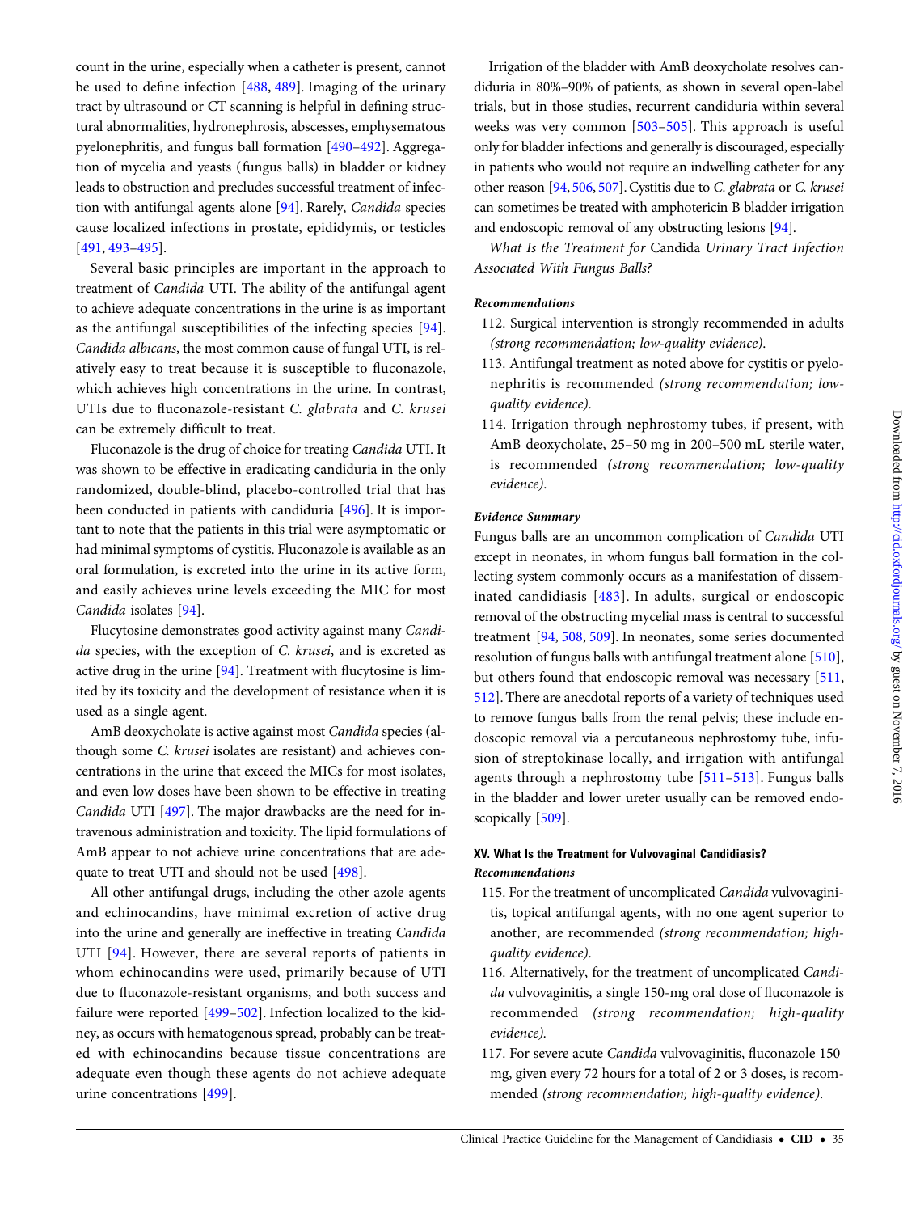count in the urine, especially when a catheter is present, cannot be used to define infection [488, 489]. Imaging of the urinary tract by ultrasound or CT scanning is helpful in defining structural abnormalities, hydronephrosis, abscesses, emphysematous pyelonephritis, and fungus ball formation [490–492]. Aggregation of mycelia and yeasts (fungus balls) in bladder or kidney leads to obstruction and precludes successful treatment of infection with antifungal agents alone [94]. Rarely, *Candida* species cause localized infections in prostate, epididymis, or testicles [491, 493–495].

Several basic principles are important in the approach to treatment of *Candida* UTI. The ability of the antifungal agent to achieve adequate concentrations in the urine is as important as the antifungal susceptibilities of the infecting species [94]. *Candida albicans*, the most common cause of fungal UTI, is relatively easy to treat because it is susceptible to fluconazole, which achieves high concentrations in the urine. In contrast, UTIs due to fluconazole-resistant *C. glabrata* and *C. krusei* can be extremely difficult to treat.

Fluconazole is the drug of choice for treating *Candida* UTI. It was shown to be effective in eradicating candiduria in the only randomized, double-blind, placebo-controlled trial that has been conducted in patients with candiduria [496]. It is important to note that the patients in this trial were asymptomatic or had minimal symptoms of cystitis. Fluconazole is available as an oral formulation, is excreted into the urine in its active form, and easily achieves urine levels exceeding the MIC for most *Candida* isolates [94].

Flucytosine demonstrates good activity against many *Candida* species, with the exception of *C. krusei*, and is excreted as active drug in the urine [94]. Treatment with flucytosine is limited by its toxicity and the development of resistance when it is used as a single agent.

AmB deoxycholate is active against most *Candida* species (although some *C. krusei* isolates are resistant) and achieves concentrations in the urine that exceed the MICs for most isolates, and even low doses have been shown to be effective in treating *Candida* UTI [497]. The major drawbacks are the need for intravenous administration and toxicity. The lipid formulations of AmB appear to not achieve urine concentrations that are adequate to treat UTI and should not be used [498].

All other antifungal drugs, including the other azole agents and echinocandins, have minimal excretion of active drug into the urine and generally are ineffective in treating *Candida* UTI [94]. However, there are several reports of patients in whom echinocandins were used, primarily because of UTI due to fluconazole-resistant organisms, and both success and failure were reported [499–502]. Infection localized to the kidney, as occurs with hematogenous spread, probably can be treated with echinocandins because tissue concentrations are adequate even though these agents do not achieve adequate urine concentrations [499].

Irrigation of the bladder with AmB deoxycholate resolves candiduria in 80%–90% of patients, as shown in several open-label trials, but in those studies, recurrent candiduria within several weeks was very common [503–505]. This approach is useful only for bladder infections and generally is discouraged, especially in patients who would not require an indwelling catheter for any other reason [94, 506, 507]. Cystitis due to *C. glabrata* or *C. krusei* can sometimes be treated with amphotericin B bladder irrigation and endoscopic removal of any obstructing lesions [94].

*What Is the Treatment for* Candida *Urinary Tract Infection Associated With Fungus Balls?*

***Recommendations***

112. Surgical intervention is strongly recommended in adults *(strong recommendation; low-quality evidence)*.
113. Antifungal treatment as noted above for cystitis or pyelonephritis is recommended *(strong recommendation; low-quality evidence)*.
114. Irrigation through nephrostomy tubes, if present, with AmB deoxycholate, 25–50 mg in 200–500 mL sterile water, is recommended *(strong recommendation; low-quality evidence)*.

***Evidence Summary***

Fungus balls are an uncommon complication of *Candida* UTI except in neonates, in whom fungus ball formation in the collecting system commonly occurs as a manifestation of disseminated candidiasis [483]. In adults, surgical or endoscopic removal of the obstructing mycelial mass is central to successful treatment [94, 508, 509]. In neonates, some series documented resolution of fungus balls with antifungal treatment alone [510], but others found that endoscopic removal was necessary [511, 512]. There are anecdotal reports of a variety of techniques used to remove fungus balls from the renal pelvis; these include endoscopic removal via a percutaneous nephrostomy tube, infusion of streptokinase locally, and irrigation with antifungal agents through a nephrostomy tube [511–513]. Fungus balls in the bladder and lower ureter usually can be removed endoscopically [509].

### XV. What Is the Treatment for Vulvovaginal Candidiasis?

***Recommendations***

115. For the treatment of uncomplicated *Candida* vulvovaginitis, topical antifungal agents, with no one agent superior to another, are recommended *(strong recommendation; high-quality evidence)*.
116. Alternatively, for the treatment of uncomplicated *Candida* vulvovaginitis, a single 150-mg oral dose of fluconazole is recommended *(strong recommendation; high-quality evidence)*.
117. For severe acute *Candida* vulvovaginitis, fluconazole 150 mg, given every 72 hours for a total of 2 or 3 doses, is recommended *(strong recommendation; high-quality evidence)*.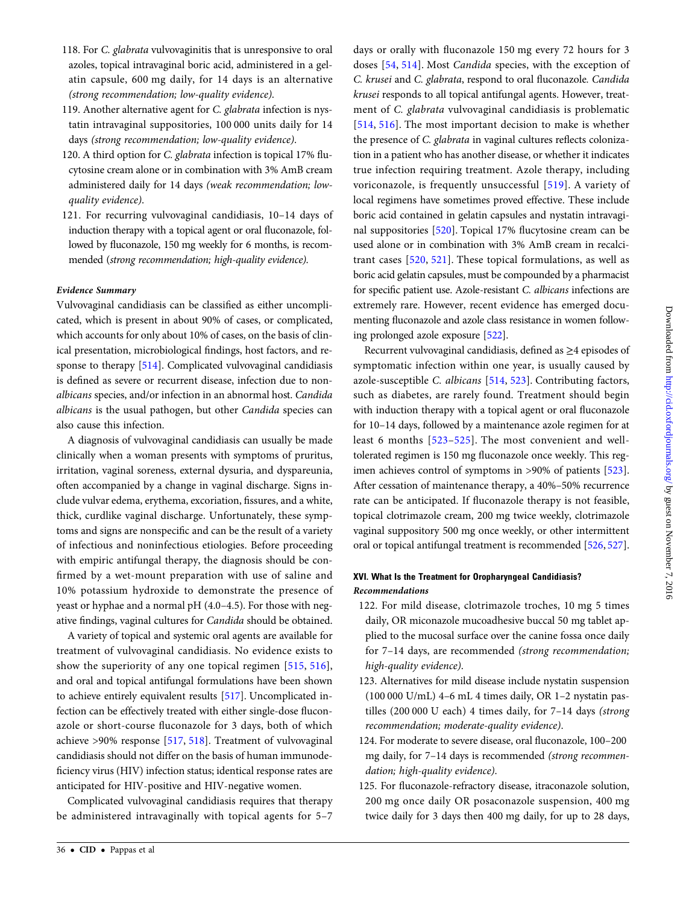118. For *C. glabrata* vulvovaginitis that is unresponsive to oral azoles, topical intravaginal boric acid, administered in a gelatin capsule, 600 mg daily, for 14 days is an alternative *(strong recommendation; low-quality evidence)*.
119. Another alternative agent for *C. glabrata* infection is nystatin intravaginal suppositories, 100 000 units daily for 14 days *(strong recommendation; low-quality evidence)*.
120. A third option for *C. glabrata* infection is topical 17% flucytosine cream alone or in combination with 3% AmB cream administered daily for 14 days *(weak recommendation; low-quality evidence)*.
121. For recurring vulvovaginal candidiasis, 10–14 days of induction therapy with a topical agent or oral fluconazole, followed by fluconazole, 150 mg weekly for 6 months, is recommended *(strong recommendation; high-quality evidence)*.

#### *Evidence Summary*

Vulvovaginal candidiasis can be classified as either uncomplicated, which is present in about 90% of cases, or complicated, which accounts for only about 10% of cases, on the basis of clinical presentation, microbiological findings, host factors, and response to therapy [514]. Complicated vulvovaginal candidiasis is defined as severe or recurrent disease, infection due to non-*albicans* species, and/or infection in an abnormal host. *Candida albicans* is the usual pathogen, but other *Candida* species can also cause this infection.

A diagnosis of vulvovaginal candidiasis can usually be made clinically when a woman presents with symptoms of pruritus, irritation, vaginal soreness, external dysuria, and dyspareunia, often accompanied by a change in vaginal discharge. Signs include vulvar edema, erythema, excoriation, fissures, and a white, thick, curdlike vaginal discharge. Unfortunately, these symptoms and signs are nonspecific and can be the result of a variety of infectious and noninfectious etiologies. Before proceeding with empiric antifungal therapy, the diagnosis should be confirmed by a wet-mount preparation with use of saline and 10% potassium hydroxide to demonstrate the presence of yeast or hyphae and a normal pH (4.0–4.5). For those with negative findings, vaginal cultures for *Candida* should be obtained.

A variety of topical and systemic oral agents are available for treatment of vulvovaginal candidiasis. No evidence exists to show the superiority of any one topical regimen [515, 516], and oral and topical antifungal formulations have been shown to achieve entirely equivalent results [517]. Uncomplicated infection can be effectively treated with either single-dose fluconazole or short-course fluconazole for 3 days, both of which achieve >90% response [517, 518]. Treatment of vulvovaginal candidiasis should not differ on the basis of human immunodeficiency virus (HIV) infection status; identical response rates are anticipated for HIV-positive and HIV-negative women.

Complicated vulvovaginal candidiasis requires that therapy be administered intravaginally with topical agents for 5–7 days or orally with fluconazole 150 mg every 72 hours for 3 doses [54, 514]. Most *Candida* species, with the exception of *C. krusei* and *C. glabrata*, respond to oral fluconazole. *Candida krusei* responds to all topical antifungal agents. However, treatment of *C. glabrata* vulvovaginal candidiasis is problematic [514, 516]. The most important decision to make is whether the presence of *C. glabrata* in vaginal cultures reflects colonization in a patient who has another disease, or whether it indicates true infection requiring treatment. Azole therapy, including voriconazole, is frequently unsuccessful [519]. A variety of local regimens have sometimes proved effective. These include boric acid contained in gelatin capsules and nystatin intravaginal suppositories [520]. Topical 17% flucytosine cream can be used alone or in combination with 3% AmB cream in recalcitrant cases [520, 521]. These topical formulations, as well as boric acid gelatin capsules, must be compounded by a pharmacist for specific patient use. Azole-resistant *C. albicans* infections are extremely rare. However, recent evidence has emerged documenting fluconazole and azole class resistance in women following prolonged azole exposure [522].

Recurrent vulvovaginal candidiasis, defined as ≥4 episodes of symptomatic infection within one year, is usually caused by azole-susceptible *C. albicans* [514, 523]. Contributing factors, such as diabetes, are rarely found. Treatment should begin with induction therapy with a topical agent or oral fluconazole for 10–14 days, followed by a maintenance azole regimen for at least 6 months [523–525]. The most convenient and well-tolerated regimen is 150 mg fluconazole once weekly. This regimen achieves control of symptoms in >90% of patients [523]. After cessation of maintenance therapy, a 40%–50% recurrence rate can be anticipated. If fluconazole therapy is not feasible, topical clotrimazole cream, 200 mg twice weekly, clotrimazole vaginal suppository 500 mg once weekly, or other intermittent oral or topical antifungal treatment is recommended [526, 527].

### XVI. What Is the Treatment for Oropharyngeal Candidiasis?

#### *Recommendations*

122. For mild disease, clotrimazole troches, 10 mg 5 times daily, OR miconazole mucoadhesive buccal 50 mg tablet applied to the mucosal surface over the canine fossa once daily for 7–14 days, are recommended *(strong recommendation; high-quality evidence)*.
123. Alternatives for mild disease include nystatin suspension (100 000 U/mL) 4–6 mL 4 times daily, OR 1–2 nystatin pastilles (200 000 U each) 4 times daily, for 7–14 days *(strong recommendation; moderate-quality evidence)*.
124. For moderate to severe disease, oral fluconazole, 100–200 mg daily, for 7–14 days is recommended *(strong recommendation; high-quality evidence)*.
125. For fluconazole-refractory disease, itraconazole solution, 200 mg once daily OR posaconazole suspension, 400 mg twice daily for 3 days then 400 mg daily, for up to 28 days,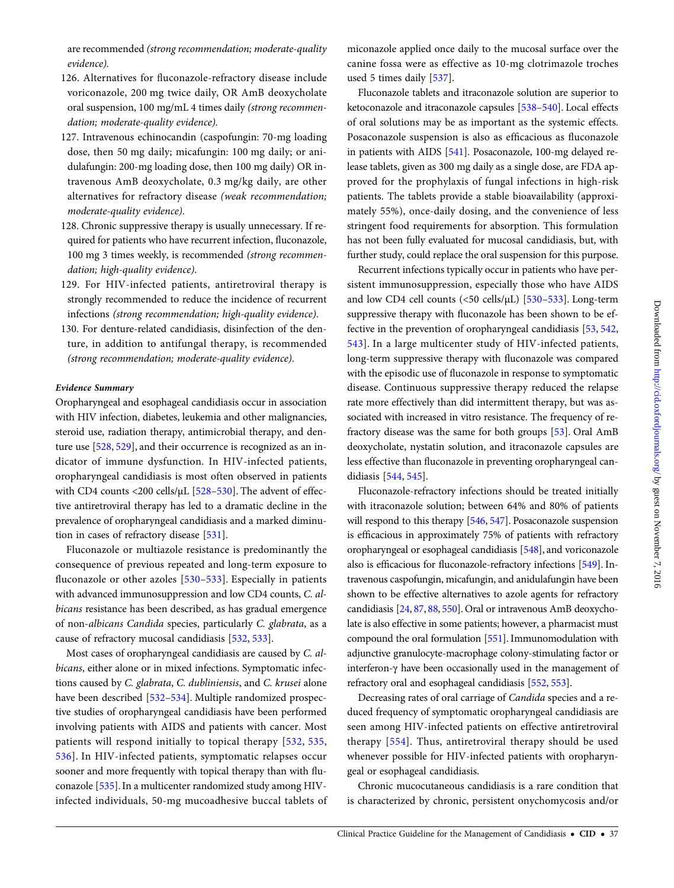are recommended *(strong recommendation; moderate-quality evidence).*

126. Alternatives for fluconazole-refractory disease include voriconazole, 200 mg twice daily, OR AmB deoxycholate oral suspension, 100 mg/mL 4 times daily *(strong recommendation; moderate-quality evidence).*
127. Intravenous echinocandin (caspofungin: 70-mg loading dose, then 50 mg daily; micafungin: 100 mg daily; or anidulafungin: 200-mg loading dose, then 100 mg daily) OR intravenous AmB deoxycholate, 0.3 mg/kg daily, are other alternatives for refractory disease *(weak recommendation; moderate-quality evidence).*
128. Chronic suppressive therapy is usually unnecessary. If required for patients who have recurrent infection, fluconazole, 100 mg 3 times weekly, is recommended *(strong recommendation; high-quality evidence).*
129. For HIV-infected patients, antiretroviral therapy is strongly recommended to reduce the incidence of recurrent infections *(strong recommendation; high-quality evidence).*
130. For denture-related candidiasis, disinfection of the denture, in addition to antifungal therapy, is recommended *(strong recommendation; moderate-quality evidence).*

#### *Evidence Summary*

Oropharyngeal and esophageal candidiasis occur in association with HIV infection, diabetes, leukemia and other malignancies, steroid use, radiation therapy, antimicrobial therapy, and denture use [528, 529], and their occurrence is recognized as an indicator of immune dysfunction. In HIV-infected patients, oropharyngeal candidiasis is most often observed in patients with CD4 counts <200 cells/µL [528–530]. The advent of effective antiretroviral therapy has led to a dramatic decline in the prevalence of oropharyngeal candidiasis and a marked diminution in cases of refractory disease [531].

Fluconazole or multiazole resistance is predominantly the consequence of previous repeated and long-term exposure to fluconazole or other azoles [530–533]. Especially in patients with advanced immunosuppression and low CD4 counts, *C. albicans* resistance has been described, as has gradual emergence of non-*albicans Candida* species, particularly *C. glabrata*, as a cause of refractory mucosal candidiasis [532, 533].

Most cases of oropharyngeal candidiasis are caused by *C. albicans*, either alone or in mixed infections. Symptomatic infections caused by *C. glabrata*, *C. dubliniensis*, and *C. krusei* alone have been described [532–534]. Multiple randomized prospective studies of oropharyngeal candidiasis have been performed involving patients with AIDS and patients with cancer. Most patients will respond initially to topical therapy [532, 535, 536]. In HIV-infected patients, symptomatic relapses occur sooner and more frequently with topical therapy than with fluconazole [535]. In a multicenter randomized study among HIV-infected individuals, 50-mg mucoadhesive buccal tablets of miconazole applied once daily to the mucosal surface over the canine fossa were as effective as 10-mg clotrimazole troches used 5 times daily [537].

Fluconazole tablets and itraconazole solution are superior to ketoconazole and itraconazole capsules [538–540]. Local effects of oral solutions may be as important as the systemic effects. Posaconazole suspension is also as efficacious as fluconazole in patients with AIDS [541]. Posaconazole, 100-mg delayed release tablets, given as 300 mg daily as a single dose, are FDA approved for the prophylaxis of fungal infections in high-risk patients. The tablets provide a stable bioavailability (approximately 55%), once-daily dosing, and the convenience of less stringent food requirements for absorption. This formulation has not been fully evaluated for mucosal candidiasis, but, with further study, could replace the oral suspension for this purpose.

Recurrent infections typically occur in patients who have persistent immunosuppression, especially those who have AIDS and low CD4 cell counts (<50 cells/µL) [530–533]. Long-term suppressive therapy with fluconazole has been shown to be effective in the prevention of oropharyngeal candidiasis [53, 542, 543]. In a large multicenter study of HIV-infected patients, long-term suppressive therapy with fluconazole was compared with the episodic use of fluconazole in response to symptomatic disease. Continuous suppressive therapy reduced the relapse rate more effectively than did intermittent therapy, but was associated with increased in vitro resistance. The frequency of refractory disease was the same for both groups [53]. Oral AmB deoxycholate, nystatin solution, and itraconazole capsules are less effective than fluconazole in preventing oropharyngeal candidiasis [544, 545].

Fluconazole-refractory infections should be treated initially with itraconazole solution; between 64% and 80% of patients will respond to this therapy [546, 547]. Posaconazole suspension is efficacious in approximately 75% of patients with refractory oropharyngeal or esophageal candidiasis [548], and voriconazole also is efficacious for fluconazole-refractory infections [549]. Intravenous caspofungin, micafungin, and anidulafungin have been shown to be effective alternatives to azole agents for refractory candidiasis [24, 87, 88, 550]. Oral or intravenous AmB deoxycholate is also effective in some patients; however, a pharmacist must compound the oral formulation [551]. Immunomodulation with adjunctive granulocyte-macrophage colony-stimulating factor or interferon-γ have been occasionally used in the management of refractory oral and esophageal candidiasis [552, 553].

Decreasing rates of oral carriage of *Candida* species and a reduced frequency of symptomatic oropharyngeal candidiasis are seen among HIV-infected patients on effective antiretroviral therapy [554]. Thus, antiretroviral therapy should be used whenever possible for HIV-infected patients with oropharyngeal or esophageal candidiasis.

Chronic mucocutaneous candidiasis is a rare condition that is characterized by chronic, persistent onychomycosis and/or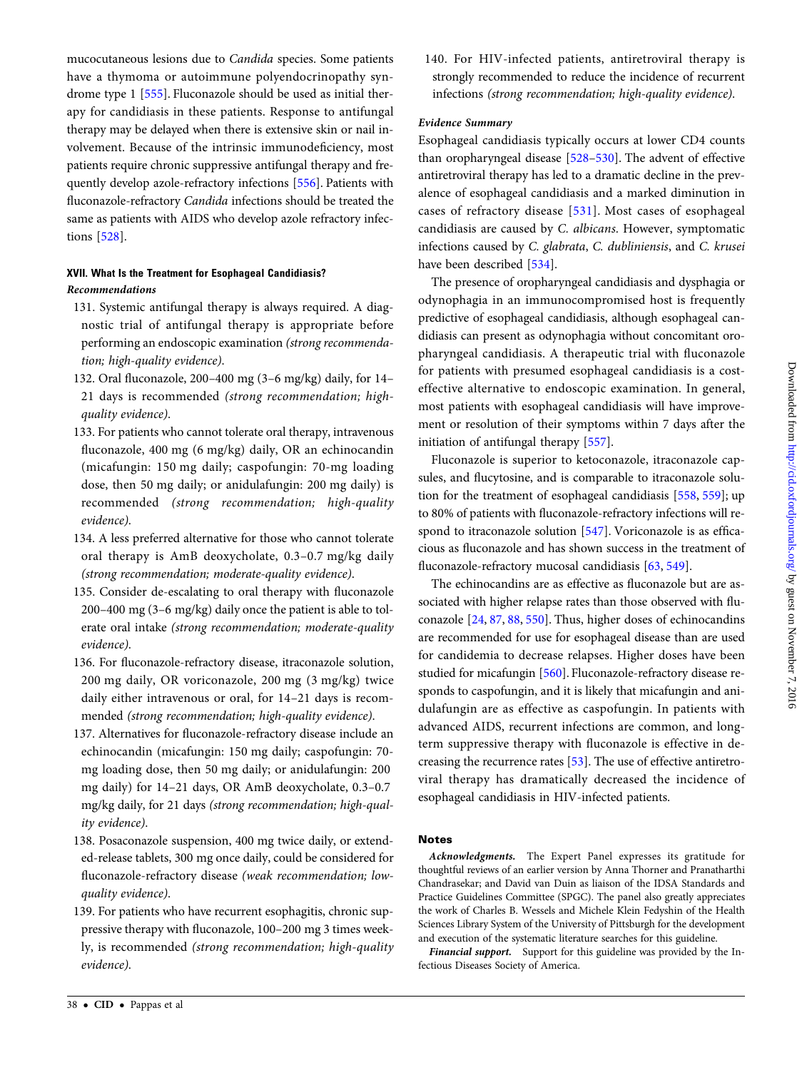mucocutaneous lesions due to *Candida* species. Some patients have a thymoma or autoimmune polyendocrinopathy syndrome type 1 [555]. Fluconazole should be used as initial therapy for candidiasis in these patients. Response to antifungal therapy may be delayed when there is extensive skin or nail involvement. Because of the intrinsic immunodeficiency, most patients require chronic suppressive antifungal therapy and frequently develop azole-refractory infections [556]. Patients with fluconazole-refractory *Candida* infections should be treated the same as patients with AIDS who develop azole refractory infections [528].

### XVII. What Is the Treatment for Esophageal Candidiasis?

#### *Recommendations*

131. Systemic antifungal therapy is always required. A diagnostic trial of antifungal therapy is appropriate before performing an endoscopic examination *(strong recommendation; high-quality evidence)*.
132. Oral fluconazole, 200–400 mg (3–6 mg/kg) daily, for 14–21 days is recommended *(strong recommendation; high-quality evidence)*.
133. For patients who cannot tolerate oral therapy, intravenous fluconazole, 400 mg (6 mg/kg) daily, OR an echinocandin (micafungin: 150 mg daily; caspofungin: 70-mg loading dose, then 50 mg daily; or anidulafungin: 200 mg daily) is recommended *(strong recommendation; high-quality evidence)*.
134. A less preferred alternative for those who cannot tolerate oral therapy is AmB deoxycholate, 0.3–0.7 mg/kg daily *(strong recommendation; moderate-quality evidence)*.
135. Consider de-escalating to oral therapy with fluconazole 200–400 mg (3–6 mg/kg) daily once the patient is able to tolerate oral intake *(strong recommendation; moderate-quality evidence)*.
136. For fluconazole-refractory disease, itraconazole solution, 200 mg daily, OR voriconazole, 200 mg (3 mg/kg) twice daily either intravenous or oral, for 14–21 days is recommended *(strong recommendation; high-quality evidence)*.
137. Alternatives for fluconazole-refractory disease include an echinocandin (micafungin: 150 mg daily; caspofungin: 70-mg loading dose, then 50 mg daily; or anidulafungin: 200 mg daily) for 14–21 days, OR AmB deoxycholate, 0.3–0.7 mg/kg daily, for 21 days *(strong recommendation; high-quality evidence)*.
138. Posaconazole suspension, 400 mg twice daily, or extended-release tablets, 300 mg once daily, could be considered for fluconazole-refractory disease *(weak recommendation; low-quality evidence)*.
139. For patients who have recurrent esophagitis, chronic suppressive therapy with fluconazole, 100–200 mg 3 times weekly, is recommended *(strong recommendation; high-quality evidence)*.
140. For HIV-infected patients, antiretroviral therapy is strongly recommended to reduce the incidence of recurrent infections *(strong recommendation; high-quality evidence)*.

#### *Evidence Summary*

Esophageal candidiasis typically occurs at lower CD4 counts than oropharyngeal disease [528–530]. The advent of effective antiretroviral therapy has led to a dramatic decline in the prevalence of esophageal candidiasis and a marked diminution in cases of refractory disease [531]. Most cases of esophageal candidiasis are caused by *C. albicans*. However, symptomatic infections caused by *C. glabrata*, *C. dubliniensis*, and *C. krusei* have been described [534].

The presence of oropharyngeal candidiasis and dysphagia or odynophagia in an immunocompromised host is frequently predictive of esophageal candidiasis, although esophageal candidiasis can present as odynophagia without concomitant oropharyngeal candidiasis. A therapeutic trial with fluconazole for patients with presumed esophageal candidiasis is a cost-effective alternative to endoscopic examination. In general, most patients with esophageal candidiasis will have improvement or resolution of their symptoms within 7 days after the initiation of antifungal therapy [557].

Fluconazole is superior to ketoconazole, itraconazole capsules, and flucytosine, and is comparable to itraconazole solution for the treatment of esophageal candidiasis [558, 559]; up to 80% of patients with fluconazole-refractory infections will respond to itraconazole solution [547]. Voriconazole is as efficacious as fluconazole and has shown success in the treatment of fluconazole-refractory mucosal candidiasis [63, 549].

The echinocandins are as effective as fluconazole but are associated with higher relapse rates than those observed with fluconazole [24, 87, 88, 550]. Thus, higher doses of echinocandins are recommended for use for esophageal disease than are used for candidemia to decrease relapses. Higher doses have been studied for micafungin [560]. Fluconazole-refractory disease responds to caspofungin, and it is likely that micafungin and anidulafungin are as effective as caspofungin. In patients with advanced AIDS, recurrent infections are common, and long-term suppressive therapy with fluconazole is effective in decreasing the recurrence rates [53]. The use of effective antiretroviral therapy has dramatically decreased the incidence of esophageal candidiasis in HIV-infected patients.

## Notes

***Acknowledgments.*** The Expert Panel expresses its gratitude for thoughtful reviews of an earlier version by Anna Thorner and Pranatharthi Chandrasekar; and David van Duin as liaison of the IDSA Standards and Practice Guidelines Committee (SPGC). The panel also greatly appreciates the work of Charles B. Wessels and Michele Klein Fedyshin of the Health Sciences Library System of the University of Pittsburgh for the development and execution of the systematic literature searches for this guideline.

***Financial support.*** Support for this guideline was provided by the Infectious Diseases Society of America.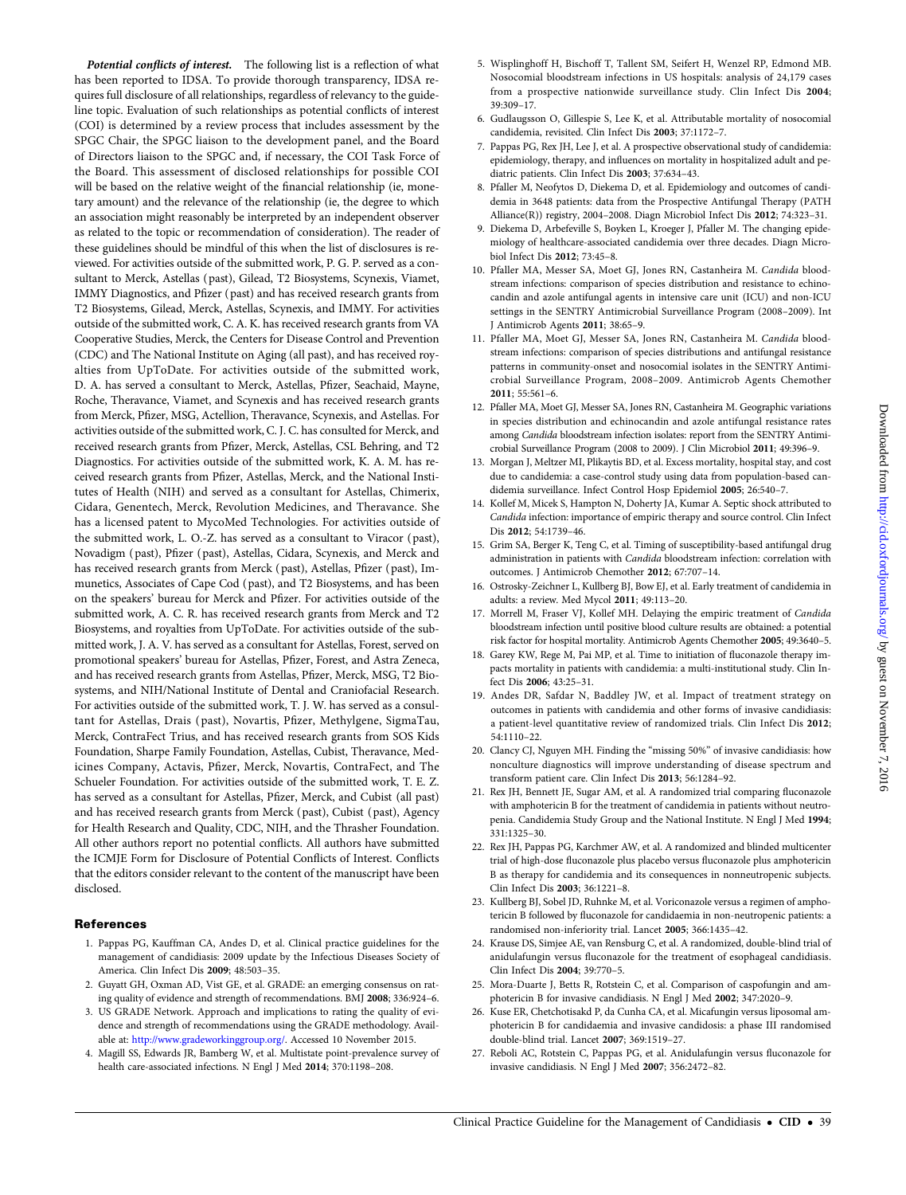***Potential conflicts of interest.*** The following list is a reflection of what has been reported to IDSA. To provide thorough transparency, IDSA requires full disclosure of all relationships, regardless of relevancy to the guideline topic. Evaluation of such relationships as potential conflicts of interest (COI) is determined by a review process that includes assessment by the SPGC Chair, the SPGC liaison to the development panel, and the Board of Directors liaison to the SPGC and, if necessary, the COI Task Force of the Board. This assessment of disclosed relationships for possible COI will be based on the relative weight of the financial relationship (ie, monetary amount) and the relevance of the relationship (ie, the degree to which an association might reasonably be interpreted by an independent observer as related to the topic or recommendation of consideration). The reader of these guidelines should be mindful of this when the list of disclosures is reviewed. For activities outside of the submitted work, P. G. P. served as a consultant to Merck, Astellas (past), Gilead, T2 Biosystems, Scynexis, Viamet, IMMY Diagnostics, and Pfizer (past) and has received research grants from T2 Biosystems, Gilead, Merck, Astellas, Scynexis, and IMMY. For activities outside of the submitted work, C. A. K. has received research grants from VA Cooperative Studies, Merck, the Centers for Disease Control and Prevention (CDC) and The National Institute on Aging (all past), and has received royalties from UpToDate. For activities outside of the submitted work, D. A. has served a consultant to Merck, Astellas, Pfizer, Seachaid, Mayne, Roche, Theravance, Viamet, and Scynexis and has received research grants from Merck, Pfizer, MSG, Actellion, Theravance, Scynexis, and Astellas. For activities outside of the submitted work, C. J. C. has consulted for Merck, and received research grants from Pfizer, Merck, Astellas, CSL Behring, and T2 Diagnostics. For activities outside of the submitted work, K. A. M. has received research grants from Pfizer, Astellas, Merck, and the National Institutes of Health (NIH) and served as a consultant for Astellas, Chimerix, Cidara, Genentech, Merck, Revolution Medicines, and Theravance. She has a licensed patent to MycoMed Technologies. For activities outside of the submitted work, L. O.-Z. has served as a consultant to Viracor (past), Novadigm (past), Pfizer (past), Astellas, Cidara, Scynexis, and Merck and has received research grants from Merck (past), Astellas, Pfizer (past), Immunetics, Associates of Cape Cod (past), and T2 Biosystems, and has been on the speakers' bureau for Merck and Pfizer. For activities outside of the submitted work, A. C. R. has received research grants from Merck and T2 Biosystems, and royalties from UpToDate. For activities outside of the submitted work, J. A. V. has served as a consultant for Astellas, Forest, served on promotional speakers' bureau for Astellas, Pfizer, Forest, and Astra Zeneca, and has received research grants from Astellas, Pfizer, Merck, MSG, T2 Biosystems, and NIH/National Institute of Dental and Craniofacial Research. For activities outside of the submitted work, T. J. W. has served as a consultant for Astellas, Drais (past), Novartis, Pfizer, Methylgene, SigmaTau, Merck, ContraFect Trius, and has received research grants from SOS Kids Foundation, Sharpe Family Foundation, Astellas, Cubist, Theravance, Medicines Company, Actavis, Pfizer, Merck, Novartis, ContraFect, and The Schueler Foundation. For activities outside of the submitted work, T. E. Z. has served as a consultant for Astellas, Pfizer, Merck, and Cubist (all past) and has received research grants from Merck (past), Cubist (past), Agency for Health Research and Quality, CDC, NIH, and the Thrasher Foundation. All other authors report no potential conflicts. All authors have submitted the ICMJE Form for Disclosure of Potential Conflicts of Interest. Conflicts that the editors consider relevant to the content of the manuscript have been disclosed.

## References

1. Pappas PG, Kauffman CA, Andes D, et al. Clinical practice guidelines for the management of candidiasis: 2009 update by the Infectious Diseases Society of America. Clin Infect Dis **2009**; 48:503–35.
2. Guyatt GH, Oxman AD, Vist GE, et al. GRADE: an emerging consensus on rating quality of evidence and strength of recommendations. BMJ **2008**; 336:924–6.
3. US GRADE Network. Approach and implications to rating the quality of evidence and strength of recommendations using the GRADE methodology. Available at: http://www.gradeworkinggroup.org/. Accessed 10 November 2015.
4. Magill SS, Edwards JR, Bamberg W, et al. Multistate point-prevalence survey of health care-associated infections. N Engl J Med **2014**; 370:1198–208.
5. Wisplinghoff H, Bischoff T, Tallent SM, Seifert H, Wenzel RP, Edmond MB. Nosocomial bloodstream infections in US hospitals: analysis of 24,179 cases from a prospective nationwide surveillance study. Clin Infect Dis **2004**; 39:309–17.
6. Gudlaugsson O, Gillespie S, Lee K, et al. Attributable mortality of nosocomial candidemia, revisited. Clin Infect Dis **2003**; 37:1172–7.
7. Pappas PG, Rex JH, Lee J, et al. A prospective observational study of candidemia: epidemiology, therapy, and influences on mortality in hospitalized adult and pediatric patients. Clin Infect Dis **2003**; 37:634–43.
8. Pfaller M, Neofytos D, Diekema D, et al. Epidemiology and outcomes of candidemia in 3648 patients: data from the Prospective Antifungal Therapy (PATH Alliance(R)) registry, 2004–2008. Diagn Microbiol Infect Dis **2012**; 74:323–31.
9. Diekema D, Arbefeville S, Boyken L, Kroeger J, Pfaller M. The changing epidemiology of healthcare-associated candidemia over three decades. Diagn Microbiol Infect Dis **2012**; 73:45–8.
10. Pfaller MA, Messer SA, Moet GJ, Jones RN, Castanheira M. *Candida* bloodstream infections: comparison of species distribution and resistance to echinocandin and azole antifungal agents in intensive care unit (ICU) and non-ICU settings in the SENTRY Antimicrobial Surveillance Program (2008–2009). Int J Antimicrob Agents **2011**; 38:65–9.
11. Pfaller MA, Moet GJ, Messer SA, Jones RN, Castanheira M. *Candida* bloodstream infections: comparison of species distributions and antifungal resistance patterns in community-onset and nosocomial isolates in the SENTRY Antimicrobial Surveillance Program, 2008–2009. Antimicrob Agents Chemother **2011**; 55:561–6.
12. Pfaller MA, Moet GJ, Messer SA, Jones RN, Castanheira M. Geographic variations in species distribution and echinocandin and azole antifungal resistance rates among *Candida* bloodstream infection isolates: report from the SENTRY Antimicrobial Surveillance Program (2008 to 2009). J Clin Microbiol **2011**; 49:396–9.
13. Morgan J, Meltzer MI, Plikaytis BD, et al. Excess mortality, hospital stay, and cost due to candidemia: a case-control study using data from population-based candidemia surveillance. Infect Control Hosp Epidemiol **2005**; 26:540–7.
14. Kollef M, Micek S, Hampton N, Doherty JA, Kumar A. Septic shock attributed to *Candida* infection: importance of empiric therapy and source control. Clin Infect Dis **2012**; 54:1739–46.
15. Grim SA, Berger K, Teng C, et al. Timing of susceptibility-based antifungal drug administration in patients with *Candida* bloodstream infection: correlation with outcomes. J Antimicrob Chemother **2012**; 67:707–14.
16. Ostrosky-Zeichner L, Kullberg BJ, Bow EJ, et al. Early treatment of candidemia in adults: a review. Med Mycol **2011**; 49:113–20.
17. Morrell M, Fraser VJ, Kollef MH. Delaying the empiric treatment of *Candida* bloodstream infection until positive blood culture results are obtained: a potential risk factor for hospital mortality. Antimicrob Agents Chemother **2005**; 49:3640–5.
18. Garey KW, Rege M, Pai MP, et al. Time to initiation of fluconazole therapy impacts mortality in patients with candidemia: a multi-institutional study. Clin Infect Dis **2006**; 43:25–31.
19. Andes DR, Safdar N, Baddley JW, et al. Impact of treatment strategy on outcomes in patients with candidemia and other forms of invasive candidiasis: a patient-level quantitative review of randomized trials. Clin Infect Dis **2012**; 54:1110–22.
20. Clancy CJ, Nguyen MH. Finding the "missing 50%" of invasive candidiasis: how nonculture diagnostics will improve understanding of disease spectrum and transform patient care. Clin Infect Dis **2013**; 56:1284–92.
21. Rex JH, Bennett JE, Sugar AM, et al. A randomized trial comparing fluconazole with amphotericin B for the treatment of candidemia in patients without neutropenia. Candidemia Study Group and the National Institute. N Engl J Med **1994**; 331:1325–30.
22. Rex JH, Pappas PG, Karchmer AW, et al. A randomized and blinded multicenter trial of high-dose fluconazole plus placebo versus fluconazole plus amphotericin B as therapy for candidemia and its consequences in nonneutropenic subjects. Clin Infect Dis **2003**; 36:1221–8.
23. Kullberg BJ, Sobel JD, Ruhnke M, et al. Voriconazole versus a regimen of amphotericin B followed by fluconazole for candidaemia in non-neutropenic patients: a randomised non-inferiority trial. Lancet **2005**; 366:1435–42.
24. Krause DS, Simjee AE, van Rensburg C, et al. A randomized, double-blind trial of anidulafungin versus fluconazole for the treatment of esophageal candidiasis. Clin Infect Dis **2004**; 39:770–5.
25. Mora-Duarte J, Betts R, Rotstein C, et al. Comparison of caspofungin and amphotericin B for invasive candidiasis. N Engl J Med **2002**; 347:2020–9.
26. Kuse ER, Chetchotisakd P, da Cunha CA, et al. Micafungin versus liposomal amphotericin B for candidaemia and invasive candidosis: a phase III randomised double-blind trial. Lancet **2007**; 369:1519–27.
27. Reboli AC, Rotstein C, Pappas PG, et al. Anidulafungin versus fluconazole for invasive candidiasis. N Engl J Med **2007**; 356:2472–82.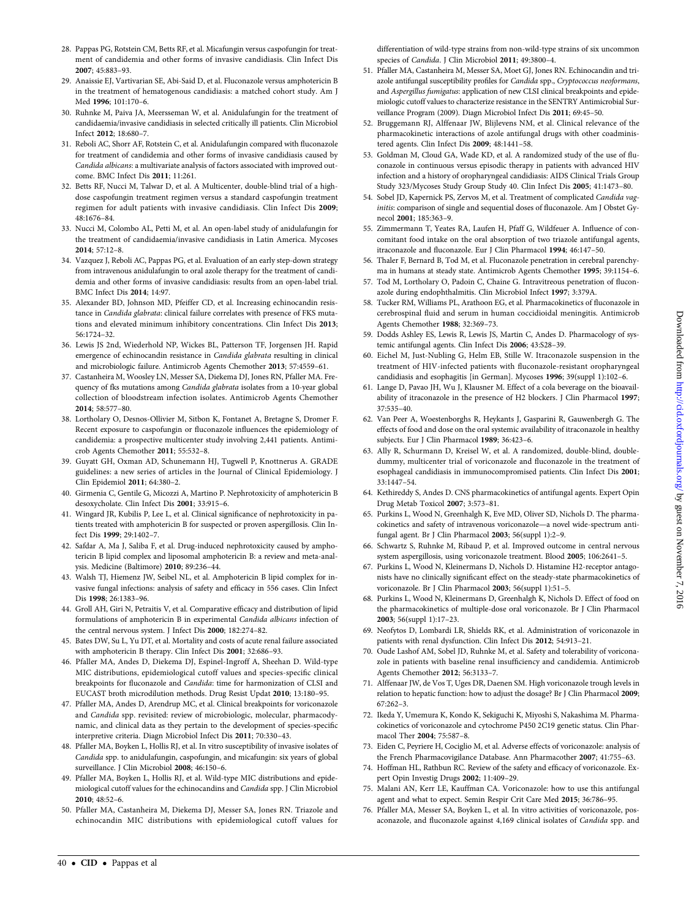28. Pappas PG, Rotstein CM, Betts RF, et al. Micafungin versus caspofungin for treatment of candidemia and other forms of invasive candidiasis. Clin Infect Dis **2007**; 45:883–93.
29. Anaissie EJ, Vartivarian SE, Abi-Said D, et al. Fluconazole versus amphotericin B in the treatment of hematogenous candidiasis: a matched cohort study. Am J Med **1996**; 101:170–6.
30. Ruhnke M, Paiva JA, Meersseman W, et al. Anidulafungin for the treatment of candidaemia/invasive candidiasis in selected critically ill patients. Clin Microbiol Infect **2012**; 18:680–7.
31. Reboli AC, Shorr AF, Rotstein C, et al. Anidulafungin compared with fluconazole for treatment of candidemia and other forms of invasive candidiasis caused by *Candida albicans*: a multivariate analysis of factors associated with improved outcome. BMC Infect Dis **2011**; 11:261.
32. Betts RF, Nucci M, Talwar D, et al. A Multicenter, double-blind trial of a high-dose caspofungin treatment regimen versus a standard caspofungin treatment regimen for adult patients with invasive candidiasis. Clin Infect Dis **2009**; 48:1676–84.
33. Nucci M, Colombo AL, Petti M, et al. An open-label study of anidulafungin for the treatment of candidaemia/invasive candidiasis in Latin America. Mycoses **2014**; 57:12–8.
34. Vazquez J, Reboli AC, Pappas PG, et al. Evaluation of an early step-down strategy from intravenous anidulafungin to oral azole therapy for the treatment of candidemia and other forms of invasive candidiasis: results from an open-label trial. BMC Infect Dis **2014**; 14:97.
35. Alexander BD, Johnson MD, Pfeiffer CD, et al. Increasing echinocandin resistance in *Candida glabrata*: clinical failure correlates with presence of FKS mutations and elevated minimum inhibitory concentrations. Clin Infect Dis **2013**; 56:1724–32.
36. Lewis JS 2nd, Wiederhold NP, Wickes BL, Patterson TF, Jorgensen JH. Rapid emergence of echinocandin resistance in *Candida glabrata* resulting in clinical and microbiologic failure. Antimicrob Agents Chemother **2013**; 57:4559–61.
37. Castanheira M, Woosley LN, Messer SA, Diekema DJ, Jones RN, Pfaller MA. Frequency of fks mutations among *Candida glabrata* isolates from a 10-year global collection of bloodstream infection isolates. Antimicrob Agents Chemother **2014**; 58:577–80.
38. Lortholary O, Desnos-Ollivier M, Sitbon K, Fontanet A, Bretagne S, Dromer F. Recent exposure to caspofungin or fluconazole influences the epidemiology of candidemia: a prospective multicenter study involving 2,441 patients. Antimicrob Agents Chemother **2011**; 55:532–8.
39. Guyatt GH, Oxman AD, Schunemann HJ, Tugwell P, Knottnerus A. GRADE guidelines: a new series of articles in the Journal of Clinical Epidemiology. J Clin Epidemiol **2011**; 64:380–2.
40. Girmenia C, Gentile G, Micozzi A, Martino P. Nephrotoxicity of amphotericin B desoxycholate. Clin Infect Dis **2001**; 33:915–6.
41. Wingard JR, Kubilis P, Lee L, et al. Clinical significance of nephrotoxicity in patients treated with amphotericin B for suspected or proven aspergillosis. Clin Infect Dis **1999**; 29:1402–7.
42. Safdar A, Ma J, Saliba F, et al. Drug-induced nephrotoxicity caused by amphotericin B lipid complex and liposomal amphotericin B: a review and meta-analysis. Medicine (Baltimore) **2010**; 89:236–44.
43. Walsh TJ, Hiemenz JW, Seibel NL, et al. Amphotericin B lipid complex for invasive fungal infections: analysis of safety and efficacy in 556 cases. Clin Infect Dis **1998**; 26:1383–96.
44. Groll AH, Giri N, Petraitis V, et al. Comparative efficacy and distribution of lipid formulations of amphotericin B in experimental *Candida albicans* infection of the central nervous system. J Infect Dis **2000**; 182:274–82.
45. Bates DW, Su L, Yu DT, et al. Mortality and costs of acute renal failure associated with amphotericin B therapy. Clin Infect Dis **2001**; 32:686–93.
46. Pfaller MA, Andes D, Diekema DJ, Espinel-Ingroff A, Sheehan D. Wild-type MIC distributions, epidemiological cutoff values and species-specific clinical breakpoints for fluconazole and *Candida*: time for harmonization of CLSI and EUCAST broth microdilution methods. Drug Resist Updat **2010**; 13:180–95.
47. Pfaller MA, Andes D, Arendrup MC, et al. Clinical breakpoints for voriconazole and *Candida* spp. revisited: review of microbiologic, molecular, pharmacodynamic, and clinical data as they pertain to the development of species-specific interpretive criteria. Diagn Microbiol Infect Dis **2011**; 70:330–43.
48. Pfaller MA, Boyken L, Hollis RJ, et al. In vitro susceptibility of invasive isolates of *Candida* spp. to anidulafungin, caspofungin, and micafungin: six years of global surveillance. J Clin Microbiol **2008**; 46:150–6.
49. Pfaller MA, Boyken L, Hollis RJ, et al. Wild-type MIC distributions and epidemiological cutoff values for the echinocandins and *Candida* spp. J Clin Microbiol **2010**; 48:52–6.
50. Pfaller MA, Castanheira M, Diekema DJ, Messer SA, Jones RN. Triazole and echinocandin MIC distributions with epidemiological cutoff values for differentiation of wild-type strains from non-wild-type strains of six uncommon species of *Candida*. J Clin Microbiol **2011**; 49:3800–4.
51. Pfaller MA, Castanheira M, Messer SA, Moet GJ, Jones RN. Echinocandin and triazole antifungal susceptibility profiles for *Candida* spp., *Cryptococcus neoformans*, and *Aspergillus fumigatus*: application of new CLSI clinical breakpoints and epidemiologic cutoff values to characterize resistance in the SENTRY Antimicrobial Surveillance Program (2009). Diagn Microbiol Infect Dis **2011**; 69:45–50.
52. Bruggemann RJ, Alffenaar JW, Blijlevens NM, et al. Clinical relevance of the pharmacokinetic interactions of azole antifungal drugs with other coadministered agents. Clin Infect Dis **2009**; 48:1441–58.
53. Goldman M, Cloud GA, Wade KD, et al. A randomized study of the use of fluconazole in continuous versus episodic therapy in patients with advanced HIV infection and a history of oropharyngeal candidiasis: AIDS Clinical Trials Group Study 323/Mycoses Study Group Study 40. Clin Infect Dis **2005**; 41:1473–80.
54. Sobel JD, Kapernick PS, Zervos M, et al. Treatment of complicated *Candida vaginitis*: comparison of single and sequential doses of fluconazole. Am J Obstet Gynecol **2001**; 185:363–9.
55. Zimmermann T, Yeates RA, Laufen H, Pfaff G, Wildfeuer A. Influence of concomitant food intake on the oral absorption of two triazole antifungal agents, itraconazole and fluconazole. Eur J Clin Pharmacol **1994**; 46:147–50.
56. Thaler F, Bernard B, Tod M, et al. Fluconazole penetration in cerebral parenchyma in humans at steady state. Antimicrob Agents Chemother **1995**; 39:1154–6.
57. Tod M, Lortholary O, Padoin C, Chaine G. Intravitreous penetration of fluconazole during endophthalmitis. Clin Microbiol Infect **1997**; 3:379A.
58. Tucker RM, Williams PL, Arathoon EG, et al. Pharmacokinetics of fluconazole in cerebrospinal fluid and serum in human coccidioidal meningitis. Antimicrob Agents Chemother **1988**; 32:369–73.
59. Dodds Ashley ES, Lewis R, Lewis JS, Martin C, Andes D. Pharmacology of systemic antifungal agents. Clin Infect Dis **2006**; 43:S28–39.
60. Eichel M, Just-Nubling G, Helm EB, Stille W. Itraconazole suspension in the treatment of HIV-infected patients with fluconazole-resistant oropharyngeal candidiasis and esophagitis [in German]. Mycoses **1996**; 39(suppl 1):102–6.
61. Lange D, Pavao JH, Wu J, Klausner M. Effect of a cola beverage on the bioavailability of itraconazole in the presence of H2 blockers. J Clin Pharmacol **1997**; 37:535–40.
62. Van Peer A, Woestenborghs R, Heykants J, Gasparini R, Gauwenbergh G. The effects of food and dose on the oral systemic availability of itraconazole in healthy subjects. Eur J Clin Pharmacol **1989**; 36:423–6.
63. Ally R, Schurmann D, Kreisel W, et al. A randomized, double-blind, double-dummy, multicenter trial of voriconazole and fluconazole in the treatment of esophageal candidiasis in immunocompromised patients. Clin Infect Dis **2001**; 33:1447–54.
64. Kethireddy S, Andes D. CNS pharmacokinetics of antifungal agents. Expert Opin Drug Metab Toxicol **2007**; 3:573–81.
65. Purkins L, Wood N, Greenhalgh K, Eve MD, Oliver SD, Nichols D. The pharmacokinetics and safety of intravenous voriconazole—a novel wide-spectrum antifungal agent. Br J Clin Pharmacol **2003**; 56(suppl 1):2–9.
66. Schwartz S, Ruhnke M, Ribaud P, et al. Improved outcome in central nervous system aspergillosis, using voriconazole treatment. Blood **2005**; 106:2641–5.
67. Purkins L, Wood N, Kleinermans D, Nichols D. Histamine H2-receptor antagonists have no clinically significant effect on the steady-state pharmacokinetics of voriconazole. Br J Clin Pharmacol **2003**; 56(suppl 1):51–5.
68. Purkins L, Wood N, Kleinermans D, Greenhalgh K, Nichols D. Effect of food on the pharmacokinetics of multiple-dose oral voriconazole. Br J Clin Pharmacol **2003**; 56(suppl 1):17–23.
69. Neofytos D, Lombardi LR, Shields RK, et al. Administration of voriconazole in patients with renal dysfunction. Clin Infect Dis **2012**; 54:913–21.
70. Oude Lashof AM, Sobel JD, Ruhnke M, et al. Safety and tolerability of voriconazole in patients with baseline renal insufficiency and candidemia. Antimicrob Agents Chemother **2012**; 56:3133–7.
71. Alffenaar JW, de Vos T, Uges DR, Daenen SM. High voriconazole trough levels in relation to hepatic function: how to adjust the dosage? Br J Clin Pharmacol **2009**; 67:262–3.
72. Ikeda Y, Umemura K, Kondo K, Sekiguchi K, Miyoshi S, Nakashima M. Pharmacokinetics of voriconazole and cytochrome P450 2C19 genetic status. Clin Pharmacol Ther **2004**; 75:587–8.
73. Eiden C, Peyriere H, Cociglio M, et al. Adverse effects of voriconazole: analysis of the French Pharmacovigilance Database. Ann Pharmacother **2007**; 41:755–63.
74. Hoffman HL, Rathbun RC. Review of the safety and efficacy of voriconazole. Expert Opin Investig Drugs **2002**; 11:409–29.
75. Malani AN, Kerr LE, Kauffman CA. Voriconazole: how to use this antifungal agent and what to expect. Semin Respir Crit Care Med **2015**; 36:786–95.
76. Pfaller MA, Messer SA, Boyken L, et al. In vitro activities of voriconazole, posaconazole, and fluconazole against 4,169 clinical isolates of *Candida* spp. and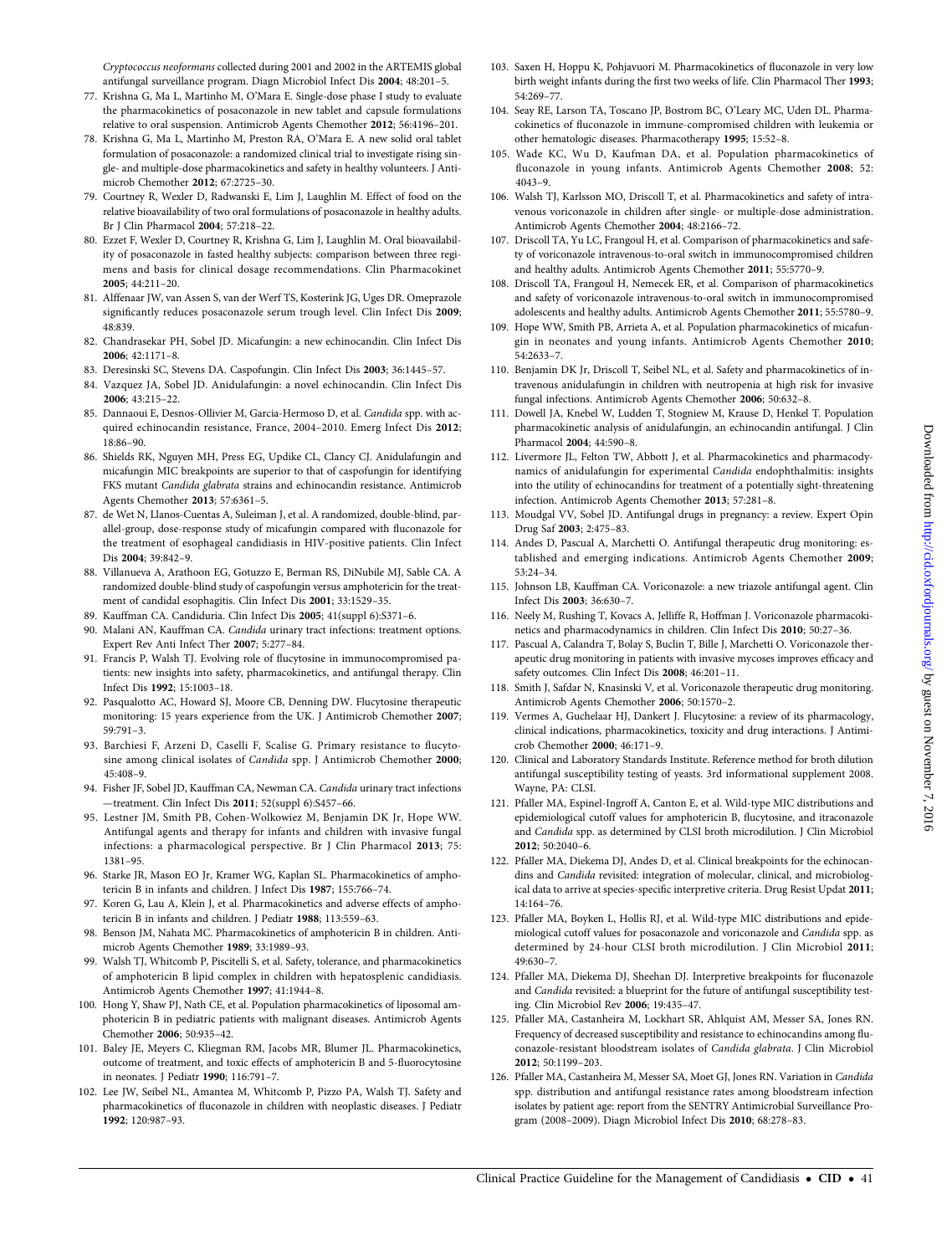*Cryptococcus neoformans* collected during 2001 and 2002 in the ARTEMIS global antifungal surveillance program. Diagn Microbiol Infect Dis **2004**; 48:201–5.

77. Krishna G, Ma L, Martinho M, O'Mara E. Single-dose phase I study to evaluate the pharmacokinetics of posaconazole in new tablet and capsule formulations relative to oral suspension. Antimicrob Agents Chemother **2012**; 56:4196–201.
78. Krishna G, Ma L, Martinho M, Preston RA, O'Mara E. A new solid oral tablet formulation of posaconazole: a randomized clinical trial to investigate rising single- and multiple-dose pharmacokinetics and safety in healthy volunteers. J Antimicrob Chemother **2012**; 67:2725–30.
79. Courtney R, Wexler D, Radwanski E, Lim J, Laughlin M. Effect of food on the relative bioavailability of two oral formulations of posaconazole in healthy adults. Br J Clin Pharmacol **2004**; 57:218–22.
80. Ezzet F, Wexler D, Courtney R, Krishna G, Lim J, Laughlin M. Oral bioavailability of posaconazole in fasted healthy subjects: comparison between three regimens and basis for clinical dosage recommendations. Clin Pharmacokinet **2005**; 44:211–20.
81. Alffenaar JW, van Assen S, van der Werf TS, Kosterink JG, Uges DR. Omeprazole significantly reduces posaconazole serum trough level. Clin Infect Dis **2009**; 48:839.
82. Chandrasekar PH, Sobel JD. Micafungin: a new echinocandin. Clin Infect Dis **2006**; 42:1171–8.
83. Deresinski SC, Stevens DA. Caspofungin. Clin Infect Dis **2003**; 36:1445–57.
84. Vazquez JA, Sobel JD. Anidulafungin: a novel echinocandin. Clin Infect Dis **2006**; 43:215–22.
85. Dannaoui E, Desnos-Ollivier M, Garcia-Hermoso D, et al. *Candida* spp. with acquired echinocandin resistance, France, 2004–2010. Emerg Infect Dis **2012**; 18:86–90.
86. Shields RK, Nguyen MH, Press EG, Updike CL, Clancy CJ. Anidulafungin and micafungin MIC breakpoints are superior to that of caspofungin for identifying FKS mutant *Candida glabrata* strains and echinocandin resistance. Antimicrob Agents Chemother **2013**; 57:6361–5.
87. de Wet N, Llanos-Cuentas A, Suleiman J, et al. A randomized, double-blind, parallel-group, dose-response study of micafungin compared with fluconazole for the treatment of esophageal candidiasis in HIV-positive patients. Clin Infect Dis **2004**; 39:842–9.
88. Villanueva A, Arathoon EG, Gotuzzo E, Berman RS, DiNubile MJ, Sable CA. A randomized double-blind study of caspofungin versus amphotericin for the treatment of candidal esophagitis. Clin Infect Dis **2001**; 33:1529–35.
89. Kauffman CA. Candiduria. Clin Infect Dis **2005**; 41(suppl 6):S371–6.
90. Malani AN, Kauffman CA. *Candida* urinary tract infections: treatment options. Expert Rev Anti Infect Ther **2007**; 5:277–84.
91. Francis P, Walsh TJ. Evolving role of flucytosine in immunocompromised patients: new insights into safety, pharmacokinetics, and antifungal therapy. Clin Infect Dis **1992**; 15:1003–18.
92. Pasqualotto AC, Howard SJ, Moore CB, Denning DW. Flucytosine therapeutic monitoring: 15 years experience from the UK. J Antimicrob Chemother **2007**; 59:791–3.
93. Barchiesi F, Arzeni D, Caselli F, Scalise G. Primary resistance to flucytosine among clinical isolates of *Candida* spp. J Antimicrob Chemother **2000**; 45:408–9.
94. Fisher JF, Sobel JD, Kauffman CA, Newman CA. *Candida* urinary tract infections—treatment. Clin Infect Dis **2011**; 52(suppl 6):S457–66.
95. Lestner JM, Smith PB, Cohen-Wolkowiez M, Benjamin DK Jr, Hope WW. Antifungal agents and therapy for infants and children with invasive fungal infections: a pharmacological perspective. Br J Clin Pharmacol **2013**; 75: 1381–95.
96. Starke JR, Mason EO Jr, Kramer WG, Kaplan SL. Pharmacokinetics of amphotericin B in infants and children. J Infect Dis **1987**; 155:766–74.
97. Koren G, Lau A, Klein J, et al. Pharmacokinetics and adverse effects of amphotericin B in infants and children. J Pediatr **1988**; 113:559–63.
98. Benson JM, Nahata MC. Pharmacokinetics of amphotericin B in children. Antimicrob Agents Chemother **1989**; 33:1989–93.
99. Walsh TJ, Whitcomb P, Piscitelli S, et al. Safety, tolerance, and pharmacokinetics of amphotericin B lipid complex in children with hepatosplenic candidiasis. Antimicrob Agents Chemother **1997**; 41:1944–8.
100. Hong Y, Shaw PJ, Nath CE, et al. Population pharmacokinetics of liposomal amphotericin B in pediatric patients with malignant diseases. Antimicrob Agents Chemother **2006**; 50:935–42.
101. Baley JE, Meyers C, Kliegman RM, Jacobs MR, Blumer JL. Pharmacokinetics, outcome of treatment, and toxic effects of amphotericin B and 5-fluorocytosine in neonates. J Pediatr **1990**; 116:791–7.
102. Lee JW, Seibel NL, Amantea M, Whitcomb P, Pizzo PA, Walsh TJ. Safety and pharmacokinetics of fluconazole in children with neoplastic diseases. J Pediatr **1992**; 120:987–93.
103. Saxen H, Hoppu K, Pohjavuori M. Pharmacokinetics of fluconazole in very low birth weight infants during the first two weeks of life. Clin Pharmacol Ther **1993**; 54:269–77.
104. Seay RE, Larson TA, Toscano JP, Bostrom BC, O'Leary MC, Uden DL. Pharmacokinetics of fluconazole in immune-compromised children with leukemia or other hematologic diseases. Pharmacotherapy **1995**; 15:52–8.
105. Wade KC, Wu D, Kaufman DA, et al. Population pharmacokinetics of fluconazole in young infants. Antimicrob Agents Chemother **2008**; 52: 4043–9.
106. Walsh TJ, Karlsson MO, Driscoll T, et al. Pharmacokinetics and safety of intravenous voriconazole in children after single- or multiple-dose administration. Antimicrob Agents Chemother **2004**; 48:2166–72.
107. Driscoll TA, Yu LC, Frangoul H, et al. Comparison of pharmacokinetics and safety of voriconazole intravenous-to-oral switch in immunocompromised children and healthy adults. Antimicrob Agents Chemother **2011**; 55:5770–9.
108. Driscoll TA, Frangoul H, Nemecek ER, et al. Comparison of pharmacokinetics and safety of voriconazole intravenous-to-oral switch in immunocompromised adolescents and healthy adults. Antimicrob Agents Chemother **2011**; 55:5780–9.
109. Hope WW, Smith PB, Arrieta A, et al. Population pharmacokinetics of micafungin in neonates and young infants. Antimicrob Agents Chemother **2010**; 54:2633–7.
110. Benjamin DK Jr, Driscoll T, Seibel NL, et al. Safety and pharmacokinetics of intravenous anidulafungin in children with neutropenia at high risk for invasive fungal infections. Antimicrob Agents Chemother **2006**; 50:632–8.
111. Dowell JA, Knebel W, Ludden T, Stogniew M, Krause D, Henkel T. Population pharmacokinetic analysis of anidulafungin, an echinocandin antifungal. J Clin Pharmacol **2004**; 44:590–8.
112. Livermore JL, Felton TW, Abbott J, et al. Pharmacokinetics and pharmacodynamics of anidulafungin for experimental *Candida* endophthalmitis: insights into the utility of echinocandins for treatment of a potentially sight-threatening infection. Antimicrob Agents Chemother **2013**; 57:281–8.
113. Moudgal VV, Sobel JD. Antifungal drugs in pregnancy: a review. Expert Opin Drug Saf **2003**; 2:475–83.
114. Andes D, Pascual A, Marchetti O. Antifungal therapeutic drug monitoring: established and emerging indications. Antimicrob Agents Chemother **2009**; 53:24–34.
115. Johnson LB, Kauffman CA. Voriconazole: a new triazole antifungal agent. Clin Infect Dis **2003**; 36:630–7.
116. Neely M, Rushing T, Kovacs A, Jelliffe R, Hoffman J. Voriconazole pharmacokinetics and pharmacodynamics in children. Clin Infect Dis **2010**; 50:27–36.
117. Pascual A, Calandra T, Bolay S, Buclin T, Bille J, Marchetti O. Voriconazole therapeutic drug monitoring in patients with invasive mycoses improves efficacy and safety outcomes. Clin Infect Dis **2008**; 46:201–11.
118. Smith J, Safdar N, Knasinski V, et al. Voriconazole therapeutic drug monitoring. Antimicrob Agents Chemother **2006**; 50:1570–2.
119. Vermes A, Guchelaar HJ, Dankert J. Flucytosine: a review of its pharmacology, clinical indications, pharmacokinetics, toxicity and drug interactions. J Antimicrob Chemother **2000**; 46:171–9.
120. Clinical and Laboratory Standards Institute. Reference method for broth dilution antifungal susceptibility testing of yeasts. 3rd informational supplement 2008. Wayne, PA: CLSI.
121. Pfaller MA, Espinel-Ingroff A, Canton E, et al. Wild-type MIC distributions and epidemiological cutoff values for amphotericin B, flucytosine, and itraconazole and *Candida* spp. as determined by CLSI broth microdilution. J Clin Microbiol **2012**; 50:2040–6.
122. Pfaller MA, Diekema DJ, Andes D, et al. Clinical breakpoints for the echinocandins and *Candida* revisited: integration of molecular, clinical, and microbiological data to arrive at species-specific interpretive criteria. Drug Resist Updat **2011**; 14:164–76.
123. Pfaller MA, Boyken L, Hollis RJ, et al. Wild-type MIC distributions and epidemiological cutoff values for posaconazole and voriconazole and *Candida* spp. as determined by 24-hour CLSI broth microdilution. J Clin Microbiol **2011**; 49:630–7.
124. Pfaller MA, Diekema DJ, Sheehan DJ. Interpretive breakpoints for fluconazole and *Candida* revisited: a blueprint for the future of antifungal susceptibility testing. Clin Microbiol Rev **2006**; 19:435–47.
125. Pfaller MA, Castanheira M, Lockhart SR, Ahlquist AM, Messer SA, Jones RN. Frequency of decreased susceptibility and resistance to echinocandins among fluconazole-resistant bloodstream isolates of *Candida glabrata*. J Clin Microbiol **2012**; 50:1199–203.
126. Pfaller MA, Castanheira M, Messer SA, Moet GJ, Jones RN. Variation in *Candida* spp. distribution and antifungal resistance rates among bloodstream infection isolates by patient age: report from the SENTRY Antimicrobial Surveillance Program (2008–2009). Diagn Microbiol Infect Dis **2010**; 68:278–83.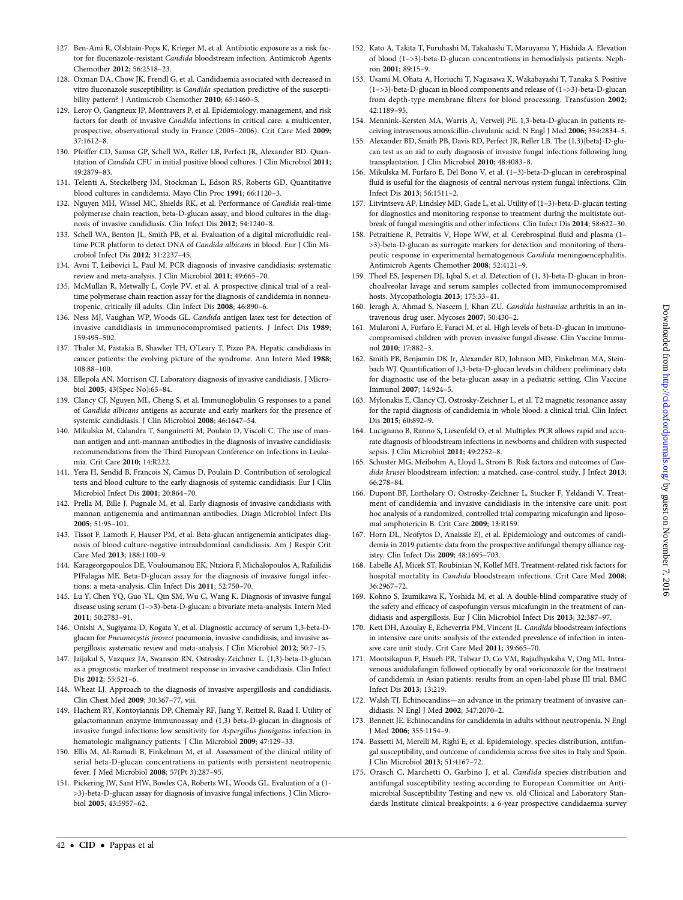127. Ben-Ami R, Olshtain-Pops K, Krieger M, et al. Antibiotic exposure as a risk factor for fluconazole-resistant *Candida* bloodstream infection. Antimicrob Agents Chemother **2012**; 56:2518–23.
128. Oxman DA, Chow JK, Frendl G, et al. Candidaemia associated with decreased in vitro fluconazole susceptibility: is *Candida* speciation predictive of the susceptibility pattern? J Antimicrob Chemother **2010**; 65:1460–5.
129. Leroy O, Gangneux JP, Montravers P, et al. Epidemiology, management, and risk factors for death of invasive *Candida* infections in critical care: a multicenter, prospective, observational study in France (2005–2006). Crit Care Med **2009**; 37:1612–8.
130. Pfeiffer CD, Samsa GP, Schell WA, Reller LB, Perfect JR, Alexander BD. Quantitation of *Candida* CFU in initial positive blood cultures. J Clin Microbiol **2011**; 49:2879–83.
131. Telenti A, Steckelberg JM, Stockman L, Edson RS, Roberts GD. Quantitative blood cultures in candidemia. Mayo Clin Proc **1991**; 66:1120–3.
132. Nguyen MH, Wissel MC, Shields RK, et al. Performance of *Candida* real-time polymerase chain reaction, beta-D-glucan assay, and blood cultures in the diagnosis of invasive candidiasis. Clin Infect Dis **2012**; 54:1240–8.
133. Schell WA, Benton JL, Smith PB, et al. Evaluation of a digital microfluidic real-time PCR platform to detect DNA of *Candida albicans* in blood. Eur J Clin Microbiol Infect Dis **2012**; 31:2237–45.
134. Avni T, Leibovici L, Paul M. PCR diagnosis of invasive candidiasis: systematic review and meta-analysis. J Clin Microbiol **2011**; 49:665–70.
135. McMullan R, Metwally L, Coyle PV, et al. A prospective clinical trial of a real-time polymerase chain reaction assay for the diagnosis of candidemia in nonneutropenic, critically ill adults. Clin Infect Dis **2008**; 46:890–6.
136. Ness MJ, Vaughan WP, Woods GL. *Candida* antigen latex test for detection of invasive candidiasis in immunocompromised patients. J Infect Dis **1989**; 159:495–502.
137. Thaler M, Pastakia B, Shawker TH, O'Leary T, Pizzo PA. Hepatic candidiasis in cancer patients: the evolving picture of the syndrome. Ann Intern Med **1988**; 108:88–100.
138. Ellepola AN, Morrison CJ. Laboratory diagnosis of invasive candidiasis. J Microbiol **2005**; 43(Spec No):65–84.
139. Clancy CJ, Nguyen ML, Cheng S, et al. Immunoglobulin G responses to a panel of *Candida albicans* antigens as accurate and early markers for the presence of systemic candidiasis. J Clin Microbiol **2008**; 46:1647–54.
140. Mikulska M, Calandra T, Sanguinetti M, Poulain D, Viscoli C. The use of mannan antigen and anti-mannan antibodies in the diagnosis of invasive candidiasis: recommendations from the Third European Conference on Infections in Leukemia. Crit Care **2010**; 14:R222.
141. Yera H, Sendid B, Francois N, Camus D, Poulain D. Contribution of serological tests and blood culture to the early diagnosis of systemic candidiasis. Eur J Clin Microbiol Infect Dis **2001**; 20:864–70.
142. Prella M, Bille J, Pugnale M, et al. Early diagnosis of invasive candidiasis with mannan antigenemia and antimannan antibodies. Diagn Microbiol Infect Dis **2005**; 51:95–101.
143. Tissot F, Lamoth F, Hauser PM, et al. Beta-glucan antigenemia anticipates diagnosis of blood culture-negative intraabdominal candidiasis. Am J Respir Crit Care Med **2013**; 188:1100–9.
144. Karageorgopoulos DE, Vouloumanou EK, Ntziora F, Michalopoulos A, Rafailidis PIFalagas ME. Beta-D-glucan assay for the diagnosis of invasive fungal infections: a meta-analysis. Clin Infect Dis **2011**; 52:750–70.
145. Lu Y, Chen YQ, Guo YL, Qin SM, Wu C, Wang K. Diagnosis of invasive fungal disease using serum (1–>3)-beta-D-glucan: a bivariate meta-analysis. Intern Med **2011**; 50:2783–91.
146. Onishi A, Sugiyama D, Kogata Y, et al. Diagnostic accuracy of serum 1,3-beta-D-glucan for *Pneumocystis jiroveci* pneumonia, invasive candidiasis, and invasive aspergillosis: systematic review and meta-analysis. J Clin Microbiol **2012**; 50:7–15.
147. Jaijakul S, Vazquez JA, Swanson RN, Ostrosky-Zeichner L. (1,3)-beta-D-glucan as a prognostic marker of treatment response in invasive candidiasis. Clin Infect Dis **2012**; 55:521–6.
148. Wheat LJ. Approach to the diagnosis of invasive aspergillosis and candidiasis. Clin Chest Med **2009**; 30:367–77, viii.
149. Hachem RY, Kontoyiannis DP, Chemaly RF, Jiang Y, Reitzel R, Raad I. Utility of galactomannan enzyme immunoassay and (1,3) beta-D-glucan in diagnosis of invasive fungal infections: low sensitivity for *Aspergillus fumigatus* infection in hematologic malignancy patients. J Clin Microbiol **2009**; 47:129–33.
150. Ellis M, Al-Ramadi B, Finkelman M, et al. Assessment of the clinical utility of serial beta-D-glucan concentrations in patients with persistent neutropenic fever. J Med Microbiol **2008**; 57(Pt 3):287–95.
151. Pickering JW, Sant HW, Bowles CA, Roberts WL, Woods GL. Evaluation of a (1->3)-beta-D-glucan assay for diagnosis of invasive fungal infections. J Clin Microbiol **2005**; 43:5957–62.
152. Kato A, Takita T, Furuhashi M, Takahashi T, Maruyama Y, Hishida A. Elevation of blood (1–>3)-beta-D-glucan concentrations in hemodialysis patients. Nephron **2001**; 89:15–9.
153. Usami M, Ohata A, Horiuchi T, Nagasawa K, Wakabayashi T, Tanaka S. Positive (1–>3)-beta-D-glucan in blood components and release of (1–>3)-beta-D-glucan from depth-type membrane filters for blood processing. Transfusion **2002**; 42:1189–95.
154. Mennink-Kersten MA, Warris A, Verweij PE. 1,3-beta-D-glucan in patients receiving intravenous amoxicillin-clavulanic acid. N Engl J Med **2006**; 354:2834–5.
155. Alexander BD, Smith PB, Davis RD, Perfect JR, Reller LB. The (1,3){beta}-D-glucan test as an aid to early diagnosis of invasive fungal infections following lung transplantation. J Clin Microbiol **2010**; 48:4083–8.
156. Mikulska M, Furfaro E, Del Bono V, et al. (1–3)-beta-D-glucan in cerebrospinal fluid is useful for the diagnosis of central nervous system fungal infections. Clin Infect Dis **2013**; 56:1511–2.
157. Litvintseva AP, Lindsley MD, Gade L, et al. Utility of (1–3)-beta-D-glucan testing for diagnostics and monitoring response to treatment during the multistate outbreak of fungal meningitis and other infections. Clin Infect Dis **2014**; 58:622–30.
158. Petraitiene R, Petraitis V, Hope WW, et al. Cerebrospinal fluid and plasma (1–>3)-beta-D-glucan as surrogate markers for detection and monitoring of therapeutic response in experimental hematogenous *Candida* meningoencephalitis. Antimicrob Agents Chemother **2008**; 52:4121–9.
159. Theel ES, Jespersen DJ, Iqbal S, et al. Detection of (1, 3)-beta-D-glucan in bronchoalveolar lavage and serum samples collected from immunocompromised hosts. Mycopathologia **2013**; 175:33–41.
160. Jeragh A, Ahmad S, Naseem J, Khan ZU. *Candida lusitaniae* arthritis in an intravenous drug user. Mycoses **2007**; 50:430–2.
161. Mularoni A, Furfaro E, Faraci M, et al. High levels of beta-D-glucan in immunocompromised children with proven invasive fungal disease. Clin Vaccine Immunol **2010**; 17:882–3.
162. Smith PB, Benjamin DK Jr, Alexander BD, Johnson MD, Finkelman MA, Steinbach WJ. Quantification of 1,3-beta-D-glucan levels in children: preliminary data for diagnostic use of the beta-glucan assay in a pediatric setting. Clin Vaccine Immunol **2007**; 14:924–5.
163. Mylonakis E, Clancy CJ, Ostrosky-Zeichner L, et al. T2 magnetic resonance assay for the rapid diagnosis of candidemia in whole blood: a clinical trial. Clin Infect Dis **2015**; 60:892–9.
164. Lucignano B, Ranno S, Liesenfeld O, et al. Multiplex PCR allows rapid and accurate diagnosis of bloodstream infections in newborns and children with suspected sepsis. J Clin Microbiol **2011**; 49:2252–8.
165. Schuster MG, Meibohm A, Lloyd L, Strom B. Risk factors and outcomes of *Candida krusei* bloodstream infection: a matched, case-control study. J Infect **2013**; 66:278–84.
166. Dupont BF, Lortholary O, Ostrosky-Zeichner L, Stucker F, Yeldandi V. Treatment of candidemia and invasive candidiasis in the intensive care unit: post hoc analysis of a randomized, controlled trial comparing micafungin and liposomal amphotericin B. Crit Care **2009**; 13:R159.
167. Horn DL, Neofytos D, Anaissie EJ, et al. Epidemiology and outcomes of candidemia in 2019 patients: data from the prospective antifungal therapy alliance registry. Clin Infect Dis **2009**; 48:1695–703.
168. Labelle AJ, Micek ST, Roubinian N, Kollef MH. Treatment-related risk factors for hospital mortality in *Candida* bloodstream infections. Crit Care Med **2008**; 36:2967–72.
169. Kohno S, Izumikawa K, Yoshida M, et al. A double-blind comparative study of the safety and efficacy of caspofungin versus micafungin in the treatment of candidiasis and aspergillosis. Eur J Clin Microbiol Infect Dis **2013**; 32:387–97.
170. Kett DH, Azoulay E, Echeverria PM, Vincent JL. *Candida* bloodstream infections in intensive care units: analysis of the extended prevalence of infection in intensive care unit study. Crit Care Med **2011**; 39:665–70.
171. Mootsikapun P, Hsueh PR, Talwar D, Co VM, Rajadhyaksha V, Ong ML. Intravenous anidulafungin followed optionally by oral voriconazole for the treatment of candidemia in Asian patients: results from an open-label phase III trial. BMC Infect Dis **2013**; 13:219.
172. Walsh TJ. Echinocandins—an advance in the primary treatment of invasive candidiasis. N Engl J Med **2002**; 347:2070–2.
173. Bennett JE. Echinocandins for candidemia in adults without neutropenia. N Engl J Med **2006**; 355:1154–9.
174. Bassetti M, Merelli M, Righi E, et al. Epidemiology, species distribution, antifungal susceptibility, and outcome of candidemia across five sites in Italy and Spain. J Clin Microbiol **2013**; 51:4167–72.
175. Orasch C, Marchetti O, Garbino J, et al. *Candida* species distribution and antifungal susceptibility testing according to European Committee on Antimicrobial Susceptibility Testing and new vs. old Clinical and Laboratory Standards Institute clinical breakpoints: a 6-year prospective candidaemia survey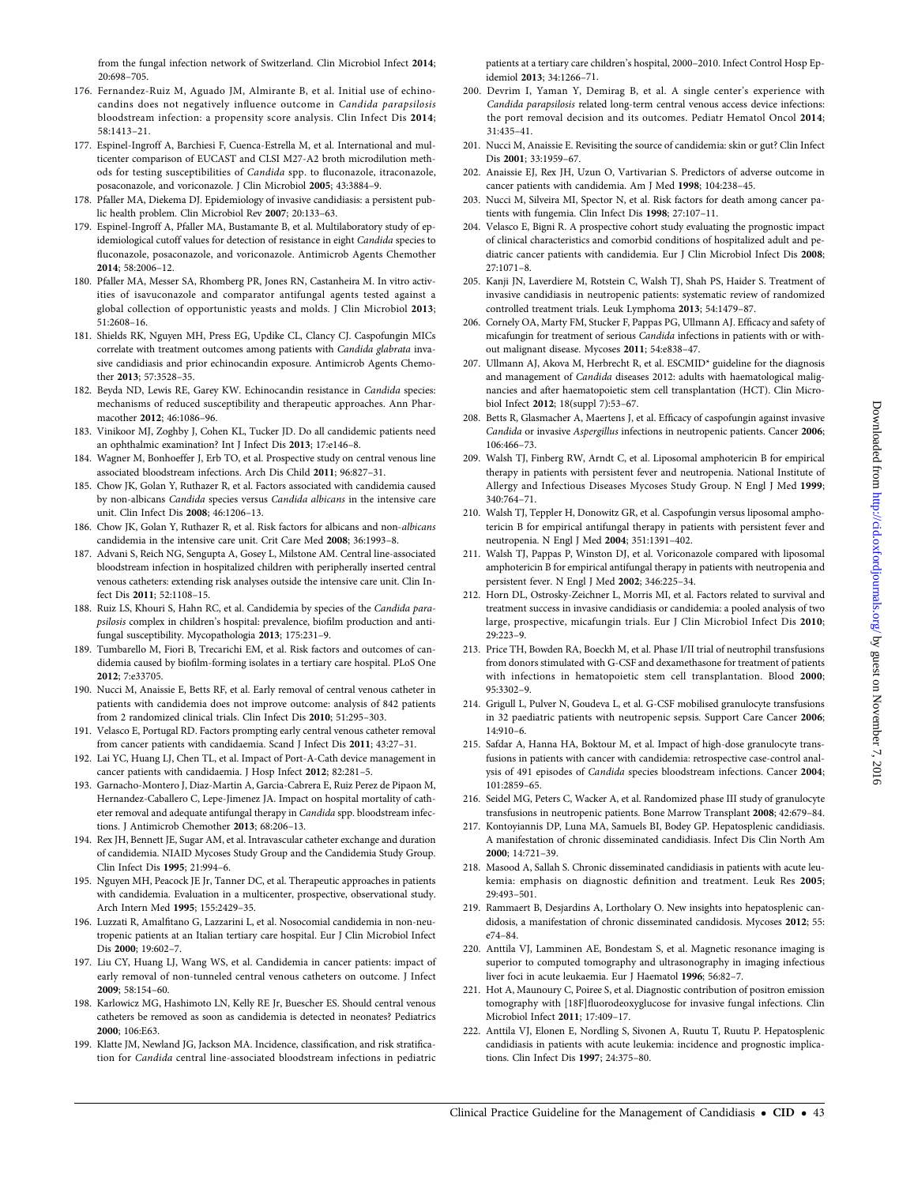from the fungal infection network of Switzerland. Clin Microbiol Infect **2014**; 20:698–705.

176. Fernandez-Ruiz M, Aguado JM, Almirante B, et al. Initial use of echinocandins does not negatively influence outcome in *Candida parapsilosis* bloodstream infection: a propensity score analysis. Clin Infect Dis **2014**; 58:1413–21.
177. Espinel-Ingroff A, Barchiesi F, Cuenca-Estrella M, et al. International and multicenter comparison of EUCAST and CLSI M27-A2 broth microdilution methods for testing susceptibilities of *Candida* spp. to fluconazole, itraconazole, posaconazole, and voriconazole. J Clin Microbiol **2005**; 43:3884–9.
178. Pfaller MA, Diekema DJ. Epidemiology of invasive candidiasis: a persistent public health problem. Clin Microbiol Rev **2007**; 20:133–63.
179. Espinel-Ingroff A, Pfaller MA, Bustamante B, et al. Multilaboratory study of epidemiological cutoff values for detection of resistance in eight *Candida* species to fluconazole, posaconazole, and voriconazole. Antimicrob Agents Chemother **2014**; 58:2006–12.
180. Pfaller MA, Messer SA, Rhomberg PR, Jones RN, Castanheira M. In vitro activities of isavuconazole and comparator antifungal agents tested against a global collection of opportunistic yeasts and molds. J Clin Microbiol **2013**; 51:2608–16.
181. Shields RK, Nguyen MH, Press EG, Updike CL, Clancy CJ. Caspofungin MICs correlate with treatment outcomes among patients with *Candida glabrata* invasive candidiasis and prior echinocandin exposure. Antimicrob Agents Chemother **2013**; 57:3528–35.
182. Beyda ND, Lewis RE, Garey KW. Echinocandin resistance in *Candida* species: mechanisms of reduced susceptibility and therapeutic approaches. Ann Pharmacother **2012**; 46:1086–96.
183. Vinikoor MJ, Zoghby J, Cohen KL, Tucker JD. Do all candidemic patients need an ophthalmic examination? Int J Infect Dis **2013**; 17:e146–8.
184. Wagner M, Bonhoeffer J, Erb TO, et al. Prospective study on central venous line associated bloodstream infections. Arch Dis Child **2011**; 96:827–31.
185. Chow JK, Golan Y, Ruthazer R, et al. Factors associated with candidemia caused by non-albicans *Candida* species versus *Candida albicans* in the intensive care unit. Clin Infect Dis **2008**; 46:1206–13.
186. Chow JK, Golan Y, Ruthazer R, et al. Risk factors for albicans and non-*albicans* candidemia in the intensive care unit. Crit Care Med **2008**; 36:1993–8.
187. Advani S, Reich NG, Sengupta A, Gosey L, Milstone AM. Central line-associated bloodstream infection in hospitalized children with peripherally inserted central venous catheters: extending risk analyses outside the intensive care unit. Clin Infect Dis **2011**; 52:1108–15.
188. Ruiz LS, Khouri S, Hahn RC, et al. Candidemia by species of the *Candida parapsilosis* complex in children's hospital: prevalence, biofilm production and antifungal susceptibility. Mycopathologia **2013**; 175:231–9.
189. Tumbarello M, Fiori B, Trecarichi EM, et al. Risk factors and outcomes of candidemia caused by biofilm-forming isolates in a tertiary care hospital. PLoS One **2012**; 7:e33705.
190. Nucci M, Anaissie E, Betts RF, et al. Early removal of central venous catheter in patients with candidemia does not improve outcome: analysis of 842 patients from 2 randomized clinical trials. Clin Infect Dis **2010**; 51:295–303.
191. Velasco E, Portugal RD. Factors prompting early central venous catheter removal from cancer patients with candidaemia. Scand J Infect Dis **2011**; 43:27–31.
192. Lai YC, Huang LJ, Chen TL, et al. Impact of Port-A-Cath device management in cancer patients with candidaemia. J Hosp Infect **2012**; 82:281–5.
193. Garnacho-Montero J, Diaz-Martin A, Garcia-Cabrera E, Ruiz Perez de Pipaon M, Hernandez-Caballero C, Lepe-Jimenez JA. Impact on hospital mortality of catheter removal and adequate antifungal therapy in *Candida* spp. bloodstream infections. J Antimicrob Chemother **2013**; 68:206–13.
194. Rex JH, Bennett JE, Sugar AM, et al. Intravascular catheter exchange and duration of candidemia. NIAID Mycoses Study Group and the Candidemia Study Group. Clin Infect Dis **1995**; 21:994–6.
195. Nguyen MH, Peacock JE Jr, Tanner DC, et al. Therapeutic approaches in patients with candidemia. Evaluation in a multicenter, prospective, observational study. Arch Intern Med **1995**; 155:2429–35.
196. Luzzati R, Amalfitano G, Lazzarini L, et al. Nosocomial candidemia in non-neutropenic patients at an Italian tertiary care hospital. Eur J Clin Microbiol Infect Dis **2000**; 19:602–7.
197. Liu CY, Huang LJ, Wang WS, et al. Candidemia in cancer patients: impact of early removal of non-tunneled central venous catheters on outcome. J Infect **2009**; 58:154–60.
198. Karlowicz MG, Hashimoto LN, Kelly RE Jr, Buescher ES. Should central venous catheters be removed as soon as candidemia is detected in neonates? Pediatrics **2000**; 106:E63.
199. Klatte JM, Newland JG, Jackson MA. Incidence, classification, and risk stratification for *Candida* central line-associated bloodstream infections in pediatric patients at a tertiary care children's hospital, 2000–2010. Infect Control Hosp Epidemiol **2013**; 34:1266–71.
200. Devrim I, Yaman Y, Demirag B, et al. A single center's experience with *Candida parapsilosis* related long-term central venous access device infections: the port removal decision and its outcomes. Pediatr Hematol Oncol **2014**; 31:435–41.
201. Nucci M, Anaissie E. Revisiting the source of candidemia: skin or gut? Clin Infect Dis **2001**; 33:1959–67.
202. Anaissie EJ, Rex JH, Uzun O, Vartivarian S. Predictors of adverse outcome in cancer patients with candidemia. Am J Med **1998**; 104:238–45.
203. Nucci M, Silveira MI, Spector N, et al. Risk factors for death among cancer patients with fungemia. Clin Infect Dis **1998**; 27:107–11.
204. Velasco E, Bigni R. A prospective cohort study evaluating the prognostic impact of clinical characteristics and comorbid conditions of hospitalized adult and pediatric cancer patients with candidemia. Eur J Clin Microbiol Infect Dis **2008**; 27:1071–8.
205. Kanji JN, Laverdiere M, Rotstein C, Walsh TJ, Shah PS, Haider S. Treatment of invasive candidiasis in neutropenic patients: systematic review of randomized controlled treatment trials. Leuk Lymphoma **2013**; 54:1479–87.
206. Cornely OA, Marty FM, Stucker F, Pappas PG, Ullmann AJ. Efficacy and safety of micafungin for treatment of serious *Candida* infections in patients with or without malignant disease. Mycoses **2011**; 54:e838–47.
207. Ullmann AJ, Akova M, Herbrecht R, et al. ESCMID* guideline for the diagnosis and management of *Candida* diseases 2012: adults with haematological malignancies and after haematopoietic stem cell transplantation (HCT). Clin Microbiol Infect **2012**; 18(suppl 7):53–67.
208. Betts R, Glasmacher A, Maertens J, et al. Efficacy of caspofungin against invasive *Candida* or invasive *Aspergillus* infections in neutropenic patients. Cancer **2006**; 106:466–73.
209. Walsh TJ, Finberg RW, Arndt C, et al. Liposomal amphotericin B for empirical therapy in patients with persistent fever and neutropenia. National Institute of Allergy and Infectious Diseases Mycoses Study Group. N Engl J Med **1999**; 340:764–71.
210. Walsh TJ, Teppler H, Donowitz GR, et al. Caspofungin versus liposomal amphotericin B for empirical antifungal therapy in patients with persistent fever and neutropenia. N Engl J Med **2004**; 351:1391–402.
211. Walsh TJ, Pappas P, Winston DJ, et al. Voriconazole compared with liposomal amphotericin B for empirical antifungal therapy in patients with neutropenia and persistent fever. N Engl J Med **2002**; 346:225–34.
212. Horn DL, Ostrosky-Zeichner L, Morris MI, et al. Factors related to survival and treatment success in invasive candidiasis or candidemia: a pooled analysis of two large, prospective, micafungin trials. Eur J Clin Microbiol Infect Dis **2010**; 29:223–9.
213. Price TH, Bowden RA, Boeckh M, et al. Phase I/II trial of neutrophil transfusions from donors stimulated with G-CSF and dexamethasone for treatment of patients with infections in hematopoietic stem cell transplantation. Blood **2000**; 95:3302–9.
214. Grigull L, Pulver N, Goudeva L, et al. G-CSF mobilised granulocyte transfusions in 32 paediatric patients with neutropenic sepsis. Support Care Cancer **2006**; 14:910–6.
215. Safdar A, Hanna HA, Boktour M, et al. Impact of high-dose granulocyte transfusions in patients with cancer with candidemia: retrospective case-control analysis of 491 episodes of *Candida* species bloodstream infections. Cancer **2004**; 101:2859–65.
216. Seidel MG, Peters C, Wacker A, et al. Randomized phase III study of granulocyte transfusions in neutropenic patients. Bone Marrow Transplant **2008**; 42:679–84.
217. Kontoyiannis DP, Luna MA, Samuels BI, Bodey GP. Hepatosplenic candidiasis. A manifestation of chronic disseminated candidiasis. Infect Dis Clin North Am **2000**; 14:721–39.
218. Masood A, Sallah S. Chronic disseminated candidiasis in patients with acute leukemia: emphasis on diagnostic definition and treatment. Leuk Res **2005**; 29:493–501.
219. Rammaert B, Desjardins A, Lortholary O. New insights into hepatosplenic candidosis, a manifestation of chronic disseminated candidosis. Mycoses **2012**; 55: e74–84.
220. Anttila VJ, Lamminen AE, Bondestam S, et al. Magnetic resonance imaging is superior to computed tomography and ultrasonography in imaging infectious liver foci in acute leukaemia. Eur J Haematol **1996**; 56:82–7.
221. Hot A, Maunoury C, Poiree S, et al. Diagnostic contribution of positron emission tomography with [18F]fluorodeoxyglucose for invasive fungal infections. Clin Microbiol Infect **2011**; 17:409–17.
222. Anttila VJ, Elonen E, Nordling S, Sivonen A, Ruutu T, Ruutu P. Hepatosplenic candidiasis in patients with acute leukemia: incidence and prognostic implications. Clin Infect Dis **1997**; 24:375–80.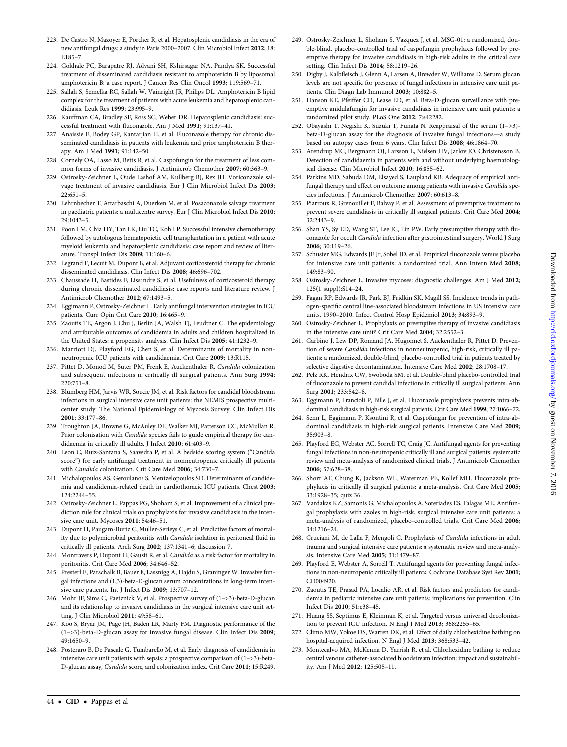223. De Castro N, Mazoyer E, Porcher R, et al. Hepatosplenic candidiasis in the era of new antifungal drugs: a study in Paris 2000–2007. Clin Microbiol Infect **2012**; 18: E185–7.

224. Gokhale PC, Barapatre RJ, Advani SH, Kshirsagar NA, Pandya SK. Successful treatment of disseminated candidiasis resistant to amphotericin B by liposomal amphotericin B: a case report. J Cancer Res Clin Oncol **1993**; 119:569–71.

225. Sallah S, Semelka RC, Sallah W, Vainright JR, Philips DL. Amphotericin B lipid complex for the treatment of patients with acute leukemia and hepatosplenic candidiasis. Leuk Res **1999**; 23:995–9.

226. Kauffman CA, Bradley SF, Ross SC, Weber DR. Hepatosplenic candidiasis: successful treatment with fluconazole. Am J Med **1991**; 91:137–41.

227. Anaissie E, Bodey GP, Kantarjian H, et al. Fluconazole therapy for chronic disseminated candidiasis in patients with leukemia and prior amphotericin B therapy. Am J Med **1991**; 91:142–50.

228. Cornely OA, Lasso M, Betts R, et al. Caspofungin for the treatment of less common forms of invasive candidiasis. J Antimicrob Chemother **2007**; 60:363–9.

229. Ostrosky-Zeichner L, Oude Lashof AM, Kullberg BJ, Rex JH. Voriconazole salvage treatment of invasive candidiasis. Eur J Clin Microbiol Infect Dis **2003**; 22:651–5.

230. Lehrnbecher T, Attarbaschi A, Duerken M, et al. Posaconazole salvage treatment in paediatric patients: a multicentre survey. Eur J Clin Microbiol Infect Dis **2010**; 29:1043–5.

231. Poon LM, Chia HY, Tan LK, Liu TC, Koh LP. Successful intensive chemotherapy followed by autologous hematopoietic cell transplantation in a patient with acute myeloid leukemia and hepatosplenic candidiasis: case report and review of literature. Transpl Infect Dis **2009**; 11:160–6.

232. Legrand F, Lecuit M, Dupont B, et al. Adjuvant corticosteroid therapy for chronic disseminated candidiasis. Clin Infect Dis **2008**; 46:696–702.

233. Chaussade H, Bastides F, Lissandre S, et al. Usefulness of corticosteroid therapy during chronic disseminated candidiasis: case reports and literature review. J Antimicrob Chemother **2012**; 67:1493–5.

234. Eggimann P, Ostrosky-Zeichner L. Early antifungal intervention strategies in ICU patients. Curr Opin Crit Care **2010**; 16:465–9.

235. Zaoutis TE, Argon J, Chu J, Berlin JA, Walsh TJ, Feudtner C. The epidemiology and attributable outcomes of candidemia in adults and children hospitalized in the United States: a propensity analysis. Clin Infect Dis **2005**; 41:1232–9.

236. Marriott DJ, Playford EG, Chen S, et al. Determinants of mortality in non-neutropenic ICU patients with candidaemia. Crit Care **2009**; 13:R115.

237. Pittet D, Monod M, Suter PM, Frenk E, Auckenthaler R. *Candida* colonization and subsequent infections in critically ill surgical patients. Ann Surg **1994**; 220:751–8.

238. Blumberg HM, Jarvis WR, Soucie JM, et al. Risk factors for candidal bloodstream infections in surgical intensive care unit patients: the NEMIS prospective multicenter study. The National Epidemiology of Mycosis Survey. Clin Infect Dis **2001**; 33:177–86.

239. Troughton JA, Browne G, McAuley DF, Walker MJ, Patterson CC, McMullan R. Prior colonisation with *Candida* species fails to guide empirical therapy for candidaemia in critically ill adults. J Infect **2010**; 61:403–9.

240. Leon C, Ruiz-Santana S, Saavedra P, et al. A bedside scoring system ("Candida score") for early antifungal treatment in nonneutropenic critically ill patients with *Candida* colonization. Crit Care Med **2006**; 34:730–7.

241. Michalopoulos AS, Geroulanos S, Mentzelopoulos SD. Determinants of candidemia and candidemia-related death in cardiothoracic ICU patients. Chest **2003**; 124:2244–55.

242. Ostrosky-Zeichner L, Pappas PG, Shoham S, et al. Improvement of a clinical prediction rule for clinical trials on prophylaxis for invasive candidiasis in the intensive care unit. Mycoses **2011**; 54:46–51.

243. Dupont H, Paugam-Burtz C, Muller-Serieys C, et al. Predictive factors of mortality due to polymicrobial peritonitis with *Candida* isolation in peritoneal fluid in critically ill patients. Arch Surg **2002**; 137:1341–6; discussion 7.

244. Montravers P, Dupont H, Gauzit R, et al. *Candida* as a risk factor for mortality in peritonitis. Crit Care Med **2006**; 34:646–52.

245. Presterl E, Parschalk B, Bauer E, Lassnigg A, Hajdu S, Graninger W. Invasive fungal infections and (1,3)-beta-D-glucan serum concentrations in long-term intensive care patients. Int J Infect Dis **2009**; 13:707–12.

246. Mohr JF, Sims C, Paetznick V, et al. Prospective survey of (1->3)-beta-D-glucan and its relationship to invasive candidiasis in the surgical intensive care unit setting. J Clin Microbiol **2011**; 49:58–61.

247. Koo S, Bryar JM, Page JH, Baden LR, Marty FM. Diagnostic performance of the (1->3)-beta-D-glucan assay for invasive fungal disease. Clin Infect Dis **2009**; 49:1650–9.

248. Posteraro B, De Pascale G, Tumbarello M, et al. Early diagnosis of candidemia in intensive care unit patients with sepsis: a prospective comparison of (1->3)-beta-D-glucan assay, *Candida* score, and colonization index. Crit Care **2011**; 15:R249.

249. Ostrosky-Zeichner L, Shoham S, Vazquez J, et al. MSG-01: a randomized, double-blind, placebo-controlled trial of caspofungin prophylaxis followed by preemptive therapy for invasive candidiasis in high-risk adults in the critical care setting. Clin Infect Dis **2014**; 58:1219–26.

250. Digby J, Kalbfleisch J, Glenn A, Larsen A, Browder W, Williams D. Serum glucan levels are not specific for presence of fungal infections in intensive care unit patients. Clin Diagn Lab Immunol **2003**; 10:882–5.

251. Hanson KE, Pfeiffer CD, Lease ED, et al. Beta-D-glucan surveillance with preemptive anidulafungin for invasive candidiasis in intensive care unit patients: a randomized pilot study. PLoS One **2012**; 7:e42282.

252. Obayashi T, Negishi K, Suzuki T, Funata N. Reappraisal of the serum (1->3)-beta-D-glucan assay for the diagnosis of invasive fungal infections—a study based on autopsy cases from 6 years. Clin Infect Dis **2008**; 46:1864–70.

253. Arendrup MC, Bergmann OJ, Larsson L, Nielsen HV, Jarlov JO, Christensson B. Detection of candidaemia in patients with and without underlying haematological disease. Clin Microbiol Infect **2010**; 16:855–62.

254. Parkins MD, Sabuda DM, Elsayed S, Laupland KB. Adequacy of empirical antifungal therapy and effect on outcome among patients with invasive *Candida* species infections. J Antimicrob Chemother **2007**; 60:613–8.

255. Piarroux R, Grenouillet F, Balvay P, et al. Assessment of preemptive treatment to prevent severe candidiasis in critically ill surgical patients. Crit Care Med **2004**; 32:2443–9.

256. Shan YS, Sy ED, Wang ST, Lee JC, Lin PW. Early presumptive therapy with fluconazole for occult *Candida* infection after gastrointestinal surgery. World J Surg **2006**; 30:119–26.

257. Schuster MG, Edwards JE Jr, Sobel JD, et al. Empirical fluconazole versus placebo for intensive care unit patients: a randomized trial. Ann Intern Med **2008**; 149:83–90.

258. Ostrosky-Zeichner L. Invasive mycoses: diagnostic challenges. Am J Med **2012**; 125(1 suppl):S14–24.

259. Fagan RP, Edwards JR, Park BJ, Fridkin SK, Magill SS. Incidence trends in pathogen-specific central line-associated bloodstream infections in US intensive care units, 1990–2010. Infect Control Hosp Epidemiol **2013**; 34:893–9.

260. Ostrosky-Zeichner L. Prophylaxis or preemptive therapy of invasive candidiasis in the intensive care unit? Crit Care Med **2004**; 32:2552–3.

261. Garbino J, Lew DP, Romand JA, Hugonnet S, Auckenthaler R, Pittet D. Prevention of severe *Candida* infections in nonneutropenic, high-risk, critically ill patients: a randomized, double-blind, placebo-controlled trial in patients treated by selective digestive decontamination. Intensive Care Med **2002**; 28:1708–17.

262. Pelz RK, Hendrix CW, Swoboda SM, et al. Double-blind placebo-controlled trial of fluconazole to prevent candidal infections in critically ill surgical patients. Ann Surg **2001**; 233:542–8.

263. Eggimann P, Francioli P, Bille J, et al. Fluconazole prophylaxis prevents intra-abdominal candidiasis in high-risk surgical patients. Crit Care Med **1999**; 27:1066–72.

264. Senn L, Eggimann P, Ksontini R, et al. Caspofungin for prevention of intra-abdominal candidiasis in high-risk surgical patients. Intensive Care Med **2009**; 35:903–8.

265. Playford EG, Webster AC, Sorrell TC, Craig JC. Antifungal agents for preventing fungal infections in non-neutropenic critically ill and surgical patients: systematic review and meta-analysis of randomized clinical trials. J Antimicrob Chemother **2006**; 57:628–38.

266. Shorr AF, Chung K, Jackson WL, Waterman PE, Kollef MH. Fluconazole prophylaxis in critically ill surgical patients: a meta-analysis. Crit Care Med **2005**; 33:1928–35; quiz 36.

267. Vardakas KZ, Samonis G, Michalopoulos A, Soteriades ES, Falagas ME. Antifungal prophylaxis with azoles in high-risk, surgical intensive care unit patients: a meta-analysis of randomized, placebo-controlled trials. Crit Care Med **2006**; 34:1216–24.

268. Cruciani M, de Lalla F, Mengoli C. Prophylaxis of *Candida* infections in adult trauma and surgical intensive care patients: a systematic review and meta-analysis. Intensive Care Med **2005**; 31:1479–87.

269. Playford E, Webster A, Sorrell T. Antifungal agents for preventing fungal infections in non-neutropenic critically ill patients. Cochrane Database Syst Rev **2001**; CD004920.

270. Zaoutis TE, Prasad PA, Localio AR, et al. Risk factors and predictors for candidemia in pediatric intensive care unit patients: implications for prevention. Clin Infect Dis **2010**; 51:e38–45.

271. Huang SS, Septimus E, Kleinman K, et al. Targeted versus universal decolonization to prevent ICU infection. N Engl J Med **2013**; 368:2255–65.

272. Climo MW, Yokoe DS, Warren DK, et al. Effect of daily chlorhexidine bathing on hospital-acquired infection. N Engl J Med **2013**; 368:533–42.

273. Montecalvo MA, McKenna D, Yarrish R, et al. Chlorhexidine bathing to reduce central venous catheter-associated bloodstream infection: impact and sustainability. Am J Med **2012**; 125:505–11.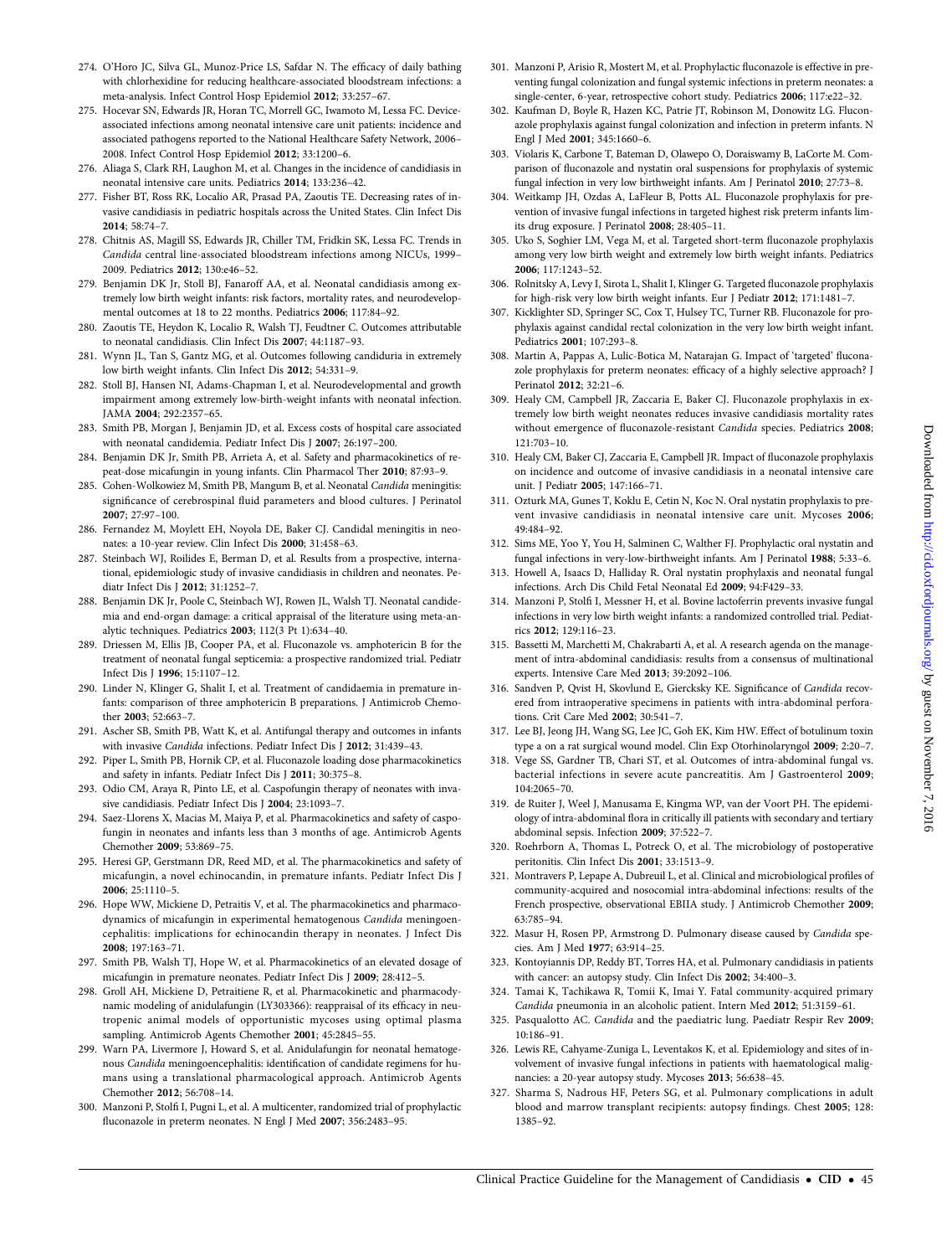274. O'Horo JC, Silva GL, Munoz-Price LS, Safdar N. The efficacy of daily bathing with chlorhexidine for reducing healthcare-associated bloodstream infections: a meta-analysis. Infect Control Hosp Epidemiol **2012**; 33:257–67.
275. Hocevar SN, Edwards JR, Horan TC, Morrell GC, Iwamoto M, Lessa FC. Device-associated infections among neonatal intensive care unit patients: incidence and associated pathogens reported to the National Healthcare Safety Network, 2006–2008. Infect Control Hosp Epidemiol **2012**; 33:1200–6.
276. Aliaga S, Clark RH, Laughon M, et al. Changes in the incidence of candidiasis in neonatal intensive care units. Pediatrics **2014**; 133:236–42.
277. Fisher BT, Ross RK, Localio AR, Prasad PA, Zaoutis TE. Decreasing rates of invasive candidiasis in pediatric hospitals across the United States. Clin Infect Dis **2014**; 58:74–7.
278. Chitnis AS, Magill SS, Edwards JR, Chiller TM, Fridkin SK, Lessa FC. Trends in *Candida* central line-associated bloodstream infections among NICUs, 1999–2009. Pediatrics **2012**; 130:e46–52.
279. Benjamin DK Jr, Stoll BJ, Fanaroff AA, et al. Neonatal candidiasis among extremely low birth weight infants: risk factors, mortality rates, and neurodevelopmental outcomes at 18 to 22 months. Pediatrics **2006**; 117:84–92.
280. Zaoutis TE, Heydon K, Localio R, Walsh TJ, Feudtner C. Outcomes attributable to neonatal candidiasis. Clin Infect Dis **2007**; 44:1187–93.
281. Wynn JL, Tan S, Gantz MG, et al. Outcomes following candiduria in extremely low birth weight infants. Clin Infect Dis **2012**; 54:331–9.
282. Stoll BJ, Hansen NI, Adams-Chapman I, et al. Neurodevelopmental and growth impairment among extremely low-birth-weight infants with neonatal infection. JAMA **2004**; 292:2357–65.
283. Smith PB, Morgan J, Benjamin JD, et al. Excess costs of hospital care associated with neonatal candidemia. Pediatr Infect Dis J **2007**; 26:197–200.
284. Benjamin DK Jr, Smith PB, Arrieta A, et al. Safety and pharmacokinetics of repeat-dose micafungin in young infants. Clin Pharmacol Ther **2010**; 87:93–9.
285. Cohen-Wolkowiez M, Smith PB, Mangum B, et al. Neonatal *Candida* meningitis: significance of cerebrospinal fluid parameters and blood cultures. J Perinatol **2007**; 27:97–100.
286. Fernandez M, Moylett EH, Noyola DE, Baker CJ. Candidal meningitis in neonates: a 10-year review. Clin Infect Dis **2000**; 31:458–63.
287. Steinbach WJ, Roilides E, Berman D, et al. Results from a prospective, international, epidemiologic study of invasive candidiasis in children and neonates. Pediatr Infect Dis J **2012**; 31:1252–7.
288. Benjamin DK Jr, Poole C, Steinbach WJ, Rowen JL, Walsh TJ. Neonatal candidemia and end-organ damage: a critical appraisal of the literature using meta-analytic techniques. Pediatrics **2003**; 112(3 Pt 1):634–40.
289. Driessen M, Ellis JB, Cooper PA, et al. Fluconazole vs. amphotericin B for the treatment of neonatal fungal septicemia: a prospective randomized trial. Pediatr Infect Dis J **1996**; 15:1107–12.
290. Linder N, Klinger G, Shalit I, et al. Treatment of candidaemia in premature infants: comparison of three amphotericin B preparations. J Antimicrob Chemother **2003**; 52:663–7.
291. Ascher SB, Smith PB, Watt K, et al. Antifungal therapy and outcomes in infants with invasive *Candida* infections. Pediatr Infect Dis J **2012**; 31:439–43.
292. Piper L, Smith PB, Hornik CP, et al. Fluconazole loading dose pharmacokinetics and safety in infants. Pediatr Infect Dis J **2011**; 30:375–8.
293. Odio CM, Araya R, Pinto LE, et al. Caspofungin therapy of neonates with invasive candidiasis. Pediatr Infect Dis J **2004**; 23:1093–7.
294. Saez-Llorens X, Macias M, Maiya P, et al. Pharmacokinetics and safety of caspofungin in neonates and infants less than 3 months of age. Antimicrob Agents Chemother **2009**; 53:869–75.
295. Heresi GP, Gerstmann DR, Reed MD, et al. The pharmacokinetics and safety of micafungin, a novel echinocandin, in premature infants. Pediatr Infect Dis J **2006**; 25:1110–5.
296. Hope WW, Mickiene D, Petraitis V, et al. The pharmacokinetics and pharmacodynamics of micafungin in experimental hematogenous *Candida* meningoencephalitis: implications for echinocandin therapy in neonates. J Infect Dis **2008**; 197:163–71.
297. Smith PB, Walsh TJ, Hope W, et al. Pharmacokinetics of an elevated dosage of micafungin in premature neonates. Pediatr Infect Dis J **2009**; 28:412–5.
298. Groll AH, Mickiene D, Petraitiene R, et al. Pharmacokinetic and pharmacodynamic modeling of anidulafungin (LY303366): reappraisal of its efficacy in neutropenic animal models of opportunistic mycoses using optimal plasma sampling. Antimicrob Agents Chemother **2001**; 45:2845–55.
299. Warn PA, Livermore J, Howard S, et al. Anidulafungin for neonatal hematogenous *Candida* meningoencephalitis: identification of candidate regimens for humans using a translational pharmacological approach. Antimicrob Agents Chemother **2012**; 56:708–14.
300. Manzoni P, Stolfi I, Pugni L, et al. A multicenter, randomized trial of prophylactic fluconazole in preterm neonates. N Engl J Med **2007**; 356:2483–95.
301. Manzoni P, Arisio R, Mostert M, et al. Prophylactic fluconazole is effective in preventing fungal colonization and fungal systemic infections in preterm neonates: a single-center, 6-year, retrospective cohort study. Pediatrics **2006**; 117:e22–32.
302. Kaufman D, Boyle R, Hazen KC, Patrie JT, Robinson M, Donowitz LG. Fluconazole prophylaxis against fungal colonization and infection in preterm infants. N Engl J Med **2001**; 345:1660–6.
303. Violaris K, Carbone T, Bateman D, Olawepo O, Doraiswamy B, LaCorte M. Comparison of fluconazole and nystatin oral suspensions for prophylaxis of systemic fungal infection in very low birthweight infants. Am J Perinatol **2010**; 27:73–8.
304. Weitkamp JH, Ozdas A, LaFleur B, Potts AL. Fluconazole prophylaxis for prevention of invasive fungal infections in targeted highest risk preterm infants limits drug exposure. J Perinatol **2008**; 28:405–11.
305. Uko S, Soghier LM, Vega M, et al. Targeted short-term fluconazole prophylaxis among very low birth weight and extremely low birth weight infants. Pediatrics **2006**; 117:1243–52.
306. Rolnitsky A, Levy I, Sirota L, Shalit I, Klinger G. Targeted fluconazole prophylaxis for high-risk very low birth weight infants. Eur J Pediatr **2012**; 171:1481–7.
307. Kicklighter SD, Springer SC, Cox T, Hulsey TC, Turner RB. Fluconazole for prophylaxis against candidal rectal colonization in the very low birth weight infant. Pediatrics **2001**; 107:293–8.
308. Martin A, Pappas A, Lulic-Botica M, Natarajan G. Impact of 'targeted' fluconazole prophylaxis for preterm neonates: efficacy of a highly selective approach? J Perinatol **2012**; 32:21–6.
309. Healy CM, Campbell JR, Zaccaria E, Baker CJ. Fluconazole prophylaxis in extremely low birth weight neonates reduces invasive candidiasis mortality rates without emergence of fluconazole-resistant *Candida* species. Pediatrics **2008**; 121:703–10.
310. Healy CM, Baker CJ, Zaccaria E, Campbell JR. Impact of fluconazole prophylaxis on incidence and outcome of invasive candidiasis in a neonatal intensive care unit. J Pediatr **2005**; 147:166–71.
311. Ozturk MA, Gunes T, Koklu E, Cetin N, Koc N. Oral nystatin prophylaxis to prevent invasive candidiasis in neonatal intensive care unit. Mycoses **2006**; 49:484–92.
312. Sims ME, Yoo Y, You H, Salminen C, Walther FJ. Prophylactic oral nystatin and fungal infections in very-low-birthweight infants. Am J Perinatol **1988**; 5:33–6.
313. Howell A, Isaacs D, Halliday R. Oral nystatin prophylaxis and neonatal fungal infections. Arch Dis Child Fetal Neonatal Ed **2009**; 94:F429–33.
314. Manzoni P, Stolfi I, Messner H, et al. Bovine lactoferrin prevents invasive fungal infections in very low birth weight infants: a randomized controlled trial. Pediatrics **2012**; 129:116–23.
315. Bassetti M, Marchetti M, Chakrabarti A, et al. A research agenda on the management of intra-abdominal candidiasis: results from a consensus of multinational experts. Intensive Care Med **2013**; 39:2092–106.
316. Sandven P, Qvist H, Skovlund E, Giercksky KE. Significance of *Candida* recovered from intraoperative specimens in patients with intra-abdominal perforations. Crit Care Med **2002**; 30:541–7.
317. Lee BJ, Jeong JH, Wang SG, Lee JC, Goh EK, Kim HW. Effect of botulinum toxin type a on a rat surgical wound model. Clin Exp Otorhinolaryngol **2009**; 2:20–7.
318. Vege SS, Gardner TB, Chari ST, et al. Outcomes of intra-abdominal fungal vs. bacterial infections in severe acute pancreatitis. Am J Gastroenterol **2009**; 104:2065–70.
319. de Ruiter J, Weel J, Manusama E, Kingma WP, van der Voort PH. The epidemiology of intra-abdominal flora in critically ill patients with secondary and tertiary abdominal sepsis. Infection **2009**; 37:522–7.
320. Roehrborn A, Thomas L, Potreck O, et al. The microbiology of postoperative peritonitis. Clin Infect Dis **2001**; 33:1513–9.
321. Montravers P, Lepape A, Dubreuil L, et al. Clinical and microbiological profiles of community-acquired and nosocomial intra-abdominal infections: results of the French prospective, observational EBIIA study. J Antimicrob Chemother **2009**; 63:785–94.
322. Masur H, Rosen PP, Armstrong D. Pulmonary disease caused by *Candida* species. Am J Med **1977**; 63:914–25.
323. Kontoyiannis DP, Reddy BT, Torres HA, et al. Pulmonary candidiasis in patients with cancer: an autopsy study. Clin Infect Dis **2002**; 34:400–3.
324. Tamai K, Tachikawa R, Tomii K, Imai Y. Fatal community-acquired primary *Candida* pneumonia in an alcoholic patient. Intern Med **2012**; 51:3159–61.
325. Pasqualotto AC. *Candida* and the paediatric lung. Paediatr Respir Rev **2009**; 10:186–91.
326. Lewis RE, Cahyame-Zuniga L, Leventakos K, et al. Epidemiology and sites of involvement of invasive fungal infections in patients with haematological malignancies: a 20-year autopsy study. Mycoses **2013**; 56:638–45.
327. Sharma S, Nadrous HF, Peters SG, et al. Pulmonary complications in adult blood and marrow transplant recipients: autopsy findings. Chest **2005**; 128:1385–92.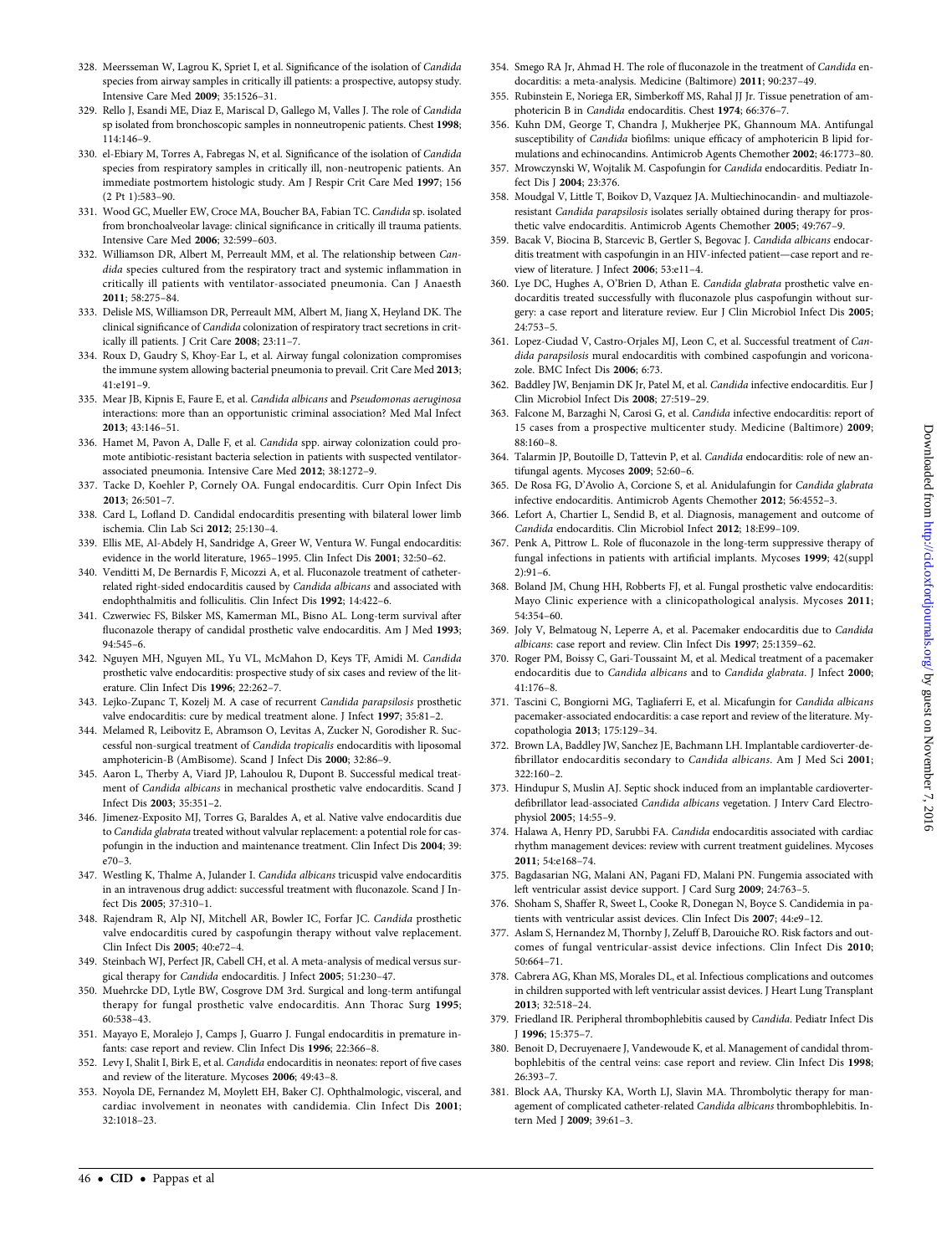328. Meersseman W, Lagrou K, Spriet I, et al. Significance of the isolation of *Candida* species from airway samples in critically ill patients: a prospective, autopsy study. Intensive Care Med **2009**; 35:1526–31.
329. Rello J, Esandi ME, Diaz E, Mariscal D, Gallego M, Valles J. The role of *Candida* sp isolated from bronchoscopic samples in nonneutropenic patients. Chest **1998**; 114:146–9.
330. el-Ebiary M, Torres A, Fabregas N, et al. Significance of the isolation of *Candida* species from respiratory samples in critically ill, non-neutropenic patients. An immediate postmortem histologic study. Am J Respir Crit Care Med **1997**; 156 (2 Pt 1):583–90.
331. Wood GC, Mueller EW, Croce MA, Boucher BA, Fabian TC. *Candida* sp. isolated from bronchoalveolar lavage: clinical significance in critically ill trauma patients. Intensive Care Med **2006**; 32:599–603.
332. Williamson DR, Albert M, Perreault MM, et al. The relationship between *Candida* species cultured from the respiratory tract and systemic inflammation in critically ill patients with ventilator-associated pneumonia. Can J Anaesth **2011**; 58:275–84.
333. Delisle MS, Williamson DR, Perreault MM, Albert M, Jiang X, Heyland DK. The clinical significance of *Candida* colonization of respiratory tract secretions in critically ill patients. J Crit Care **2008**; 23:11–7.
334. Roux D, Gaudry S, Khoy-Ear L, et al. Airway fungal colonization compromises the immune system allowing bacterial pneumonia to prevail. Crit Care Med **2013**; 41:e191–9.
335. Mear JB, Kipnis E, Faure E, et al. *Candida albicans* and *Pseudomonas aeruginosa* interactions: more than an opportunistic criminal association? Med Mal Infect **2013**; 43:146–51.
336. Hamet M, Pavon A, Dalle F, et al. *Candida* spp. airway colonization could promote antibiotic-resistant bacteria selection in patients with suspected ventilator-associated pneumonia. Intensive Care Med **2012**; 38:1272–9.
337. Tacke D, Koehler P, Cornely OA. Fungal endocarditis. Curr Opin Infect Dis **2013**; 26:501–7.
338. Card L, Lofland D. Candidal endocarditis presenting with bilateral lower limb ischemia. Clin Lab Sci **2012**; 25:130–4.
339. Ellis ME, Al-Abdely H, Sandridge A, Greer W, Ventura W. Fungal endocarditis: evidence in the world literature, 1965–1995. Clin Infect Dis **2001**; 32:50–62.
340. Venditti M, De Bernardis F, Micozzi A, et al. Fluconazole treatment of catheter-related right-sided endocarditis caused by *Candida albicans* and associated with endophthalmitis and folliculitis. Clin Infect Dis **1992**; 14:422–6.
341. Czwerwiec FS, Bilsker MS, Kamerman ML, Bisno AL. Long-term survival after fluconazole therapy of candidal prosthetic valve endocarditis. Am J Med **1993**; 94:545–6.
342. Nguyen MH, Nguyen ML, Yu VL, McMahon D, Keys TF, Amidi M. *Candida* prosthetic valve endocarditis: prospective study of six cases and review of the literature. Clin Infect Dis **1996**; 22:262–7.
343. Lejko-Zupanc T, Kozelj M. A case of recurrent *Candida parapsilosis* prosthetic valve endocarditis: cure by medical treatment alone. J Infect **1997**; 35:81–2.
344. Melamed R, Leibovitz E, Abramson O, Levitas A, Zucker N, Gorodisher R. Successful non-surgical treatment of *Candida tropicalis* endocarditis with liposomal amphotericin-B (AmBisome). Scand J Infect Dis **2000**; 32:86–9.
345. Aaron L, Therby A, Viard JP, Lahoulou R, Dupont B. Successful medical treatment of *Candida albicans* in mechanical prosthetic valve endocarditis. Scand J Infect Dis **2003**; 35:351–2.
346. Jimenez-Exposito MJ, Torres G, Baraldes A, et al. Native valve endocarditis due to *Candida glabrata* treated without valvular replacement: a potential role for caspofungin in the induction and maintenance treatment. Clin Infect Dis **2004**; 39: e70–3.
347. Westling K, Thalme A, Julander I. *Candida albicans* tricuspid valve endocarditis in an intravenous drug addict: successful treatment with fluconazole. Scand J Infect Dis **2005**; 37:310–1.
348. Rajendram R, Alp NJ, Mitchell AR, Bowler IC, Forfar JC. *Candida* prosthetic valve endocarditis cured by caspofungin therapy without valve replacement. Clin Infect Dis **2005**; 40:e72–4.
349. Steinbach WJ, Perfect JR, Cabell CH, et al. A meta-analysis of medical versus surgical therapy for *Candida* endocarditis. J Infect **2005**; 51:230–47.
350. Muehrcke DD, Lytle BW, Cosgrove DM 3rd. Surgical and long-term antifungal therapy for fungal prosthetic valve endocarditis. Ann Thorac Surg **1995**; 60:538–43.
351. Mayayo E, Moralejo J, Camps J, Guarro J. Fungal endocarditis in premature infants: case report and review. Clin Infect Dis **1996**; 22:366–8.
352. Levy I, Shalit I, Birk E, et al. *Candida* endocarditis in neonates: report of five cases and review of the literature. Mycoses **2006**; 49:43–8.
353. Noyola DE, Fernandez M, Moylett EH, Baker CJ. Ophthalmologic, visceral, and cardiac involvement in neonates with candidemia. Clin Infect Dis **2001**; 32:1018–23.
354. Smego RA Jr, Ahmad H. The role of fluconazole in the treatment of *Candida* endocarditis: a meta-analysis. Medicine (Baltimore) **2011**; 90:237–49.
355. Rubinstein E, Noriega ER, Simberkoff MS, Rahal JJ Jr. Tissue penetration of amphotericin B in *Candida* endocarditis. Chest **1974**; 66:376–7.
356. Kuhn DM, George T, Chandra J, Mukherjee PK, Ghannoum MA. Antifungal susceptibility of *Candida* biofilms: unique efficacy of amphotericin B lipid formulations and echinocandins. Antimicrob Agents Chemother **2002**; 46:1773–80.
357. Mrowczynski W, Wojtalik M. Caspofungin for *Candida* endocarditis. Pediatr Infect Dis J **2004**; 23:376.
358. Moudgal V, Little T, Boikov D, Vazquez JA. Multiechinocandin- and multiazole-resistant *Candida parapsilosis* isolates serially obtained during therapy for prosthetic valve endocarditis. Antimicrob Agents Chemother **2005**; 49:767–9.
359. Bacak V, Biocina B, Starcevic B, Gertler S, Begovac J. *Candida albicans* endocarditis treatment with caspofungin in an HIV-infected patient—case report and review of literature. J Infect **2006**; 53:e11–4.
360. Lye DC, Hughes A, O'Brien D, Athan E. *Candida glabrata* prosthetic valve endocarditis treated successfully with fluconazole plus caspofungin without surgery: a case report and literature review. Eur J Clin Microbiol Infect Dis **2005**; 24:753–5.
361. Lopez-Ciudad V, Castro-Orjales MJ, Leon C, et al. Successful treatment of *Candida parapsilosis* mural endocarditis with combined caspofungin and voriconazole. BMC Infect Dis **2006**; 6:73.
362. Baddley JW, Benjamin DK Jr, Patel M, et al. *Candida* infective endocarditis. Eur J Clin Microbiol Infect Dis **2008**; 27:519–29.
363. Falcone M, Barzaghi N, Carosi G, et al. *Candida* infective endocarditis: report of 15 cases from a prospective multicenter study. Medicine (Baltimore) **2009**; 88:160–8.
364. Talarmin JP, Boutoille D, Tattevin P, et al. *Candida* endocarditis: role of new antifungal agents. Mycoses **2009**; 52:60–6.
365. De Rosa FG, D'Avolio A, Corcione S, et al. Anidulafungin for *Candida glabrata* infective endocarditis. Antimicrob Agents Chemother **2012**; 56:4552–3.
366. Lefort A, Chartier L, Sendid B, et al. Diagnosis, management and outcome of *Candida* endocarditis. Clin Microbiol Infect **2012**; 18:E99–109.
367. Penk A, Pittrow L. Role of fluconazole in the long-term suppressive therapy of fungal infections in patients with artificial implants. Mycoses **1999**; 42(suppl 2):91–6.
368. Boland JM, Chung HH, Robberts FJ, et al. Fungal prosthetic valve endocarditis: Mayo Clinic experience with a clinicopathological analysis. Mycoses **2011**; 54:354–60.
369. Joly V, Belmatoug N, Leperre A, et al. Pacemaker endocarditis due to *Candida albicans*: case report and review. Clin Infect Dis **1997**; 25:1359–62.
370. Roger PM, Boissy C, Gari-Toussaint M, et al. Medical treatment of a pacemaker endocarditis due to *Candida albicans* and to *Candida glabrata*. J Infect **2000**; 41:176–8.
371. Tascini C, Bongiorni MG, Tagliaferri E, et al. Micafungin for *Candida albicans* pacemaker-associated endocarditis: a case report and review of the literature. Mycopathologia **2013**; 175:129–34.
372. Brown LA, Baddley JW, Sanchez JE, Bachmann LH. Implantable cardioverter-defibrillator endocarditis secondary to *Candida albicans*. Am J Med Sci **2001**; 322:160–2.
373. Hindupur S, Muslin AJ. Septic shock induced from an implantable cardioverter-defibrillator lead-associated *Candida albicans* vegetation. J Interv Card Electrophysiol **2005**; 14:55–9.
374. Halawa A, Henry PD, Sarubbi FA. *Candida* endocarditis associated with cardiac rhythm management devices: review with current treatment guidelines. Mycoses **2011**; 54:e168–74.
375. Bagdasarian NG, Malani AN, Pagani FD, Malani PN. Fungemia associated with left ventricular assist device support. J Card Surg **2009**; 24:763–5.
376. Shoham S, Shaffer R, Sweet L, Cooke R, Donegan N, Boyce S. Candidemia in patients with ventricular assist devices. Clin Infect Dis **2007**; 44:e9–12.
377. Aslam S, Hernandez M, Thornby J, Zeluff B, Darouiche RO. Risk factors and outcomes of fungal ventricular-assist device infections. Clin Infect Dis **2010**; 50:664–71.
378. Cabrera AG, Khan MS, Morales DL, et al. Infectious complications and outcomes in children supported with left ventricular assist devices. J Heart Lung Transplant **2013**; 32:518–24.
379. Friedland IR. Peripheral thrombophlebitis caused by *Candida*. Pediatr Infect Dis J **1996**; 15:375–7.
380. Benoit D, Decruyenaere J, Vandewoude K, et al. Management of candidal thrombophlebitis of the central veins: case report and review. Clin Infect Dis **1998**; 26:393–7.
381. Block AA, Thursky KA, Worth LJ, Slavin MA. Thrombolytic therapy for management of complicated catheter-related *Candida albicans* thrombophlebitis. Intern Med J **2009**; 39:61–3.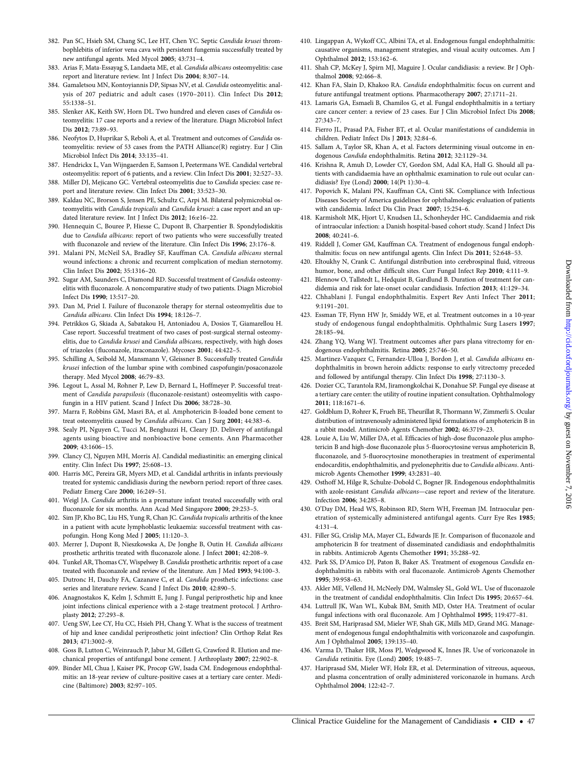382. Pan SC, Hsieh SM, Chang SC, Lee HT, Chen YC. Septic *Candida krusei* thrombophlebitis of inferior vena cava with persistent fungemia successfully treated by new antifungal agents. Med Mycol **2005**; 43:731–4.

383. Arias F, Mata-Essayag S, Landaeta ME, et al. *Candida albicans* osteomyelitis: case report and literature review. Int J Infect Dis **2004**; 8:307–14.

384. Gamaletsou MN, Kontoyiannis DP, Sipsas NV, et al. *Candida* osteomyelitis: analysis of 207 pediatric and adult cases (1970–2011). Clin Infect Dis **2012**; 55:1338–51.

385. Slenker AK, Keith SW, Horn DL. Two hundred and eleven cases of *Candida* osteomyelitis: 17 case reports and a review of the literature. Diagn Microbiol Infect Dis **2012**; 73:89–93.

386. Neofytos D, Huprikar S, Reboli A, et al. Treatment and outcomes of *Candida* osteomyelitis: review of 53 cases from the PATH Alliance(R) registry. Eur J Clin Microbiol Infect Dis **2014**; 33:135–41.

387. Hendrickx L, Van Wijngaerden E, Samson I, Peetermans WE. Candidal vertebral osteomyelitis: report of 6 patients, and a review. Clin Infect Dis **2001**; 32:527–33.

388. Miller DJ, Mejicano GC. Vertebral osteomyelitis due to *Candida* species: case report and literature review. Clin Infect Dis **2001**; 33:523–30.

389. Kaldau NC, Brorson S, Jensen PE, Schultz C, Arpi M. Bilateral polymicrobial osteomyelitis with *Candida tropicalis* and *Candida krusei*: a case report and an updated literature review. Int J Infect Dis **2012**; 16:e16–22.

390. Hennequin C, Bouree P, Hiesse C, Dupont B, Charpentier B. Spondylodiskitis due to *Candida albicans*: report of two patients who were successfully treated with fluconazole and review of the literature. Clin Infect Dis **1996**; 23:176–8.

391. Malani PN, McNeil SA, Bradley SF, Kauffman CA. *Candida albicans* sternal wound infections: a chronic and recurrent complication of median sternotomy. Clin Infect Dis **2002**; 35:1316–20.

392. Sugar AM, Saunders C, Diamond RD. Successful treatment of *Candida* osteomyelitis with fluconazole. A noncomparative study of two patients. Diagn Microbiol Infect Dis **1990**; 13:517–20.

393. Dan M, Priel I. Failure of fluconazole therapy for sternal osteomyelitis due to *Candida albicans*. Clin Infect Dis **1994**; 18:126–7.

394. Petrikkos G, Skiada A, Sabatakou H, Antoniadou A, Dosios T, Giamarellou H. Case report. Successful treatment of two cases of post-surgical sternal osteomyelitis, due to *Candida krusei* and *Candida albicans*, respectively, with high doses of triazoles (fluconazole, itraconazole). Mycoses **2001**; 44:422–5.

395. Schilling A, Seibold M, Mansmann V, Gleissner B. Successfully treated *Candida krusei* infection of the lumbar spine with combined caspofungin/posaconazole therapy. Med Mycol **2008**; 46:79–83.

396. Legout L, Assal M, Rohner P, Lew D, Bernard L, Hoffmeyer P. Successful treatment of *Candida parapsilosis* (fluconazole-resistant) osteomyelitis with caspofungin in a HIV patient. Scand J Infect Dis **2006**; 38:728–30.

397. Marra F, Robbins GM, Masri BA, et al. Amphotericin B-loaded bone cement to treat osteomyelitis caused by *Candida albicans*. Can J Surg **2001**; 44:383–6.

398. Sealy PI, Nguyen C, Tucci M, Benghuzzi H, Cleary JD. Delivery of antifungal agents using bioactive and nonbioactive bone cements. Ann Pharmacother **2009**; 43:1606–15.

399. Clancy CJ, Nguyen MH, Morris AJ. Candidal mediastinitis: an emerging clinical entity. Clin Infect Dis **1997**; 25:608–13.

400. Harris MC, Pereira GR, Myers MD, et al. Candidal arthritis in infants previously treated for systemic candidiasis during the newborn period: report of three cases. Pediatr Emerg Care **2000**; 16:249–51.

401. Weigl JA. *Candida* arthritis in a premature infant treated successfully with oral fluconazole for six months. Ann Acad Med Singapore **2000**; 29:253–5.

402. Sim JP, Kho BC, Liu HS, Yung R, Chan JC. *Candida tropicalis* arthritis of the knee in a patient with acute lymphoblastic leukaemia: successful treatment with caspofungin. Hong Kong Med J **2005**; 11:120–3.

403. Merrer J, Dupont B, Nieszkowska A, De Jonghe B, Outin H. *Candida albicans* prosthetic arthritis treated with fluconazole alone. J Infect **2001**; 42:208–9.

404. Tunkel AR, Thomas CY, Wispelwey B. *Candida* prosthetic arthritis: report of a case treated with fluconazole and review of the literature. Am J Med **1993**; 94:100–3.

405. Dutronc H, Dauchy FA, Cazanave C, et al. *Candida* prosthetic infections: case series and literature review. Scand J Infect Dis **2010**; 42:890–5.

406. Anagnostakos K, Kelm J, Schmitt E, Jung J. Fungal periprosthetic hip and knee joint infections clinical experience with a 2-stage treatment protocol. J Arthroplasty **2012**; 27:293–8.

407. Ueng SW, Lee CY, Hu CC, Hsieh PH, Chang Y. What is the success of treatment of hip and knee candidal periprosthetic joint infection? Clin Orthop Relat Res **2013**; 471:3002–9.

408. Goss B, Lutton C, Weinrauch P, Jabur M, Gillett G, Crawford R. Elution and mechanical properties of antifungal bone cement. J Arthroplasty **2007**; 22:902–8.

409. Binder MI, Chua J, Kaiser PK, Procop GW, Isada CM. Endogenous endophthalmitis: an 18-year review of culture-positive cases at a tertiary care center. Medicine (Baltimore) **2003**; 82:97–105.

410. Lingappan A, Wykoff CC, Albini TA, et al. Endogenous fungal endophthalmitis: causative organisms, management strategies, and visual acuity outcomes. Am J Ophthalmol **2012**; 153:162–6.

411. Shah CP, McKey J, Spirn MJ, Maguire J. Ocular candidiasis: a review. Br J Ophthalmol **2008**; 92:466–8.

412. Khan FA, Slain D, Khakoo RA. *Candida* endophthalmitis: focus on current and future antifungal treatment options. Pharmacotherapy **2007**; 27:1711–21.

413. Lamaris GA, Esmaeli B, Chamilos G, et al. Fungal endophthalmitis in a tertiary care cancer center: a review of 23 cases. Eur J Clin Microbiol Infect Dis **2008**; 27:343–7.

414. Fierro JL, Prasad PA, Fisher BT, et al. Ocular manifestations of candidemia in children. Pediatr Infect Dis J **2013**; 32:84–6.

415. Sallam A, Taylor SR, Khan A, et al. Factors determining visual outcome in endogenous *Candida* endophthalmitis. Retina **2012**; 32:1129–34.

416. Krishna R, Amuh D, Lowder CY, Gordon SM, Adal KA, Hall G. Should all patients with candidaemia have an ophthalmic examination to rule out ocular candidiasis? Eye (Lond) **2000**; 14(Pt 1):30–4.

417. Popovich K, Malani PN, Kauffman CA, Cinti SK. Compliance with Infectious Diseases Society of America guidelines for ophthalmologic evaluation of patients with candidemia. Infect Dis Clin Pract **2007**; 15:254–6.

418. Karmisholt MK, Hjort U, Knudsen LL, Schonheyder HC. Candidaemia and risk of intraocular infection: a Danish hospital-based cohort study. Scand J Infect Dis **2008**; 40:241–6.

419. Riddell J, Comer GM, Kauffman CA. Treatment of endogenous fungal endophthalmitis: focus on new antifungal agents. Clin Infect Dis **2011**; 52:648–53.

420. Eltoukhy N, Crank C. Antifungal distribution into cerebrospinal fluid, vitreous humor, bone, and other difficult sites. Curr Fungal Infect Rep **2010**; 4:111–9.

421. Blennow O, Tallstedt L, Hedquist B, Gardlund B. Duration of treatment for candidemia and risk for late-onset ocular candidiasis. Infection **2013**; 41:129–34.

422. Chhablani J. Fungal endophthalmitis. Expert Rev Anti Infect Ther **2011**; 9:1191–201.

423. Essman TF, Flynn HW Jr, Smiddy WE, et al. Treatment outcomes in a 10-year study of endogenous fungal endophthalmitis. Ophthalmic Surg Lasers **1997**; 28:185–94.

424. Zhang YQ, Wang WJ. Treatment outcomes after pars plana vitrectomy for endogenous endophthalmitis. Retina **2005**; 25:746–50.

425. Martinez-Vazquez C, Fernandez-Ulloa J, Bordon J, et al. *Candida albicans* endophthalmitis in brown heroin addicts: response to early vitrectomy preceded and followed by antifungal therapy. Clin Infect Dis **1998**; 27:1130–3.

426. Dozier CC, Tarantola RM, Jiramongkolchai K, Donahue SP. Fungal eye disease at a tertiary care center: the utility of routine inpatient consultation. Ophthalmology **2011**; 118:1671–6.

427. Goldblum D, Rohrer K, Frueh BE, Theurillat R, Thormann W, Zimmerli S. Ocular distribution of intravenously administered lipid formulations of amphotericin B in a rabbit model. Antimicrob Agents Chemother **2002**; 46:3719–23.

428. Louie A, Liu W, Miller DA, et al. Efficacies of high-dose fluconazole plus amphotericin B and high-dose fluconazole plus 5-fluorocytosine versus amphotericin B, fluconazole, and 5-fluorocytosine monotherapies in treatment of experimental endocarditis, endophthalmitis, and pyelonephritis due to *Candida albicans*. Antimicrob Agents Chemother **1999**; 43:2831–40.

429. Osthoff M, Hilge R, Schulze-Dobold C, Bogner JR. Endogenous endophthalmitis with azole-resistant *Candida albicans*—case report and review of the literature. Infection **2006**; 34:285–8.

430. O'Day DM, Head WS, Robinson RD, Stern WH, Freeman JM. Intraocular penetration of systemically administered antifungal agents. Curr Eye Res **1985**; 4:131–4.

431. Filler SG, Crislip MA, Mayer CL, Edwards JE Jr. Comparison of fluconazole and amphotericin B for treatment of disseminated candidiasis and endophthalmitis in rabbits. Antimicrob Agents Chemother **1991**; 35:288–92.

432. Park SS, D'Amico DJ, Paton B, Baker AS. Treatment of exogenous *Candida* endophthalmitis in rabbits with oral fluconazole. Antimicrob Agents Chemother **1995**; 39:958–63.

433. Akler ME, Vellend H, McNeely DM, Walmsley SL, Gold WL. Use of fluconazole in the treatment of candidal endophthalmitis. Clin Infect Dis **1995**; 20:657–64.

434. Luttrull JK, Wan WL, Kubak BM, Smith MD, Oster HA. Treatment of ocular fungal infections with oral fluconazole. Am J Ophthalmol **1995**; 119:477–81.

435. Breit SM, Hariprasad SM, Mieler WF, Shah GK, Mills MD, Grand MG. Management of endogenous fungal endophthalmitis with voriconazole and caspofungin. Am J Ophthalmol **2005**; 139:135–40.

436. Varma D, Thaker HR, Moss PJ, Wedgwood K, Innes JR. Use of voriconazole in *Candida* retinitis. Eye (Lond) **2005**; 19:485–7.

437. Hariprasad SM, Mieler WF, Holz ER, et al. Determination of vitreous, aqueous, and plasma concentration of orally administered voriconazole in humans. Arch Ophthalmol **2004**; 122:42–7.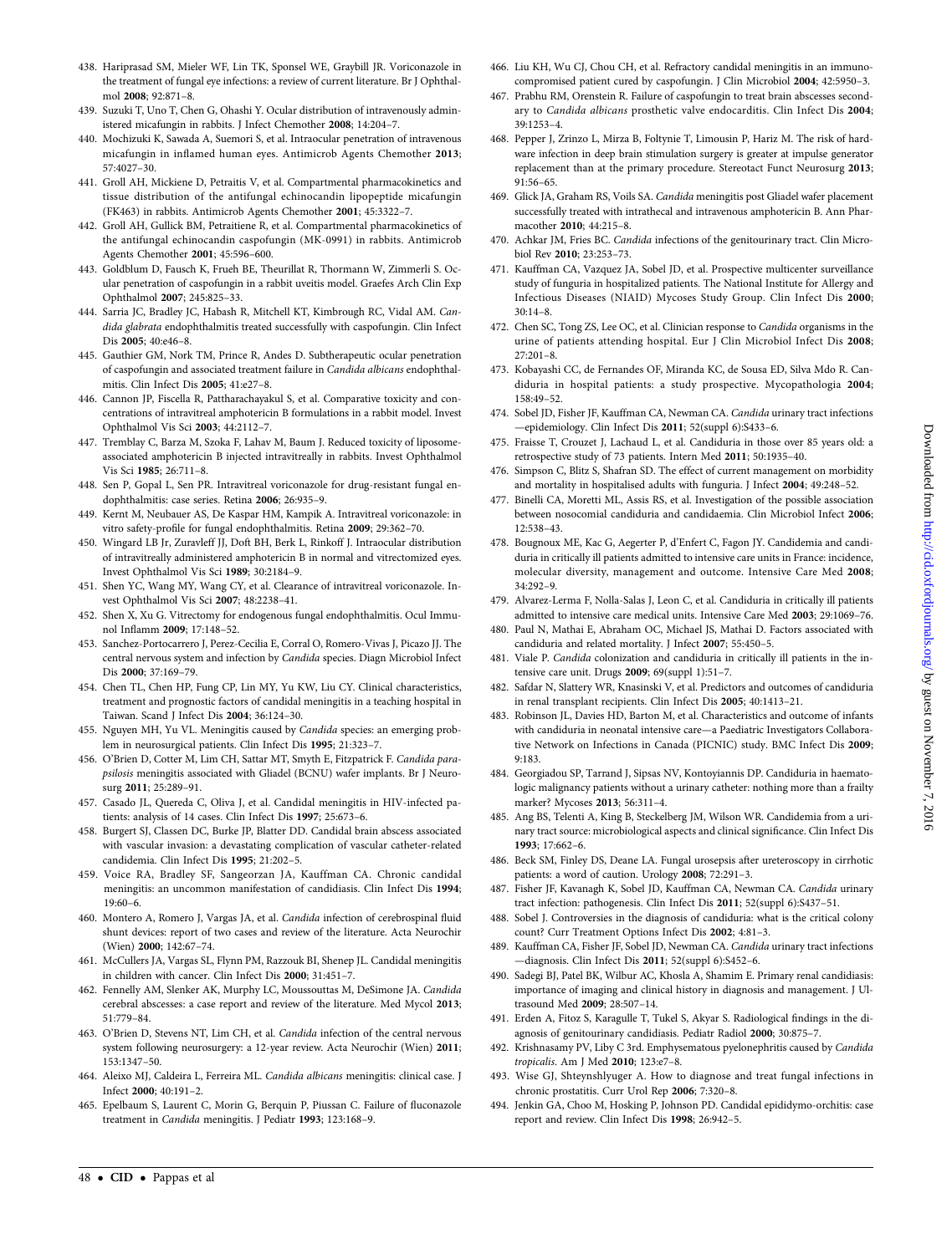438. Hariprasad SM, Mieler WF, Lin TK, Sponsel WE, Graybill JR. Voriconazole in the treatment of fungal eye infections: a review of current literature. Br J Ophthalmol **2008**; 92:871–8.
439. Suzuki T, Uno T, Chen G, Ohashi Y. Ocular distribution of intravenously administered micafungin in rabbits. J Infect Chemother **2008**; 14:204–7.
440. Mochizuki K, Sawada A, Suemori S, et al. Intraocular penetration of intravenous micafungin in inflamed human eyes. Antimicrob Agents Chemother **2013**; 57:4027–30.
441. Groll AH, Mickiene D, Petraitis V, et al. Compartmental pharmacokinetics and tissue distribution of the antifungal echinocandin lipopeptide micafungin (FK463) in rabbits. Antimicrob Agents Chemother **2001**; 45:3322–7.
442. Groll AH, Gullick BM, Petraitiene R, et al. Compartmental pharmacokinetics of the antifungal echinocandin caspofungin (MK-0991) in rabbits. Antimicrob Agents Chemother **2001**; 45:596–600.
443. Goldblum D, Fausch K, Frueh BE, Theurillat R, Thormann W, Zimmerli S. Ocular penetration of caspofungin in a rabbit uveitis model. Graefes Arch Clin Exp Ophthalmol **2007**; 245:825–33.
444. Sarria JC, Bradley JC, Habash R, Mitchell KT, Kimbrough RC, Vidal AM. *Candida glabrata* endophthalmitis treated successfully with caspofungin. Clin Infect Dis **2005**; 40:e46–8.
445. Gauthier GM, Nork TM, Prince R, Andes D. Subtherapeutic ocular penetration of caspofungin and associated treatment failure in *Candida albicans* endophthalmitis. Clin Infect Dis **2005**; 41:e27–8.
446. Cannon JP, Fiscella R, Pattharachayakul S, et al. Comparative toxicity and concentrations of intravitreal amphotericin B formulations in a rabbit model. Invest Ophthalmol Vis Sci **2003**; 44:2112–7.
447. Tremblay C, Barza M, Szoka F, Lahav M, Baum J. Reduced toxicity of liposome-associated amphotericin B injected intravitreally in rabbits. Invest Ophthalmol Vis Sci **1985**; 26:711–8.
448. Sen P, Gopal L, Sen PR. Intravitreal voriconazole for drug-resistant fungal endophthalmitis: case series. Retina **2006**; 26:935–9.
449. Kernt M, Neubauer AS, De Kaspar HM, Kampik A. Intravitreal voriconazole: in vitro safety-profile for fungal endophthalmitis. Retina **2009**; 29:362–70.
450. Wingard LB Jr, Zuravleff JJ, Doft BH, Berk L, Rinkoff J. Intraocular distribution of intravitreally administered amphotericin B in normal and vitrectomized eyes. Invest Ophthalmol Vis Sci **1989**; 30:2184–9.
451. Shen YC, Wang MY, Wang CY, et al. Clearance of intravitreal voriconazole. Invest Ophthalmol Vis Sci **2007**; 48:2238–41.
452. Shen X, Xu G. Vitrectomy for endogenous fungal endophthalmitis. Ocul Immunol Inflamm **2009**; 17:148–52.
453. Sanchez-Portocarrero J, Perez-Cecilia E, Corral O, Romero-Vivas J, Picazo JJ. The central nervous system and infection by *Candida* species. Diagn Microbiol Infect Dis **2000**; 37:169–79.
454. Chen TL, Chen HP, Fung CP, Lin MY, Yu KW, Liu CY. Clinical characteristics, treatment and prognostic factors of candidal meningitis in a teaching hospital in Taiwan. Scand J Infect Dis **2004**; 36:124–30.
455. Nguyen MH, Yu VL. Meningitis caused by *Candida* species: an emerging problem in neurosurgical patients. Clin Infect Dis **1995**; 21:323–7.
456. O'Brien D, Cotter M, Lim CH, Sattar MT, Smyth E, Fitzpatrick F. *Candida parapsilosis* meningitis associated with Gliadel (BCNU) wafer implants. Br J Neurosurg **2011**; 25:289–91.
457. Casado JL, Quereda C, Oliva J, et al. Candidal meningitis in HIV-infected patients: analysis of 14 cases. Clin Infect Dis **1997**; 25:673–6.
458. Burgert SJ, Classen DC, Burke JP, Blatter DD. Candidal brain abscess associated with vascular invasion: a devastating complication of vascular catheter-related candidemia. Clin Infect Dis **1995**; 21:202–5.
459. Voice RA, Bradley SF, Sangeorzan JA, Kauffman CA. Chronic candidal meningitis: an uncommon manifestation of candidiasis. Clin Infect Dis **1994**; 19:60–6.
460. Montero A, Romero J, Vargas JA, et al. *Candida* infection of cerebrospinal fluid shunt devices: report of two cases and review of the literature. Acta Neurochir (Wien) **2000**; 142:67–74.
461. McCullers JA, Vargas SL, Flynn PM, Razzouk BI, Shenep JL. Candidal meningitis in children with cancer. Clin Infect Dis **2000**; 31:451–7.
462. Fennelly AM, Slenker AK, Murphy LC, Moussouttas M, DeSimone JA. *Candida* cerebral abscesses: a case report and review of the literature. Med Mycol **2013**; 51:779–84.
463. O'Brien D, Stevens NT, Lim CH, et al. *Candida* infection of the central nervous system following neurosurgery: a 12-year review. Acta Neurochir (Wien) **2011**; 153:1347–50.
464. Aleixo MJ, Caldeira L, Ferreira ML. *Candida albicans* meningitis: clinical case. J Infect **2000**; 40:191–2.
465. Epelbaum S, Laurent C, Morin G, Berquin P, Piussan C. Failure of fluconazole treatment in *Candida* meningitis. J Pediatr **1993**; 123:168–9.
466. Liu KH, Wu CJ, Chou CH, et al. Refractory candidal meningitis in an immunocompromised patient cured by caspofungin. J Clin Microbiol **2004**; 42:5950–3.
467. Prabhu RM, Orenstein R. Failure of caspofungin to treat brain abscesses secondary to *Candida albicans* prosthetic valve endocarditis. Clin Infect Dis **2004**; 39:1253–4.
468. Pepper J, Zrinzo L, Mirza B, Foltynie T, Limousin P, Hariz M. The risk of hardware infection in deep brain stimulation surgery is greater at impulse generator replacement than at the primary procedure. Stereotact Funct Neurosurg **2013**; 91:56–65.
469. Glick JA, Graham RS, Voils SA. *Candida* meningitis post Gliadel wafer placement successfully treated with intrathecal and intravenous amphotericin B. Ann Pharmacother **2010**; 44:215–8.
470. Achkar JM, Fries BC. *Candida* infections of the genitourinary tract. Clin Microbiol Rev **2010**; 23:253–73.
471. Kauffman CA, Vazquez JA, Sobel JD, et al. Prospective multicenter surveillance study of funguria in hospitalized patients. The National Institute for Allergy and Infectious Diseases (NIAID) Mycoses Study Group. Clin Infect Dis **2000**; 30:14–8.
472. Chen SC, Tong ZS, Lee OC, et al. Clinician response to *Candida* organisms in the urine of patients attending hospital. Eur J Clin Microbiol Infect Dis **2008**; 27:201–8.
473. Kobayashi CC, de Fernandes OF, Miranda KC, de Sousa ED, Silva Mdo R. Candiduria in hospital patients: a study prospective. Mycopathologia **2004**; 158:49–52.
474. Sobel JD, Fisher JF, Kauffman CA, Newman CA. *Candida* urinary tract infections—epidemiology. Clin Infect Dis **2011**; 52(suppl 6):S433–6.
475. Fraisse T, Crouzet J, Lachaud L, et al. Candiduria in those over 85 years old: a retrospective study of 73 patients. Intern Med **2011**; 50:1935–40.
476. Simpson C, Blitz S, Shafran SD. The effect of current management on morbidity and mortality in hospitalised adults with funguria. J Infect **2004**; 49:248–52.
477. Binelli CA, Moretti ML, Assis RS, et al. Investigation of the possible association between nosocomial candiduria and candidaemia. Clin Microbiol Infect **2006**; 12:538–43.
478. Bougnoux ME, Kac G, Aegerter P, d'Enfert C, Fagon JY. Candidemia and candiduria in critically ill patients admitted to intensive care units in France: incidence, molecular diversity, management and outcome. Intensive Care Med **2008**; 34:292–9.
479. Alvarez-Lerma F, Nolla-Salas J, Leon C, et al. Candiduria in critically ill patients admitted to intensive care medical units. Intensive Care Med **2003**; 29:1069–76.
480. Paul N, Mathai E, Abraham OC, Michael JS, Mathai D. Factors associated with candiduria and related mortality. J Infect **2007**; 55:450–5.
481. Viale P. *Candida* colonization and candiduria in critically ill patients in the intensive care unit. Drugs **2009**; 69(suppl 1):51–7.
482. Safdar N, Slattery WR, Knasinski V, et al. Predictors and outcomes of candiduria in renal transplant recipients. Clin Infect Dis **2005**; 40:1413–21.
483. Robinson JL, Davies HD, Barton M, et al. Characteristics and outcome of infants with candiduria in neonatal intensive care—a Paediatric Investigators Collaborative Network on Infections in Canada (PICNIC) study. BMC Infect Dis **2009**; 9:183.
484. Georgiadou SP, Tarrand J, Sipsas NV, Kontoyiannis DP. Candiduria in haematologic malignancy patients without a urinary catheter: nothing more than a frailty marker? Mycoses **2013**; 56:311–4.
485. Ang BS, Telenti A, King B, Steckelberg JM, Wilson WR. Candidemia from a urinary tract source: microbiological aspects and clinical significance. Clin Infect Dis **1993**; 17:662–6.
486. Beck SM, Finley DS, Deane LA. Fungal urosepsis after ureteroscopy in cirrhotic patients: a word of caution. Urology **2008**; 72:291–3.
487. Fisher JF, Kavanagh K, Sobel JD, Kauffman CA, Newman CA. *Candida* urinary tract infection: pathogenesis. Clin Infect Dis **2011**; 52(suppl 6):S437–51.
488. Sobel J. Controversies in the diagnosis of candiduria: what is the critical colony count? Curr Treatment Options Infect Dis **2002**; 4:81–3.
489. Kauffman CA, Fisher JF, Sobel JD, Newman CA. *Candida* urinary tract infections—diagnosis. Clin Infect Dis **2011**; 52(suppl 6):S452–6.
490. Sadegi BJ, Patel BK, Wilbur AC, Khosla A, Shamim E. Primary renal candidiasis: importance of imaging and clinical history in diagnosis and management. J Ultrasound Med **2009**; 28:507–14.
491. Erden A, Fitoz S, Karagulle T, Tukel S, Akyar S. Radiological findings in the diagnosis of genitourinary candidiasis. Pediatr Radiol **2000**; 30:875–7.
492. Krishnasamy PV, Liby C 3rd. Emphysematous pyelonephritis caused by *Candida tropicalis*. Am J Med **2010**; 123:e7–8.
493. Wise GJ, Shteynshlyuger A. How to diagnose and treat fungal infections in chronic prostatitis. Curr Urol Rep **2006**; 7:320–8.
494. Jenkin GA, Choo M, Hosking P, Johnson PD. Candidal epididymo-orchitis: case report and review. Clin Infect Dis **1998**; 26:942–5.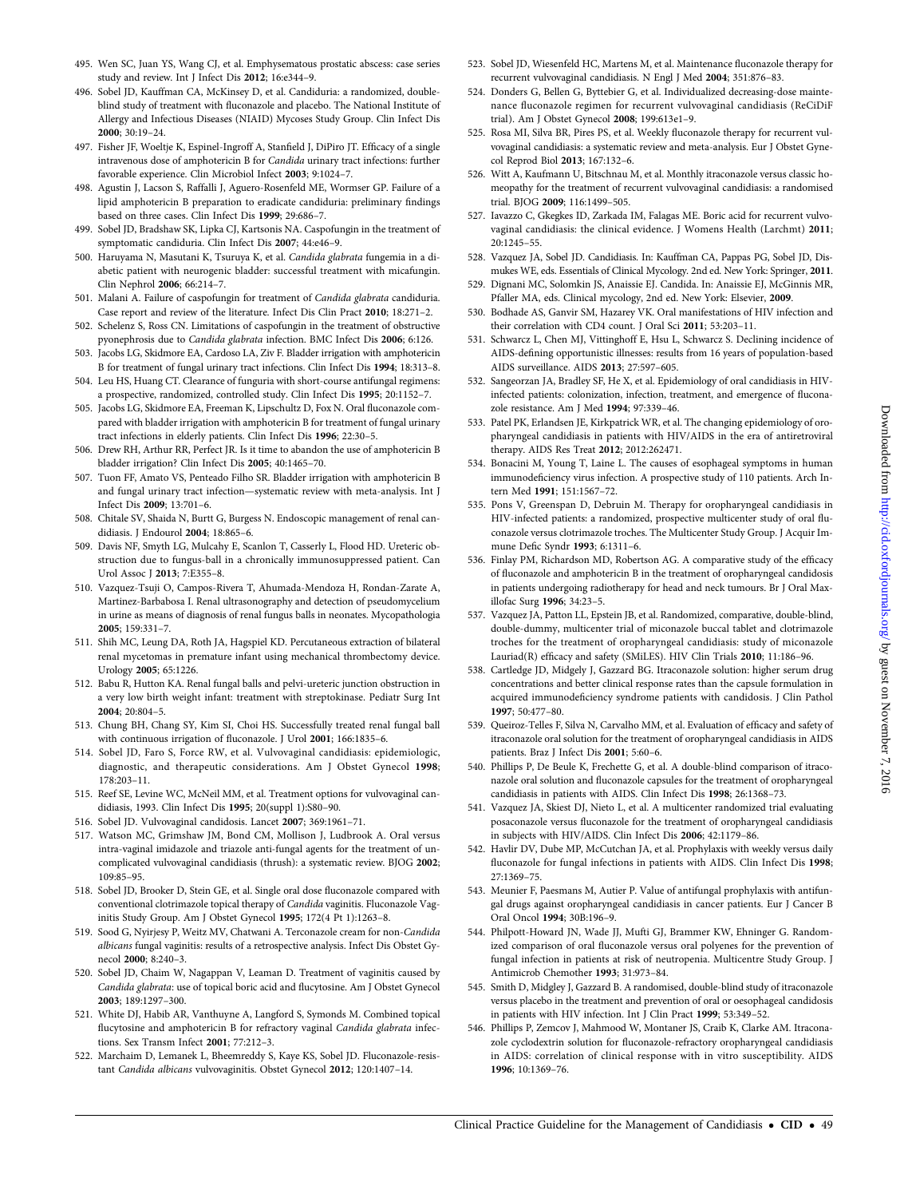495. Wen SC, Juan YS, Wang CJ, et al. Emphysematous prostatic abscess: case series study and review. Int J Infect Dis **2012**; 16:e344–9.

496. Sobel JD, Kauffman CA, McKinsey D, et al. Candiduria: a randomized, double-blind study of treatment with fluconazole and placebo. The National Institute of Allergy and Infectious Diseases (NIAID) Mycoses Study Group. Clin Infect Dis **2000**; 30:19–24.

497. Fisher JF, Woeltje K, Espinel-Ingroff A, Stanfield J, DiPiro JT. Efficacy of a single intravenous dose of amphotericin B for *Candida* urinary tract infections: further favorable experience. Clin Microbiol Infect **2003**; 9:1024–7.

498. Agustin J, Lacson S, Raffalli J, Aguero-Rosenfeld ME, Wormser GP. Failure of a lipid amphotericin B preparation to eradicate candiduria: preliminary findings based on three cases. Clin Infect Dis **1999**; 29:686–7.

499. Sobel JD, Bradshaw SK, Lipka CJ, Kartsonis NA. Caspofungin in the treatment of symptomatic candiduria. Clin Infect Dis **2007**; 44:e46–9.

500. Haruyama N, Masutani K, Tsuruya K, et al. *Candida glabrata* fungemia in a diabetic patient with neurogenic bladder: successful treatment with micafungin. Clin Nephrol **2006**; 66:214–7.

501. Malani A. Failure of caspofungin for treatment of *Candida glabrata* candiduria. Case report and review of the literature. Infect Dis Clin Pract **2010**; 18:271–2.

502. Schelenz S, Ross CN. Limitations of caspofungin in the treatment of obstructive pyonephrosis due to *Candida glabrata* infection. BMC Infect Dis **2006**; 6:126.

503. Jacobs LG, Skidmore EA, Cardoso LA, Ziv F. Bladder irrigation with amphotericin B for treatment of fungal urinary tract infections. Clin Infect Dis **1994**; 18:313–8.

504. Leu HS, Huang CT. Clearance of funguria with short-course antifungal regimens: a prospective, randomized, controlled study. Clin Infect Dis **1995**; 20:1152–7.

505. Jacobs LG, Skidmore EA, Freeman K, Lipschultz D, Fox N. Oral fluconazole compared with bladder irrigation with amphotericin B for treatment of fungal urinary tract infections in elderly patients. Clin Infect Dis **1996**; 22:30–5.

506. Drew RH, Arthur RR, Perfect JR. Is it time to abandon the use of amphotericin B bladder irrigation? Clin Infect Dis **2005**; 40:1465–70.

507. Tuon FF, Amato VS, Penteado Filho SR. Bladder irrigation with amphotericin B and fungal urinary tract infection—systematic review with meta-analysis. Int J Infect Dis **2009**; 13:701–6.

508. Chitale SV, Shaida N, Burtt G, Burgess N. Endoscopic management of renal candidiasis. J Endourol **2004**; 18:865–6.

509. Davis NF, Smyth LG, Mulcahy E, Scanlon T, Casserly L, Flood HD. Ureteric obstruction due to fungus-ball in a chronically immunosuppressed patient. Can Urol Assoc J **2013**; 7:E355–8.

510. Vazquez-Tsuji O, Campos-Rivera T, Ahumada-Mendoza H, Rondan-Zarate A, Martinez-Barbabosa I. Renal ultrasonography and detection of pseudomycelium in urine as means of diagnosis of renal fungus balls in neonates. Mycopathologia **2005**; 159:331–7.

511. Shih MC, Leung DA, Roth JA, Hagspiel KD. Percutaneous extraction of bilateral renal mycetomas in premature infant using mechanical thrombectomy device. Urology **2005**; 65:1226.

512. Babu R, Hutton KA. Renal fungal balls and pelvi-ureteric junction obstruction in a very low birth weight infant: treatment with streptokinase. Pediatr Surg Int **2004**; 20:804–5.

513. Chung BH, Chang SY, Kim SI, Choi HS. Successfully treated renal fungal ball with continuous irrigation of fluconazole. J Urol **2001**; 166:1835–6.

514. Sobel JD, Faro S, Force RW, et al. Vulvovaginal candidiasis: epidemiologic, diagnostic, and therapeutic considerations. Am J Obstet Gynecol **1998**; 178:203–11.

515. Reef SE, Levine WC, McNeil MM, et al. Treatment options for vulvovaginal candidiasis, 1993. Clin Infect Dis **1995**; 20(suppl 1):S80–90.

516. Sobel JD. Vulvovaginal candidosis. Lancet **2007**; 369:1961–71.

517. Watson MC, Grimshaw JM, Bond CM, Mollison J, Ludbrook A. Oral versus intra-vaginal imidazole and triazole anti-fungal agents for the treatment of uncomplicated vulvovaginal candidiasis (thrush): a systematic review. BJOG **2002**; 109:85–95.

518. Sobel JD, Brooker D, Stein GE, et al. Single oral dose fluconazole compared with conventional clotrimazole topical therapy of *Candida* vaginitis. Fluconazole Vaginitis Study Group. Am J Obstet Gynecol **1995**; 172(4 Pt 1):1263–8.

519. Sood G, Nyirjesy P, Weitz MV, Chatwani A. Terconazole cream for non-*Candida albicans* fungal vaginitis: results of a retrospective analysis. Infect Dis Obstet Gynecol **2000**; 8:240–3.

520. Sobel JD, Chaim W, Nagappan V, Leaman D. Treatment of vaginitis caused by *Candida glabrata*: use of topical boric acid and flucytosine. Am J Obstet Gynecol **2003**; 189:1297–300.

521. White DJ, Habib AR, Vanthuyne A, Langford S, Symonds M. Combined topical flucytosine and amphotericin B for refractory vaginal *Candida glabrata* infections. Sex Transm Infect **2001**; 77:212–3.

522. Marchaim D, Lemanek L, Bheemreddy S, Kaye KS, Sobel JD. Fluconazole-resistant *Candida albicans* vulvovaginitis. Obstet Gynecol **2012**; 120:1407–14.

523. Sobel JD, Wiesenfeld HC, Martens M, et al. Maintenance fluconazole therapy for recurrent vulvovaginal candidiasis. N Engl J Med **2004**; 351:876–83.

524. Donders G, Bellen G, Byttebier G, et al. Individualized decreasing-dose maintenance fluconazole regimen for recurrent vulvovaginal candidiasis (ReCiDiF trial). Am J Obstet Gynecol **2008**; 199:613e1–9.

525. Rosa MI, Silva BR, Pires PS, et al. Weekly fluconazole therapy for recurrent vulvovaginal candidiasis: a systematic review and meta-analysis. Eur J Obstet Gynecol Reprod Biol **2013**; 167:132–6.

526. Witt A, Kaufmann U, Bitschnau M, et al. Monthly itraconazole versus classic homeopathy for the treatment of recurrent vulvovaginal candidiasis: a randomised trial. BJOG **2009**; 116:1499–505.

527. Iavazzo C, Gkegkes ID, Zarkada IM, Falagas ME. Boric acid for recurrent vulvovaginal candidiasis: the clinical evidence. J Womens Health (Larchmt) **2011**; 20:1245–55.

528. Vazquez JA, Sobel JD. Candidiasis. In: Kauffman CA, Pappas PG, Sobel JD, Dismukes WE, eds. Essentials of Clinical Mycology. 2nd ed. New York: Springer, **2011**.

529. Dignani MC, Solomkin JS, Anaissie EJ. Candida. In: Anaissie EJ, McGinnis MR, Pfaller MA, eds. Clinical mycology, 2nd ed. New York: Elsevier, **2009**.

530. Bodhade AS, Ganvir SM, Hazarey VK. Oral manifestations of HIV infection and their correlation with CD4 count. J Oral Sci **2011**; 53:203–11.

531. Schwarcz L, Chen MJ, Vittinghoff E, Hsu L, Schwarcz S. Declining incidence of AIDS-defining opportunistic illnesses: results from 16 years of population-based AIDS surveillance. AIDS **2013**; 27:597–605.

532. Sangeorzan JA, Bradley SF, He X, et al. Epidemiology of oral candidiasis in HIV-infected patients: colonization, infection, treatment, and emergence of fluconazole resistance. Am J Med **1994**; 97:339–46.

533. Patel PK, Erlandsen JE, Kirkpatrick WR, et al. The changing epidemiology of oropharyngeal candidiasis in patients with HIV/AIDS in the era of antiretroviral therapy. AIDS Res Treat **2012**; 2012:262471.

534. Bonacini M, Young T, Laine L. The causes of esophageal symptoms in human immunodeficiency virus infection. A prospective study of 110 patients. Arch Intern Med **1991**; 151:1567–72.

535. Pons V, Greenspan D, Debruin M. Therapy for oropharyngeal candidiasis in HIV-infected patients: a randomized, prospective multicenter study of oral fluconazole versus clotrimazole troches. The Multicenter Study Group. J Acquir Immune Defic Syndr **1993**; 6:1311–6.

536. Finlay PM, Richardson MD, Robertson AG. A comparative study of the efficacy of fluconazole and amphotericin B in the treatment of oropharyngeal candidosis in patients undergoing radiotherapy for head and neck tumours. Br J Oral Maxillofac Surg **1996**; 34:23–5.

537. Vazquez JA, Patton LL, Epstein JB, et al. Randomized, comparative, double-blind, double-dummy, multicenter trial of miconazole buccal tablet and clotrimazole troches for the treatment of oropharyngeal candidiasis: study of miconazole Lauriad(R) efficacy and safety (SMiLES). HIV Clin Trials **2010**; 11:186–96.

538. Cartledge JD, Midgely J, Gazzard BG. Itraconazole solution: higher serum drug concentrations and better clinical response rates than the capsule formulation in acquired immunodeficiency syndrome patients with candidosis. J Clin Pathol **1997**; 50:477–80.

539. Queiroz-Telles F, Silva N, Carvalho MM, et al. Evaluation of efficacy and safety of itraconazole oral solution for the treatment of oropharyngeal candidiasis in AIDS patients. Braz J Infect Dis **2001**; 5:60–6.

540. Phillips P, De Beule K, Frechette G, et al. A double-blind comparison of itraconazole oral solution and fluconazole capsules for the treatment of oropharyngeal candidiasis in patients with AIDS. Clin Infect Dis **1998**; 26:1368–73.

541. Vazquez JA, Skiest DJ, Nieto L, et al. A multicenter randomized trial evaluating posaconazole versus fluconazole for the treatment of oropharyngeal candidiasis in subjects with HIV/AIDS. Clin Infect Dis **2006**; 42:1179–86.

542. Havlir DV, Dube MP, McCutchan JA, et al. Prophylaxis with weekly versus daily fluconazole for fungal infections in patients with AIDS. Clin Infect Dis **1998**; 27:1369–75.

543. Meunier F, Paesmans M, Autier P. Value of antifungal prophylaxis with antifungal drugs against oropharyngeal candidiasis in cancer patients. Eur J Cancer B Oral Oncol **1994**; 30B:196–9.

544. Philpott-Howard JN, Wade JJ, Mufti GJ, Brammer KW, Ehninger G. Randomized comparison of oral fluconazole versus oral polyenes for the prevention of fungal infection in patients at risk of neutropenia. Multicentre Study Group. J Antimicrob Chemother **1993**; 31:973–84.

545. Smith D, Midgley J, Gazzard B. A randomised, double-blind study of itraconazole versus placebo in the treatment and prevention of oral or oesophageal candidosis in patients with HIV infection. Int J Clin Pract **1999**; 53:349–52.

546. Phillips P, Zemcov J, Mahmood W, Montaner JS, Craib K, Clarke AM. Itraconazole cyclodextrin solution for fluconazole-refractory oropharyngeal candidiasis in AIDS: correlation of clinical response with in vitro susceptibility. AIDS **1996**; 10:1369–76.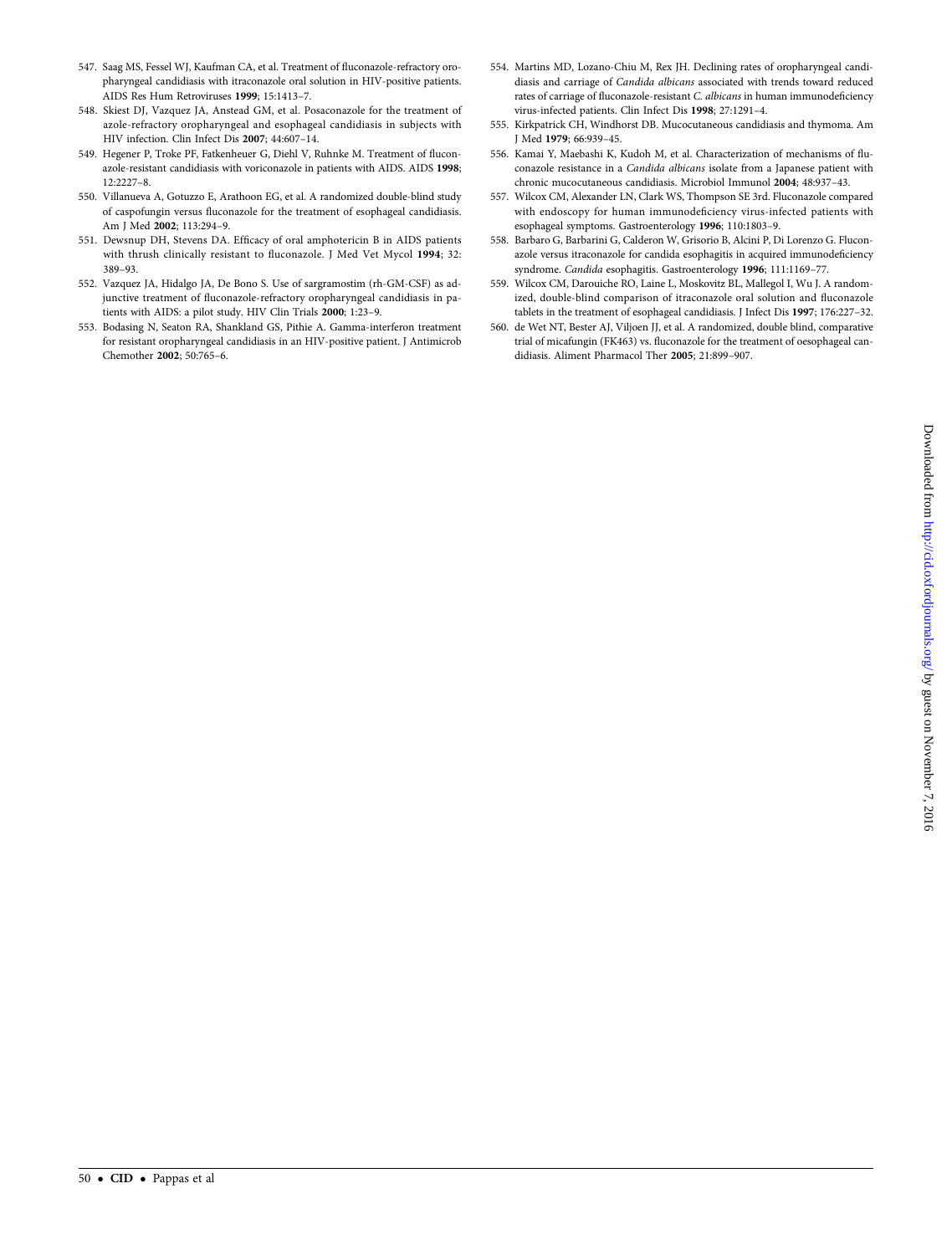547. Saag MS, Fessel WJ, Kaufman CA, et al. Treatment of fluconazole-refractory oropharyngeal candidiasis with itraconazole oral solution in HIV-positive patients. AIDS Res Hum Retroviruses **1999**; 15:1413–7.
548. Skiest DJ, Vazquez JA, Anstead GM, et al. Posaconazole for the treatment of azole-refractory oropharyngeal and esophageal candidiasis in subjects with HIV infection. Clin Infect Dis **2007**; 44:607–14.
549. Hegener P, Troke PF, Fatkenheuer G, Diehl V, Ruhnke M. Treatment of fluconazole-resistant candidiasis with voriconazole in patients with AIDS. AIDS **1998**; 12:2227–8.
550. Villanueva A, Gotuzzo E, Arathoon EG, et al. A randomized double-blind study of caspofungin versus fluconazole for the treatment of esophageal candidiasis. Am J Med **2002**; 113:294–9.
551. Dewsnup DH, Stevens DA. Efficacy of oral amphotericin B in AIDS patients with thrush clinically resistant to fluconazole. J Med Vet Mycol **1994**; 32: 389–93.
552. Vazquez JA, Hidalgo JA, De Bono S. Use of sargramostim (rh-GM-CSF) as adjunctive treatment of fluconazole-refractory oropharyngeal candidiasis in patients with AIDS: a pilot study. HIV Clin Trials **2000**; 1:23–9.
553. Bodasing N, Seaton RA, Shankland GS, Pithie A. Gamma-interferon treatment for resistant oropharyngeal candidiasis in an HIV-positive patient. J Antimicrob Chemother **2002**; 50:765–6.
554. Martins MD, Lozano-Chiu M, Rex JH. Declining rates of oropharyngeal candidiasis and carriage of *Candida albicans* associated with trends toward reduced rates of carriage of fluconazole-resistant *C. albicans* in human immunodeficiency virus-infected patients. Clin Infect Dis **1998**; 27:1291–4.
555. Kirkpatrick CH, Windhorst DB. Mucocutaneous candidiasis and thymoma. Am J Med **1979**; 66:939–45.
556. Kamai Y, Maebashi K, Kudoh M, et al. Characterization of mechanisms of fluconazole resistance in a *Candida albicans* isolate from a Japanese patient with chronic mucocutaneous candidiasis. Microbiol Immunol **2004**; 48:937–43.
557. Wilcox CM, Alexander LN, Clark WS, Thompson SE 3rd. Fluconazole compared with endoscopy for human immunodeficiency virus-infected patients with esophageal symptoms. Gastroenterology **1996**; 110:1803–9.
558. Barbaro G, Barbarini G, Calderon W, Grisorio B, Alcini P, Di Lorenzo G. Fluconazole versus itraconazole for candida esophagitis in acquired immunodeficiency syndrome. *Candida* esophagitis. Gastroenterology **1996**; 111:1169–77.
559. Wilcox CM, Darouiche RO, Laine L, Moskovitz BL, Mallegol I, Wu J. A randomized, double-blind comparison of itraconazole oral solution and fluconazole tablets in the treatment of esophageal candidiasis. J Infect Dis **1997**; 176:227–32.
560. de Wet NT, Bester AJ, Viljoen JJ, et al. A randomized, double blind, comparative trial of micafungin (FK463) vs. fluconazole for the treatment of oesophageal candidiasis. Aliment Pharmacol Ther **2005**; 21:899–907.